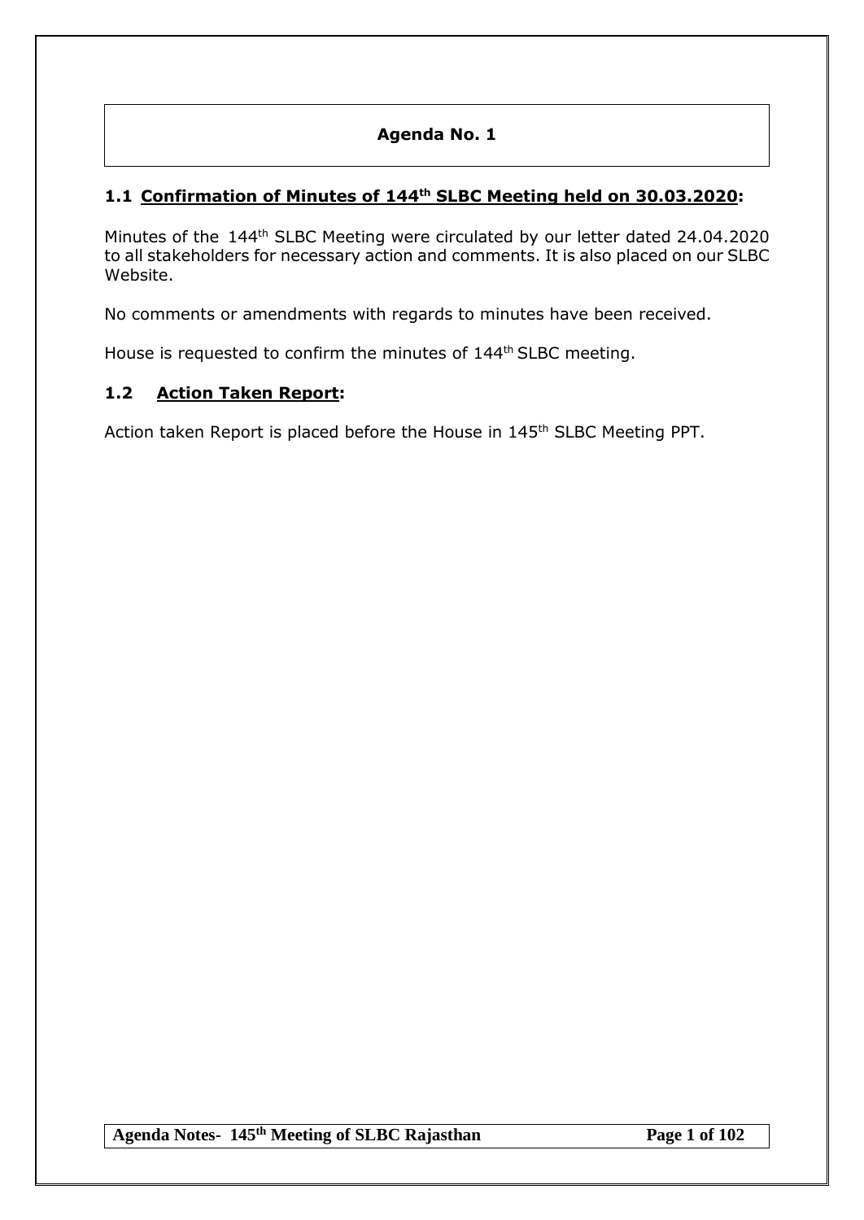# Agenda No. 1

## 1.1 Confirmation of Minutes of 144th SLBC Meeting held on 30.03.2020:

Minutes of the 144th SLBC Meeting were circulated by our letter dated 24.04.2020 to all stakeholders for necessary action and comments. It is also placed on our SLBC Website.

No comments or amendments with regards to minutes have been received.

House is requested to confirm the minutes of 144th SLBC meeting.

## 1.2 Action Taken Report:

Action taken Report is placed before the House in 145th SLBC Meeting PPT.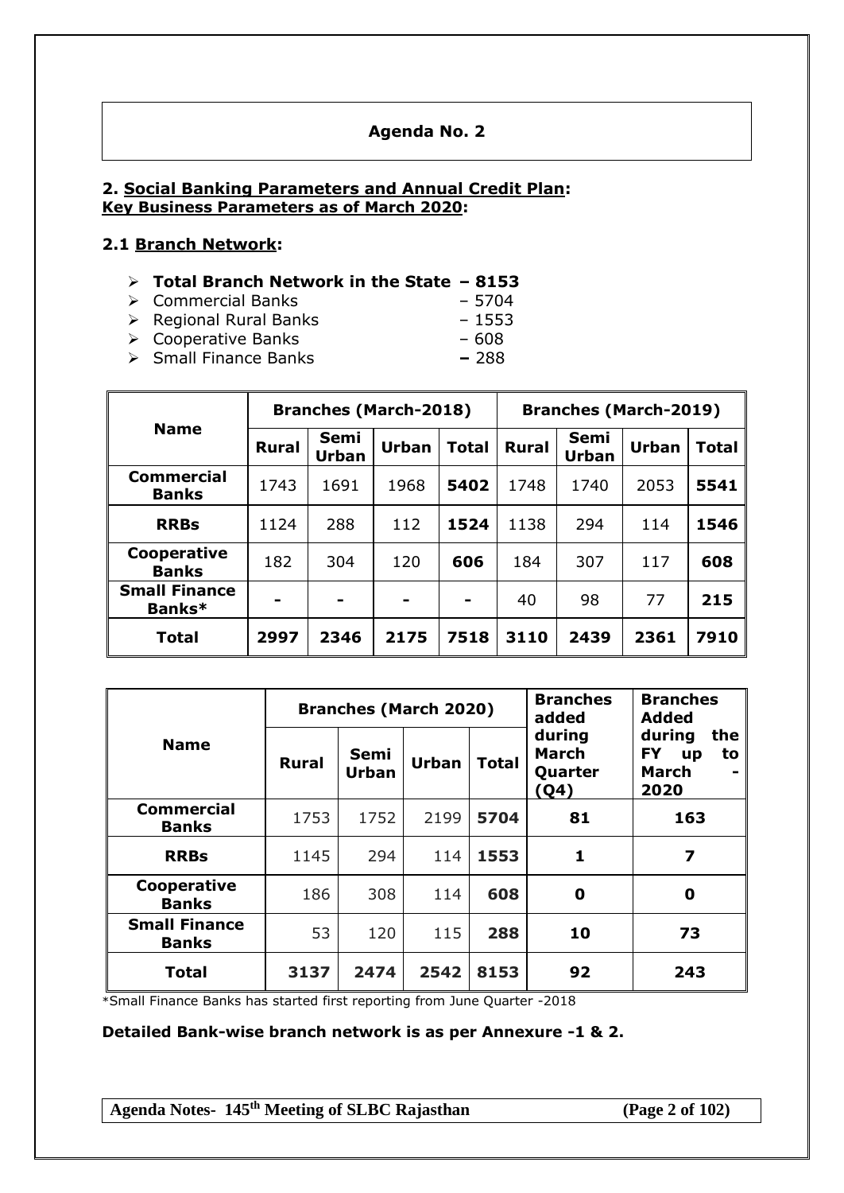# Agenda No. 2

## 2. Social Banking Parameters and Annual Credit Plan:
**Key Business Parameters as of March 2020:**

### 2.1 Branch Network:

- **Total Branch Network in the State – 8153**
- Commercial Banks – 5704
- Regional Rural Banks – 1553
- Cooperative Banks – 608
- Small Finance Banks – 288

| Name | Branches (March-2018) | | | | Branches (March-2019) | | | |
|---|---|---|---|---|---|---|---|---|
| | Rural | Semi Urban | Urban | Total | Rural | Semi Urban | Urban | Total |
| **Commercial Banks** | 1743 | 1691 | 1968 | **5402** | 1748 | 1740 | 2053 | **5541** |
| **RRBs** | 1124 | 288 | 112 | **1524** | 1138 | 294 | 114 | **1546** |
| **Cooperative Banks** | 182 | 304 | 120 | **606** | 184 | 307 | 117 | **608** |
| **Small Finance Banks*** | - | - | - | - | 40 | 98 | 77 | **215** |
| **Total** | **2997** | **2346** | **2175** | **7518** | **3110** | **2439** | **2361** | **7910** |

| Name | Branches (March 2020) | | | | Branches added during March Quarter (Q4) | Branches Added during the FY up to March - 2020 |
|---|---|---|---|---|---|---|
| | Rural | Semi Urban | Urban | Total | | |
| **Commercial Banks** | 1753 | 1752 | 2199 | **5704** | **81** | **163** |
| **RRBs** | 1145 | 294 | 114 | **1553** | **1** | **7** |
| **Cooperative Banks** | 186 | 308 | 114 | **608** | **0** | **0** |
| **Small Finance Banks** | 53 | 120 | 115 | **288** | **10** | **73** |
| **Total** | **3137** | **2474** | **2542** | **8153** | **92** | **243** |

*Small Finance Banks has started first reporting from June Quarter -2018

**Detailed Bank-wise branch network is as per Annexure -1 & 2.**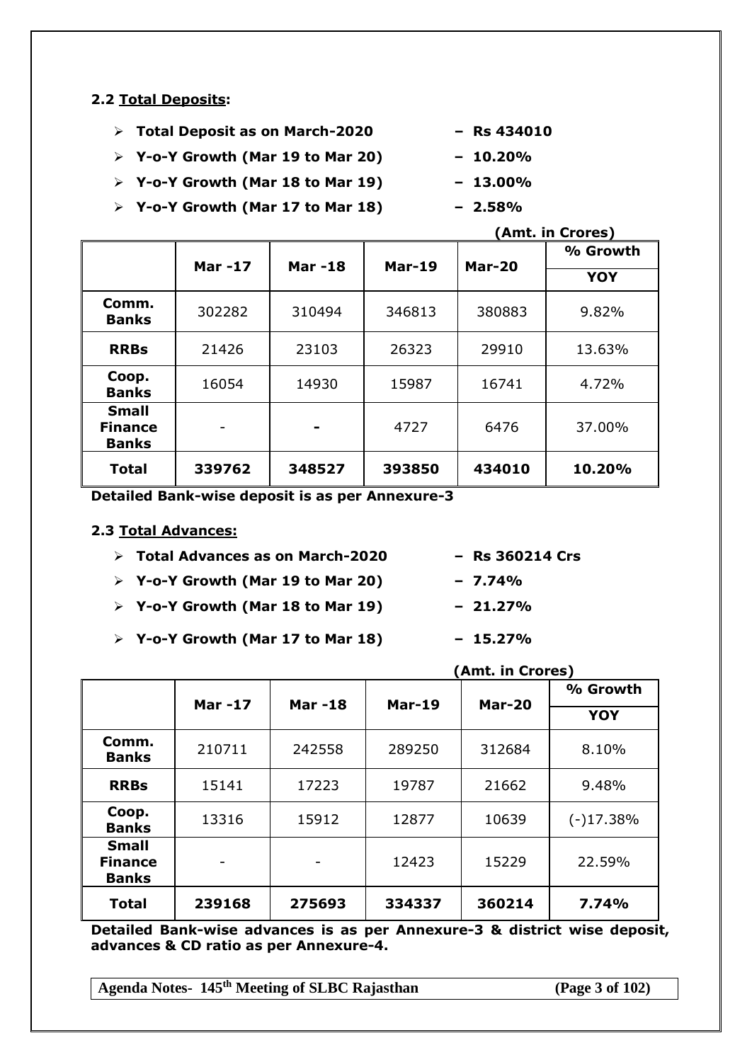### 2.2 Total Deposits:

- **Total Deposit as on March-2020 – Rs 434010**
- **Y-o-Y Growth (Mar 19 to Mar 20) – 10.20%**
- **Y-o-Y Growth (Mar 18 to Mar 19) – 13.00%**
- **Y-o-Y Growth (Mar 17 to Mar 18) – 2.58%**

**(Amt. in Crores)**

| | Mar -17 | Mar -18 | Mar-19 | Mar-20 | % Growth YOY |
|---|---|---|---|---|---|
| **Comm. Banks** | 302282 | 310494 | 346813 | 380883 | 9.82% |
| **RRBs** | 21426 | 23103 | 26323 | 29910 | 13.63% |
| **Coop. Banks** | 16054 | 14930 | 15987 | 16741 | 4.72% |
| **Small Finance Banks** | - | - | 4727 | 6476 | 37.00% |
| **Total** | **339762** | **348527** | **393850** | **434010** | **10.20%** |

**Detailed Bank-wise deposit is as per Annexure-3**

### 2.3 Total Advances:

- **Total Advances as on March-2020 – Rs 360214 Crs**
- **Y-o-Y Growth (Mar 19 to Mar 20) – 7.74%**
- **Y-o-Y Growth (Mar 18 to Mar 19) – 21.27%**
- **Y-o-Y Growth (Mar 17 to Mar 18) – 15.27%**

**(Amt. in Crores)**

| | Mar -17 | Mar -18 | Mar-19 | Mar-20 | % Growth YOY |
|---|---|---|---|---|---|
| **Comm. Banks** | 210711 | 242558 | 289250 | 312684 | 8.10% |
| **RRBs** | 15141 | 17223 | 19787 | 21662 | 9.48% |
| **Coop. Banks** | 13316 | 15912 | 12877 | 10639 | (-)17.38% |
| **Small Finance Banks** | - | - | 12423 | 15229 | 22.59% |
| **Total** | **239168** | **275693** | **334337** | **360214** | **7.74%** |

**Detailed Bank-wise advances is as per Annexure-3 & district wise deposit, advances & CD ratio as per Annexure-4.**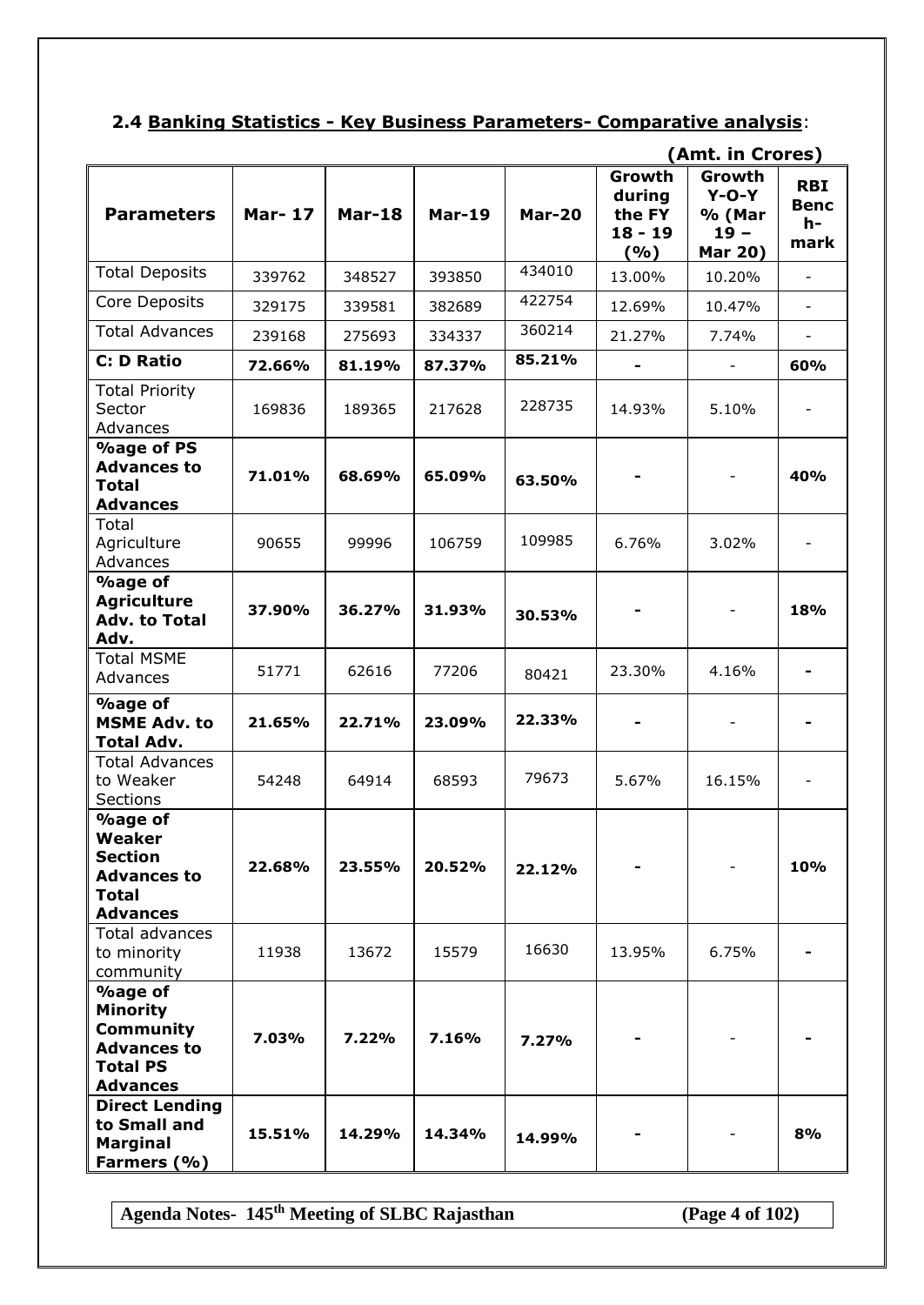## 2.4 Banking Statistics - Key Business Parameters- Comparative analysis:

**(Amt. in Crores)**

| Parameters | Mar- 17 | Mar-18 | Mar-19 | Mar-20 | Growth during the FY 18 - 19 (%) | Growth Y-O-Y % (Mar 19 – Mar 20) | RBI Bench-mark |
|---|---|---|---|---|---|---|---|
| Total Deposits | 339762 | 348527 | 393850 | 434010 | 13.00% | 10.20% | - |
| Core Deposits | 329175 | 339581 | 382689 | 422754 | 12.69% | 10.47% | - |
| Total Advances | 239168 | 275693 | 334337 | 360214 | 21.27% | 7.74% | - |
| **C: D Ratio** | **72.66%** | **81.19%** | **87.37%** | **85.21%** | **-** | - | **60%** |
| Total Priority Sector Advances | 169836 | 189365 | 217628 | 228735 | 14.93% | 5.10% | - |
| **%age of PS Advances to Total Advances** | **71.01%** | **68.69%** | **65.09%** | **63.50%** | **-** | - | **40%** |
| Total Agriculture Advances | 90655 | 99996 | 106759 | 109985 | 6.76% | 3.02% | - |
| **%age of Agriculture Adv. to Total Adv.** | **37.90%** | **36.27%** | **31.93%** | **30.53%** | **-** | - | **18%** |
| Total MSME Advances | 51771 | 62616 | 77206 | 80421 | 23.30% | 4.16% | **-** |
| **%age of MSME Adv. to Total Adv.** | **21.65%** | **22.71%** | **23.09%** | **22.33%** | **-** | - | **-** |
| Total Advances to Weaker Sections | 54248 | 64914 | 68593 | 79673 | 5.67% | 16.15% | - |
| **%age of Weaker Section Advances to Total Advances** | **22.68%** | **23.55%** | **20.52%** | **22.12%** | **-** | - | **10%** |
| Total advances to minority community | 11938 | 13672 | 15579 | 16630 | 13.95% | 6.75% | **-** |
| **%age of Minority Community Advances to Total PS Advances** | **7.03%** | **7.22%** | **7.16%** | **7.27%** | **-** | - | **-** |
| **Direct Lending to Small and Marginal Farmers (%)** | **15.51%** | **14.29%** | **14.34%** | **14.99%** | **-** | - | **8%** |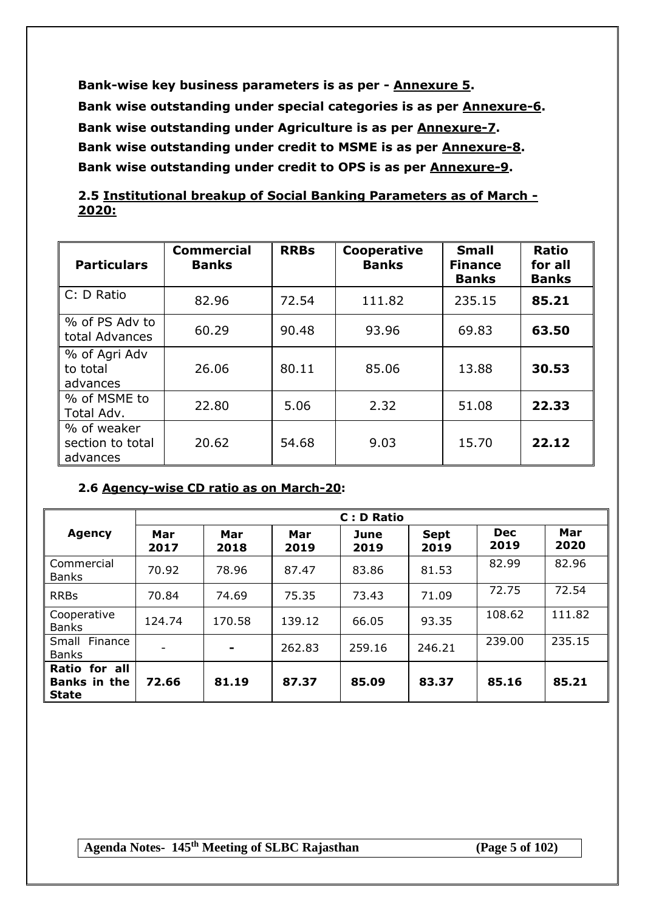**Bank-wise key business parameters is as per - Annexure 5.**

**Bank wise outstanding under special categories is as per Annexure-6.**

**Bank wise outstanding under Agriculture is as per Annexure-7.**

**Bank wise outstanding under credit to MSME is as per Annexure-8.**

**Bank wise outstanding under credit to OPS is as per Annexure-9.**

## 2.5 Institutional breakup of Social Banking Parameters as of March - 2020:

| Particulars | Commercial Banks | RRBs | Cooperative Banks | Small Finance Banks | Ratio for all Banks |
|---|---|---|---|---|---|
| C: D Ratio | 82.96 | 72.54 | 111.82 | 235.15 | **85.21** |
| % of PS Adv to total Advances | 60.29 | 90.48 | 93.96 | 69.83 | **63.50** |
| % of Agri Adv to total advances | 26.06 | 80.11 | 85.06 | 13.88 | **30.53** |
| % of MSME to Total Adv. | 22.80 | 5.06 | 2.32 | 51.08 | **22.33** |
| % of weaker section to total advances | 20.62 | 54.68 | 9.03 | 15.70 | **22.12** |

## 2.6 Agency-wise CD ratio as on March-20:

| Agency | C : D Ratio | | | | | | |
|---|---|---|---|---|---|---|---|
| | Mar 2017 | Mar 2018 | Mar 2019 | June 2019 | Sept 2019 | Dec 2019 | Mar 2020 |
| Commercial Banks | 70.92 | 78.96 | 87.47 | 83.86 | 81.53 | 82.99 | 82.96 |
| RRBs | 70.84 | 74.69 | 75.35 | 73.43 | 71.09 | 72.75 | 72.54 |
| Cooperative Banks | 124.74 | 170.58 | 139.12 | 66.05 | 93.35 | 108.62 | 111.82 |
| Small Finance Banks | - | - | 262.83 | 259.16 | 246.21 | 239.00 | 235.15 |
| **Ratio for all Banks in the State** | **72.66** | **81.19** | **87.37** | **85.09** | **83.37** | **85.16** | **85.21** |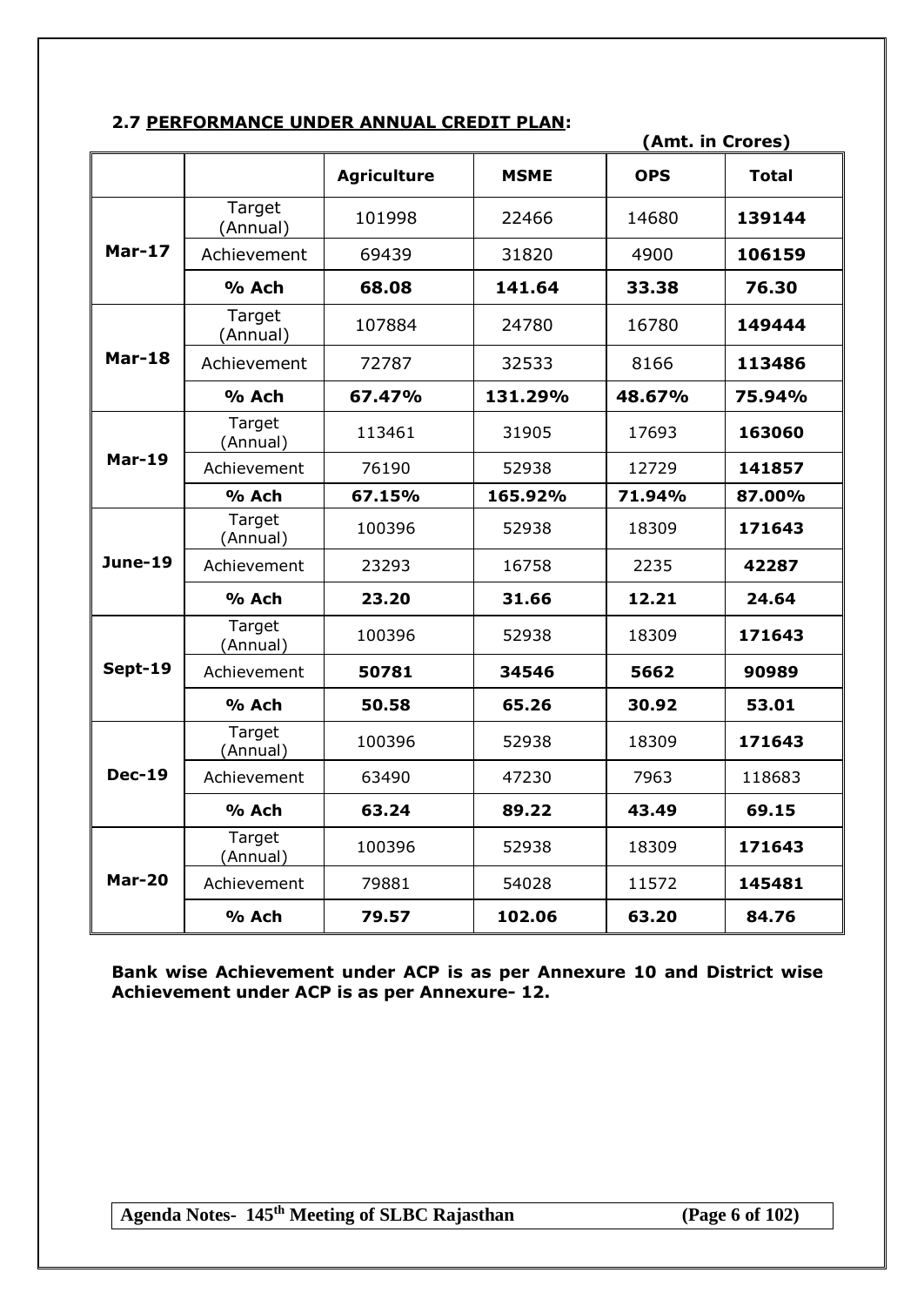## 2.7 PERFORMANCE UNDER ANNUAL CREDIT PLAN:

**(Amt. in Crores)**

| | | Agriculture | MSME | OPS | Total |
|---|---|---|---|---|---|
| **Mar-17** | Target (Annual) | 101998 | 22466 | 14680 | **139144** |
| | Achievement | 69439 | 31820 | 4900 | **106159** |
| | **% Ach** | **68.08** | **141.64** | **33.38** | **76.30** |
| **Mar-18** | Target (Annual) | 107884 | 24780 | 16780 | **149444** |
| | Achievement | 72787 | 32533 | 8166 | **113486** |
| | **% Ach** | **67.47%** | **131.29%** | **48.67%** | **75.94%** |
| **Mar-19** | Target (Annual) | 113461 | 31905 | 17693 | **163060** |
| | Achievement | 76190 | 52938 | 12729 | **141857** |
| | **% Ach** | **67.15%** | **165.92%** | **71.94%** | **87.00%** |
| **June-19** | Target (Annual) | 100396 | 52938 | 18309 | **171643** |
| | Achievement | 23293 | 16758 | 2235 | **42287** |
| | **% Ach** | **23.20** | **31.66** | **12.21** | **24.64** |
| **Sept-19** | Target (Annual) | 100396 | 52938 | 18309 | **171643** |
| | Achievement | **50781** | **34546** | **5662** | **90989** |
| | **% Ach** | **50.58** | **65.26** | **30.92** | **53.01** |
| **Dec-19** | Target (Annual) | 100396 | 52938 | 18309 | **171643** |
| | Achievement | 63490 | 47230 | 7963 | 118683 |
| | **% Ach** | **63.24** | **89.22** | **43.49** | **69.15** |
| **Mar-20** | Target (Annual) | 100396 | 52938 | 18309 | **171643** |
| | Achievement | 79881 | 54028 | 11572 | **145481** |
| | **% Ach** | **79.57** | **102.06** | **63.20** | **84.76** |

**Bank wise Achievement under ACP is as per Annexure 10 and District wise Achievement under ACP is as per Annexure- 12.**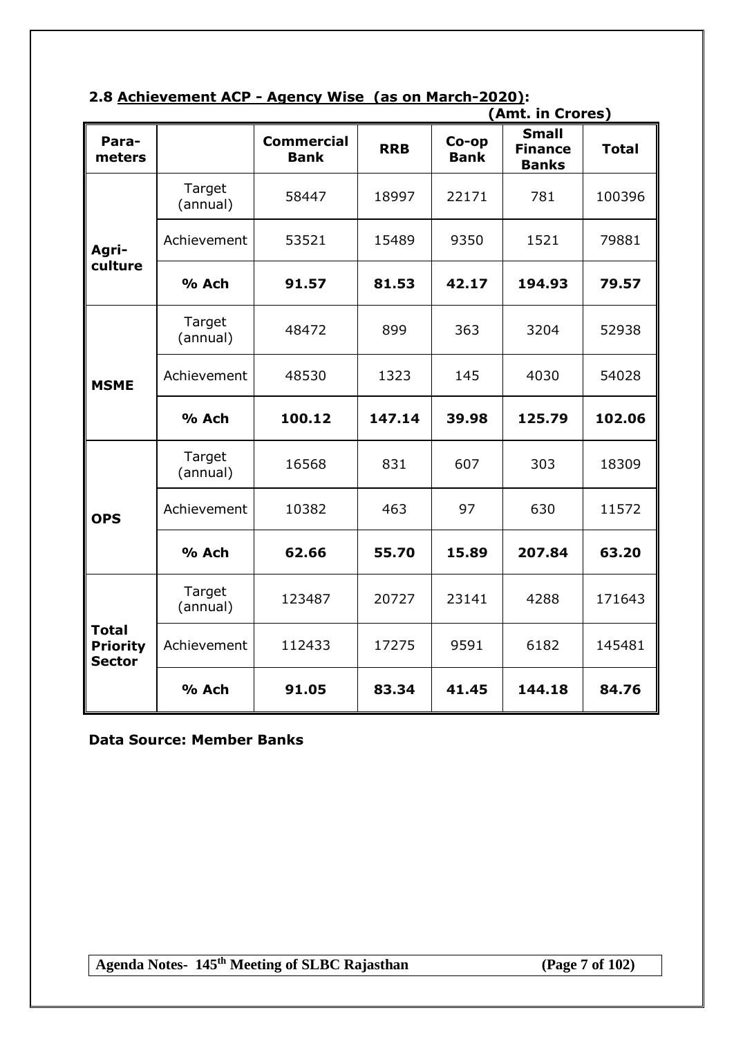## 2.8 Achievement ACP - Agency Wise (as on March-2020):

**(Amt. in Crores)**

| Para-meters | | Commercial Bank | RRB | Co-op Bank | Small Finance Banks | Total |
|---|---|---|---|---|---|---|
| Agri-culture | Target (annual) | 58447 | 18997 | 22171 | 781 | 100396 |
| | Achievement | 53521 | 15489 | 9350 | 1521 | 79881 |
| | **% Ach** | **91.57** | **81.53** | **42.17** | **194.93** | **79.57** |
| MSME | Target (annual) | 48472 | 899 | 363 | 3204 | 52938 |
| | Achievement | 48530 | 1323 | 145 | 4030 | 54028 |
| | **% Ach** | **100.12** | **147.14** | **39.98** | **125.79** | **102.06** |
| OPS | Target (annual) | 16568 | 831 | 607 | 303 | 18309 |
| | Achievement | 10382 | 463 | 97 | 630 | 11572 |
| | **% Ach** | **62.66** | **55.70** | **15.89** | **207.84** | **63.20** |
| Total Priority Sector | Target (annual) | 123487 | 20727 | 23141 | 4288 | 171643 |
| | Achievement | 112433 | 17275 | 9591 | 6182 | 145481 |
| | **% Ach** | **91.05** | **83.34** | **41.45** | **144.18** | **84.76** |

**Data Source: Member Banks**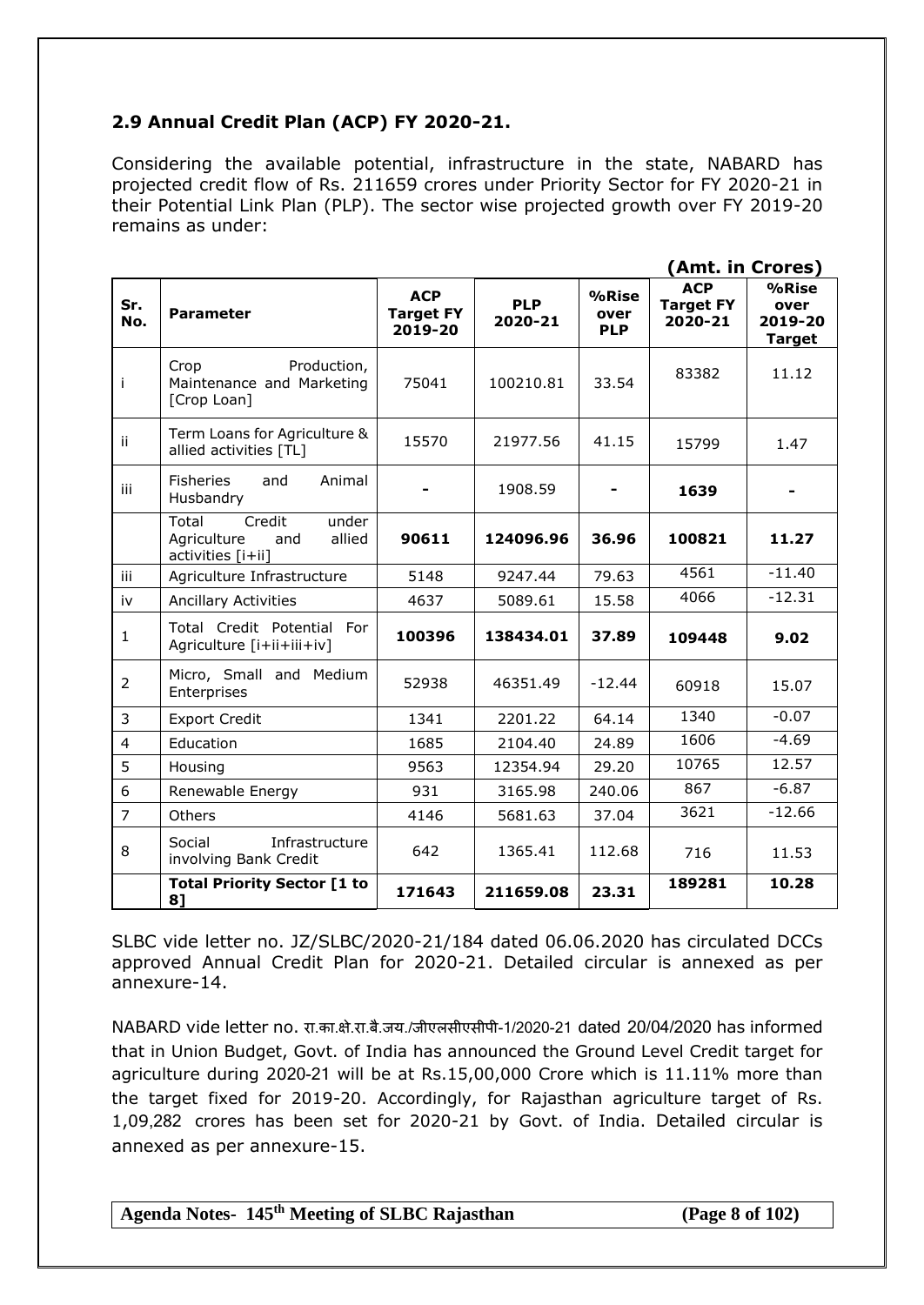## 2.9 Annual Credit Plan (ACP) FY 2020-21.

Considering the available potential, infrastructure in the state, NABARD has projected credit flow of Rs. 211659 crores under Priority Sector for FY 2020-21 in their Potential Link Plan (PLP). The sector wise projected growth over FY 2019-20 remains as under:

**(Amt. in Crores)**

| Sr. No. | Parameter | ACP Target FY 2019-20 | PLP 2020-21 | %Rise over PLP | ACP Target FY 2020-21 | %Rise over 2019-20 Target |
|---|---|---|---|---|---|---|
| i | Crop Production, Maintenance and Marketing [Crop Loan] | 75041 | 100210.81 | 33.54 | 83382 | 11.12 |
| ii | Term Loans for Agriculture & allied activities [TL] | 15570 | 21977.56 | 41.15 | 15799 | 1.47 |
| iii | Fisheries and Animal Husbandry | - | 1908.59 | - | **1639** | - |
| | Total Credit under Agriculture and allied activities [i+ii] | **90611** | **124096.96** | **36.96** | **100821** | **11.27** |
| iii | Agriculture Infrastructure | 5148 | 9247.44 | 79.63 | 4561 | -11.40 |
| iv | Ancillary Activities | 4637 | 5089.61 | 15.58 | 4066 | -12.31 |
| 1 | Total Credit Potential For Agriculture [i+ii+iii+iv] | **100396** | **138434.01** | **37.89** | **109448** | **9.02** |
| 2 | Micro, Small and Medium Enterprises | 52938 | 46351.49 | -12.44 | 60918 | 15.07 |
| 3 | Export Credit | 1341 | 2201.22 | 64.14 | 1340 | -0.07 |
| 4 | Education | 1685 | 2104.40 | 24.89 | 1606 | -4.69 |
| 5 | Housing | 9563 | 12354.94 | 29.20 | 10765 | 12.57 |
| 6 | Renewable Energy | 931 | 3165.98 | 240.06 | 867 | -6.87 |
| 7 | Others | 4146 | 5681.63 | 37.04 | 3621 | -12.66 |
| 8 | Social Infrastructure involving Bank Credit | 642 | 1365.41 | 112.68 | 716 | 11.53 |
| | **Total Priority Sector [1 to 8]** | **171643** | **211659.08** | **23.31** | **189281** | **10.28** |

SLBC vide letter no. JZ/SLBC/2020-21/184 dated 06.06.2020 has circulated DCCs approved Annual Credit Plan for 2020-21. Detailed circular is annexed as per annexure-14.

NABARD vide letter no. रा.का.क्षे.रा.बै.जय./जीएलसीएसपी-1/2020-21 dated 20/04/2020 has informed that in Union Budget, Govt. of India has announced the Ground Level Credit target for agriculture during 2020-21 will be at Rs.15,00,000 Crore which is 11.11% more than the target fixed for 2019-20. Accordingly, for Rajasthan agriculture target of Rs. 1,09,282 crores has been set for 2020-21 by Govt. of India. Detailed circular is annexed as per annexure-15.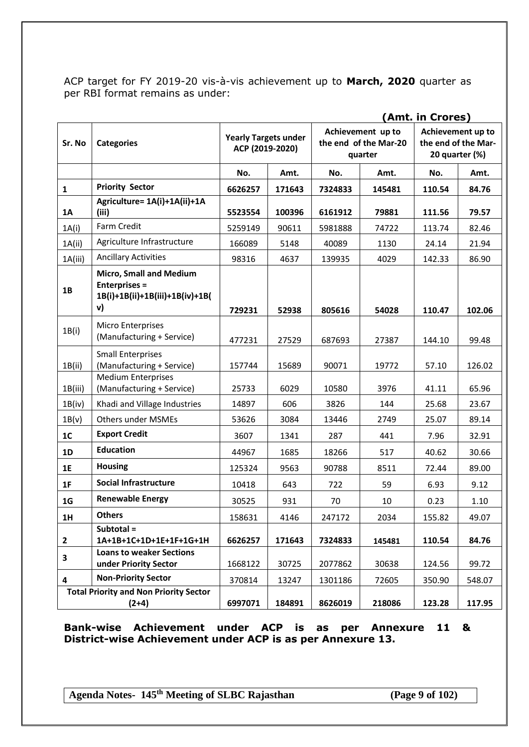ACP target for FY 2019-20 vis-à-vis achievement up to **March, 2020** quarter as per RBI format remains as under:

**(Amt. in Crores)**

| Sr. No | Categories | Yearly Targets under ACP (2019-2020) | | Achievement up to the end of the Mar-20 quarter | | Achievement up to the end of the Mar-20 quarter (%) | |
|---|---|---|---|---|---|---|---|
| | | No. | Amt. | No. | Amt. | No. | Amt. |
| **1** | **Priority Sector** | **6626257** | **171643** | **7324833** | **145481** | **110.54** | **84.76** |
| **1A** | **Agriculture= 1A(i)+1A(ii)+1A (iii)** | **5523554** | **100396** | **6161912** | **79881** | **111.56** | **79.57** |
| 1A(i) | Farm Credit | 5259149 | 90611 | 5981888 | 74722 | 113.74 | 82.46 |
| 1A(ii) | Agriculture Infrastructure | 166089 | 5148 | 40089 | 1130 | 24.14 | 21.94 |
| 1A(iii) | Ancillary Activities | 98316 | 4637 | 139935 | 4029 | 142.33 | 86.90 |
| **1B** | **Micro, Small and Medium Enterprises = 1B(i)+1B(ii)+1B(iii)+1B(iv)+1B(v)** | **729231** | **52938** | **805616** | **54028** | **110.47** | **102.06** |
| 1B(i) | Micro Enterprises (Manufacturing + Service) | 477231 | 27529 | 687693 | 27387 | 144.10 | 99.48 |
| 1B(ii) | Small Enterprises (Manufacturing + Service) | 157744 | 15689 | 90071 | 19772 | 57.10 | 126.02 |
| 1B(iii) | Medium Enterprises (Manufacturing + Service) | 25733 | 6029 | 10580 | 3976 | 41.11 | 65.96 |
| 1B(iv) | Khadi and Village Industries | 14897 | 606 | 3826 | 144 | 25.68 | 23.67 |
| 1B(v) | Others under MSMEs | 53626 | 3084 | 13446 | 2749 | 25.07 | 89.14 |
| **1C** | **Export Credit** | 3607 | 1341 | 287 | 441 | 7.96 | 32.91 |
| **1D** | **Education** | 44967 | 1685 | 18266 | 517 | 40.62 | 30.66 |
| **1E** | **Housing** | 125324 | 9563 | 90788 | 8511 | 72.44 | 89.00 |
| **1F** | **Social Infrastructure** | 10418 | 643 | 722 | 59 | 6.93 | 9.12 |
| **1G** | **Renewable Energy** | 30525 | 931 | 70 | 10 | 0.23 | 1.10 |
| **1H** | **Others** | 158631 | 4146 | 247172 | 2034 | 155.82 | 49.07 |
| **2** | **Subtotal = 1A+1B+1C+1D+1E+1F+1G+1H** | **6626257** | **171643** | **7324833** | **145481** | **110.54** | **84.76** |
| **3** | **Loans to weaker Sections under Priority Sector** | 1668122 | 30725 | 2077862 | 30638 | 124.56 | 99.72 |
| **4** | **Non-Priority Sector** | 370814 | 13247 | 1301186 | 72605 | 350.90 | 548.07 |
| **Total Priority and Non Priority Sector (2+4)** | | **6997071** | **184891** | **8626019** | **218086** | **123.28** | **117.95** |

**Bank-wise Achievement under ACP is as per Annexure 11 & District-wise Achievement under ACP is as per Annexure 13.**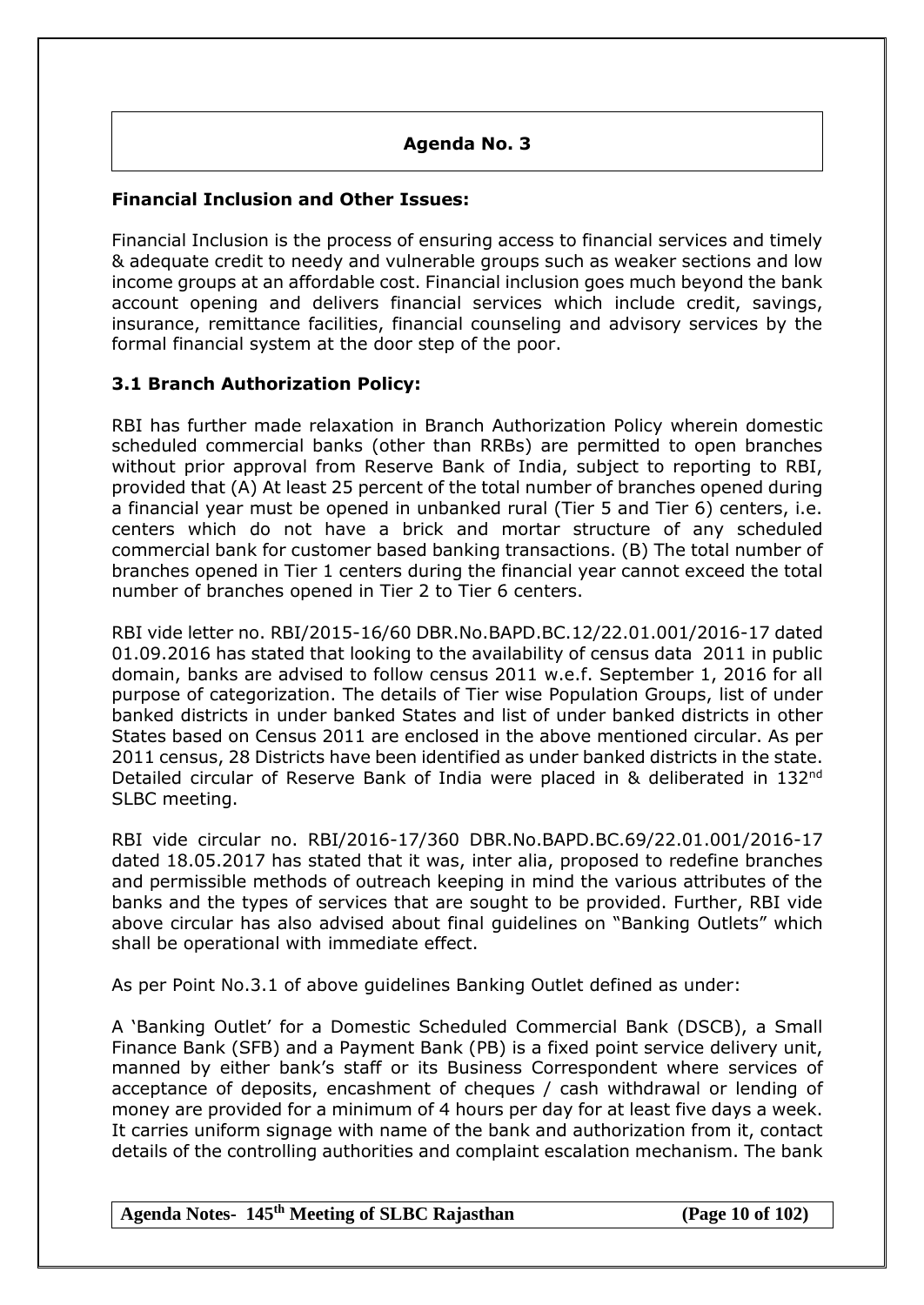## Agenda No. 3

### Financial Inclusion and Other Issues:

Financial Inclusion is the process of ensuring access to financial services and timely & adequate credit to needy and vulnerable groups such as weaker sections and low income groups at an affordable cost. Financial inclusion goes much beyond the bank account opening and delivers financial services which include credit, savings, insurance, remittance facilities, financial counseling and advisory services by the formal financial system at the door step of the poor.

### 3.1 Branch Authorization Policy:

RBI has further made relaxation in Branch Authorization Policy wherein domestic scheduled commercial banks (other than RRBs) are permitted to open branches without prior approval from Reserve Bank of India, subject to reporting to RBI, provided that (A) At least 25 percent of the total number of branches opened during a financial year must be opened in unbanked rural (Tier 5 and Tier 6) centers, i.e. centers which do not have a brick and mortar structure of any scheduled commercial bank for customer based banking transactions. (B) The total number of branches opened in Tier 1 centers during the financial year cannot exceed the total number of branches opened in Tier 2 to Tier 6 centers.

RBI vide letter no. RBI/2015-16/60 DBR.No.BAPD.BC.12/22.01.001/2016-17 dated 01.09.2016 has stated that looking to the availability of census data 2011 in public domain, banks are advised to follow census 2011 w.e.f. September 1, 2016 for all purpose of categorization. The details of Tier wise Population Groups, list of under banked districts in under banked States and list of under banked districts in other States based on Census 2011 are enclosed in the above mentioned circular. As per 2011 census, 28 Districts have been identified as under banked districts in the state. Detailed circular of Reserve Bank of India were placed in & deliberated in 132nd SLBC meeting.

RBI vide circular no. RBI/2016-17/360 DBR.No.BAPD.BC.69/22.01.001/2016-17 dated 18.05.2017 has stated that it was, inter alia, proposed to redefine branches and permissible methods of outreach keeping in mind the various attributes of the banks and the types of services that are sought to be provided. Further, RBI vide above circular has also advised about final guidelines on "Banking Outlets" which shall be operational with immediate effect.

As per Point No.3.1 of above guidelines Banking Outlet defined as under:

A 'Banking Outlet' for a Domestic Scheduled Commercial Bank (DSCB), a Small Finance Bank (SFB) and a Payment Bank (PB) is a fixed point service delivery unit, manned by either bank's staff or its Business Correspondent where services of acceptance of deposits, encashment of cheques / cash withdrawal or lending of money are provided for a minimum of 4 hours per day for at least five days a week. It carries uniform signage with name of the bank and authorization from it, contact details of the controlling authorities and complaint escalation mechanism. The bank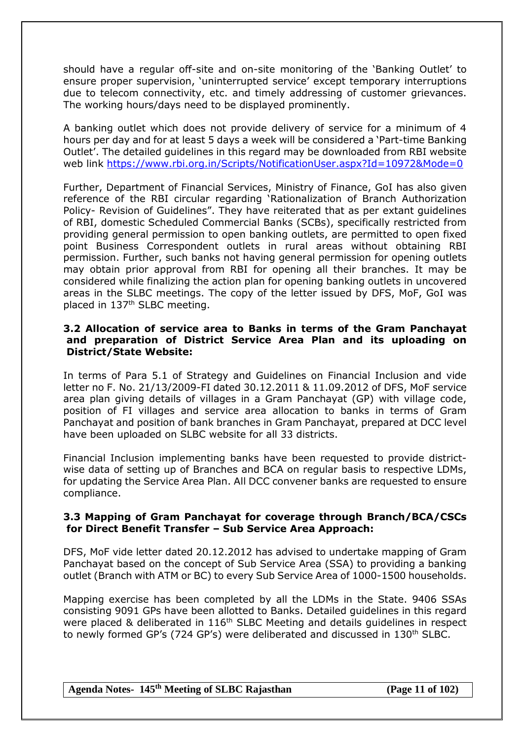should have a regular off-site and on-site monitoring of the 'Banking Outlet' to ensure proper supervision, 'uninterrupted service' except temporary interruptions due to telecom connectivity, etc. and timely addressing of customer grievances. The working hours/days need to be displayed prominently.

A banking outlet which does not provide delivery of service for a minimum of 4 hours per day and for at least 5 days a week will be considered a 'Part-time Banking Outlet'. The detailed guidelines in this regard may be downloaded from RBI website web link https://www.rbi.org.in/Scripts/NotificationUser.aspx?Id=10972&Mode=0

Further, Department of Financial Services, Ministry of Finance, GoI has also given reference of the RBI circular regarding 'Rationalization of Branch Authorization Policy- Revision of Guidelines". They have reiterated that as per extant guidelines of RBI, domestic Scheduled Commercial Banks (SCBs), specifically restricted from providing general permission to open banking outlets, are permitted to open fixed point Business Correspondent outlets in rural areas without obtaining RBI permission. Further, such banks not having general permission for opening outlets may obtain prior approval from RBI for opening all their branches. It may be considered while finalizing the action plan for opening banking outlets in uncovered areas in the SLBC meetings. The copy of the letter issued by DFS, MoF, GoI was placed in 137th SLBC meeting.

### 3.2 Allocation of service area to Banks in terms of the Gram Panchayat and preparation of District Service Area Plan and its uploading on District/State Website:

In terms of Para 5.1 of Strategy and Guidelines on Financial Inclusion and vide letter no F. No. 21/13/2009-FI dated 30.12.2011 & 11.09.2012 of DFS, MoF service area plan giving details of villages in a Gram Panchayat (GP) with village code, position of FI villages and service area allocation to banks in terms of Gram Panchayat and position of bank branches in Gram Panchayat, prepared at DCC level have been uploaded on SLBC website for all 33 districts.

Financial Inclusion implementing banks have been requested to provide district-wise data of setting up of Branches and BCA on regular basis to respective LDMs, for updating the Service Area Plan. All DCC convener banks are requested to ensure compliance.

### 3.3 Mapping of Gram Panchayat for coverage through Branch/BCA/CSCs for Direct Benefit Transfer – Sub Service Area Approach:

DFS, MoF vide letter dated 20.12.2012 has advised to undertake mapping of Gram Panchayat based on the concept of Sub Service Area (SSA) to providing a banking outlet (Branch with ATM or BC) to every Sub Service Area of 1000-1500 households.

Mapping exercise has been completed by all the LDMs in the State. 9406 SSAs consisting 9091 GPs have been allotted to Banks. Detailed guidelines in this regard were placed & deliberated in 116th SLBC Meeting and details guidelines in respect to newly formed GP's (724 GP's) were deliberated and discussed in 130th SLBC.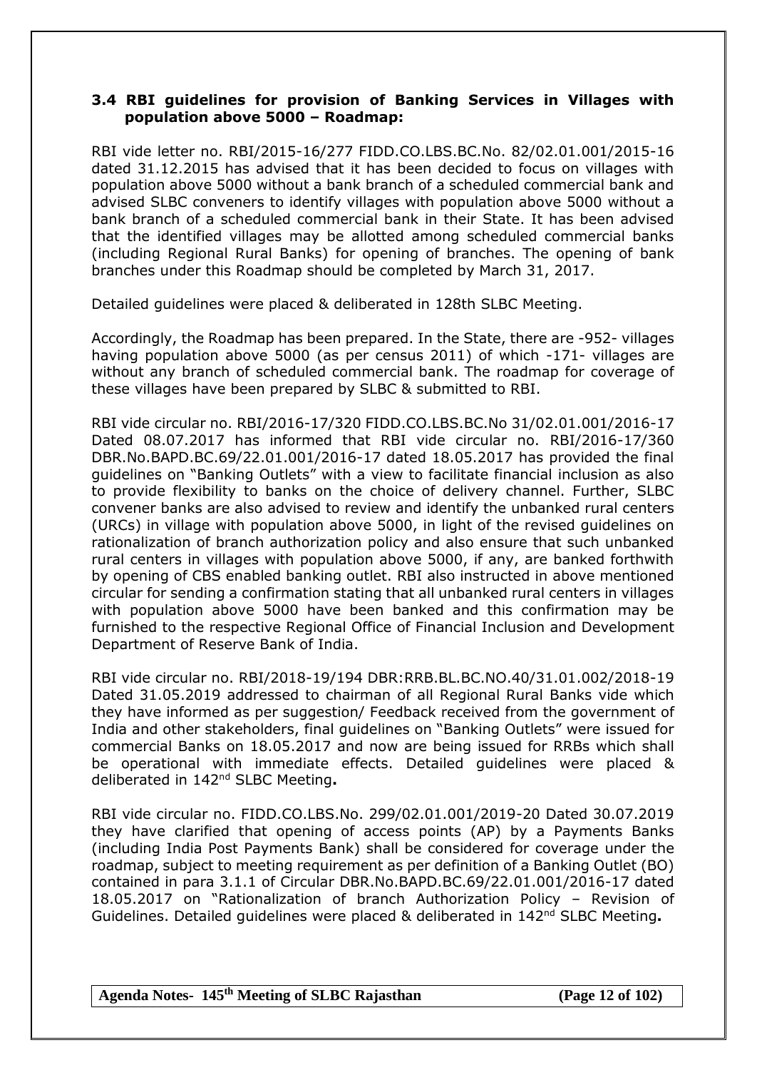### 3.4 RBI guidelines for provision of Banking Services in Villages with population above 5000 – Roadmap:

RBI vide letter no. RBI/2015-16/277 FIDD.CO.LBS.BC.No. 82/02.01.001/2015-16 dated 31.12.2015 has advised that it has been decided to focus on villages with population above 5000 without a bank branch of a scheduled commercial bank and advised SLBC conveners to identify villages with population above 5000 without a bank branch of a scheduled commercial bank in their State. It has been advised that the identified villages may be allotted among scheduled commercial banks (including Regional Rural Banks) for opening of branches. The opening of bank branches under this Roadmap should be completed by March 31, 2017.

Detailed guidelines were placed & deliberated in 128th SLBC Meeting.

Accordingly, the Roadmap has been prepared. In the State, there are -952- villages having population above 5000 (as per census 2011) of which -171- villages are without any branch of scheduled commercial bank. The roadmap for coverage of these villages have been prepared by SLBC & submitted to RBI.

RBI vide circular no. RBI/2016-17/320 FIDD.CO.LBS.BC.No 31/02.01.001/2016-17 Dated 08.07.2017 has informed that RBI vide circular no. RBI/2016-17/360 DBR.No.BAPD.BC.69/22.01.001/2016-17 dated 18.05.2017 has provided the final guidelines on "Banking Outlets" with a view to facilitate financial inclusion as also to provide flexibility to banks on the choice of delivery channel. Further, SLBC convener banks are also advised to review and identify the unbanked rural centers (URCs) in village with population above 5000, in light of the revised guidelines on rationalization of branch authorization policy and also ensure that such unbanked rural centers in villages with population above 5000, if any, are banked forthwith by opening of CBS enabled banking outlet. RBI also instructed in above mentioned circular for sending a confirmation stating that all unbanked rural centers in villages with population above 5000 have been banked and this confirmation may be furnished to the respective Regional Office of Financial Inclusion and Development Department of Reserve Bank of India.

RBI vide circular no. RBI/2018-19/194 DBR:RRB.BL.BC.NO.40/31.01.002/2018-19 Dated 31.05.2019 addressed to chairman of all Regional Rural Banks vide which they have informed as per suggestion/ Feedback received from the government of India and other stakeholders, final guidelines on "Banking Outlets" were issued for commercial Banks on 18.05.2017 and now are being issued for RRBs which shall be operational with immediate effects. Detailed guidelines were placed & deliberated in 142nd SLBC Meeting**.**

RBI vide circular no. FIDD.CO.LBS.No. 299/02.01.001/2019-20 Dated 30.07.2019 they have clarified that opening of access points (AP) by a Payments Banks (including India Post Payments Bank) shall be considered for coverage under the roadmap, subject to meeting requirement as per definition of a Banking Outlet (BO) contained in para 3.1.1 of Circular DBR.No.BAPD.BC.69/22.01.001/2016-17 dated 18.05.2017 on "Rationalization of branch Authorization Policy – Revision of Guidelines. Detailed guidelines were placed & deliberated in 142nd SLBC Meeting**.**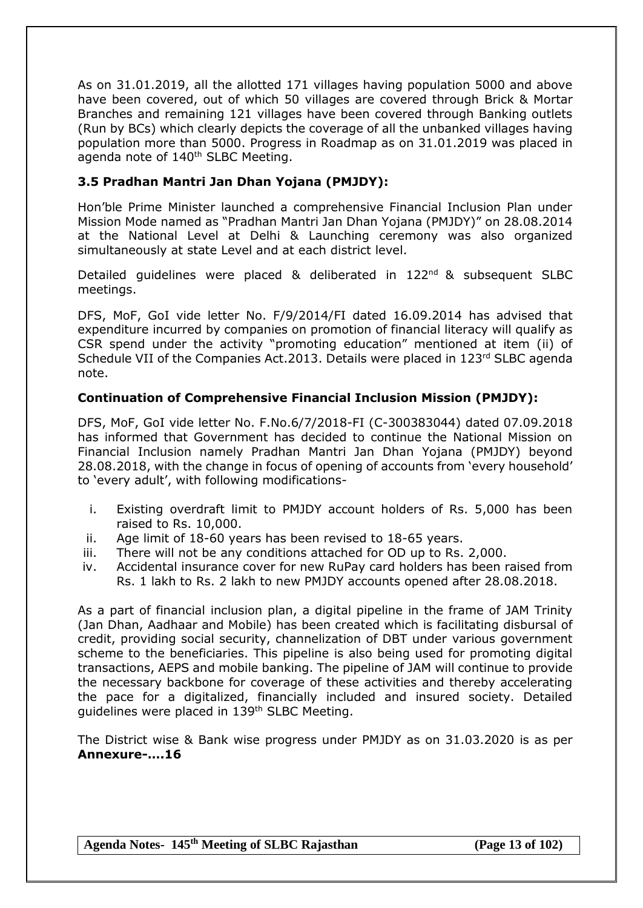As on 31.01.2019, all the allotted 171 villages having population 5000 and above have been covered, out of which 50 villages are covered through Brick & Mortar Branches and remaining 121 villages have been covered through Banking outlets (Run by BCs) which clearly depicts the coverage of all the unbanked villages having population more than 5000. Progress in Roadmap as on 31.01.2019 was placed in agenda note of 140th SLBC Meeting.

### 3.5 Pradhan Mantri Jan Dhan Yojana (PMJDY):

Hon'ble Prime Minister launched a comprehensive Financial Inclusion Plan under Mission Mode named as "Pradhan Mantri Jan Dhan Yojana (PMJDY)" on 28.08.2014 at the National Level at Delhi & Launching ceremony was also organized simultaneously at state Level and at each district level.

Detailed guidelines were placed & deliberated in 122nd & subsequent SLBC meetings.

DFS, MoF, GoI vide letter No. F/9/2014/FI dated 16.09.2014 has advised that expenditure incurred by companies on promotion of financial literacy will qualify as CSR spend under the activity "promoting education" mentioned at item (ii) of Schedule VII of the Companies Act.2013. Details were placed in 123rd SLBC agenda note.

### Continuation of Comprehensive Financial Inclusion Mission (PMJDY):

DFS, MoF, GoI vide letter No. F.No.6/7/2018-FI (C-300383044) dated 07.09.2018 has informed that Government has decided to continue the National Mission on Financial Inclusion namely Pradhan Mantri Jan Dhan Yojana (PMJDY) beyond 28.08.2018, with the change in focus of opening of accounts from 'every household' to 'every adult', with following modifications-

i. Existing overdraft limit to PMJDY account holders of Rs. 5,000 has been raised to Rs. 10,000.
ii. Age limit of 18-60 years has been revised to 18-65 years.
iii. There will not be any conditions attached for OD up to Rs. 2,000.
iv. Accidental insurance cover for new RuPay card holders has been raised from Rs. 1 lakh to Rs. 2 lakh to new PMJDY accounts opened after 28.08.2018.

As a part of financial inclusion plan, a digital pipeline in the frame of JAM Trinity (Jan Dhan, Aadhaar and Mobile) has been created which is facilitating disbursal of credit, providing social security, channelization of DBT under various government scheme to the beneficiaries. This pipeline is also being used for promoting digital transactions, AEPS and mobile banking. The pipeline of JAM will continue to provide the necessary backbone for coverage of these activities and thereby accelerating the pace for a digitalized, financially included and insured society. Detailed guidelines were placed in 139th SLBC Meeting.

The District wise & Bank wise progress under PMJDY as on 31.03.2020 is as per **Annexure-….16**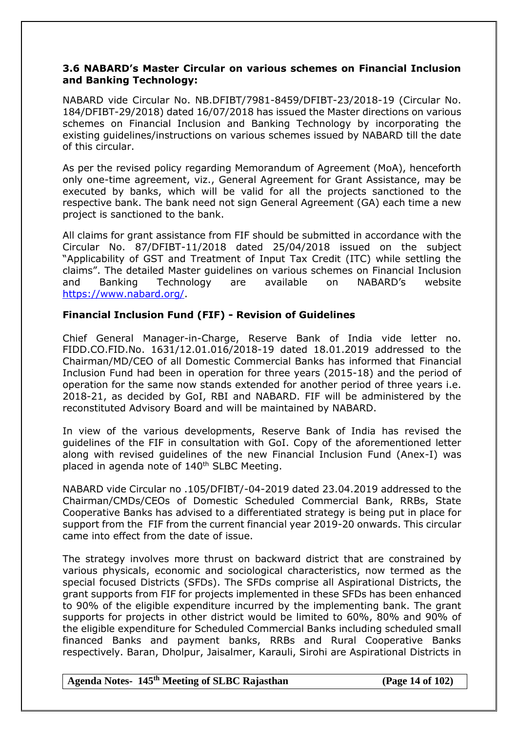### 3.6 NABARD's Master Circular on various schemes on Financial Inclusion and Banking Technology:

NABARD vide Circular No. NB.DFIBT/7981-8459/DFIBT-23/2018-19 (Circular No. 184/DFIBT-29/2018) dated 16/07/2018 has issued the Master directions on various schemes on Financial Inclusion and Banking Technology by incorporating the existing guidelines/instructions on various schemes issued by NABARD till the date of this circular.

As per the revised policy regarding Memorandum of Agreement (MoA), henceforth only one-time agreement, viz., General Agreement for Grant Assistance, may be executed by banks, which will be valid for all the projects sanctioned to the respective bank. The bank need not sign General Agreement (GA) each time a new project is sanctioned to the bank.

All claims for grant assistance from FIF should be submitted in accordance with the Circular No. 87/DFIBT-11/2018 dated 25/04/2018 issued on the subject "Applicability of GST and Treatment of Input Tax Credit (ITC) while settling the claims". The detailed Master guidelines on various schemes on Financial Inclusion and Banking Technology are available on NABARD's website https://www.nabard.org/.

**Financial Inclusion Fund (FIF) - Revision of Guidelines**

Chief General Manager-in-Charge, Reserve Bank of India vide letter no. FIDD.CO.FID.No. 1631/12.01.016/2018-19 dated 18.01.2019 addressed to the Chairman/MD/CEO of all Domestic Commercial Banks has informed that Financial Inclusion Fund had been in operation for three years (2015-18) and the period of operation for the same now stands extended for another period of three years i.e. 2018-21, as decided by GoI, RBI and NABARD. FIF will be administered by the reconstituted Advisory Board and will be maintained by NABARD.

In view of the various developments, Reserve Bank of India has revised the guidelines of the FIF in consultation with GoI. Copy of the aforementioned letter along with revised guidelines of the new Financial Inclusion Fund (Anex-I) was placed in agenda note of 140th SLBC Meeting.

NABARD vide Circular no .105/DFIBT/-04-2019 dated 23.04.2019 addressed to the Chairman/CMDs/CEOs of Domestic Scheduled Commercial Bank, RRBs, State Cooperative Banks has advised to a differentiated strategy is being put in place for support from the FIF from the current financial year 2019-20 onwards. This circular came into effect from the date of issue.

The strategy involves more thrust on backward district that are constrained by various physicals, economic and sociological characteristics, now termed as the special focused Districts (SFDs). The SFDs comprise all Aspirational Districts, the grant supports from FIF for projects implemented in these SFDs has been enhanced to 90% of the eligible expenditure incurred by the implementing bank. The grant supports for projects in other district would be limited to 60%, 80% and 90% of the eligible expenditure for Scheduled Commercial Banks including scheduled small financed Banks and payment banks, RRBs and Rural Cooperative Banks respectively. Baran, Dholpur, Jaisalmer, Karauli, Sirohi are Aspirational Districts in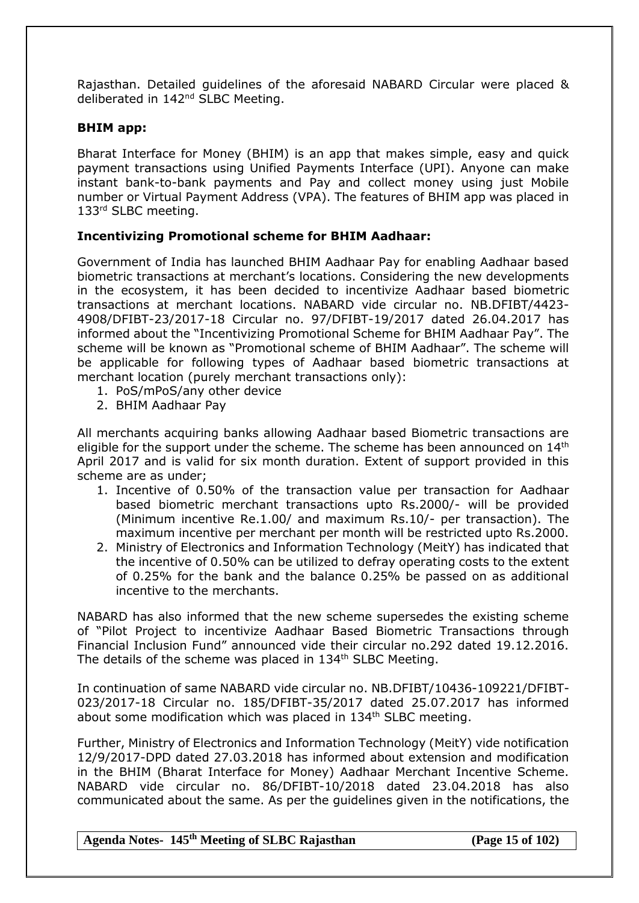Rajasthan. Detailed guidelines of the aforesaid NABARD Circular were placed & deliberated in 142nd SLBC Meeting.

**BHIM app:**

Bharat Interface for Money (BHIM) is an app that makes simple, easy and quick payment transactions using Unified Payments Interface (UPI). Anyone can make instant bank-to-bank payments and Pay and collect money using just Mobile number or Virtual Payment Address (VPA). The features of BHIM app was placed in 133rd SLBC meeting.

**Incentivizing Promotional scheme for BHIM Aadhaar:**

Government of India has launched BHIM Aadhaar Pay for enabling Aadhaar based biometric transactions at merchant's locations. Considering the new developments in the ecosystem, it has been decided to incentivize Aadhaar based biometric transactions at merchant locations. NABARD vide circular no. NB.DFIBT/4423-4908/DFIBT-23/2017-18 Circular no. 97/DFIBT-19/2017 dated 26.04.2017 has informed about the "Incentivizing Promotional Scheme for BHIM Aadhaar Pay". The scheme will be known as "Promotional scheme of BHIM Aadhaar". The scheme will be applicable for following types of Aadhaar based biometric transactions at merchant location (purely merchant transactions only):

1. PoS/mPoS/any other device
2. BHIM Aadhaar Pay

All merchants acquiring banks allowing Aadhaar based Biometric transactions are eligible for the support under the scheme. The scheme has been announced on 14th April 2017 and is valid for six month duration. Extent of support provided in this scheme are as under;

1. Incentive of 0.50% of the transaction value per transaction for Aadhaar based biometric merchant transactions upto Rs.2000/- will be provided (Minimum incentive Re.1.00/ and maximum Rs.10/- per transaction). The maximum incentive per merchant per month will be restricted upto Rs.2000.
2. Ministry of Electronics and Information Technology (MeitY) has indicated that the incentive of 0.50% can be utilized to defray operating costs to the extent of 0.25% for the bank and the balance 0.25% be passed on as additional incentive to the merchants.

NABARD has also informed that the new scheme supersedes the existing scheme of "Pilot Project to incentivize Aadhaar Based Biometric Transactions through Financial Inclusion Fund" announced vide their circular no.292 dated 19.12.2016. The details of the scheme was placed in 134th SLBC Meeting.

In continuation of same NABARD vide circular no. NB.DFIBT/10436-109221/DFIBT-023/2017-18 Circular no. 185/DFIBT-35/2017 dated 25.07.2017 has informed about some modification which was placed in 134th SLBC meeting.

Further, Ministry of Electronics and Information Technology (MeitY) vide notification 12/9/2017-DPD dated 27.03.2018 has informed about extension and modification in the BHIM (Bharat Interface for Money) Aadhaar Merchant Incentive Scheme. NABARD vide circular no. 86/DFIBT-10/2018 dated 23.04.2018 has also communicated about the same. As per the guidelines given in the notifications, the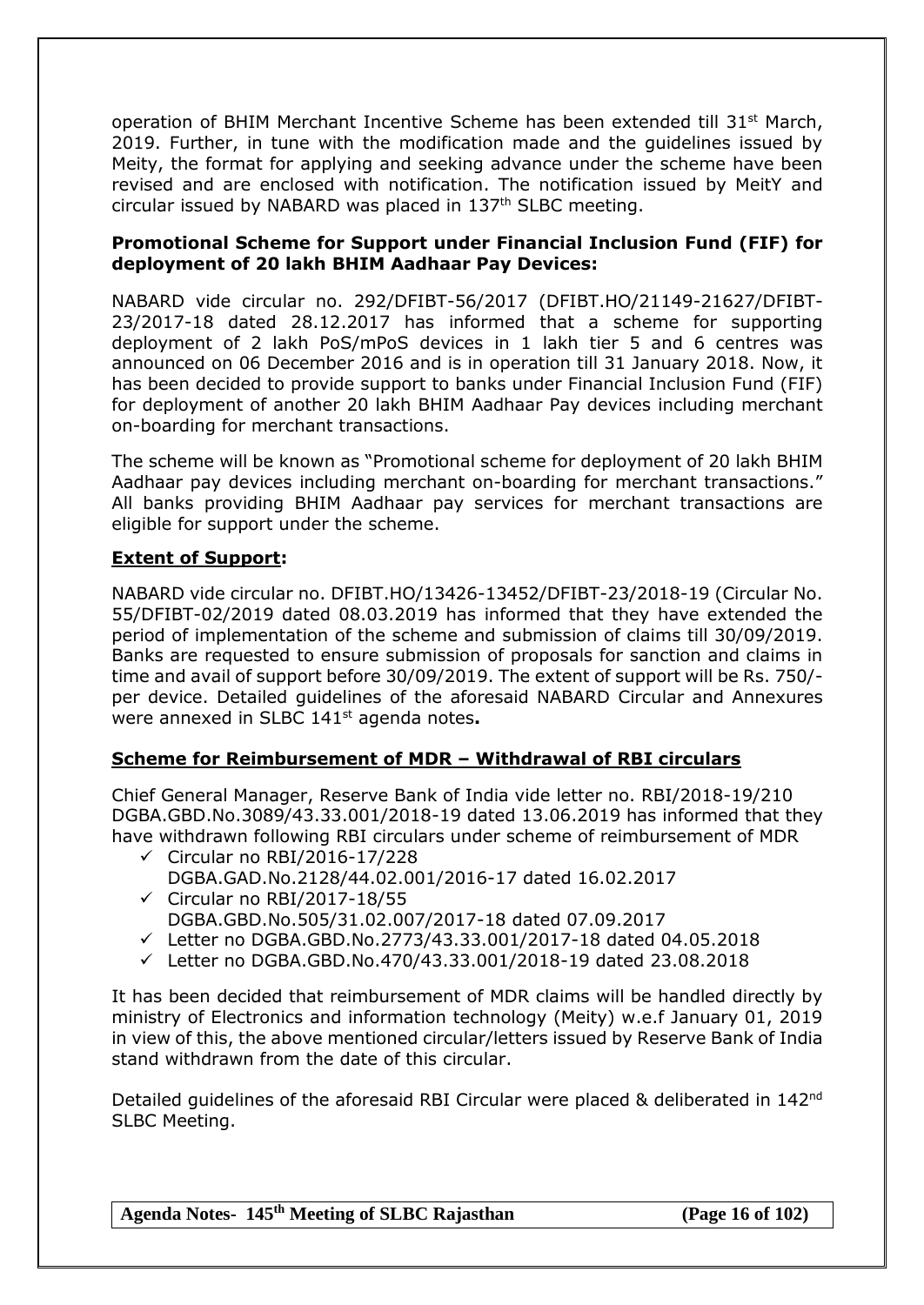operation of BHIM Merchant Incentive Scheme has been extended till 31st March, 2019. Further, in tune with the modification made and the guidelines issued by Meity, the format for applying and seeking advance under the scheme have been revised and are enclosed with notification. The notification issued by MeitY and circular issued by NABARD was placed in 137th SLBC meeting.

**Promotional Scheme for Support under Financial Inclusion Fund (FIF) for deployment of 20 lakh BHIM Aadhaar Pay Devices:**

NABARD vide circular no. 292/DFIBT-56/2017 (DFIBT.HO/21149-21627/DFIBT-23/2017-18 dated 28.12.2017 has informed that a scheme for supporting deployment of 2 lakh PoS/mPoS devices in 1 lakh tier 5 and 6 centres was announced on 06 December 2016 and is in operation till 31 January 2018. Now, it has been decided to provide support to banks under Financial Inclusion Fund (FIF) for deployment of another 20 lakh BHIM Aadhaar Pay devices including merchant on-boarding for merchant transactions.

The scheme will be known as "Promotional scheme for deployment of 20 lakh BHIM Aadhaar pay devices including merchant on-boarding for merchant transactions." All banks providing BHIM Aadhaar pay services for merchant transactions are eligible for support under the scheme.

**Extent of Support:**

NABARD vide circular no. DFIBT.HO/13426-13452/DFIBT-23/2018-19 (Circular No. 55/DFIBT-02/2019 dated 08.03.2019 has informed that they have extended the period of implementation of the scheme and submission of claims till 30/09/2019. Banks are requested to ensure submission of proposals for sanction and claims in time and avail of support before 30/09/2019. The extent of support will be Rs. 750/- per device. Detailed guidelines of the aforesaid NABARD Circular and Annexures were annexed in SLBC 141st agenda notes**.**

**Scheme for Reimbursement of MDR – Withdrawal of RBI circulars**

Chief General Manager, Reserve Bank of India vide letter no. RBI/2018-19/210 DGBA.GBD.No.3089/43.33.001/2018-19 dated 13.06.2019 has informed that they have withdrawn following RBI circulars under scheme of reimbursement of MDR

- ✓ Circular no RBI/2016-17/228 DGBA.GAD.No.2128/44.02.001/2016-17 dated 16.02.2017
- ✓ Circular no RBI/2017-18/55 DGBA.GBD.No.505/31.02.007/2017-18 dated 07.09.2017
- ✓ Letter no DGBA.GBD.No.2773/43.33.001/2017-18 dated 04.05.2018
- ✓ Letter no DGBA.GBD.No.470/43.33.001/2018-19 dated 23.08.2018

It has been decided that reimbursement of MDR claims will be handled directly by ministry of Electronics and information technology (Meity) w.e.f January 01, 2019 in view of this, the above mentioned circular/letters issued by Reserve Bank of India stand withdrawn from the date of this circular.

Detailed guidelines of the aforesaid RBI Circular were placed & deliberated in 142nd SLBC Meeting.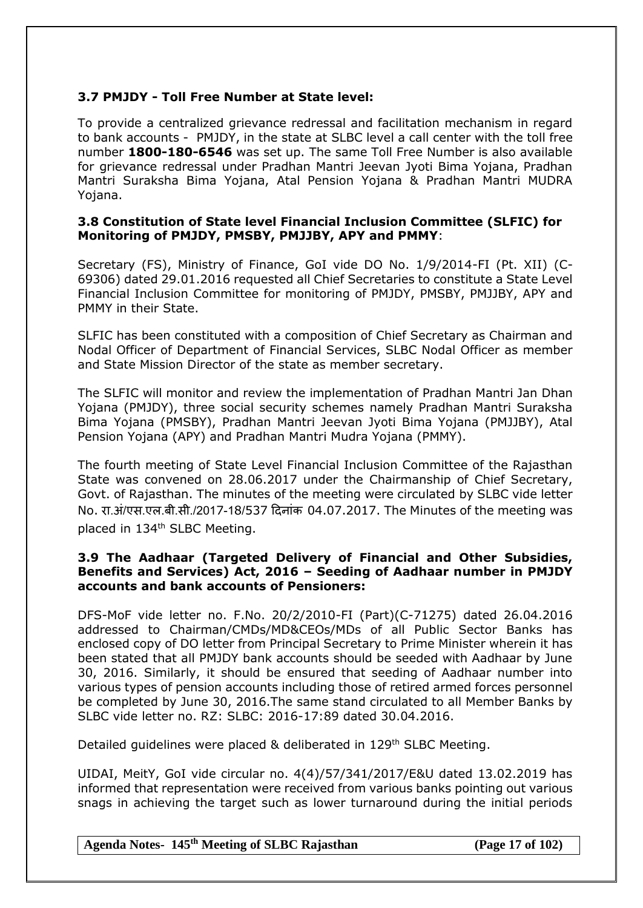### 3.7 PMJDY - Toll Free Number at State level:

To provide a centralized grievance redressal and facilitation mechanism in regard to bank accounts - PMJDY, in the state at SLBC level a call center with the toll free number **1800-180-6546** was set up. The same Toll Free Number is also available for grievance redressal under Pradhan Mantri Jeevan Jyoti Bima Yojana, Pradhan Mantri Suraksha Bima Yojana, Atal Pension Yojana & Pradhan Mantri MUDRA Yojana.

### 3.8 Constitution of State level Financial Inclusion Committee (SLFIC) for Monitoring of PMJDY, PMSBY, PMJJBY, APY and PMMY:

Secretary (FS), Ministry of Finance, GoI vide DO No. 1/9/2014-FI (Pt. XII) (C-69306) dated 29.01.2016 requested all Chief Secretaries to constitute a State Level Financial Inclusion Committee for monitoring of PMJDY, PMSBY, PMJJBY, APY and PMMY in their State.

SLFIC has been constituted with a composition of Chief Secretary as Chairman and Nodal Officer of Department of Financial Services, SLBC Nodal Officer as member and State Mission Director of the state as member secretary.

The SLFIC will monitor and review the implementation of Pradhan Mantri Jan Dhan Yojana (PMJDY), three social security schemes namely Pradhan Mantri Suraksha Bima Yojana (PMSBY), Pradhan Mantri Jeevan Jyoti Bima Yojana (PMJJBY), Atal Pension Yojana (APY) and Pradhan Mantri Mudra Yojana (PMMY).

The fourth meeting of State Level Financial Inclusion Committee of the Rajasthan State was convened on 28.06.2017 under the Chairmanship of Chief Secretary, Govt. of Rajasthan. The minutes of the meeting were circulated by SLBC vide letter No. रा.अं/एस.एल.बी.सी./2017-18/537 दिनांक 04.07.2017. The Minutes of the meeting was placed in 134th SLBC Meeting.

### 3.9 The Aadhaar (Targeted Delivery of Financial and Other Subsidies, Benefits and Services) Act, 2016 – Seeding of Aadhaar number in PMJDY accounts and bank accounts of Pensioners:

DFS-MoF vide letter no. F.No. 20/2/2010-FI (Part)(C-71275) dated 26.04.2016 addressed to Chairman/CMDs/MD&CEOs/MDs of all Public Sector Banks has enclosed copy of DO letter from Principal Secretary to Prime Minister wherein it has been stated that all PMJDY bank accounts should be seeded with Aadhaar by June 30, 2016. Similarly, it should be ensured that seeding of Aadhaar number into various types of pension accounts including those of retired armed forces personnel be completed by June 30, 2016.The same stand circulated to all Member Banks by SLBC vide letter no. RZ: SLBC: 2016-17:89 dated 30.04.2016.

Detailed guidelines were placed & deliberated in 129th SLBC Meeting.

UIDAI, MeitY, GoI vide circular no. 4(4)/57/341/2017/E&U dated 13.02.2019 has informed that representation were received from various banks pointing out various snags in achieving the target such as lower turnaround during the initial periods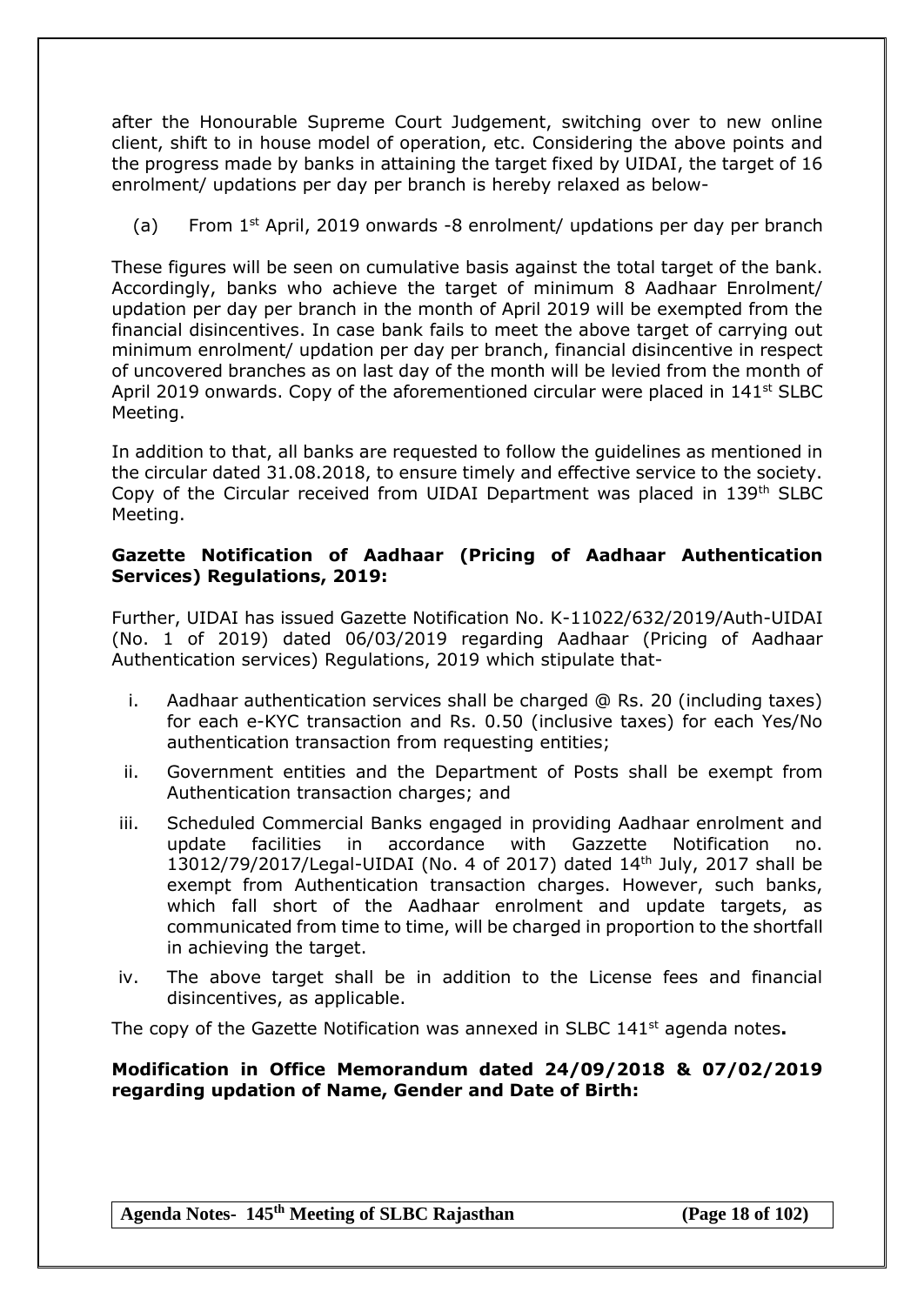after the Honourable Supreme Court Judgement, switching over to new online client, shift to in house model of operation, etc. Considering the above points and the progress made by banks in attaining the target fixed by UIDAI, the target of 16 enrolment/ updations per day per branch is hereby relaxed as below-

(a) From 1st April, 2019 onwards -8 enrolment/ updations per day per branch

These figures will be seen on cumulative basis against the total target of the bank. Accordingly, banks who achieve the target of minimum 8 Aadhaar Enrolment/ updation per day per branch in the month of April 2019 will be exempted from the financial disincentives. In case bank fails to meet the above target of carrying out minimum enrolment/ updation per day per branch, financial disincentive in respect of uncovered branches as on last day of the month will be levied from the month of April 2019 onwards. Copy of the aforementioned circular were placed in 141st SLBC Meeting.

In addition to that, all banks are requested to follow the guidelines as mentioned in the circular dated 31.08.2018, to ensure timely and effective service to the society. Copy of the Circular received from UIDAI Department was placed in 139th SLBC Meeting.

**Gazette Notification of Aadhaar (Pricing of Aadhaar Authentication Services) Regulations, 2019:**

Further, UIDAI has issued Gazette Notification No. K-11022/632/2019/Auth-UIDAI (No. 1 of 2019) dated 06/03/2019 regarding Aadhaar (Pricing of Aadhaar Authentication services) Regulations, 2019 which stipulate that-

i. Aadhaar authentication services shall be charged @ Rs. 20 (including taxes) for each e-KYC transaction and Rs. 0.50 (inclusive taxes) for each Yes/No authentication transaction from requesting entities;
ii. Government entities and the Department of Posts shall be exempt from Authentication transaction charges; and
iii. Scheduled Commercial Banks engaged in providing Aadhaar enrolment and update facilities in accordance with Gazzette Notification no. 13012/79/2017/Legal-UIDAI (No. 4 of 2017) dated 14th July, 2017 shall be exempt from Authentication transaction charges. However, such banks, which fall short of the Aadhaar enrolment and update targets, as communicated from time to time, will be charged in proportion to the shortfall in achieving the target.
iv. The above target shall be in addition to the License fees and financial disincentives, as applicable.

The copy of the Gazette Notification was annexed in SLBC 141st agenda notes**.**

**Modification in Office Memorandum dated 24/09/2018 & 07/02/2019 regarding updation of Name, Gender and Date of Birth:**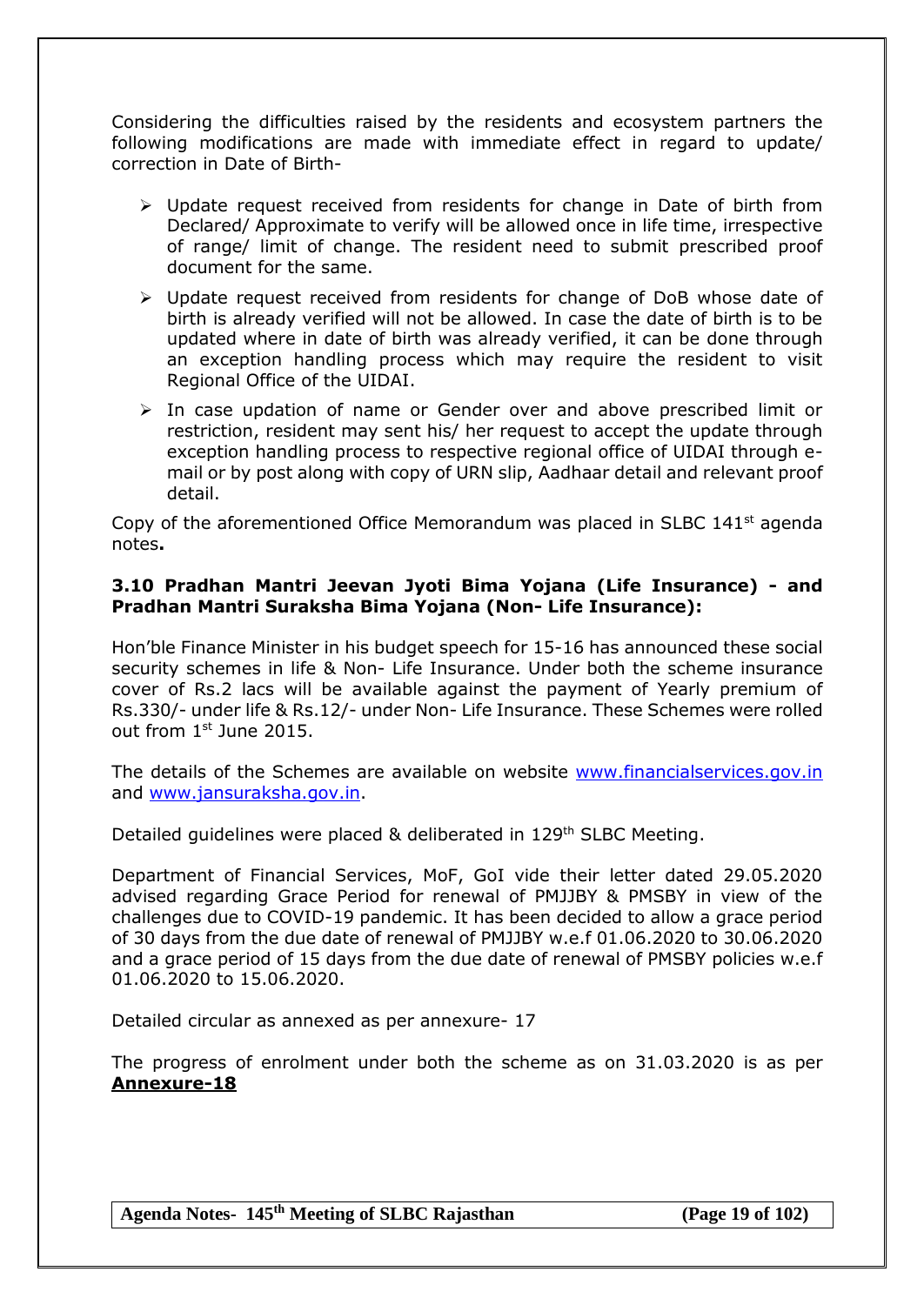Considering the difficulties raised by the residents and ecosystem partners the following modifications are made with immediate effect in regard to update/ correction in Date of Birth-

- Update request received from residents for change in Date of birth from Declared/ Approximate to verify will be allowed once in life time, irrespective of range/ limit of change. The resident need to submit prescribed proof document for the same.
- Update request received from residents for change of DoB whose date of birth is already verified will not be allowed. In case the date of birth is to be updated where in date of birth was already verified, it can be done through an exception handling process which may require the resident to visit Regional Office of the UIDAI.
- In case updation of name or Gender over and above prescribed limit or restriction, resident may sent his/ her request to accept the update through exception handling process to respective regional office of UIDAI through e-mail or by post along with copy of URN slip, Aadhaar detail and relevant proof detail.

Copy of the aforementioned Office Memorandum was placed in SLBC 141st agenda notes**.**

### 3.10 Pradhan Mantri Jeevan Jyoti Bima Yojana (Life Insurance) - and Pradhan Mantri Suraksha Bima Yojana (Non- Life Insurance):

Hon'ble Finance Minister in his budget speech for 15-16 has announced these social security schemes in life & Non- Life Insurance. Under both the scheme insurance cover of Rs.2 lacs will be available against the payment of Yearly premium of Rs.330/- under life & Rs.12/- under Non- Life Insurance. These Schemes were rolled out from 1st June 2015.

The details of the Schemes are available on website www.financialservices.gov.in and www.jansuraksha.gov.in.

Detailed guidelines were placed & deliberated in 129th SLBC Meeting.

Department of Financial Services, MoF, GoI vide their letter dated 29.05.2020 advised regarding Grace Period for renewal of PMJJBY & PMSBY in view of the challenges due to COVID-19 pandemic. It has been decided to allow a grace period of 30 days from the due date of renewal of PMJJBY w.e.f 01.06.2020 to 30.06.2020 and a grace period of 15 days from the due date of renewal of PMSBY policies w.e.f 01.06.2020 to 15.06.2020.

Detailed circular as annexed as per annexure- 17

The progress of enrolment under both the scheme as on 31.03.2020 is as per **Annexure-18**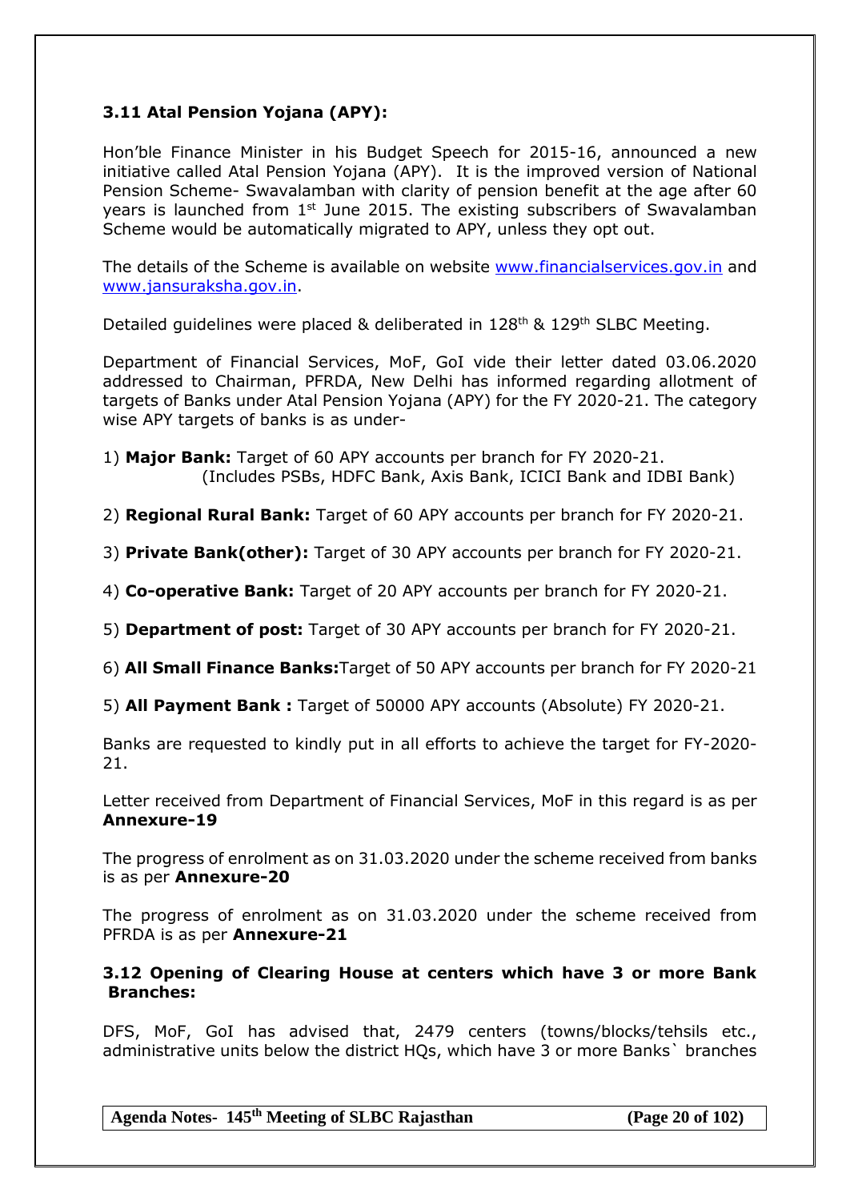### 3.11 Atal Pension Yojana (APY):

Hon'ble Finance Minister in his Budget Speech for 2015-16, announced a new initiative called Atal Pension Yojana (APY). It is the improved version of National Pension Scheme- Swavalamban with clarity of pension benefit at the age after 60 years is launched from 1st June 2015. The existing subscribers of Swavalamban Scheme would be automatically migrated to APY, unless they opt out.

The details of the Scheme is available on website www.financialservices.gov.in and www.jansuraksha.gov.in.

Detailed guidelines were placed & deliberated in 128th & 129th SLBC Meeting.

Department of Financial Services, MoF, GoI vide their letter dated 03.06.2020 addressed to Chairman, PFRDA, New Delhi has informed regarding allotment of targets of Banks under Atal Pension Yojana (APY) for the FY 2020-21. The category wise APY targets of banks is as under-

1) **Major Bank:** Target of 60 APY accounts per branch for FY 2020-21.
   (Includes PSBs, HDFC Bank, Axis Bank, ICICI Bank and IDBI Bank)

2) **Regional Rural Bank:** Target of 60 APY accounts per branch for FY 2020-21.

3) **Private Bank(other):** Target of 30 APY accounts per branch for FY 2020-21.

4) **Co-operative Bank:** Target of 20 APY accounts per branch for FY 2020-21.

5) **Department of post:** Target of 30 APY accounts per branch for FY 2020-21.

6) **All Small Finance Banks:**Target of 50 APY accounts per branch for FY 2020-21

5) **All Payment Bank :** Target of 50000 APY accounts (Absolute) FY 2020-21.

Banks are requested to kindly put in all efforts to achieve the target for FY-2020-21.

Letter received from Department of Financial Services, MoF in this regard is as per **Annexure-19**

The progress of enrolment as on 31.03.2020 under the scheme received from banks is as per **Annexure-20**

The progress of enrolment as on 31.03.2020 under the scheme received from PFRDA is as per **Annexure-21**

### 3.12 Opening of Clearing House at centers which have 3 or more Bank Branches:

DFS, MoF, GoI has advised that, 2479 centers (towns/blocks/tehsils etc., administrative units below the district HQs, which have 3 or more Banks` branches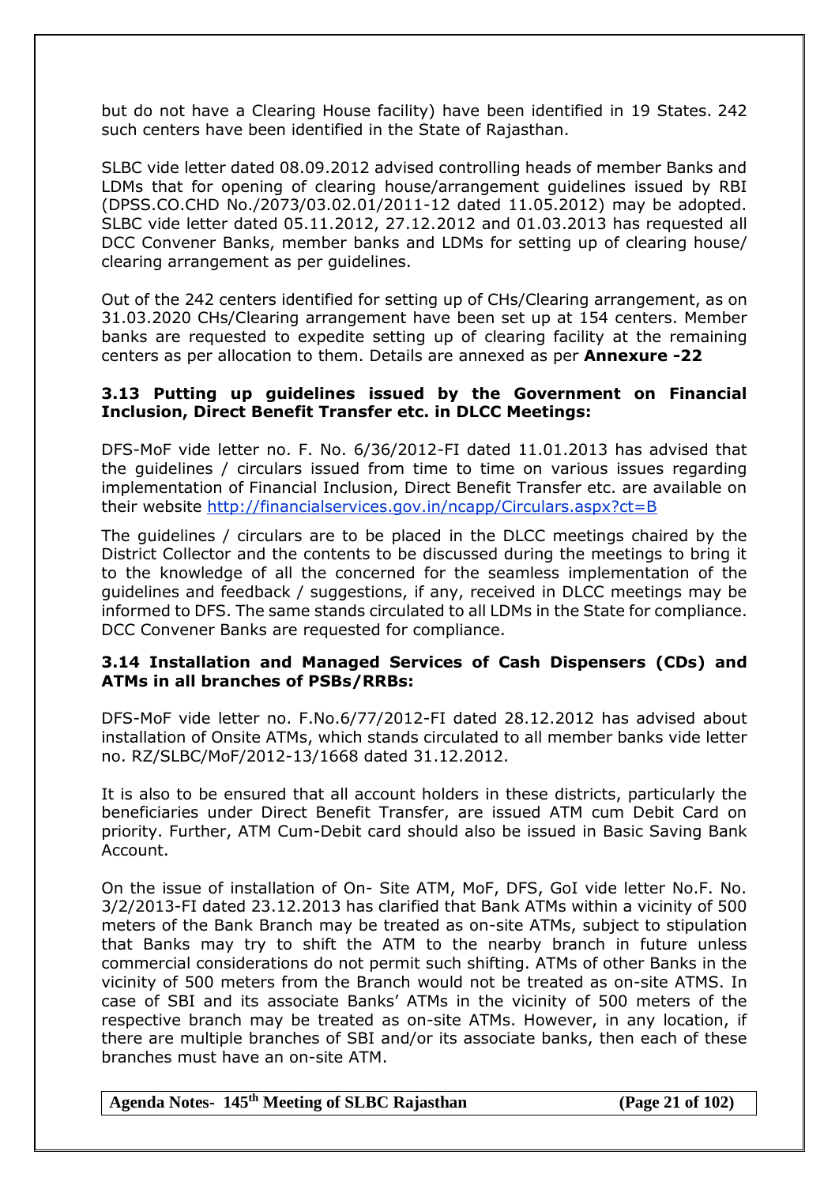but do not have a Clearing House facility) have been identified in 19 States. 242 such centers have been identified in the State of Rajasthan.

SLBC vide letter dated 08.09.2012 advised controlling heads of member Banks and LDMs that for opening of clearing house/arrangement guidelines issued by RBI (DPSS.CO.CHD No./2073/03.02.01/2011-12 dated 11.05.2012) may be adopted. SLBC vide letter dated 05.11.2012, 27.12.2012 and 01.03.2013 has requested all DCC Convener Banks, member banks and LDMs for setting up of clearing house/ clearing arrangement as per guidelines.

Out of the 242 centers identified for setting up of CHs/Clearing arrangement, as on 31.03.2020 CHs/Clearing arrangement have been set up at 154 centers. Member banks are requested to expedite setting up of clearing facility at the remaining centers as per allocation to them. Details are annexed as per **Annexure -22**

### 3.13 Putting up guidelines issued by the Government on Financial Inclusion, Direct Benefit Transfer etc. in DLCC Meetings:

DFS-MoF vide letter no. F. No. 6/36/2012-FI dated 11.01.2013 has advised that the guidelines / circulars issued from time to time on various issues regarding implementation of Financial Inclusion, Direct Benefit Transfer etc. are available on their website http://financialservices.gov.in/ncapp/Circulars.aspx?ct=B

The guidelines / circulars are to be placed in the DLCC meetings chaired by the District Collector and the contents to be discussed during the meetings to bring it to the knowledge of all the concerned for the seamless implementation of the guidelines and feedback / suggestions, if any, received in DLCC meetings may be informed to DFS. The same stands circulated to all LDMs in the State for compliance. DCC Convener Banks are requested for compliance.

### 3.14 Installation and Managed Services of Cash Dispensers (CDs) and ATMs in all branches of PSBs/RRBs:

DFS-MoF vide letter no. F.No.6/77/2012-FI dated 28.12.2012 has advised about installation of Onsite ATMs, which stands circulated to all member banks vide letter no. RZ/SLBC/MoF/2012-13/1668 dated 31.12.2012.

It is also to be ensured that all account holders in these districts, particularly the beneficiaries under Direct Benefit Transfer, are issued ATM cum Debit Card on priority. Further, ATM Cum-Debit card should also be issued in Basic Saving Bank Account.

On the issue of installation of On- Site ATM, MoF, DFS, GoI vide letter No.F. No. 3/2/2013-FI dated 23.12.2013 has clarified that Bank ATMs within a vicinity of 500 meters of the Bank Branch may be treated as on-site ATMs, subject to stipulation that Banks may try to shift the ATM to the nearby branch in future unless commercial considerations do not permit such shifting. ATMs of other Banks in the vicinity of 500 meters from the Branch would not be treated as on-site ATMS. In case of SBI and its associate Banks' ATMs in the vicinity of 500 meters of the respective branch may be treated as on-site ATMs. However, in any location, if there are multiple branches of SBI and/or its associate banks, then each of these branches must have an on-site ATM.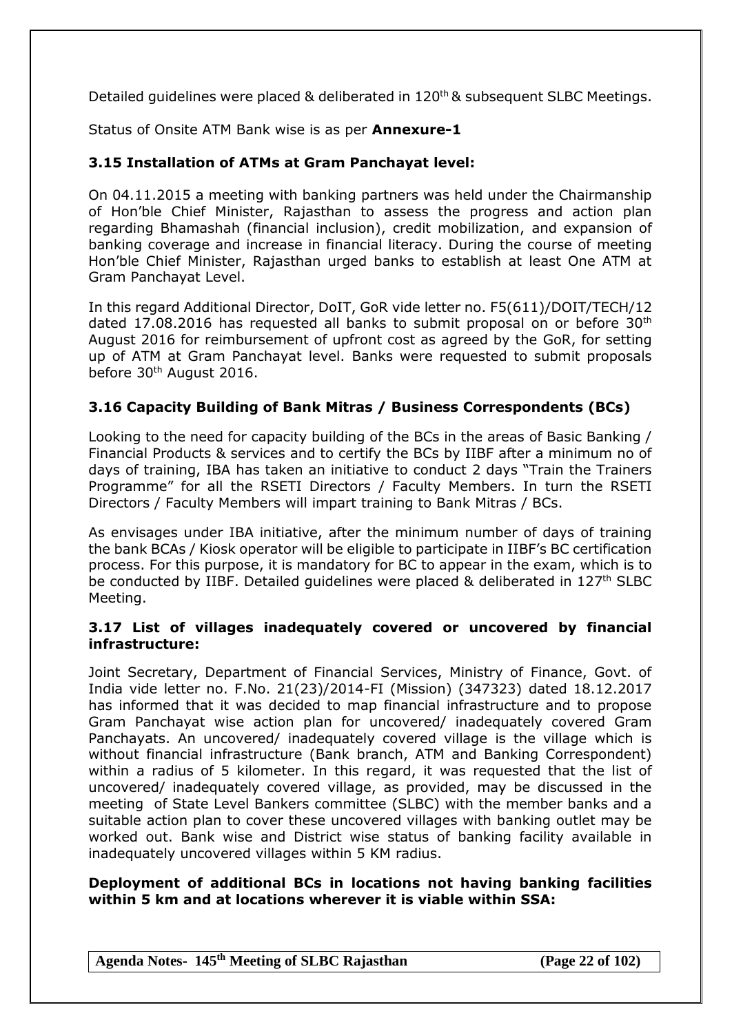Detailed guidelines were placed & deliberated in 120th & subsequent SLBC Meetings.

Status of Onsite ATM Bank wise is as per **Annexure-1**

### 3.15 Installation of ATMs at Gram Panchayat level:

On 04.11.2015 a meeting with banking partners was held under the Chairmanship of Hon'ble Chief Minister, Rajasthan to assess the progress and action plan regarding Bhamashah (financial inclusion), credit mobilization, and expansion of banking coverage and increase in financial literacy. During the course of meeting Hon'ble Chief Minister, Rajasthan urged banks to establish at least One ATM at Gram Panchayat Level.

In this regard Additional Director, DoIT, GoR vide letter no. F5(611)/DOIT/TECH/12 dated 17.08.2016 has requested all banks to submit proposal on or before 30th August 2016 for reimbursement of upfront cost as agreed by the GoR, for setting up of ATM at Gram Panchayat level. Banks were requested to submit proposals before 30th August 2016.

### 3.16 Capacity Building of Bank Mitras / Business Correspondents (BCs)

Looking to the need for capacity building of the BCs in the areas of Basic Banking / Financial Products & services and to certify the BCs by IIBF after a minimum no of days of training, IBA has taken an initiative to conduct 2 days "Train the Trainers Programme" for all the RSETI Directors / Faculty Members. In turn the RSETI Directors / Faculty Members will impart training to Bank Mitras / BCs.

As envisages under IBA initiative, after the minimum number of days of training the bank BCAs / Kiosk operator will be eligible to participate in IIBF's BC certification process. For this purpose, it is mandatory for BC to appear in the exam, which is to be conducted by IIBF. Detailed guidelines were placed & deliberated in 127th SLBC Meeting.

### 3.17 List of villages inadequately covered or uncovered by financial infrastructure:

Joint Secretary, Department of Financial Services, Ministry of Finance, Govt. of India vide letter no. F.No. 21(23)/2014-FI (Mission) (347323) dated 18.12.2017 has informed that it was decided to map financial infrastructure and to propose Gram Panchayat wise action plan for uncovered/ inadequately covered Gram Panchayats. An uncovered/ inadequately covered village is the village which is without financial infrastructure (Bank branch, ATM and Banking Correspondent) within a radius of 5 kilometer. In this regard, it was requested that the list of uncovered/ inadequately covered village, as provided, may be discussed in the meeting of State Level Bankers committee (SLBC) with the member banks and a suitable action plan to cover these uncovered villages with banking outlet may be worked out. Bank wise and District wise status of banking facility available in inadequately uncovered villages within 5 KM radius.

**Deployment of additional BCs in locations not having banking facilities within 5 km and at locations wherever it is viable within SSA:**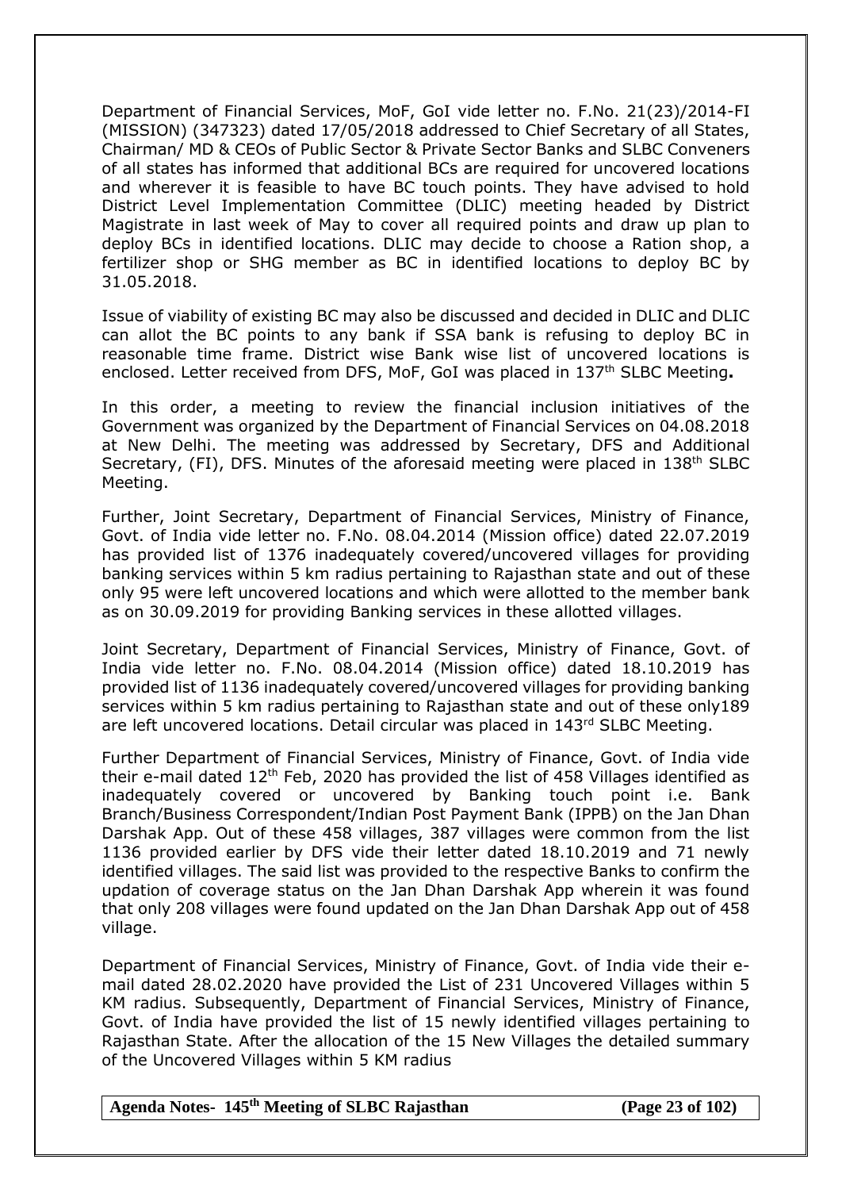Department of Financial Services, MoF, GoI vide letter no. F.No. 21(23)/2014-FI (MISSION) (347323) dated 17/05/2018 addressed to Chief Secretary of all States, Chairman/ MD & CEOs of Public Sector & Private Sector Banks and SLBC Conveners of all states has informed that additional BCs are required for uncovered locations and wherever it is feasible to have BC touch points. They have advised to hold District Level Implementation Committee (DLIC) meeting headed by District Magistrate in last week of May to cover all required points and draw up plan to deploy BCs in identified locations. DLIC may decide to choose a Ration shop, a fertilizer shop or SHG member as BC in identified locations to deploy BC by 31.05.2018.

Issue of viability of existing BC may also be discussed and decided in DLIC and DLIC can allot the BC points to any bank if SSA bank is refusing to deploy BC in reasonable time frame. District wise Bank wise list of uncovered locations is enclosed. Letter received from DFS, MoF, GoI was placed in 137th SLBC Meeting**.**

In this order, a meeting to review the financial inclusion initiatives of the Government was organized by the Department of Financial Services on 04.08.2018 at New Delhi. The meeting was addressed by Secretary, DFS and Additional Secretary, (FI), DFS. Minutes of the aforesaid meeting were placed in 138th SLBC Meeting.

Further, Joint Secretary, Department of Financial Services, Ministry of Finance, Govt. of India vide letter no. F.No. 08.04.2014 (Mission office) dated 22.07.2019 has provided list of 1376 inadequately covered/uncovered villages for providing banking services within 5 km radius pertaining to Rajasthan state and out of these only 95 were left uncovered locations and which were allotted to the member bank as on 30.09.2019 for providing Banking services in these allotted villages.

Joint Secretary, Department of Financial Services, Ministry of Finance, Govt. of India vide letter no. F.No. 08.04.2014 (Mission office) dated 18.10.2019 has provided list of 1136 inadequately covered/uncovered villages for providing banking services within 5 km radius pertaining to Rajasthan state and out of these only189 are left uncovered locations. Detail circular was placed in 143rd SLBC Meeting.

Further Department of Financial Services, Ministry of Finance, Govt. of India vide their e-mail dated 12th Feb, 2020 has provided the list of 458 Villages identified as inadequately covered or uncovered by Banking touch point i.e. Bank Branch/Business Correspondent/Indian Post Payment Bank (IPPB) on the Jan Dhan Darshak App. Out of these 458 villages, 387 villages were common from the list 1136 provided earlier by DFS vide their letter dated 18.10.2019 and 71 newly identified villages. The said list was provided to the respective Banks to confirm the updation of coverage status on the Jan Dhan Darshak App wherein it was found that only 208 villages were found updated on the Jan Dhan Darshak App out of 458 village.

Department of Financial Services, Ministry of Finance, Govt. of India vide their e-mail dated 28.02.2020 have provided the List of 231 Uncovered Villages within 5 KM radius. Subsequently, Department of Financial Services, Ministry of Finance, Govt. of India have provided the list of 15 newly identified villages pertaining to Rajasthan State. After the allocation of the 15 New Villages the detailed summary of the Uncovered Villages within 5 KM radius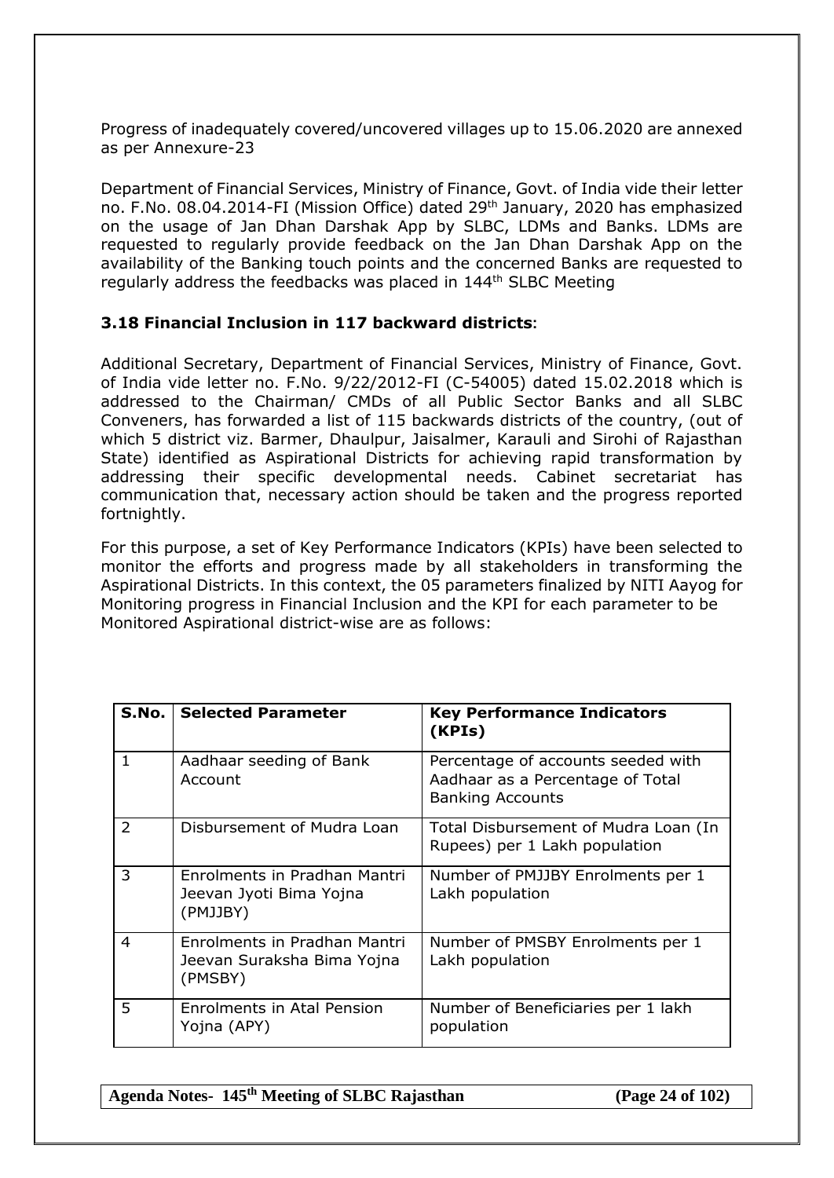Progress of inadequately covered/uncovered villages up to 15.06.2020 are annexed as per Annexure-23

Department of Financial Services, Ministry of Finance, Govt. of India vide their letter no. F.No. 08.04.2014-FI (Mission Office) dated 29th January, 2020 has emphasized on the usage of Jan Dhan Darshak App by SLBC, LDMs and Banks. LDMs are requested to regularly provide feedback on the Jan Dhan Darshak App on the availability of the Banking touch points and the concerned Banks are requested to regularly address the feedbacks was placed in 144th SLBC Meeting

### 3.18 Financial Inclusion in 117 backward districts:

Additional Secretary, Department of Financial Services, Ministry of Finance, Govt. of India vide letter no. F.No. 9/22/2012-FI (C-54005) dated 15.02.2018 which is addressed to the Chairman/ CMDs of all Public Sector Banks and all SLBC Conveners, has forwarded a list of 115 backwards districts of the country, (out of which 5 district viz. Barmer, Dhaulpur, Jaisalmer, Karauli and Sirohi of Rajasthan State) identified as Aspirational Districts for achieving rapid transformation by addressing their specific developmental needs. Cabinet secretariat has communication that, necessary action should be taken and the progress reported fortnightly.

For this purpose, a set of Key Performance Indicators (KPIs) have been selected to monitor the efforts and progress made by all stakeholders in transforming the Aspirational Districts. In this context, the 05 parameters finalized by NITI Aayog for Monitoring progress in Financial Inclusion and the KPI for each parameter to be Monitored Aspirational district-wise are as follows:

| S.No. | Selected Parameter | Key Performance Indicators (KPIs) |
|---|---|---|
| 1 | Aadhaar seeding of Bank Account | Percentage of accounts seeded with Aadhaar as a Percentage of Total Banking Accounts |
| 2 | Disbursement of Mudra Loan | Total Disbursement of Mudra Loan (In Rupees) per 1 Lakh population |
| 3 | Enrolments in Pradhan Mantri Jeevan Jyoti Bima Yojna (PMJJBY) | Number of PMJJBY Enrolments per 1 Lakh population |
| 4 | Enrolments in Pradhan Mantri Jeevan Suraksha Bima Yojna (PMSBY) | Number of PMSBY Enrolments per 1 Lakh population |
| 5 | Enrolments in Atal Pension Yojna (APY) | Number of Beneficiaries per 1 lakh population |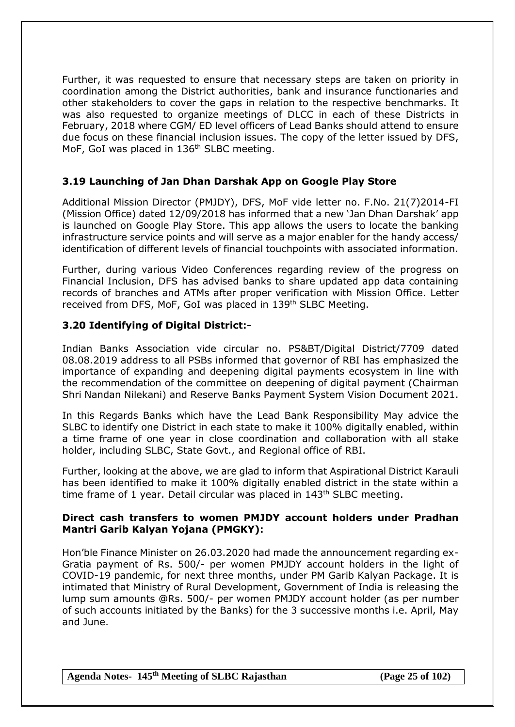Further, it was requested to ensure that necessary steps are taken on priority in coordination among the District authorities, bank and insurance functionaries and other stakeholders to cover the gaps in relation to the respective benchmarks. It was also requested to organize meetings of DLCC in each of these Districts in February, 2018 where CGM/ ED level officers of Lead Banks should attend to ensure due focus on these financial inclusion issues. The copy of the letter issued by DFS, MoF, GoI was placed in 136th SLBC meeting.

### 3.19 Launching of Jan Dhan Darshak App on Google Play Store

Additional Mission Director (PMJDY), DFS, MoF vide letter no. F.No. 21(7)2014-FI (Mission Office) dated 12/09/2018 has informed that a new 'Jan Dhan Darshak' app is launched on Google Play Store. This app allows the users to locate the banking infrastructure service points and will serve as a major enabler for the handy access/ identification of different levels of financial touchpoints with associated information.

Further, during various Video Conferences regarding review of the progress on Financial Inclusion, DFS has advised banks to share updated app data containing records of branches and ATMs after proper verification with Mission Office. Letter received from DFS, MoF, GoI was placed in 139th SLBC Meeting.

### 3.20 Identifying of Digital District:-

Indian Banks Association vide circular no. PS&BT/Digital District/7709 dated 08.08.2019 address to all PSBs informed that governor of RBI has emphasized the importance of expanding and deepening digital payments ecosystem in line with the recommendation of the committee on deepening of digital payment (Chairman Shri Nandan Nilekani) and Reserve Banks Payment System Vision Document 2021.

In this Regards Banks which have the Lead Bank Responsibility May advice the SLBC to identify one District in each state to make it 100% digitally enabled, within a time frame of one year in close coordination and collaboration with all stake holder, including SLBC, State Govt., and Regional office of RBI.

Further, looking at the above, we are glad to inform that Aspirational District Karauli has been identified to make it 100% digitally enabled district in the state within a time frame of 1 year. Detail circular was placed in 143th SLBC meeting.

**Direct cash transfers to women PMJDY account holders under Pradhan Mantri Garib Kalyan Yojana (PMGKY):**

Hon'ble Finance Minister on 26.03.2020 had made the announcement regarding ex-Gratia payment of Rs. 500/- per women PMJDY account holders in the light of COVID-19 pandemic, for next three months, under PM Garib Kalyan Package. It is intimated that Ministry of Rural Development, Government of India is releasing the lump sum amounts @Rs. 500/- per women PMJDY account holder (as per number of such accounts initiated by the Banks) for the 3 successive months i.e. April, May and June.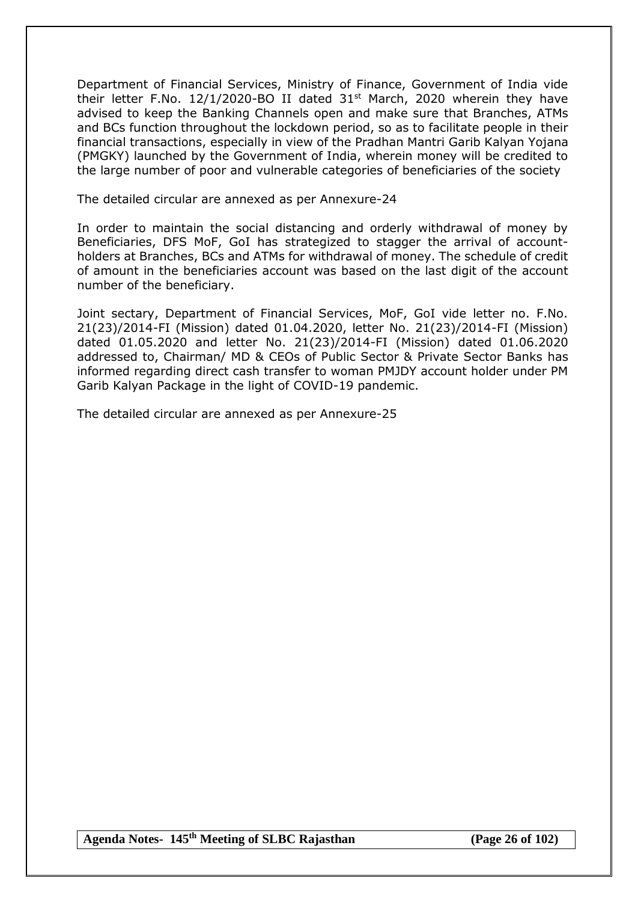Department of Financial Services, Ministry of Finance, Government of India vide their letter F.No. 12/1/2020-BO II dated 31st March, 2020 wherein they have advised to keep the Banking Channels open and make sure that Branches, ATMs and BCs function throughout the lockdown period, so as to facilitate people in their financial transactions, especially in view of the Pradhan Mantri Garib Kalyan Yojana (PMGKY) launched by the Government of India, wherein money will be credited to the large number of poor and vulnerable categories of beneficiaries of the society

The detailed circular are annexed as per Annexure-24

In order to maintain the social distancing and orderly withdrawal of money by Beneficiaries, DFS MoF, GoI has strategized to stagger the arrival of account-holders at Branches, BCs and ATMs for withdrawal of money. The schedule of credit of amount in the beneficiaries account was based on the last digit of the account number of the beneficiary.

Joint sectary, Department of Financial Services, MoF, GoI vide letter no. F.No. 21(23)/2014-FI (Mission) dated 01.04.2020, letter No. 21(23)/2014-FI (Mission) dated 01.05.2020 and letter No. 21(23)/2014-FI (Mission) dated 01.06.2020 addressed to, Chairman/ MD & CEOs of Public Sector & Private Sector Banks has informed regarding direct cash transfer to woman PMJDY account holder under PM Garib Kalyan Package in the light of COVID-19 pandemic.

The detailed circular are annexed as per Annexure-25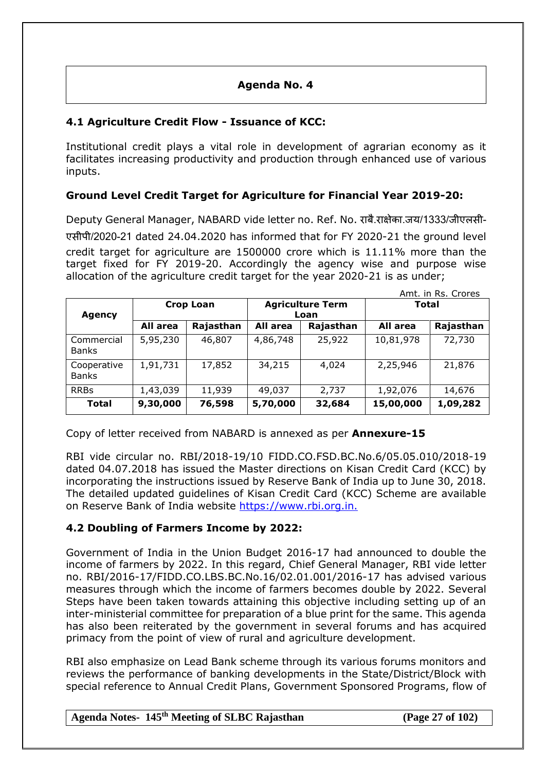## Agenda No. 4

### 4.1 Agriculture Credit Flow - Issuance of KCC:

Institutional credit plays a vital role in development of agrarian economy as it facilitates increasing productivity and production through enhanced use of various inputs.

### Ground Level Credit Target for Agriculture for Financial Year 2019-20:

Deputy General Manager, NABARD vide letter no. Ref. No. राबै.राक्षेका.जय/1333/जीएलसी-एसीपी/2020-21 dated 24.04.2020 has informed that for FY 2020-21 the ground level credit target for agriculture are 1500000 crore which is 11.11% more than the target fixed for FY 2019-20. Accordingly the agency wise and purpose wise allocation of the agriculture credit target for the year 2020-21 is as under;

Amt. in Rs. Crores

| Agency | Crop Loan | | Agriculture Term Loan | | Total | |
|---|---|---|---|---|---|---|
| | All area | Rajasthan | All area | Rajasthan | All area | Rajasthan |
| Commercial Banks | 5,95,230 | 46,807 | 4,86,748 | 25,922 | 10,81,978 | 72,730 |
| Cooperative Banks | 1,91,731 | 17,852 | 34,215 | 4,024 | 2,25,946 | 21,876 |
| RRBs | 1,43,039 | 11,939 | 49,037 | 2,737 | 1,92,076 | 14,676 |
| **Total** | **9,30,000** | **76,598** | **5,70,000** | **32,684** | **15,00,000** | **1,09,282** |

Copy of letter received from NABARD is annexed as per **Annexure-15**

RBI vide circular no. RBI/2018-19/10 FIDD.CO.FSD.BC.No.6/05.05.010/2018-19 dated 04.07.2018 has issued the Master directions on Kisan Credit Card (KCC) by incorporating the instructions issued by Reserve Bank of India up to June 30, 2018. The detailed updated guidelines of Kisan Credit Card (KCC) Scheme are available on Reserve Bank of India website https://www.rbi.org.in.

### 4.2 Doubling of Farmers Income by 2022:

Government of India in the Union Budget 2016-17 had announced to double the income of farmers by 2022. In this regard, Chief General Manager, RBI vide letter no. RBI/2016-17/FIDD.CO.LBS.BC.No.16/02.01.001/2016-17 has advised various measures through which the income of farmers becomes double by 2022. Several Steps have been taken towards attaining this objective including setting up of an inter-ministerial committee for preparation of a blue print for the same. This agenda has also been reiterated by the government in several forums and has acquired primacy from the point of view of rural and agriculture development.

RBI also emphasize on Lead Bank scheme through its various forums monitors and reviews the performance of banking developments in the State/District/Block with special reference to Annual Credit Plans, Government Sponsored Programs, flow of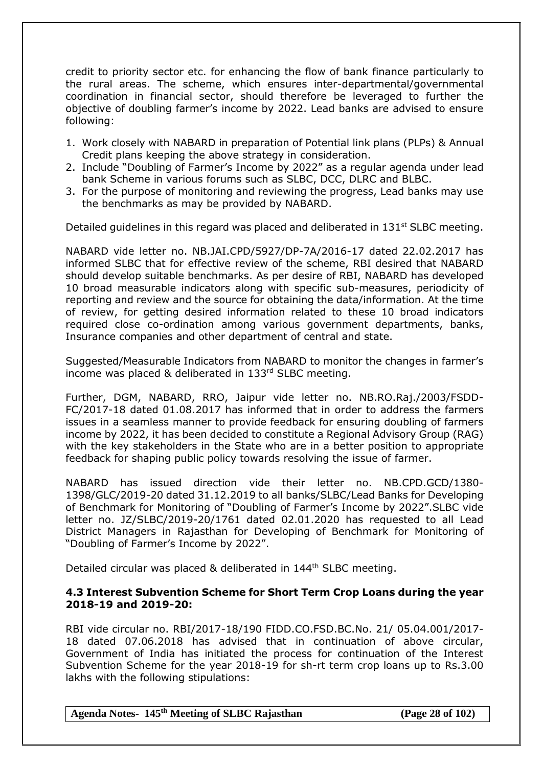credit to priority sector etc. for enhancing the flow of bank finance particularly to the rural areas. The scheme, which ensures inter-departmental/governmental coordination in financial sector, should therefore be leveraged to further the objective of doubling farmer's income by 2022. Lead banks are advised to ensure following:

1. Work closely with NABARD in preparation of Potential link plans (PLPs) & Annual Credit plans keeping the above strategy in consideration.
2. Include "Doubling of Farmer's Income by 2022" as a regular agenda under lead bank Scheme in various forums such as SLBC, DCC, DLRC and BLBC.
3. For the purpose of monitoring and reviewing the progress, Lead banks may use the benchmarks as may be provided by NABARD.

Detailed guidelines in this regard was placed and deliberated in 131st SLBC meeting.

NABARD vide letter no. NB.JAI.CPD/5927/DP-7A/2016-17 dated 22.02.2017 has informed SLBC that for effective review of the scheme, RBI desired that NABARD should develop suitable benchmarks. As per desire of RBI, NABARD has developed 10 broad measurable indicators along with specific sub-measures, periodicity of reporting and review and the source for obtaining the data/information. At the time of review, for getting desired information related to these 10 broad indicators required close co-ordination among various government departments, banks, Insurance companies and other department of central and state.

Suggested/Measurable Indicators from NABARD to monitor the changes in farmer's income was placed & deliberated in 133rd SLBC meeting.

Further, DGM, NABARD, RRO, Jaipur vide letter no. NB.RO.Raj./2003/FSDD-FC/2017-18 dated 01.08.2017 has informed that in order to address the farmers issues in a seamless manner to provide feedback for ensuring doubling of farmers income by 2022, it has been decided to constitute a Regional Advisory Group (RAG) with the key stakeholders in the State who are in a better position to appropriate feedback for shaping public policy towards resolving the issue of farmer.

NABARD has issued direction vide their letter no. NB.CPD.GCD/1380-1398/GLC/2019-20 dated 31.12.2019 to all banks/SLBC/Lead Banks for Developing of Benchmark for Monitoring of "Doubling of Farmer's Income by 2022".SLBC vide letter no. JZ/SLBC/2019-20/1761 dated 02.01.2020 has requested to all Lead District Managers in Rajasthan for Developing of Benchmark for Monitoring of "Doubling of Farmer's Income by 2022".

Detailed circular was placed & deliberated in 144th SLBC meeting.

### 4.3 Interest Subvention Scheme for Short Term Crop Loans during the year 2018-19 and 2019-20:

RBI vide circular no. RBI/2017-18/190 FIDD.CO.FSD.BC.No. 21/ 05.04.001/2017-18 dated 07.06.2018 has advised that in continuation of above circular, Government of India has initiated the process for continuation of the Interest Subvention Scheme for the year 2018-19 for sh-rt term crop loans up to Rs.3.00 lakhs with the following stipulations: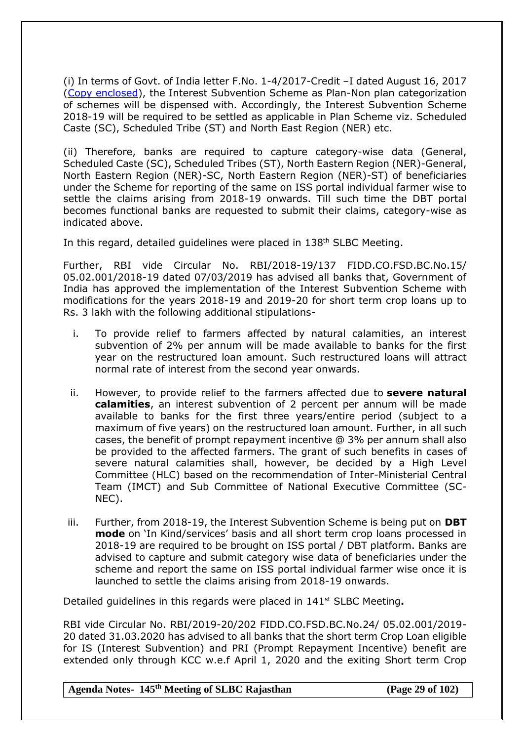(i) In terms of Govt. of India letter F.No. 1-4/2017-Credit –I dated August 16, 2017 (Copy enclosed), the Interest Subvention Scheme as Plan-Non plan categorization of schemes will be dispensed with. Accordingly, the Interest Subvention Scheme 2018-19 will be required to be settled as applicable in Plan Scheme viz. Scheduled Caste (SC), Scheduled Tribe (ST) and North East Region (NER) etc.

(ii) Therefore, banks are required to capture category-wise data (General, Scheduled Caste (SC), Scheduled Tribes (ST), North Eastern Region (NER)-General, North Eastern Region (NER)-SC, North Eastern Region (NER)-ST) of beneficiaries under the Scheme for reporting of the same on ISS portal individual farmer wise to settle the claims arising from 2018-19 onwards. Till such time the DBT portal becomes functional banks are requested to submit their claims, category-wise as indicated above.

In this regard, detailed guidelines were placed in 138th SLBC Meeting.

Further, RBI vide Circular No. RBI/2018-19/137 FIDD.CO.FSD.BC.No.15/ 05.02.001/2018-19 dated 07/03/2019 has advised all banks that, Government of India has approved the implementation of the Interest Subvention Scheme with modifications for the years 2018-19 and 2019-20 for short term crop loans up to Rs. 3 lakh with the following additional stipulations-

i. To provide relief to farmers affected by natural calamities, an interest subvention of 2% per annum will be made available to banks for the first year on the restructured loan amount. Such restructured loans will attract normal rate of interest from the second year onwards.

ii. However, to provide relief to the farmers affected due to **severe natural calamities**, an interest subvention of 2 percent per annum will be made available to banks for the first three years/entire period (subject to a maximum of five years) on the restructured loan amount. Further, in all such cases, the benefit of prompt repayment incentive @ 3% per annum shall also be provided to the affected farmers. The grant of such benefits in cases of severe natural calamities shall, however, be decided by a High Level Committee (HLC) based on the recommendation of Inter-Ministerial Central Team (IMCT) and Sub Committee of National Executive Committee (SC-NEC).

iii. Further, from 2018-19, the Interest Subvention Scheme is being put on **DBT mode** on 'In Kind/services' basis and all short term crop loans processed in 2018-19 are required to be brought on ISS portal / DBT platform. Banks are advised to capture and submit category wise data of beneficiaries under the scheme and report the same on ISS portal individual farmer wise once it is launched to settle the claims arising from 2018-19 onwards.

Detailed guidelines in this regards were placed in 141st SLBC Meeting**.**

RBI vide Circular No. RBI/2019-20/202 FIDD.CO.FSD.BC.No.24/ 05.02.001/2019-20 dated 31.03.2020 has advised to all banks that the short term Crop Loan eligible for IS (Interest Subvention) and PRI (Prompt Repayment Incentive) benefit are extended only through KCC w.e.f April 1, 2020 and the exiting Short term Crop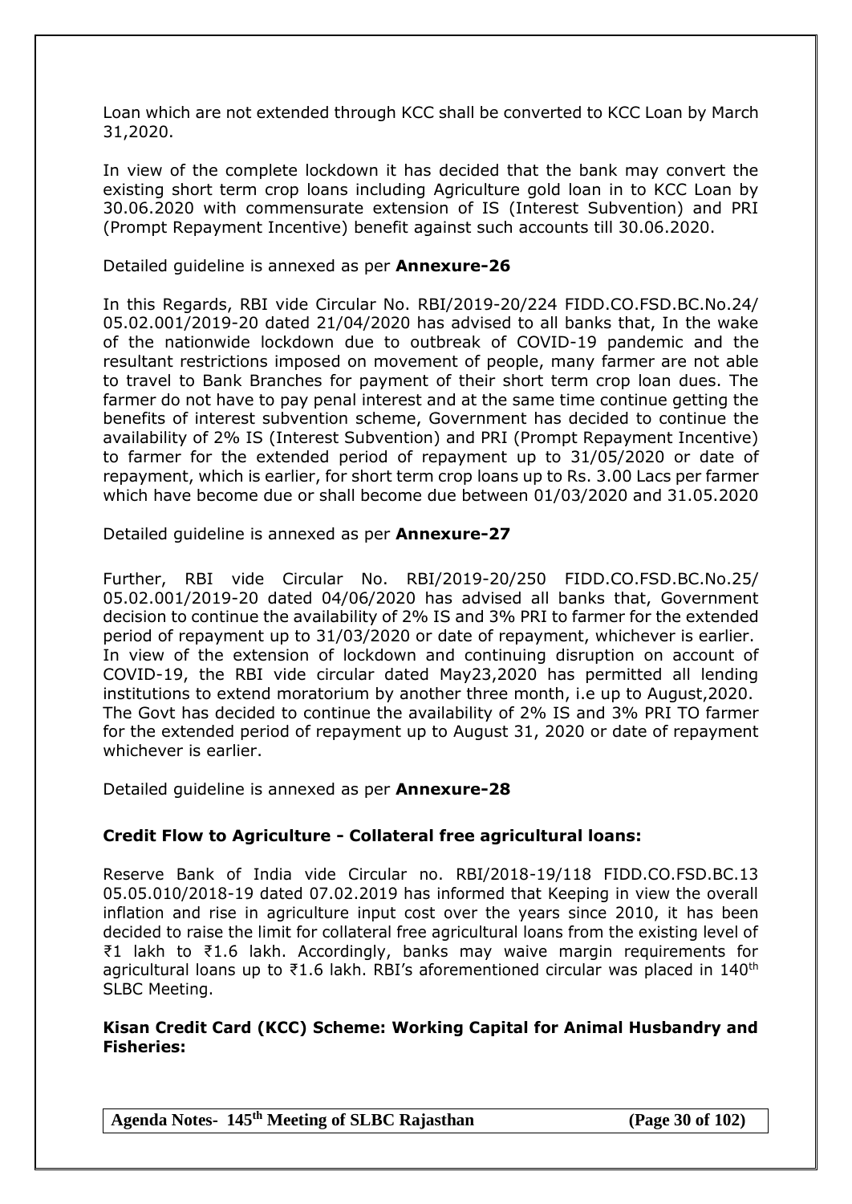Loan which are not extended through KCC shall be converted to KCC Loan by March 31,2020.

In view of the complete lockdown it has decided that the bank may convert the existing short term crop loans including Agriculture gold loan in to KCC Loan by 30.06.2020 with commensurate extension of IS (Interest Subvention) and PRI (Prompt Repayment Incentive) benefit against such accounts till 30.06.2020.

Detailed guideline is annexed as per **Annexure-26**

In this Regards, RBI vide Circular No. RBI/2019-20/224 FIDD.CO.FSD.BC.No.24/ 05.02.001/2019-20 dated 21/04/2020 has advised to all banks that, In the wake of the nationwide lockdown due to outbreak of COVID-19 pandemic and the resultant restrictions imposed on movement of people, many farmer are not able to travel to Bank Branches for payment of their short term crop loan dues. The farmer do not have to pay penal interest and at the same time continue getting the benefits of interest subvention scheme, Government has decided to continue the availability of 2% IS (Interest Subvention) and PRI (Prompt Repayment Incentive) to farmer for the extended period of repayment up to 31/05/2020 or date of repayment, which is earlier, for short term crop loans up to Rs. 3.00 Lacs per farmer which have become due or shall become due between 01/03/2020 and 31.05.2020

Detailed guideline is annexed as per **Annexure-27**

Further, RBI vide Circular No. RBI/2019-20/250 FIDD.CO.FSD.BC.No.25/ 05.02.001/2019-20 dated 04/06/2020 has advised all banks that, Government decision to continue the availability of 2% IS and 3% PRI to farmer for the extended period of repayment up to 31/03/2020 or date of repayment, whichever is earlier. In view of the extension of lockdown and continuing disruption on account of COVID-19, the RBI vide circular dated May23,2020 has permitted all lending institutions to extend moratorium by another three month, i.e up to August,2020. The Govt has decided to continue the availability of 2% IS and 3% PRI TO farmer for the extended period of repayment up to August 31, 2020 or date of repayment whichever is earlier.

Detailed guideline is annexed as per **Annexure-28**

### Credit Flow to Agriculture - Collateral free agricultural loans:

Reserve Bank of India vide Circular no. RBI/2018-19/118 FIDD.CO.FSD.BC.13 05.05.010/2018-19 dated 07.02.2019 has informed that Keeping in view the overall inflation and rise in agriculture input cost over the years since 2010, it has been decided to raise the limit for collateral free agricultural loans from the existing level of ₹1 lakh to ₹1.6 lakh. Accordingly, banks may waive margin requirements for agricultural loans up to ₹1.6 lakh. RBI's aforementioned circular was placed in 140th SLBC Meeting.

### Kisan Credit Card (KCC) Scheme: Working Capital for Animal Husbandry and Fisheries: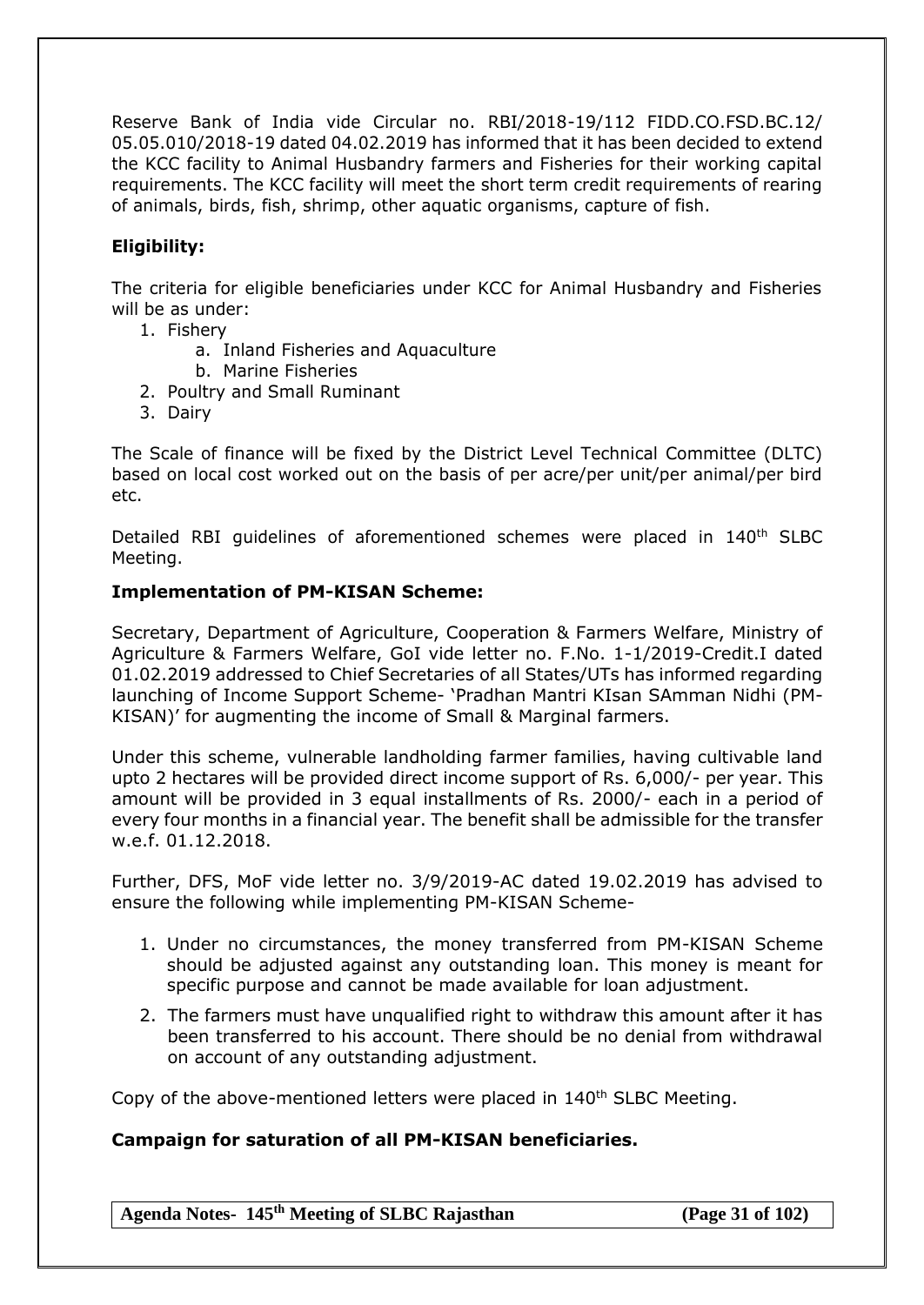Reserve Bank of India vide Circular no. RBI/2018-19/112 FIDD.CO.FSD.BC.12/ 05.05.010/2018-19 dated 04.02.2019 has informed that it has been decided to extend the KCC facility to Animal Husbandry farmers and Fisheries for their working capital requirements. The KCC facility will meet the short term credit requirements of rearing of animals, birds, fish, shrimp, other aquatic organisms, capture of fish.

**Eligibility:**

The criteria for eligible beneficiaries under KCC for Animal Husbandry and Fisheries will be as under:

1. Fishery
   a. Inland Fisheries and Aquaculture
   b. Marine Fisheries
2. Poultry and Small Ruminant
3. Dairy

The Scale of finance will be fixed by the District Level Technical Committee (DLTC) based on local cost worked out on the basis of per acre/per unit/per animal/per bird etc.

Detailed RBI guidelines of aforementioned schemes were placed in 140th SLBC Meeting.

**Implementation of PM-KISAN Scheme:**

Secretary, Department of Agriculture, Cooperation & Farmers Welfare, Ministry of Agriculture & Farmers Welfare, GoI vide letter no. F.No. 1-1/2019-Credit.I dated 01.02.2019 addressed to Chief Secretaries of all States/UTs has informed regarding launching of Income Support Scheme- 'Pradhan Mantri KIsan SAmman Nidhi (PM-KISAN)' for augmenting the income of Small & Marginal farmers.

Under this scheme, vulnerable landholding farmer families, having cultivable land upto 2 hectares will be provided direct income support of Rs. 6,000/- per year. This amount will be provided in 3 equal installments of Rs. 2000/- each in a period of every four months in a financial year. The benefit shall be admissible for the transfer w.e.f. 01.12.2018.

Further, DFS, MoF vide letter no. 3/9/2019-AC dated 19.02.2019 has advised to ensure the following while implementing PM-KISAN Scheme-

1. Under no circumstances, the money transferred from PM-KISAN Scheme should be adjusted against any outstanding loan. This money is meant for specific purpose and cannot be made available for loan adjustment.
2. The farmers must have unqualified right to withdraw this amount after it has been transferred to his account. There should be no denial from withdrawal on account of any outstanding adjustment.

Copy of the above-mentioned letters were placed in 140th SLBC Meeting.

**Campaign for saturation of all PM-KISAN beneficiaries.**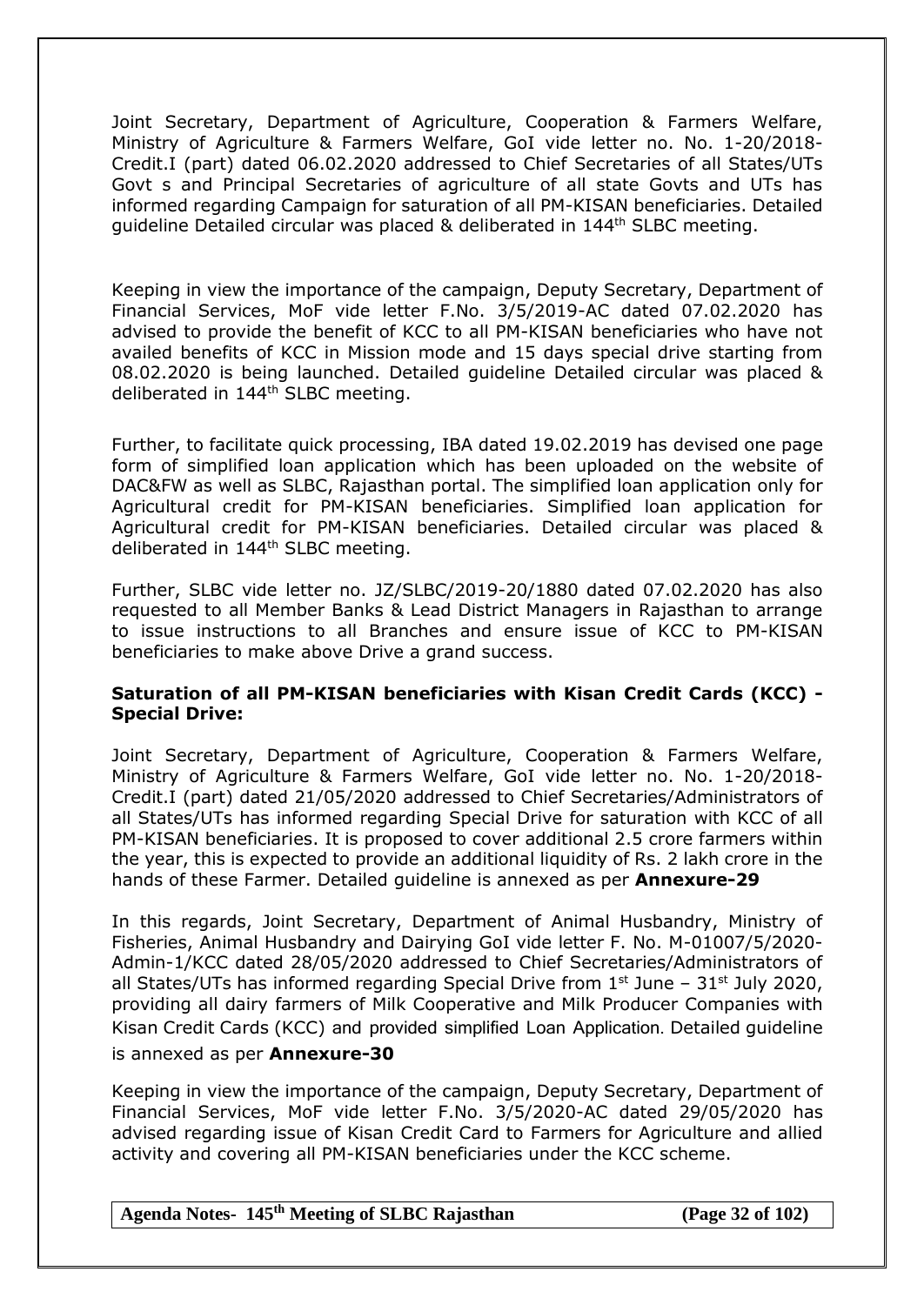Joint Secretary, Department of Agriculture, Cooperation & Farmers Welfare, Ministry of Agriculture & Farmers Welfare, GoI vide letter no. No. 1-20/2018-Credit.I (part) dated 06.02.2020 addressed to Chief Secretaries of all States/UTs Govt s and Principal Secretaries of agriculture of all state Govts and UTs has informed regarding Campaign for saturation of all PM-KISAN beneficiaries. Detailed guideline Detailed circular was placed & deliberated in 144th SLBC meeting.

Keeping in view the importance of the campaign, Deputy Secretary, Department of Financial Services, MoF vide letter F.No. 3/5/2019-AC dated 07.02.2020 has advised to provide the benefit of KCC to all PM-KISAN beneficiaries who have not availed benefits of KCC in Mission mode and 15 days special drive starting from 08.02.2020 is being launched. Detailed guideline Detailed circular was placed & deliberated in 144th SLBC meeting.

Further, to facilitate quick processing, IBA dated 19.02.2019 has devised one page form of simplified loan application which has been uploaded on the website of DAC&FW as well as SLBC, Rajasthan portal. The simplified loan application only for Agricultural credit for PM-KISAN beneficiaries. Simplified loan application for Agricultural credit for PM-KISAN beneficiaries. Detailed circular was placed & deliberated in 144th SLBC meeting.

Further, SLBC vide letter no. JZ/SLBC/2019-20/1880 dated 07.02.2020 has also requested to all Member Banks & Lead District Managers in Rajasthan to arrange to issue instructions to all Branches and ensure issue of KCC to PM-KISAN beneficiaries to make above Drive a grand success.

**Saturation of all PM-KISAN beneficiaries with Kisan Credit Cards (KCC) - Special Drive:**

Joint Secretary, Department of Agriculture, Cooperation & Farmers Welfare, Ministry of Agriculture & Farmers Welfare, GoI vide letter no. No. 1-20/2018-Credit.I (part) dated 21/05/2020 addressed to Chief Secretaries/Administrators of all States/UTs has informed regarding Special Drive for saturation with KCC of all PM-KISAN beneficiaries. It is proposed to cover additional 2.5 crore farmers within the year, this is expected to provide an additional liquidity of Rs. 2 lakh crore in the hands of these Farmer. Detailed guideline is annexed as per **Annexure-29**

In this regards, Joint Secretary, Department of Animal Husbandry, Ministry of Fisheries, Animal Husbandry and Dairying GoI vide letter F. No. M-01007/5/2020-Admin-1/KCC dated 28/05/2020 addressed to Chief Secretaries/Administrators of all States/UTs has informed regarding Special Drive from 1st June – 31st July 2020, providing all dairy farmers of Milk Cooperative and Milk Producer Companies with Kisan Credit Cards (KCC) and provided simplified Loan Application. Detailed guideline is annexed as per **Annexure-30**

Keeping in view the importance of the campaign, Deputy Secretary, Department of Financial Services, MoF vide letter F.No. 3/5/2020-AC dated 29/05/2020 has advised regarding issue of Kisan Credit Card to Farmers for Agriculture and allied activity and covering all PM-KISAN beneficiaries under the KCC scheme.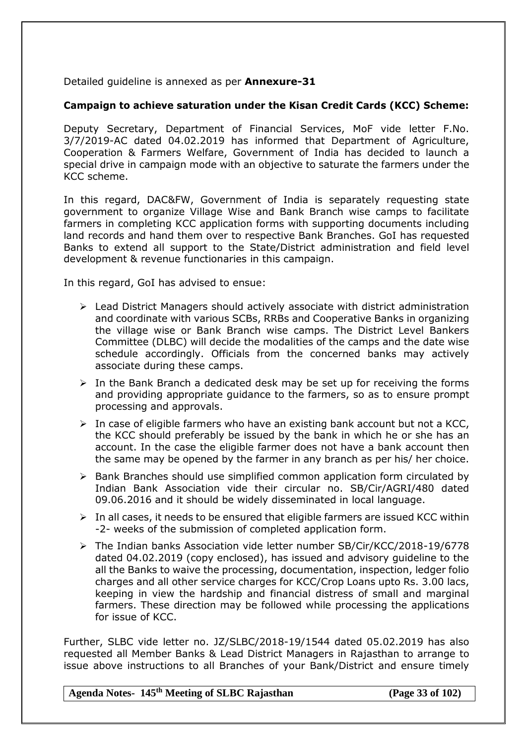Detailed guideline is annexed as per **Annexure-31**

**Campaign to achieve saturation under the Kisan Credit Cards (KCC) Scheme:**

Deputy Secretary, Department of Financial Services, MoF vide letter F.No. 3/7/2019-AC dated 04.02.2019 has informed that Department of Agriculture, Cooperation & Farmers Welfare, Government of India has decided to launch a special drive in campaign mode with an objective to saturate the farmers under the KCC scheme.

In this regard, DAC&FW, Government of India is separately requesting state government to organize Village Wise and Bank Branch wise camps to facilitate farmers in completing KCC application forms with supporting documents including land records and hand them over to respective Bank Branches. GoI has requested Banks to extend all support to the State/District administration and field level development & revenue functionaries in this campaign.

In this regard, GoI has advised to ensue:

- Lead District Managers should actively associate with district administration and coordinate with various SCBs, RRBs and Cooperative Banks in organizing the village wise or Bank Branch wise camps. The District Level Bankers Committee (DLBC) will decide the modalities of the camps and the date wise schedule accordingly. Officials from the concerned banks may actively associate during these camps.
- In the Bank Branch a dedicated desk may be set up for receiving the forms and providing appropriate guidance to the farmers, so as to ensure prompt processing and approvals.
- In case of eligible farmers who have an existing bank account but not a KCC, the KCC should preferably be issued by the bank in which he or she has an account. In the case the eligible farmer does not have a bank account then the same may be opened by the farmer in any branch as per his/ her choice.
- Bank Branches should use simplified common application form circulated by Indian Bank Association vide their circular no. SB/Cir/AGRI/480 dated 09.06.2016 and it should be widely disseminated in local language.
- In all cases, it needs to be ensured that eligible farmers are issued KCC within -2- weeks of the submission of completed application form.
- The Indian banks Association vide letter number SB/Cir/KCC/2018-19/6778 dated 04.02.2019 (copy enclosed), has issued and advisory guideline to the all the Banks to waive the processing, documentation, inspection, ledger folio charges and all other service charges for KCC/Crop Loans upto Rs. 3.00 lacs, keeping in view the hardship and financial distress of small and marginal farmers. These direction may be followed while processing the applications for issue of KCC.

Further, SLBC vide letter no. JZ/SLBC/2018-19/1544 dated 05.02.2019 has also requested all Member Banks & Lead District Managers in Rajasthan to arrange to issue above instructions to all Branches of your Bank/District and ensure timely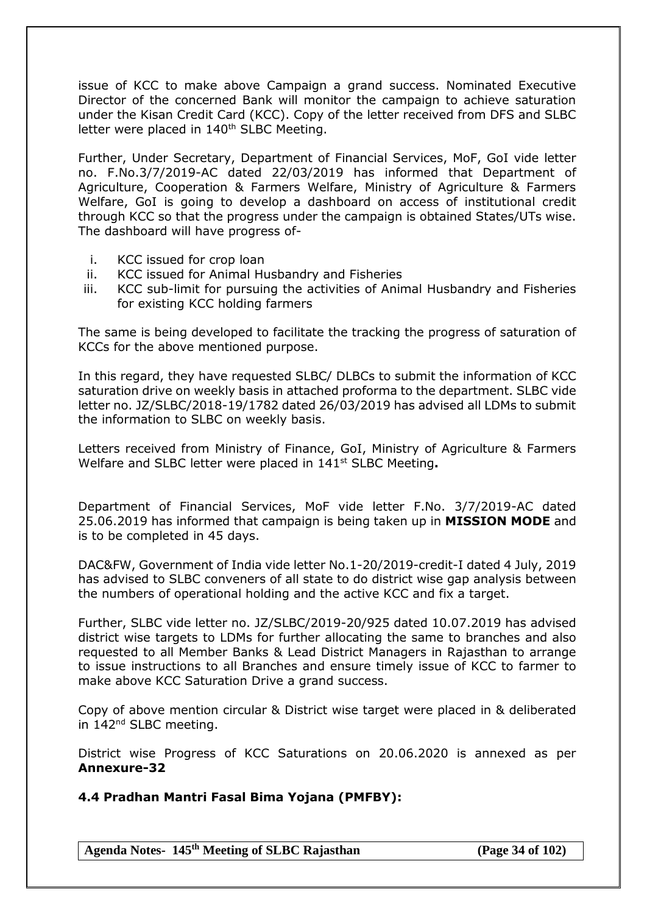issue of KCC to make above Campaign a grand success. Nominated Executive Director of the concerned Bank will monitor the campaign to achieve saturation under the Kisan Credit Card (KCC). Copy of the letter received from DFS and SLBC letter were placed in 140th SLBC Meeting.

Further, Under Secretary, Department of Financial Services, MoF, GoI vide letter no. F.No.3/7/2019-AC dated 22/03/2019 has informed that Department of Agriculture, Cooperation & Farmers Welfare, Ministry of Agriculture & Farmers Welfare, GoI is going to develop a dashboard on access of institutional credit through KCC so that the progress under the campaign is obtained States/UTs wise. The dashboard will have progress of-

i. KCC issued for crop loan
ii. KCC issued for Animal Husbandry and Fisheries
iii. KCC sub-limit for pursuing the activities of Animal Husbandry and Fisheries for existing KCC holding farmers

The same is being developed to facilitate the tracking the progress of saturation of KCCs for the above mentioned purpose.

In this regard, they have requested SLBC/ DLBCs to submit the information of KCC saturation drive on weekly basis in attached proforma to the department. SLBC vide letter no. JZ/SLBC/2018-19/1782 dated 26/03/2019 has advised all LDMs to submit the information to SLBC on weekly basis.

Letters received from Ministry of Finance, GoI, Ministry of Agriculture & Farmers Welfare and SLBC letter were placed in 141st SLBC Meeting**.**

Department of Financial Services, MoF vide letter F.No. 3/7/2019-AC dated 25.06.2019 has informed that campaign is being taken up in **MISSION MODE** and is to be completed in 45 days.

DAC&FW, Government of India vide letter No.1-20/2019-credit-I dated 4 July, 2019 has advised to SLBC conveners of all state to do district wise gap analysis between the numbers of operational holding and the active KCC and fix a target.

Further, SLBC vide letter no. JZ/SLBC/2019-20/925 dated 10.07.2019 has advised district wise targets to LDMs for further allocating the same to branches and also requested to all Member Banks & Lead District Managers in Rajasthan to arrange to issue instructions to all Branches and ensure timely issue of KCC to farmer to make above KCC Saturation Drive a grand success.

Copy of above mention circular & District wise target were placed in & deliberated in 142nd SLBC meeting.

District wise Progress of KCC Saturations on 20.06.2020 is annexed as per **Annexure-32**

### 4.4 Pradhan Mantri Fasal Bima Yojana (PMFBY):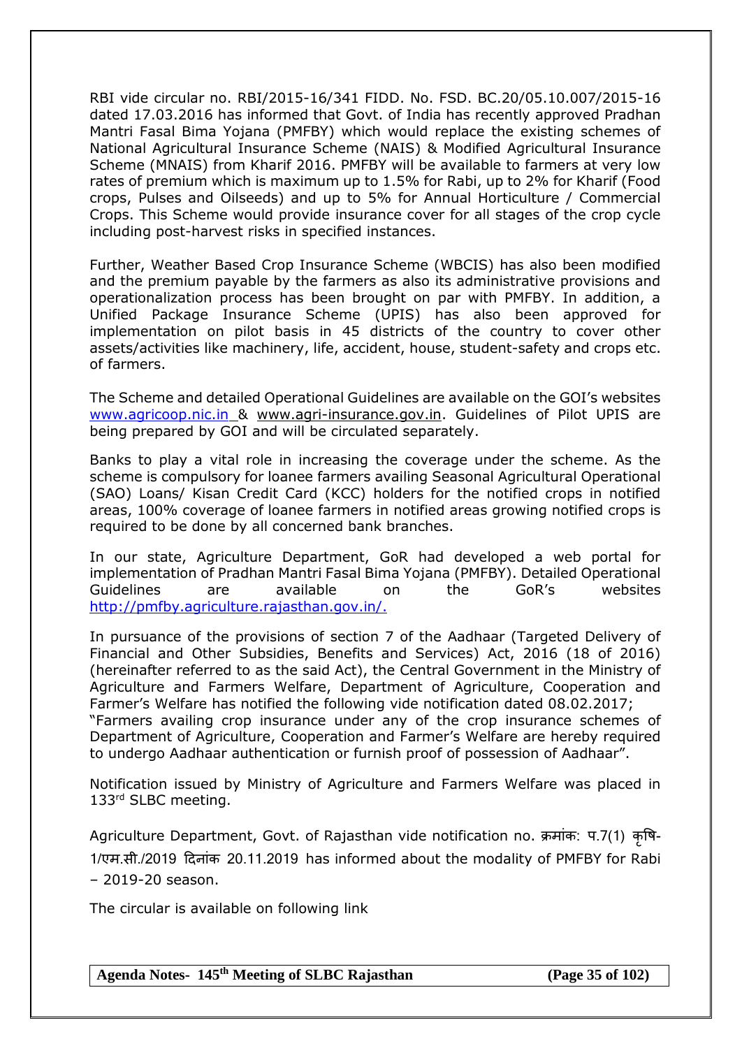RBI vide circular no. RBI/2015-16/341 FIDD. No. FSD. BC.20/05.10.007/2015-16 dated 17.03.2016 has informed that Govt. of India has recently approved Pradhan Mantri Fasal Bima Yojana (PMFBY) which would replace the existing schemes of National Agricultural Insurance Scheme (NAIS) & Modified Agricultural Insurance Scheme (MNAIS) from Kharif 2016. PMFBY will be available to farmers at very low rates of premium which is maximum up to 1.5% for Rabi, up to 2% for Kharif (Food crops, Pulses and Oilseeds) and up to 5% for Annual Horticulture / Commercial Crops. This Scheme would provide insurance cover for all stages of the crop cycle including post-harvest risks in specified instances.

Further, Weather Based Crop Insurance Scheme (WBCIS) has also been modified and the premium payable by the farmers as also its administrative provisions and operationalization process has been brought on par with PMFBY. In addition, a Unified Package Insurance Scheme (UPIS) has also been approved for implementation on pilot basis in 45 districts of the country to cover other assets/activities like machinery, life, accident, house, student-safety and crops etc. of farmers.

The Scheme and detailed Operational Guidelines are available on the GOI's websites www.agricoop.nic.in & www.agri-insurance.gov.in. Guidelines of Pilot UPIS are being prepared by GOI and will be circulated separately.

Banks to play a vital role in increasing the coverage under the scheme. As the scheme is compulsory for loanee farmers availing Seasonal Agricultural Operational (SAO) Loans/ Kisan Credit Card (KCC) holders for the notified crops in notified areas, 100% coverage of loanee farmers in notified areas growing notified crops is required to be done by all concerned bank branches.

In our state, Agriculture Department, GoR had developed a web portal for implementation of Pradhan Mantri Fasal Bima Yojana (PMFBY). Detailed Operational Guidelines are available on the GoR's websites http://pmfby.agriculture.rajasthan.gov.in/.

In pursuance of the provisions of section 7 of the Aadhaar (Targeted Delivery of Financial and Other Subsidies, Benefits and Services) Act, 2016 (18 of 2016) (hereinafter referred to as the said Act), the Central Government in the Ministry of Agriculture and Farmers Welfare, Department of Agriculture, Cooperation and Farmer's Welfare has notified the following vide notification dated 08.02.2017;
"Farmers availing crop insurance under any of the crop insurance schemes of Department of Agriculture, Cooperation and Farmer's Welfare are hereby required to undergo Aadhaar authentication or furnish proof of possession of Aadhaar".

Notification issued by Ministry of Agriculture and Farmers Welfare was placed in 133rd SLBC meeting.

Agriculture Department, Govt. of Rajasthan vide notification no. क्रमांक: प.7(1) कृषि-1/एम.सी./2019 दिनांक 20.11.2019 has informed about the modality of PMFBY for Rabi – 2019-20 season.

The circular is available on following link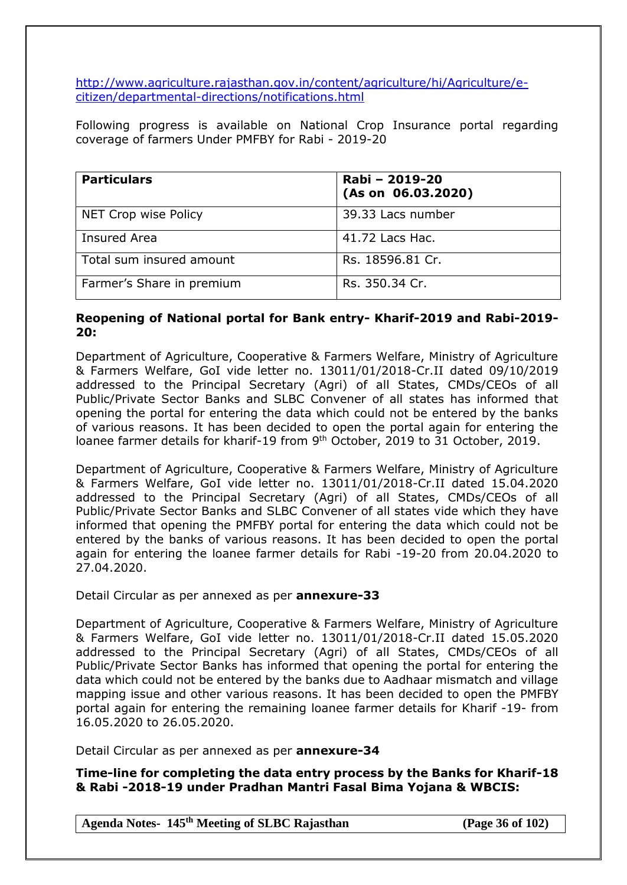http://www.agriculture.rajasthan.gov.in/content/agriculture/hi/Agriculture/e-citizen/departmental-directions/notifications.html

Following progress is available on National Crop Insurance portal regarding coverage of farmers Under PMFBY for Rabi - 2019-20

| **Particulars** | **Rabi – 2019-20 (As on 06.03.2020)** |
|---|---|
| NET Crop wise Policy | 39.33 Lacs number |
| Insured Area | 41.72 Lacs Hac. |
| Total sum insured amount | Rs. 18596.81 Cr. |
| Farmer's Share in premium | Rs. 350.34 Cr. |

**Reopening of National portal for Bank entry- Kharif-2019 and Rabi-2019-20:**

Department of Agriculture, Cooperative & Farmers Welfare, Ministry of Agriculture & Farmers Welfare, GoI vide letter no. 13011/01/2018-Cr.II dated 09/10/2019 addressed to the Principal Secretary (Agri) of all States, CMDs/CEOs of all Public/Private Sector Banks and SLBC Convener of all states has informed that opening the portal for entering the data which could not be entered by the banks of various reasons. It has been decided to open the portal again for entering the loanee farmer details for kharif-19 from 9th October, 2019 to 31 October, 2019.

Department of Agriculture, Cooperative & Farmers Welfare, Ministry of Agriculture & Farmers Welfare, GoI vide letter no. 13011/01/2018-Cr.II dated 15.04.2020 addressed to the Principal Secretary (Agri) of all States, CMDs/CEOs of all Public/Private Sector Banks and SLBC Convener of all states vide which they have informed that opening the PMFBY portal for entering the data which could not be entered by the banks of various reasons. It has been decided to open the portal again for entering the loanee farmer details for Rabi -19-20 from 20.04.2020 to 27.04.2020.

Detail Circular as per annexed as per **annexure-33**

Department of Agriculture, Cooperative & Farmers Welfare, Ministry of Agriculture & Farmers Welfare, GoI vide letter no. 13011/01/2018-Cr.II dated 15.05.2020 addressed to the Principal Secretary (Agri) of all States, CMDs/CEOs of all Public/Private Sector Banks has informed that opening the portal for entering the data which could not be entered by the banks due to Aadhaar mismatch and village mapping issue and other various reasons. It has been decided to open the PMFBY portal again for entering the remaining loanee farmer details for Kharif -19- from 16.05.2020 to 26.05.2020.

Detail Circular as per annexed as per **annexure-34**

**Time-line for completing the data entry process by the Banks for Kharif-18 & Rabi -2018-19 under Pradhan Mantri Fasal Bima Yojana & WBCIS:**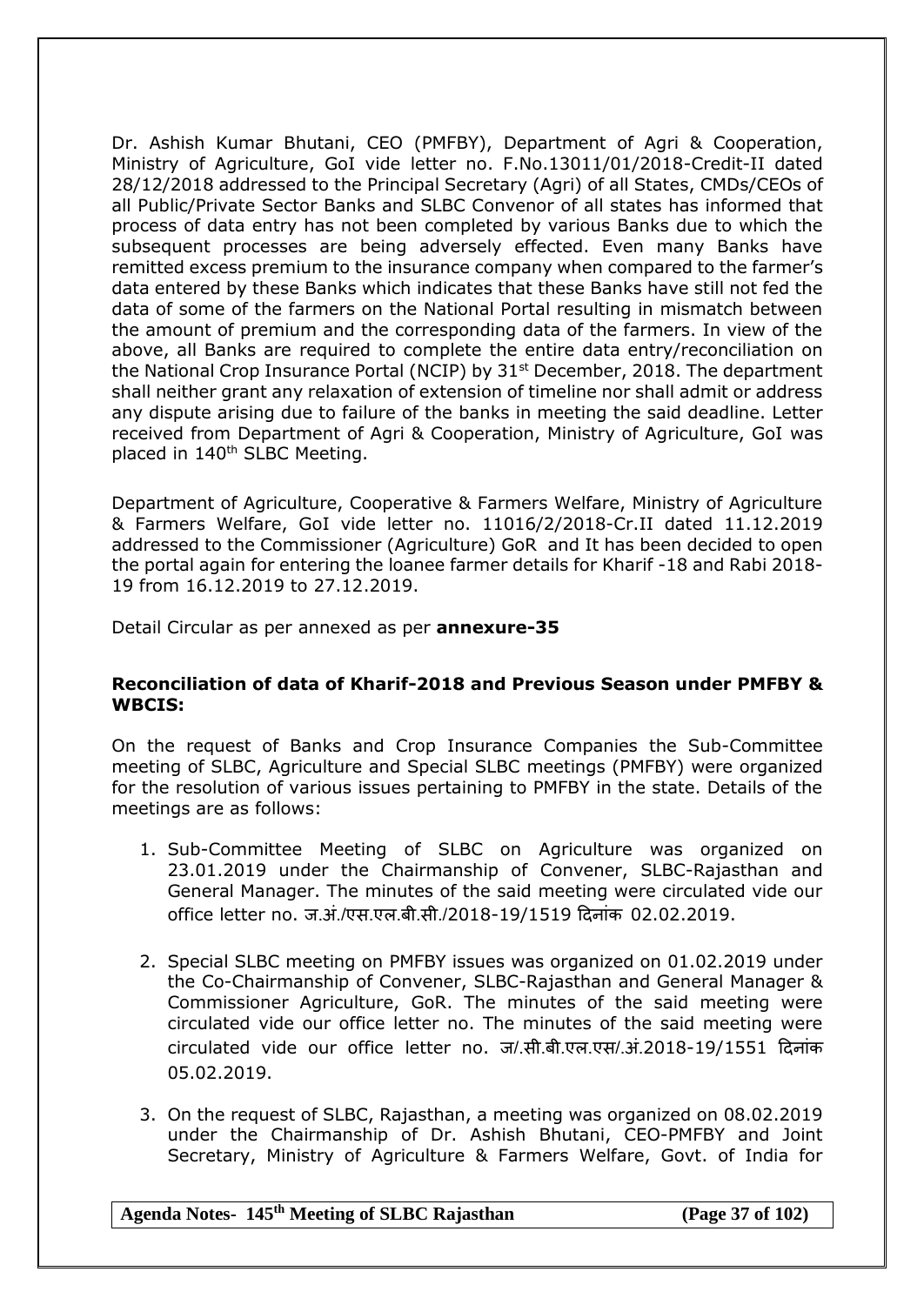Dr. Ashish Kumar Bhutani, CEO (PMFBY), Department of Agri & Cooperation, Ministry of Agriculture, GoI vide letter no. F.No.13011/01/2018-Credit-II dated 28/12/2018 addressed to the Principal Secretary (Agri) of all States, CMDs/CEOs of all Public/Private Sector Banks and SLBC Convenor of all states has informed that process of data entry has not been completed by various Banks due to which the subsequent processes are being adversely effected. Even many Banks have remitted excess premium to the insurance company when compared to the farmer's data entered by these Banks which indicates that these Banks have still not fed the data of some of the farmers on the National Portal resulting in mismatch between the amount of premium and the corresponding data of the farmers. In view of the above, all Banks are required to complete the entire data entry/reconciliation on the National Crop Insurance Portal (NCIP) by 31st December, 2018. The department shall neither grant any relaxation of extension of timeline nor shall admit or address any dispute arising due to failure of the banks in meeting the said deadline. Letter received from Department of Agri & Cooperation, Ministry of Agriculture, GoI was placed in 140th SLBC Meeting.

Department of Agriculture, Cooperative & Farmers Welfare, Ministry of Agriculture & Farmers Welfare, GoI vide letter no. 11016/2/2018-Cr.II dated 11.12.2019 addressed to the Commissioner (Agriculture) GoR and It has been decided to open the portal again for entering the loanee farmer details for Kharif -18 and Rabi 2018-19 from 16.12.2019 to 27.12.2019.

Detail Circular as per annexed as per **annexure-35**

**Reconciliation of data of Kharif-2018 and Previous Season under PMFBY & WBCIS:**

On the request of Banks and Crop Insurance Companies the Sub-Committee meeting of SLBC, Agriculture and Special SLBC meetings (PMFBY) were organized for the resolution of various issues pertaining to PMFBY in the state. Details of the meetings are as follows:

1. Sub-Committee Meeting of SLBC on Agriculture was organized on 23.01.2019 under the Chairmanship of Convener, SLBC-Rajasthan and General Manager. The minutes of the said meeting were circulated vide our office letter no. ज.अं./एस.एल.बी.सी./2018-19/1519 दिनांक 02.02.2019.

2. Special SLBC meeting on PMFBY issues was organized on 01.02.2019 under the Co-Chairmanship of Convener, SLBC-Rajasthan and General Manager & Commissioner Agriculture, GoR. The minutes of the said meeting were circulated vide our office letter no. The minutes of the said meeting were circulated vide our office letter no. ज/.सी.बी.एल.एस/.अं.2018-19/1551 दिनांक 05.02.2019.

3. On the request of SLBC, Rajasthan, a meeting was organized on 08.02.2019 under the Chairmanship of Dr. Ashish Bhutani, CEO-PMFBY and Joint Secretary, Ministry of Agriculture & Farmers Welfare, Govt. of India for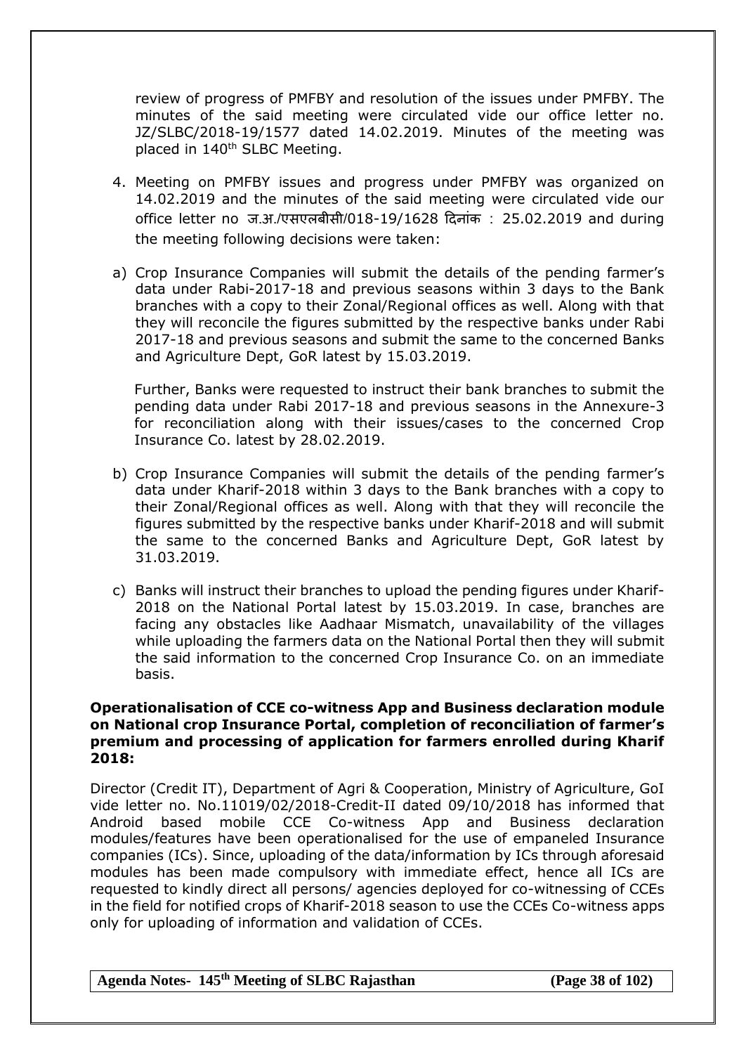review of progress of PMFBY and resolution of the issues under PMFBY. The minutes of the said meeting were circulated vide our office letter no. JZ/SLBC/2018-19/1577 dated 14.02.2019. Minutes of the meeting was placed in 140th SLBC Meeting.

4. Meeting on PMFBY issues and progress under PMFBY was organized on 14.02.2019 and the minutes of the said meeting were circulated vide our office letter no ज.अ./एसएलबीसी/018-19/1628 दिनांक : 25.02.2019 and during the meeting following decisions were taken:

a) Crop Insurance Companies will submit the details of the pending farmer's data under Rabi-2017-18 and previous seasons within 3 days to the Bank branches with a copy to their Zonal/Regional offices as well. Along with that they will reconcile the figures submitted by the respective banks under Rabi 2017-18 and previous seasons and submit the same to the concerned Banks and Agriculture Dept, GoR latest by 15.03.2019.

   Further, Banks were requested to instruct their bank branches to submit the pending data under Rabi 2017-18 and previous seasons in the Annexure-3 for reconciliation along with their issues/cases to the concerned Crop Insurance Co. latest by 28.02.2019.

b) Crop Insurance Companies will submit the details of the pending farmer's data under Kharif-2018 within 3 days to the Bank branches with a copy to their Zonal/Regional offices as well. Along with that they will reconcile the figures submitted by the respective banks under Kharif-2018 and will submit the same to the concerned Banks and Agriculture Dept, GoR latest by 31.03.2019.

c) Banks will instruct their branches to upload the pending figures under Kharif-2018 on the National Portal latest by 15.03.2019. In case, branches are facing any obstacles like Aadhaar Mismatch, unavailability of the villages while uploading the farmers data on the National Portal then they will submit the said information to the concerned Crop Insurance Co. on an immediate basis.

**Operationalisation of CCE co-witness App and Business declaration module on National crop Insurance Portal, completion of reconciliation of farmer's premium and processing of application for farmers enrolled during Kharif 2018:**

Director (Credit IT), Department of Agri & Cooperation, Ministry of Agriculture, GoI vide letter no. No.11019/02/2018-Credit-II dated 09/10/2018 has informed that Android based mobile CCE Co-witness App and Business declaration modules/features have been operationalised for the use of empaneled Insurance companies (ICs). Since, uploading of the data/information by ICs through aforesaid modules has been made compulsory with immediate effect, hence all ICs are requested to kindly direct all persons/ agencies deployed for co-witnessing of CCEs in the field for notified crops of Kharif-2018 season to use the CCEs Co-witness apps only for uploading of information and validation of CCEs.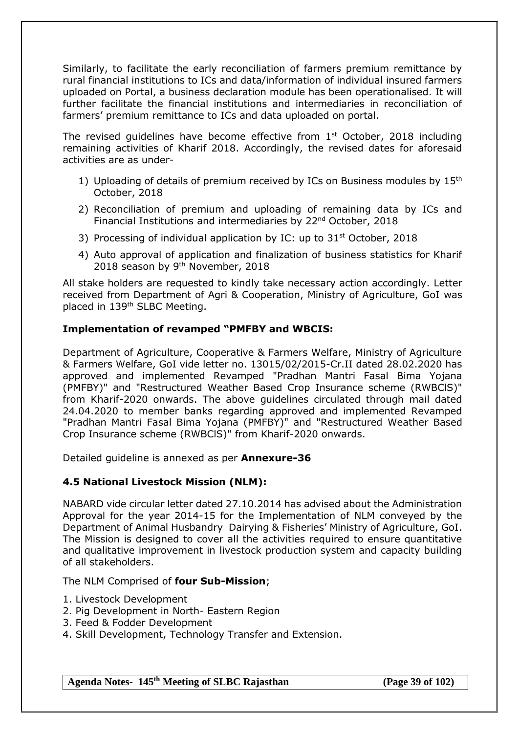Similarly, to facilitate the early reconciliation of farmers premium remittance by rural financial institutions to ICs and data/information of individual insured farmers uploaded on Portal, a business declaration module has been operationalised. It will further facilitate the financial institutions and intermediaries in reconciliation of farmers' premium remittance to ICs and data uploaded on portal.

The revised guidelines have become effective from 1st October, 2018 including remaining activities of Kharif 2018. Accordingly, the revised dates for aforesaid activities are as under-

1) Uploading of details of premium received by ICs on Business modules by 15th October, 2018
2) Reconciliation of premium and uploading of remaining data by ICs and Financial Institutions and intermediaries by 22nd October, 2018
3) Processing of individual application by IC: up to 31st October, 2018
4) Auto approval of application and finalization of business statistics for Kharif 2018 season by 9th November, 2018

All stake holders are requested to kindly take necessary action accordingly. Letter received from Department of Agri & Cooperation, Ministry of Agriculture, GoI was placed in 139th SLBC Meeting.

**Implementation of revamped "PMFBY and WBCIS:**

Department of Agriculture, Cooperative & Farmers Welfare, Ministry of Agriculture & Farmers Welfare, GoI vide letter no. 13015/02/2015-Cr.II dated 28.02.2020 has approved and implemented Revamped "Pradhan Mantri Fasal Bima Yojana (PMFBY)" and "Restructured Weather Based Crop Insurance scheme (RWBClS)" from Kharif-2020 onwards. The above guidelines circulated through mail dated 24.04.2020 to member banks regarding approved and implemented Revamped "Pradhan Mantri Fasal Bima Yojana (PMFBY)" and "Restructured Weather Based Crop Insurance scheme (RWBClS)" from Kharif-2020 onwards.

Detailed guideline is annexed as per **Annexure-36**

### 4.5 National Livestock Mission (NLM):

NABARD vide circular letter dated 27.10.2014 has advised about the Administration Approval for the year 2014-15 for the Implementation of NLM conveyed by the Department of Animal Husbandry Dairying & Fisheries' Ministry of Agriculture, GoI. The Mission is designed to cover all the activities required to ensure quantitative and qualitative improvement in livestock production system and capacity building of all stakeholders.

The NLM Comprised of **four Sub-Mission**;

1. Livestock Development
2. Pig Development in North- Eastern Region
3. Feed & Fodder Development
4. Skill Development, Technology Transfer and Extension.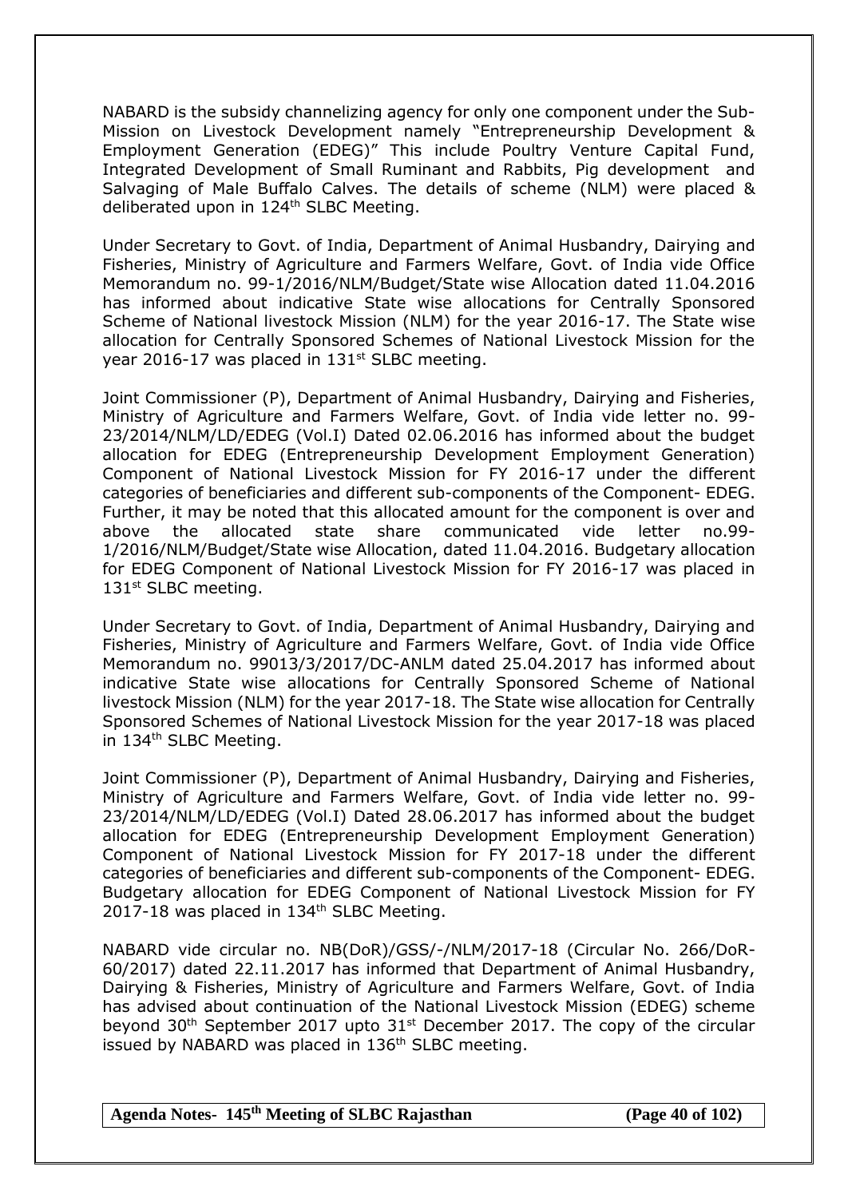NABARD is the subsidy channelizing agency for only one component under the Sub-Mission on Livestock Development namely "Entrepreneurship Development & Employment Generation (EDEG)" This include Poultry Venture Capital Fund, Integrated Development of Small Ruminant and Rabbits, Pig development and Salvaging of Male Buffalo Calves. The details of scheme (NLM) were placed & deliberated upon in 124th SLBC Meeting.

Under Secretary to Govt. of India, Department of Animal Husbandry, Dairying and Fisheries, Ministry of Agriculture and Farmers Welfare, Govt. of India vide Office Memorandum no. 99-1/2016/NLM/Budget/State wise Allocation dated 11.04.2016 has informed about indicative State wise allocations for Centrally Sponsored Scheme of National livestock Mission (NLM) for the year 2016-17. The State wise allocation for Centrally Sponsored Schemes of National Livestock Mission for the year 2016-17 was placed in 131st SLBC meeting.

Joint Commissioner (P), Department of Animal Husbandry, Dairying and Fisheries, Ministry of Agriculture and Farmers Welfare, Govt. of India vide letter no. 99-23/2014/NLM/LD/EDEG (Vol.I) Dated 02.06.2016 has informed about the budget allocation for EDEG (Entrepreneurship Development Employment Generation) Component of National Livestock Mission for FY 2016-17 under the different categories of beneficiaries and different sub-components of the Component- EDEG. Further, it may be noted that this allocated amount for the component is over and above the allocated state share communicated vide letter no.99-1/2016/NLM/Budget/State wise Allocation, dated 11.04.2016. Budgetary allocation for EDEG Component of National Livestock Mission for FY 2016-17 was placed in 131st SLBC meeting.

Under Secretary to Govt. of India, Department of Animal Husbandry, Dairying and Fisheries, Ministry of Agriculture and Farmers Welfare, Govt. of India vide Office Memorandum no. 99013/3/2017/DC-ANLM dated 25.04.2017 has informed about indicative State wise allocations for Centrally Sponsored Scheme of National livestock Mission (NLM) for the year 2017-18. The State wise allocation for Centrally Sponsored Schemes of National Livestock Mission for the year 2017-18 was placed in 134th SLBC Meeting.

Joint Commissioner (P), Department of Animal Husbandry, Dairying and Fisheries, Ministry of Agriculture and Farmers Welfare, Govt. of India vide letter no. 99-23/2014/NLM/LD/EDEG (Vol.I) Dated 28.06.2017 has informed about the budget allocation for EDEG (Entrepreneurship Development Employment Generation) Component of National Livestock Mission for FY 2017-18 under the different categories of beneficiaries and different sub-components of the Component- EDEG. Budgetary allocation for EDEG Component of National Livestock Mission for FY 2017-18 was placed in 134th SLBC Meeting.

NABARD vide circular no. NB(DoR)/GSS/-/NLM/2017-18 (Circular No. 266/DoR-60/2017) dated 22.11.2017 has informed that Department of Animal Husbandry, Dairying & Fisheries, Ministry of Agriculture and Farmers Welfare, Govt. of India has advised about continuation of the National Livestock Mission (EDEG) scheme beyond 30th September 2017 upto 31st December 2017. The copy of the circular issued by NABARD was placed in 136th SLBC meeting.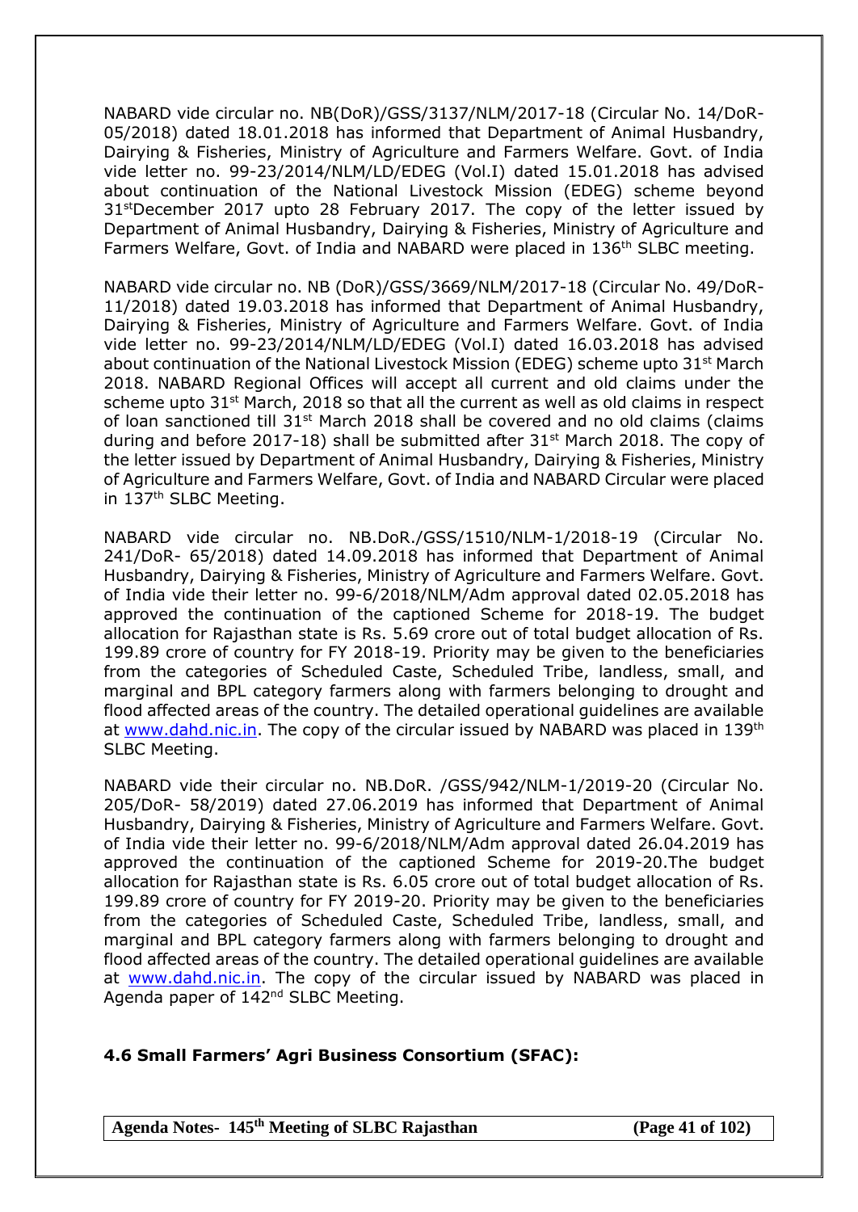NABARD vide circular no. NB(DoR)/GSS/3137/NLM/2017-18 (Circular No. 14/DoR-05/2018) dated 18.01.2018 has informed that Department of Animal Husbandry, Dairying & Fisheries, Ministry of Agriculture and Farmers Welfare. Govt. of India vide letter no. 99-23/2014/NLM/LD/EDEG (Vol.I) dated 15.01.2018 has advised about continuation of the National Livestock Mission (EDEG) scheme beyond 31st December 2017 upto 28 February 2017. The copy of the letter issued by Department of Animal Husbandry, Dairying & Fisheries, Ministry of Agriculture and Farmers Welfare, Govt. of India and NABARD were placed in 136th SLBC meeting.

NABARD vide circular no. NB (DoR)/GSS/3669/NLM/2017-18 (Circular No. 49/DoR-11/2018) dated 19.03.2018 has informed that Department of Animal Husbandry, Dairying & Fisheries, Ministry of Agriculture and Farmers Welfare. Govt. of India vide letter no. 99-23/2014/NLM/LD/EDEG (Vol.I) dated 16.03.2018 has advised about continuation of the National Livestock Mission (EDEG) scheme upto 31st March 2018. NABARD Regional Offices will accept all current and old claims under the scheme upto 31st March, 2018 so that all the current as well as old claims in respect of loan sanctioned till 31st March 2018 shall be covered and no old claims (claims during and before 2017-18) shall be submitted after 31st March 2018. The copy of the letter issued by Department of Animal Husbandry, Dairying & Fisheries, Ministry of Agriculture and Farmers Welfare, Govt. of India and NABARD Circular were placed in 137th SLBC Meeting.

NABARD vide circular no. NB.DoR./GSS/1510/NLM-1/2018-19 (Circular No. 241/DoR- 65/2018) dated 14.09.2018 has informed that Department of Animal Husbandry, Dairying & Fisheries, Ministry of Agriculture and Farmers Welfare. Govt. of India vide their letter no. 99-6/2018/NLM/Adm approval dated 02.05.2018 has approved the continuation of the captioned Scheme for 2018-19. The budget allocation for Rajasthan state is Rs. 5.69 crore out of total budget allocation of Rs. 199.89 crore of country for FY 2018-19. Priority may be given to the beneficiaries from the categories of Scheduled Caste, Scheduled Tribe, landless, small, and marginal and BPL category farmers along with farmers belonging to drought and flood affected areas of the country. The detailed operational guidelines are available at www.dahd.nic.in. The copy of the circular issued by NABARD was placed in 139th SLBC Meeting.

NABARD vide their circular no. NB.DoR. /GSS/942/NLM-1/2019-20 (Circular No. 205/DoR- 58/2019) dated 27.06.2019 has informed that Department of Animal Husbandry, Dairying & Fisheries, Ministry of Agriculture and Farmers Welfare. Govt. of India vide their letter no. 99-6/2018/NLM/Adm approval dated 26.04.2019 has approved the continuation of the captioned Scheme for 2019-20.The budget allocation for Rajasthan state is Rs. 6.05 crore out of total budget allocation of Rs. 199.89 crore of country for FY 2019-20. Priority may be given to the beneficiaries from the categories of Scheduled Caste, Scheduled Tribe, landless, small, and marginal and BPL category farmers along with farmers belonging to drought and flood affected areas of the country. The detailed operational guidelines are available at www.dahd.nic.in. The copy of the circular issued by NABARD was placed in Agenda paper of 142nd SLBC Meeting.

### 4.6 Small Farmers' Agri Business Consortium (SFAC):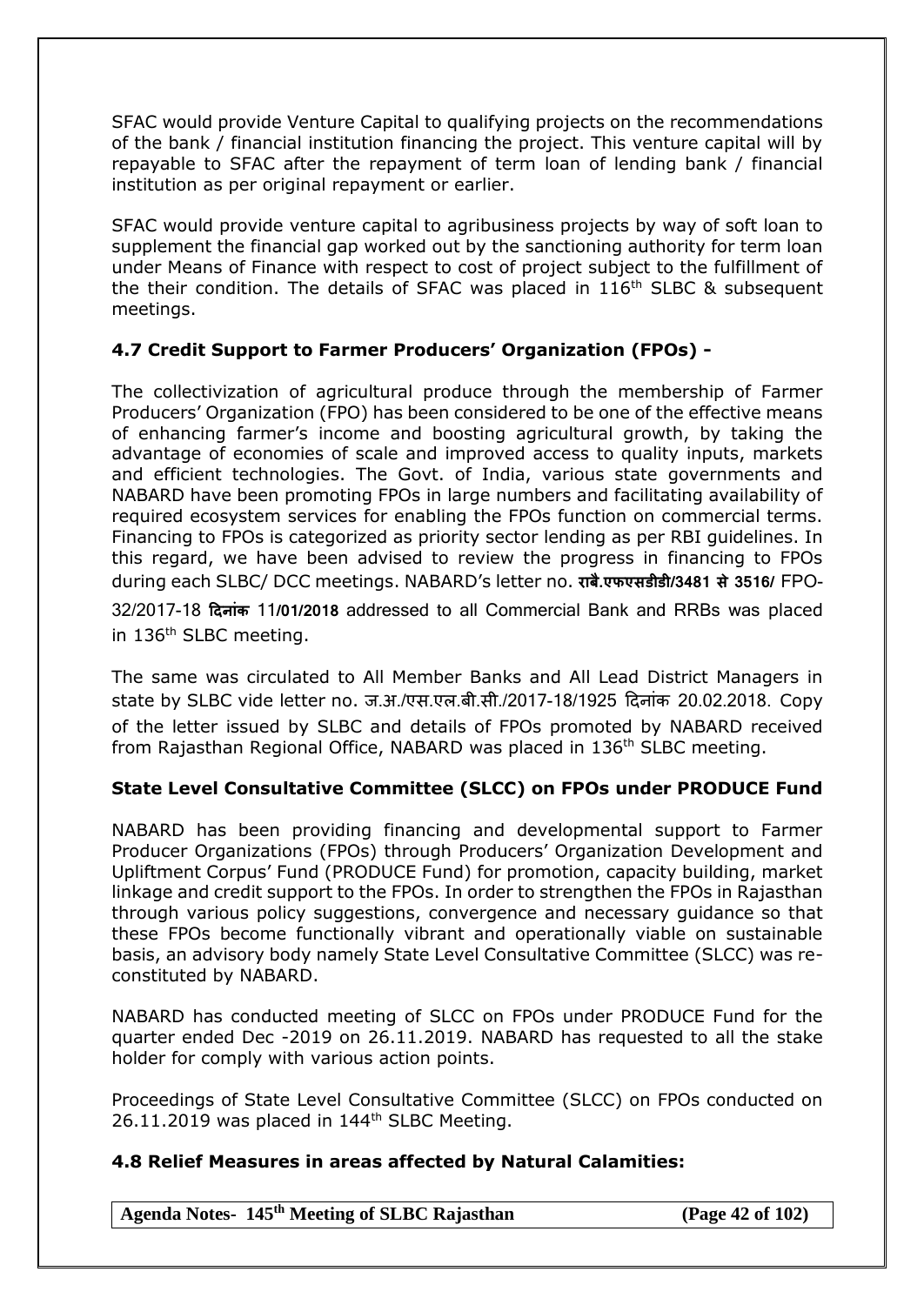SFAC would provide Venture Capital to qualifying projects on the recommendations of the bank / financial institution financing the project. This venture capital will by repayable to SFAC after the repayment of term loan of lending bank / financial institution as per original repayment or earlier.

SFAC would provide venture capital to agribusiness projects by way of soft loan to supplement the financial gap worked out by the sanctioning authority for term loan under Means of Finance with respect to cost of project subject to the fulfillment of the their condition. The details of SFAC was placed in 116th SLBC & subsequent meetings.

### 4.7 Credit Support to Farmer Producers' Organization (FPOs) -

The collectivization of agricultural produce through the membership of Farmer Producers' Organization (FPO) has been considered to be one of the effective means of enhancing farmer's income and boosting agricultural growth, by taking the advantage of economies of scale and improved access to quality inputs, markets and efficient technologies. The Govt. of India, various state governments and NABARD have been promoting FPOs in large numbers and facilitating availability of required ecosystem services for enabling the FPOs function on commercial terms. Financing to FPOs is categorized as priority sector lending as per RBI guidelines. In this regard, we have been advised to review the progress in financing to FPOs during each SLBC/ DCC meetings. NABARD's letter no. **राबै.एफएसडीडी/3481 से 3516/** FPO-32/2017-18 **दिनांक** 11**/01/2018** addressed to all Commercial Bank and RRBs was placed in 136th SLBC meeting.

The same was circulated to All Member Banks and All Lead District Managers in state by SLBC vide letter no. ज.अ./एस.एल.बी.सी./2017-18/1925 दिनांक 20.02.2018. Copy of the letter issued by SLBC and details of FPOs promoted by NABARD received from Rajasthan Regional Office, NABARD was placed in 136th SLBC meeting.

### State Level Consultative Committee (SLCC) on FPOs under PRODUCE Fund

NABARD has been providing financing and developmental support to Farmer Producer Organizations (FPOs) through Producers' Organization Development and Upliftment Corpus' Fund (PRODUCE Fund) for promotion, capacity building, market linkage and credit support to the FPOs. In order to strengthen the FPOs in Rajasthan through various policy suggestions, convergence and necessary guidance so that these FPOs become functionally vibrant and operationally viable on sustainable basis, an advisory body namely State Level Consultative Committee (SLCC) was re-constituted by NABARD.

NABARD has conducted meeting of SLCC on FPOs under PRODUCE Fund for the quarter ended Dec -2019 on 26.11.2019. NABARD has requested to all the stake holder for comply with various action points.

Proceedings of State Level Consultative Committee (SLCC) on FPOs conducted on 26.11.2019 was placed in 144th SLBC Meeting.

### 4.8 Relief Measures in areas affected by Natural Calamities: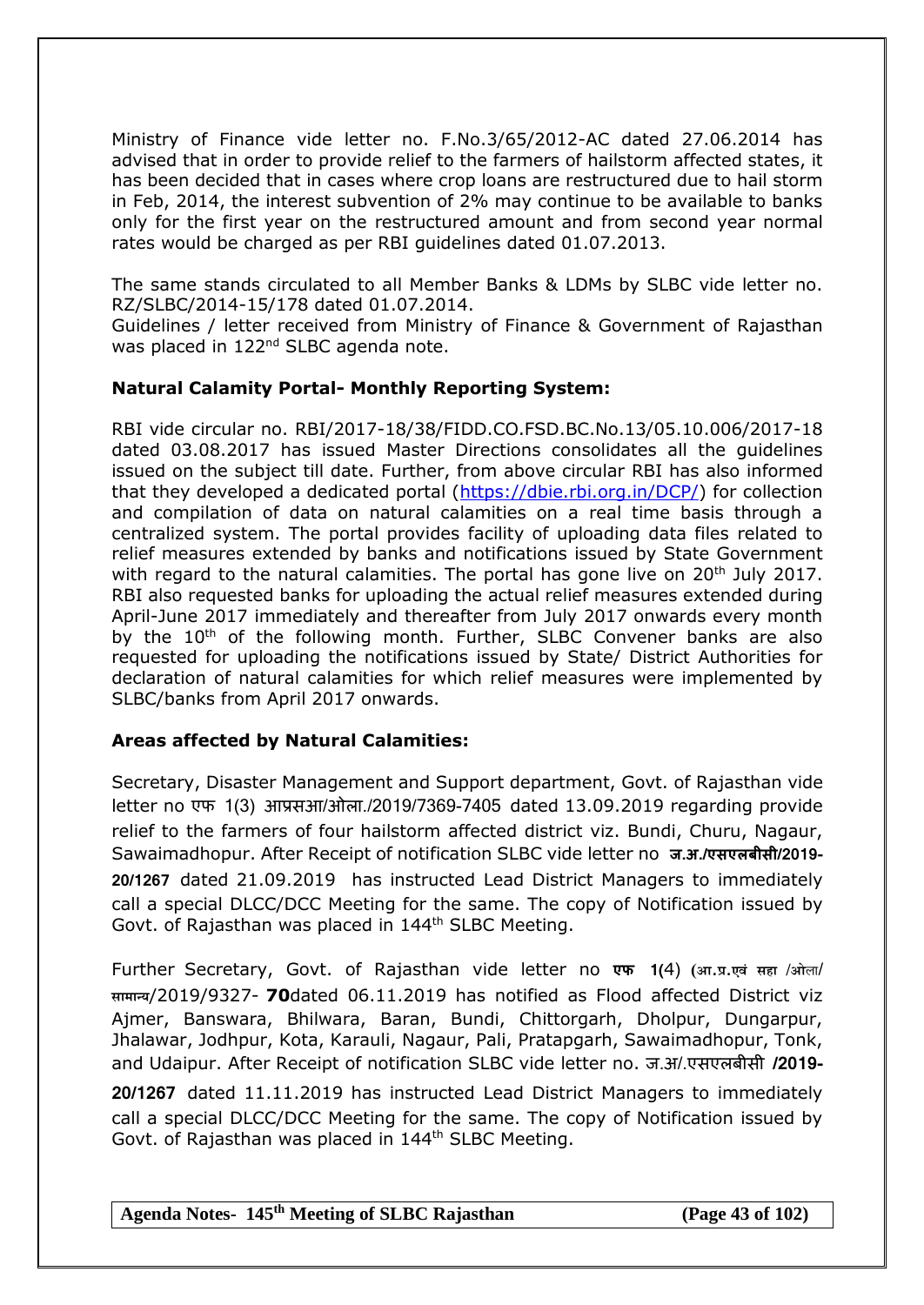Ministry of Finance vide letter no. F.No.3/65/2012-AC dated 27.06.2014 has advised that in order to provide relief to the farmers of hailstorm affected states, it has been decided that in cases where crop loans are restructured due to hail storm in Feb, 2014, the interest subvention of 2% may continue to be available to banks only for the first year on the restructured amount and from second year normal rates would be charged as per RBI guidelines dated 01.07.2013.

The same stands circulated to all Member Banks & LDMs by SLBC vide letter no. RZ/SLBC/2014-15/178 dated 01.07.2014.
Guidelines / letter received from Ministry of Finance & Government of Rajasthan was placed in 122nd SLBC agenda note.

**Natural Calamity Portal- Monthly Reporting System:**

RBI vide circular no. RBI/2017-18/38/FIDD.CO.FSD.BC.No.13/05.10.006/2017-18 dated 03.08.2017 has issued Master Directions consolidates all the guidelines issued on the subject till date. Further, from above circular RBI has also informed that they developed a dedicated portal (https://dbie.rbi.org.in/DCP/) for collection and compilation of data on natural calamities on a real time basis through a centralized system. The portal provides facility of uploading data files related to relief measures extended by banks and notifications issued by State Government with regard to the natural calamities. The portal has gone live on 20th July 2017. RBI also requested banks for uploading the actual relief measures extended during April-June 2017 immediately and thereafter from July 2017 onwards every month by the 10th of the following month. Further, SLBC Convener banks are also requested for uploading the notifications issued by State/ District Authorities for declaration of natural calamities for which relief measures were implemented by SLBC/banks from April 2017 onwards.

**Areas affected by Natural Calamities:**

Secretary, Disaster Management and Support department, Govt. of Rajasthan vide letter no एफ 1(3) आप्रसआ/ओला./2019/7369-7405 dated 13.09.2019 regarding provide relief to the farmers of four hailstorm affected district viz. Bundi, Churu, Nagaur, Sawaimadhopur. After Receipt of notification SLBC vide letter no **ज.अ./एसएलबीसी/2019-20/1267** dated 21.09.2019 has instructed Lead District Managers to immediately call a special DLCC/DCC Meeting for the same. The copy of Notification issued by Govt. of Rajasthan was placed in 144th SLBC Meeting.

Further Secretary, Govt. of Rajasthan vide letter no **एफ 1(**4) **(**आ.प्र.एवं सहा /ओला/ सामान्य/2019/9327- **70**dated 06.11.2019 has notified as Flood affected District viz Ajmer, Banswara, Bhilwara, Baran, Bundi, Chittorgarh, Dholpur, Dungarpur, Jhalawar, Jodhpur, Kota, Karauli, Nagaur, Pali, Pratapgarh, Sawaimadhopur, Tonk, and Udaipur. After Receipt of notification SLBC vide letter no. ज.अ/.एसएलबीसी **/2019-20/1267** dated 11.11.2019 has instructed Lead District Managers to immediately call a special DLCC/DCC Meeting for the same. The copy of Notification issued by Govt. of Rajasthan was placed in 144th SLBC Meeting.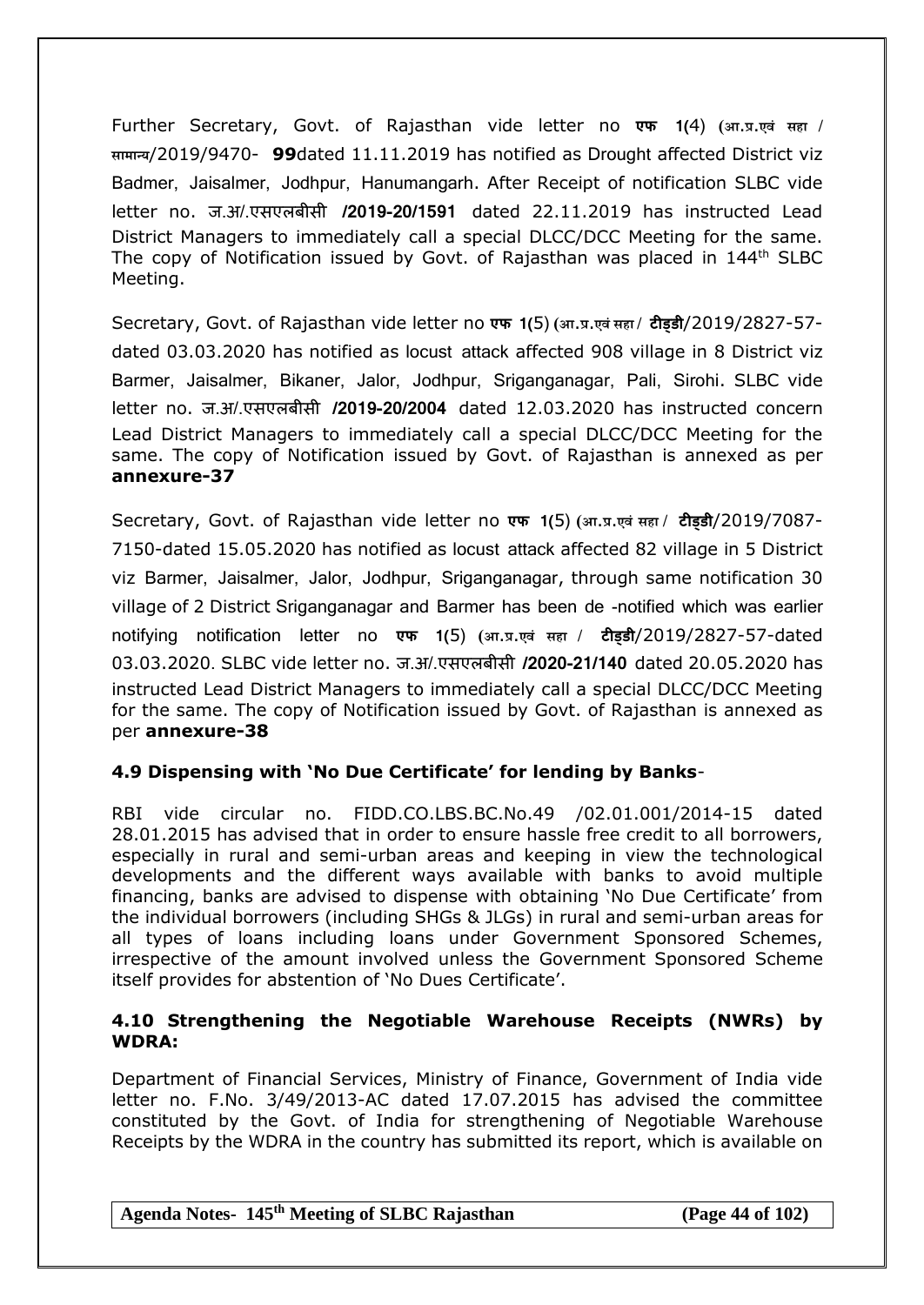Further Secretary, Govt. of Rajasthan vide letter no **एफ 1(**4) **(**आ.प्र.एवं सहा / सामान्य/2019/9470- **99**dated 11.11.2019 has notified as Drought affected District viz Badmer, Jaisalmer, Jodhpur, Hanumangarh. After Receipt of notification SLBC vide letter no. ज.अ/.एसएलबीसी **/2019-20/1591** dated 22.11.2019 has instructed Lead District Managers to immediately call a special DLCC/DCC Meeting for the same. The copy of Notification issued by Govt. of Rajasthan was placed in 144th SLBC Meeting.

Secretary, Govt. of Rajasthan vide letter no **एफ 1(**5) **(**आ.प्र.एवं सहा / **टीड्डी**/2019/2827-57- dated 03.03.2020 has notified as locust attack affected 908 village in 8 District viz Barmer, Jaisalmer, Bikaner, Jalor, Jodhpur, Sriganganagar, Pali, Sirohi. SLBC vide letter no. ज.अ/.एसएलबीसी **/2019-20/2004** dated 12.03.2020 has instructed concern Lead District Managers to immediately call a special DLCC/DCC Meeting for the same. The copy of Notification issued by Govt. of Rajasthan is annexed as per **annexure-37**

Secretary, Govt. of Rajasthan vide letter no **एफ 1(**5) **(**आ.प्र.एवं सहा / **टीड्डी**/2019/7087-7150-dated 15.05.2020 has notified as locust attack affected 82 village in 5 District viz Barmer, Jaisalmer, Jalor, Jodhpur, Sriganganagar, through same notification 30 village of 2 District Sriganganagar and Barmer has been de -notified which was earlier notifying notification letter no **एफ 1(**5) **(**आ.प्र.एवं सहा / **टीड्डी**/2019/2827-57-dated 03.03.2020. SLBC vide letter no. ज.अ/.एसएलबीसी **/2020-21/140** dated 20.05.2020 has instructed Lead District Managers to immediately call a special DLCC/DCC Meeting for the same. The copy of Notification issued by Govt. of Rajasthan is annexed as per **annexure-38**

### 4.9 Dispensing with 'No Due Certificate' for lending by Banks-

RBI vide circular no. FIDD.CO.LBS.BC.No.49 /02.01.001/2014-15 dated 28.01.2015 has advised that in order to ensure hassle free credit to all borrowers, especially in rural and semi-urban areas and keeping in view the technological developments and the different ways available with banks to avoid multiple financing, banks are advised to dispense with obtaining 'No Due Certificate' from the individual borrowers (including SHGs & JLGs) in rural and semi-urban areas for all types of loans including loans under Government Sponsored Schemes, irrespective of the amount involved unless the Government Sponsored Scheme itself provides for abstention of 'No Dues Certificate'.

### 4.10 Strengthening the Negotiable Warehouse Receipts (NWRs) by WDRA:

Department of Financial Services, Ministry of Finance, Government of India vide letter no. F.No. 3/49/2013-AC dated 17.07.2015 has advised the committee constituted by the Govt. of India for strengthening of Negotiable Warehouse Receipts by the WDRA in the country has submitted its report, which is available on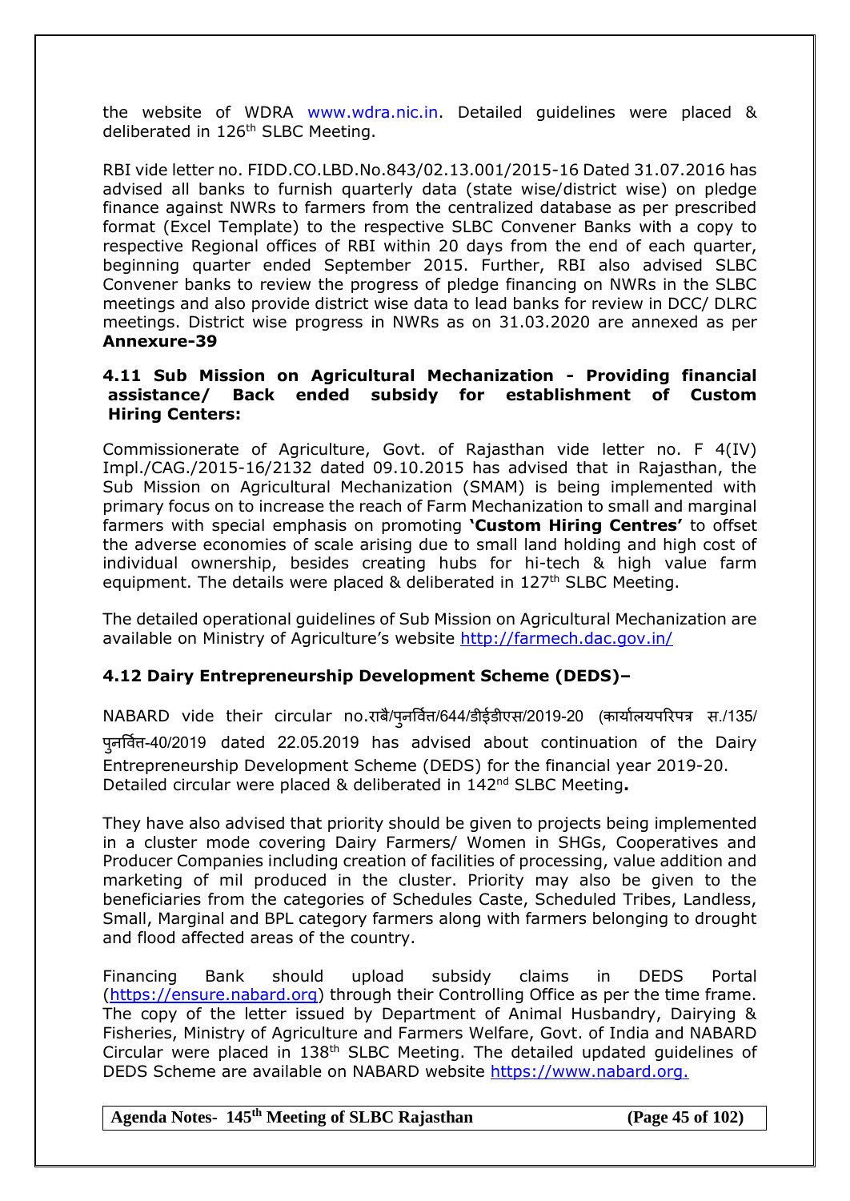the website of WDRA www.wdra.nic.in. Detailed guidelines were placed & deliberated in 126th SLBC Meeting.

RBI vide letter no. FIDD.CO.LBD.No.843/02.13.001/2015-16 Dated 31.07.2016 has advised all banks to furnish quarterly data (state wise/district wise) on pledge finance against NWRs to farmers from the centralized database as per prescribed format (Excel Template) to the respective SLBC Convener Banks with a copy to respective Regional offices of RBI within 20 days from the end of each quarter, beginning quarter ended September 2015. Further, RBI also advised SLBC Convener banks to review the progress of pledge financing on NWRs in the SLBC meetings and also provide district wise data to lead banks for review in DCC/ DLRC meetings. District wise progress in NWRs as on 31.03.2020 are annexed as per **Annexure-39**

### 4.11 Sub Mission on Agricultural Mechanization - Providing financial assistance/ Back ended subsidy for establishment of Custom Hiring Centers:

Commissionerate of Agriculture, Govt. of Rajasthan vide letter no. F 4(IV) Impl./CAG./2015-16/2132 dated 09.10.2015 has advised that in Rajasthan, the Sub Mission on Agricultural Mechanization (SMAM) is being implemented with primary focus on to increase the reach of Farm Mechanization to small and marginal farmers with special emphasis on promoting **'Custom Hiring Centres'** to offset the adverse economies of scale arising due to small land holding and high cost of individual ownership, besides creating hubs for hi-tech & high value farm equipment. The details were placed & deliberated in 127th SLBC Meeting.

The detailed operational guidelines of Sub Mission on Agricultural Mechanization are available on Ministry of Agriculture's website http://farmech.dac.gov.in/

### 4.12 Dairy Entrepreneurship Development Scheme (DEDS)–

NABARD vide their circular no.राबै/पुनर्वित्त/644/डीईडीएस/2019-20 (कार्यालयपरिपत्र स./135/ पुनर्वित्त-40/2019 dated 22.05.2019 has advised about continuation of the Dairy Entrepreneurship Development Scheme (DEDS) for the financial year 2019-20. Detailed circular were placed & deliberated in 142nd SLBC Meeting**.**

They have also advised that priority should be given to projects being implemented in a cluster mode covering Dairy Farmers/ Women in SHGs, Cooperatives and Producer Companies including creation of facilities of processing, value addition and marketing of mil produced in the cluster. Priority may also be given to the beneficiaries from the categories of Schedules Caste, Scheduled Tribes, Landless, Small, Marginal and BPL category farmers along with farmers belonging to drought and flood affected areas of the country.

Financing Bank should upload subsidy claims in DEDS Portal (https://ensure.nabard.org) through their Controlling Office as per the time frame. The copy of the letter issued by Department of Animal Husbandry, Dairying & Fisheries, Ministry of Agriculture and Farmers Welfare, Govt. of India and NABARD Circular were placed in 138th SLBC Meeting. The detailed updated guidelines of DEDS Scheme are available on NABARD website https://www.nabard.org.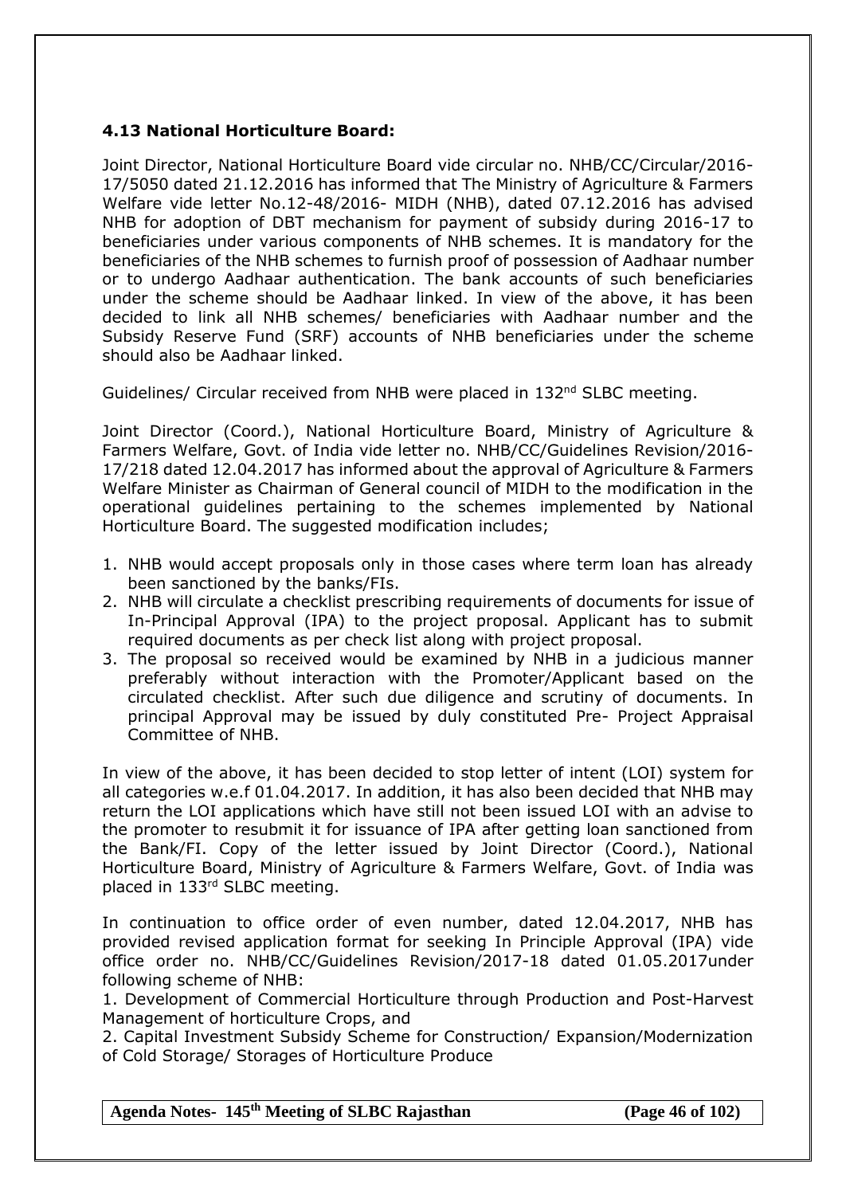### 4.13 National Horticulture Board:

Joint Director, National Horticulture Board vide circular no. NHB/CC/Circular/2016-17/5050 dated 21.12.2016 has informed that The Ministry of Agriculture & Farmers Welfare vide letter No.12-48/2016- MIDH (NHB), dated 07.12.2016 has advised NHB for adoption of DBT mechanism for payment of subsidy during 2016-17 to beneficiaries under various components of NHB schemes. It is mandatory for the beneficiaries of the NHB schemes to furnish proof of possession of Aadhaar number or to undergo Aadhaar authentication. The bank accounts of such beneficiaries under the scheme should be Aadhaar linked. In view of the above, it has been decided to link all NHB schemes/ beneficiaries with Aadhaar number and the Subsidy Reserve Fund (SRF) accounts of NHB beneficiaries under the scheme should also be Aadhaar linked.

Guidelines/ Circular received from NHB were placed in 132nd SLBC meeting.

Joint Director (Coord.), National Horticulture Board, Ministry of Agriculture & Farmers Welfare, Govt. of India vide letter no. NHB/CC/Guidelines Revision/2016-17/218 dated 12.04.2017 has informed about the approval of Agriculture & Farmers Welfare Minister as Chairman of General council of MIDH to the modification in the operational guidelines pertaining to the schemes implemented by National Horticulture Board. The suggested modification includes;

1. NHB would accept proposals only in those cases where term loan has already been sanctioned by the banks/FIs.
2. NHB will circulate a checklist prescribing requirements of documents for issue of In-Principal Approval (IPA) to the project proposal. Applicant has to submit required documents as per check list along with project proposal.
3. The proposal so received would be examined by NHB in a judicious manner preferably without interaction with the Promoter/Applicant based on the circulated checklist. After such due diligence and scrutiny of documents. In principal Approval may be issued by duly constituted Pre- Project Appraisal Committee of NHB.

In view of the above, it has been decided to stop letter of intent (LOI) system for all categories w.e.f 01.04.2017. In addition, it has also been decided that NHB may return the LOI applications which have still not been issued LOI with an advise to the promoter to resubmit it for issuance of IPA after getting loan sanctioned from the Bank/FI. Copy of the letter issued by Joint Director (Coord.), National Horticulture Board, Ministry of Agriculture & Farmers Welfare, Govt. of India was placed in 133rd SLBC meeting.

In continuation to office order of even number, dated 12.04.2017, NHB has provided revised application format for seeking In Principle Approval (IPA) vide office order no. NHB/CC/Guidelines Revision/2017-18 dated 01.05.2017under following scheme of NHB:

1. Development of Commercial Horticulture through Production and Post-Harvest Management of horticulture Crops, and
2. Capital Investment Subsidy Scheme for Construction/ Expansion/Modernization of Cold Storage/ Storages of Horticulture Produce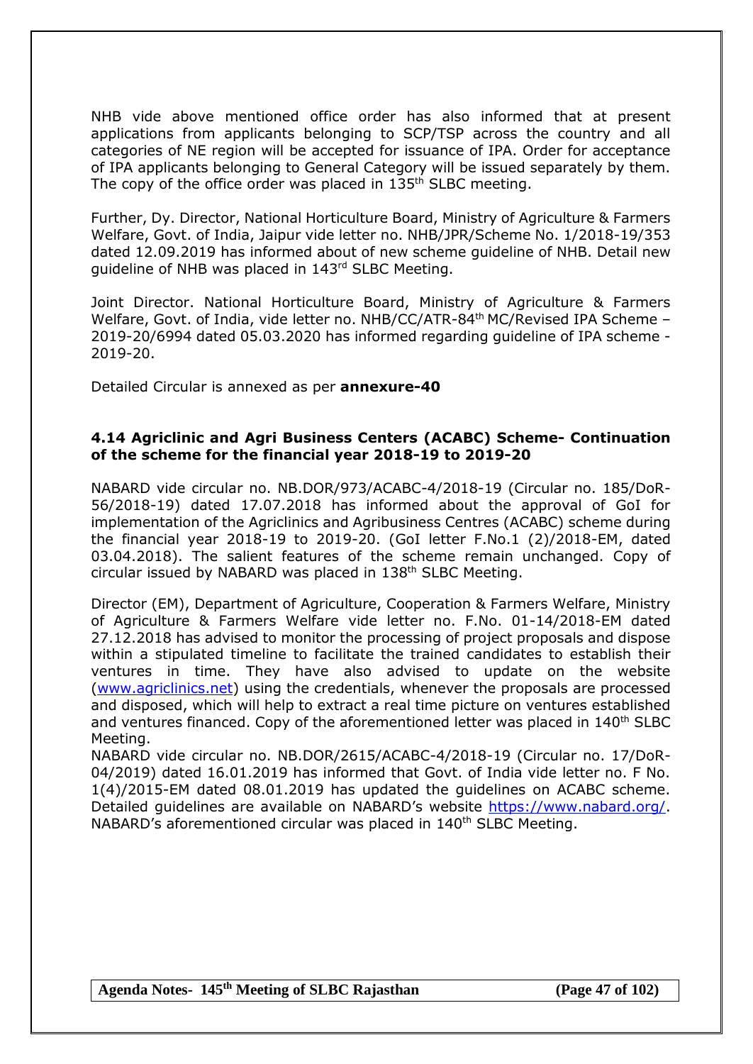NHB vide above mentioned office order has also informed that at present applications from applicants belonging to SCP/TSP across the country and all categories of NE region will be accepted for issuance of IPA. Order for acceptance of IPA applicants belonging to General Category will be issued separately by them. The copy of the office order was placed in 135th SLBC meeting.

Further, Dy. Director, National Horticulture Board, Ministry of Agriculture & Farmers Welfare, Govt. of India, Jaipur vide letter no. NHB/JPR/Scheme No. 1/2018-19/353 dated 12.09.2019 has informed about of new scheme guideline of NHB. Detail new guideline of NHB was placed in 143rd SLBC Meeting.

Joint Director. National Horticulture Board, Ministry of Agriculture & Farmers Welfare, Govt. of India, vide letter no. NHB/CC/ATR-84th MC/Revised IPA Scheme – 2019-20/6994 dated 05.03.2020 has informed regarding guideline of IPA scheme - 2019-20.

Detailed Circular is annexed as per **annexure-40**

### 4.14 Agriclinic and Agri Business Centers (ACABC) Scheme- Continuation of the scheme for the financial year 2018-19 to 2019-20

NABARD vide circular no. NB.DOR/973/ACABC-4/2018-19 (Circular no. 185/DoR-56/2018-19) dated 17.07.2018 has informed about the approval of GoI for implementation of the Agriclinics and Agribusiness Centres (ACABC) scheme during the financial year 2018-19 to 2019-20. (GoI letter F.No.1 (2)/2018-EM, dated 03.04.2018). The salient features of the scheme remain unchanged. Copy of circular issued by NABARD was placed in 138th SLBC Meeting.

Director (EM), Department of Agriculture, Cooperation & Farmers Welfare, Ministry of Agriculture & Farmers Welfare vide letter no. F.No. 01-14/2018-EM dated 27.12.2018 has advised to monitor the processing of project proposals and dispose within a stipulated timeline to facilitate the trained candidates to establish their ventures in time. They have also advised to update on the website (www.agriclinics.net) using the credentials, whenever the proposals are processed and disposed, which will help to extract a real time picture on ventures established and ventures financed. Copy of the aforementioned letter was placed in 140th SLBC Meeting.

NABARD vide circular no. NB.DOR/2615/ACABC-4/2018-19 (Circular no. 17/DoR-04/2019) dated 16.01.2019 has informed that Govt. of India vide letter no. F No. 1(4)/2015-EM dated 08.01.2019 has updated the guidelines on ACABC scheme. Detailed guidelines are available on NABARD's website https://www.nabard.org/. NABARD's aforementioned circular was placed in 140th SLBC Meeting.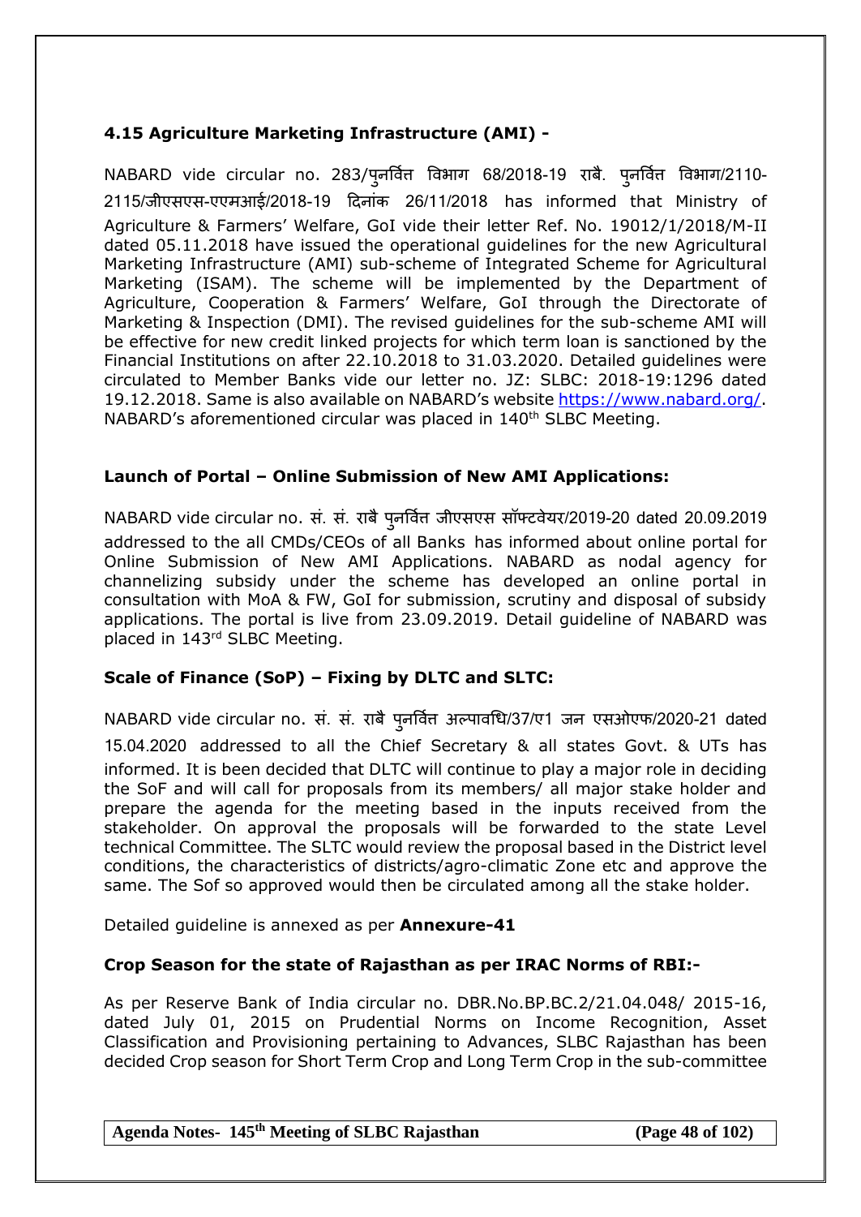## 4.15 Agriculture Marketing Infrastructure (AMI) -

NABARD vide circular no. 283/पुनर्वित्त विभाग 68/2018-19 राबै. पुनर्वित्त विभाग/2110-2115/जीएसएस-एएमआई/2018-19 दिनांक 26/11/2018 has informed that Ministry of Agriculture & Farmers' Welfare, GoI vide their letter Ref. No. 19012/1/2018/M-II dated 05.11.2018 have issued the operational guidelines for the new Agricultural Marketing Infrastructure (AMI) sub-scheme of Integrated Scheme for Agricultural Marketing (ISAM). The scheme will be implemented by the Department of Agriculture, Cooperation & Farmers' Welfare, GoI through the Directorate of Marketing & Inspection (DMI). The revised guidelines for the sub-scheme AMI will be effective for new credit linked projects for which term loan is sanctioned by the Financial Institutions on after 22.10.2018 to 31.03.2020. Detailed guidelines were circulated to Member Banks vide our letter no. JZ: SLBC: 2018-19:1296 dated 19.12.2018. Same is also available on NABARD's website https://www.nabard.org/. NABARD's aforementioned circular was placed in 140th SLBC Meeting.

### Launch of Portal – Online Submission of New AMI Applications:

NABARD vide circular no. सं. सं. राबै पुनर्वित्त जीएसएस सॉफ्टवेयर/2019-20 dated 20.09.2019 addressed to the all CMDs/CEOs of all Banks has informed about online portal for Online Submission of New AMI Applications. NABARD as nodal agency for channelizing subsidy under the scheme has developed an online portal in consultation with MoA & FW, GoI for submission, scrutiny and disposal of subsidy applications. The portal is live from 23.09.2019. Detail guideline of NABARD was placed in 143rd SLBC Meeting.

### Scale of Finance (SoP) – Fixing by DLTC and SLTC:

NABARD vide circular no. सं. सं. राबै पुनर्वित्त अल्पावधि/37/ए1 जन एसओएफ/2020-21 dated 15.04.2020 addressed to all the Chief Secretary & all states Govt. & UTs has informed. It is been decided that DLTC will continue to play a major role in deciding the SoF and will call for proposals from its members/ all major stake holder and prepare the agenda for the meeting based in the inputs received from the stakeholder. On approval the proposals will be forwarded to the state Level technical Committee. The SLTC would review the proposal based in the District level conditions, the characteristics of districts/agro-climatic Zone etc and approve the same. The Sof so approved would then be circulated among all the stake holder.

Detailed guideline is annexed as per **Annexure-41**

### Crop Season for the state of Rajasthan as per IRAC Norms of RBI:-

As per Reserve Bank of India circular no. DBR.No.BP.BC.2/21.04.048/ 2015-16, dated July 01, 2015 on Prudential Norms on Income Recognition, Asset Classification and Provisioning pertaining to Advances, SLBC Rajasthan has been decided Crop season for Short Term Crop and Long Term Crop in the sub-committee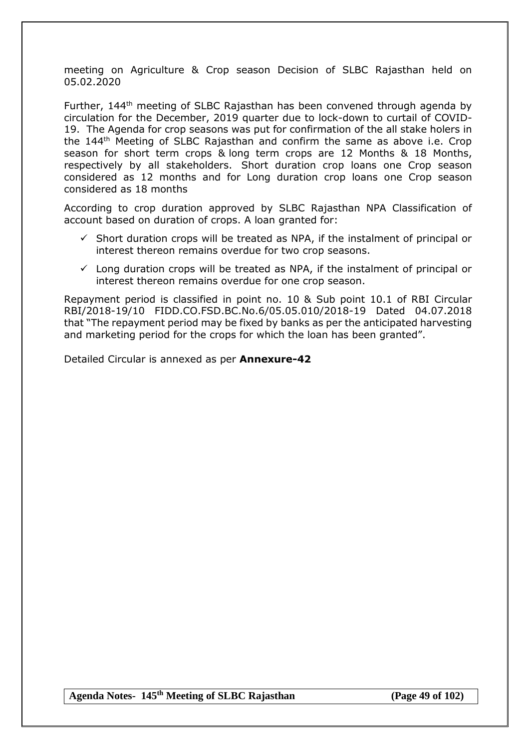meeting on Agriculture & Crop season Decision of SLBC Rajasthan held on 05.02.2020

Further, 144th meeting of SLBC Rajasthan has been convened through agenda by circulation for the December, 2019 quarter due to lock-down to curtail of COVID-19. The Agenda for crop seasons was put for confirmation of the all stake holers in the 144th Meeting of SLBC Rajasthan and confirm the same as above i.e. Crop season for short term crops & long term crops are 12 Months & 18 Months, respectively by all stakeholders. Short duration crop loans one Crop season considered as 12 months and for Long duration crop loans one Crop season considered as 18 months

According to crop duration approved by SLBC Rajasthan NPA Classification of account based on duration of crops. A loan granted for:

- ✓ Short duration crops will be treated as NPA, if the instalment of principal or interest thereon remains overdue for two crop seasons.
- ✓ Long duration crops will be treated as NPA, if the instalment of principal or interest thereon remains overdue for one crop season.

Repayment period is classified in point no. 10 & Sub point 10.1 of RBI Circular RBI/2018-19/10 FIDD.CO.FSD.BC.No.6/05.05.010/2018-19 Dated 04.07.2018 that "The repayment period may be fixed by banks as per the anticipated harvesting and marketing period for the crops for which the loan has been granted".

Detailed Circular is annexed as per **Annexure-42**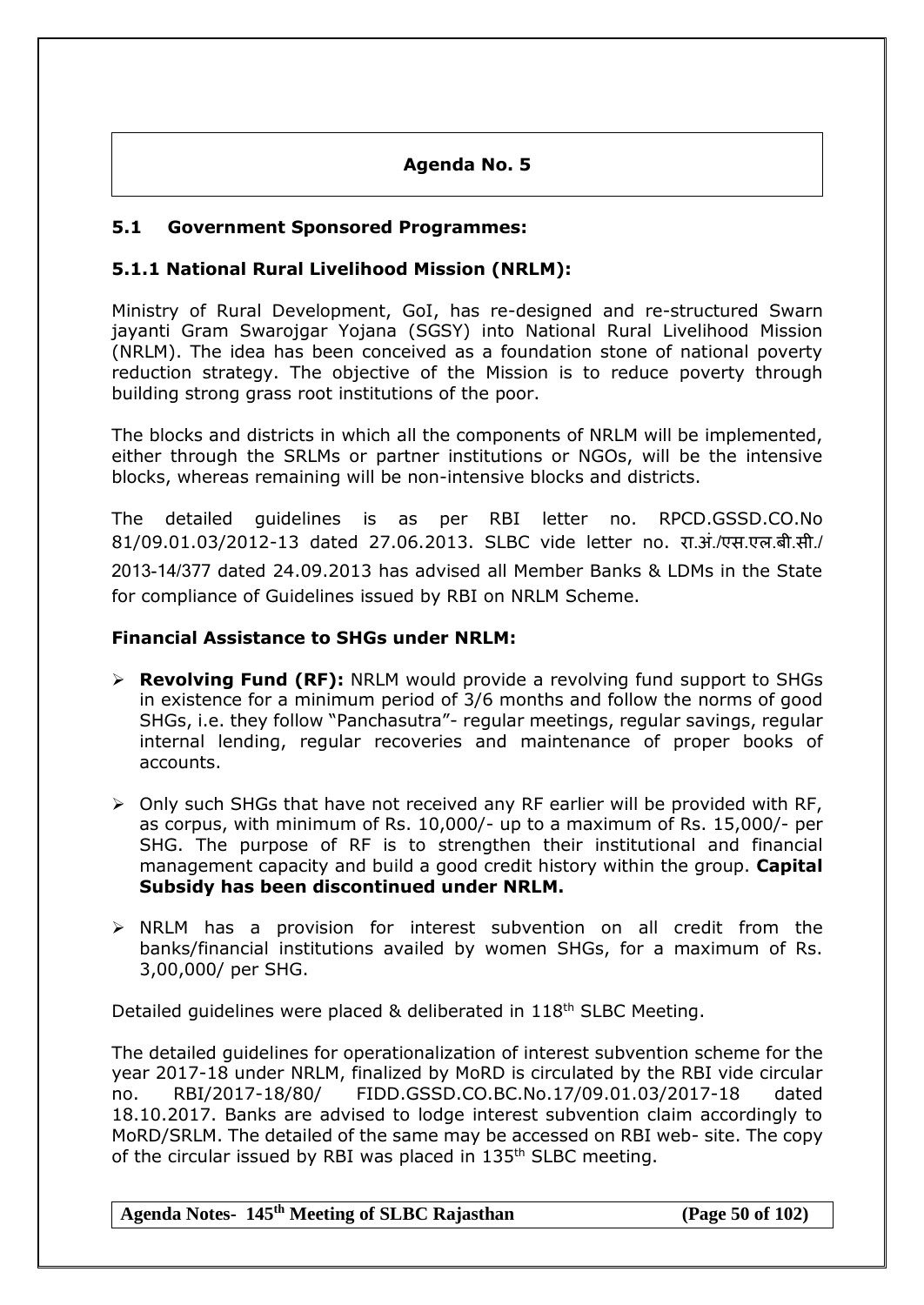## Agenda No. 5

### 5.1 Government Sponsored Programmes:

### 5.1.1 National Rural Livelihood Mission (NRLM):

Ministry of Rural Development, GoI, has re-designed and re-structured Swarn jayanti Gram Swarojgar Yojana (SGSY) into National Rural Livelihood Mission (NRLM). The idea has been conceived as a foundation stone of national poverty reduction strategy. The objective of the Mission is to reduce poverty through building strong grass root institutions of the poor.

The blocks and districts in which all the components of NRLM will be implemented, either through the SRLMs or partner institutions or NGOs, will be the intensive blocks, whereas remaining will be non-intensive blocks and districts.

The detailed guidelines is as per RBI letter no. RPCD.GSSD.CO.No 81/09.01.03/2012-13 dated 27.06.2013. SLBC vide letter no. रा.अं./एस.एल.बी.सी./ 2013-14/377 dated 24.09.2013 has advised all Member Banks & LDMs in the State for compliance of Guidelines issued by RBI on NRLM Scheme.

**Financial Assistance to SHGs under NRLM:**

- **Revolving Fund (RF):** NRLM would provide a revolving fund support to SHGs in existence for a minimum period of 3/6 months and follow the norms of good SHGs, i.e. they follow "Panchasutra"- regular meetings, regular savings, regular internal lending, regular recoveries and maintenance of proper books of accounts.
- Only such SHGs that have not received any RF earlier will be provided with RF, as corpus, with minimum of Rs. 10,000/- up to a maximum of Rs. 15,000/- per SHG. The purpose of RF is to strengthen their institutional and financial management capacity and build a good credit history within the group. **Capital Subsidy has been discontinued under NRLM.**
- NRLM has a provision for interest subvention on all credit from the banks/financial institutions availed by women SHGs, for a maximum of Rs. 3,00,000/ per SHG.

Detailed guidelines were placed & deliberated in 118th SLBC Meeting.

The detailed guidelines for operationalization of interest subvention scheme for the year 2017-18 under NRLM, finalized by MoRD is circulated by the RBI vide circular no. RBI/2017-18/80/ FIDD.GSSD.CO.BC.No.17/09.01.03/2017-18 dated 18.10.2017. Banks are advised to lodge interest subvention claim accordingly to MoRD/SRLM. The detailed of the same may be accessed on RBI web- site. The copy of the circular issued by RBI was placed in 135th SLBC meeting.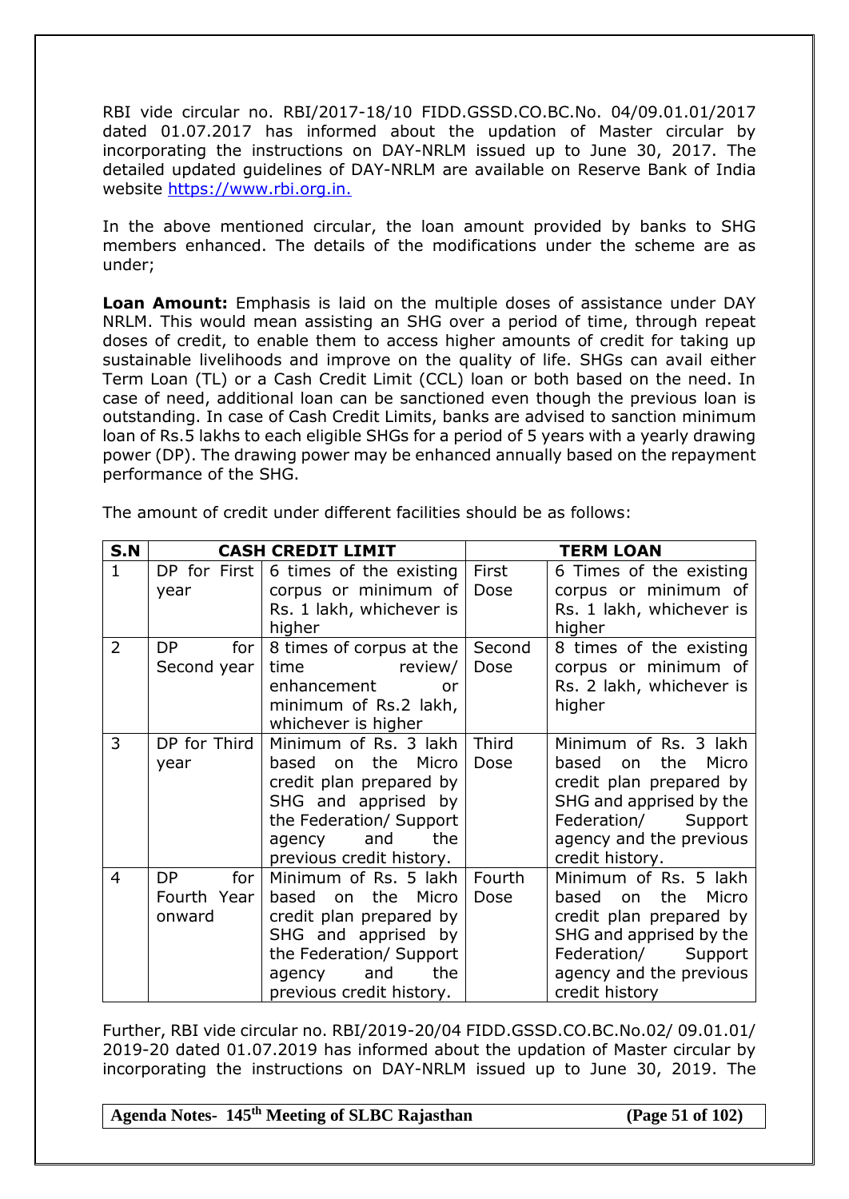RBI vide circular no. RBI/2017-18/10 FIDD.GSSD.CO.BC.No. 04/09.01.01/2017 dated 01.07.2017 has informed about the updation of Master circular by incorporating the instructions on DAY-NRLM issued up to June 30, 2017. The detailed updated guidelines of DAY-NRLM are available on Reserve Bank of India website https://www.rbi.org.in.

In the above mentioned circular, the loan amount provided by banks to SHG members enhanced. The details of the modifications under the scheme are as under;

**Loan Amount:** Emphasis is laid on the multiple doses of assistance under DAY NRLM. This would mean assisting an SHG over a period of time, through repeat doses of credit, to enable them to access higher amounts of credit for taking up sustainable livelihoods and improve on the quality of life. SHGs can avail either Term Loan (TL) or a Cash Credit Limit (CCL) loan or both based on the need. In case of need, additional loan can be sanctioned even though the previous loan is outstanding. In case of Cash Credit Limits, banks are advised to sanction minimum loan of Rs.5 lakhs to each eligible SHGs for a period of 5 years with a yearly drawing power (DP). The drawing power may be enhanced annually based on the repayment performance of the SHG.

The amount of credit under different facilities should be as follows:

| S.N | CASH CREDIT LIMIT | | TERM LOAN | |
|---|---|---|---|---|
| 1 | DP for First year | 6 times of the existing corpus or minimum of Rs. 1 lakh, whichever is higher | First Dose | 6 Times of the existing corpus or minimum of Rs. 1 lakh, whichever is higher |
| 2 | DP for Second year | 8 times of corpus at the time review/ enhancement or minimum of Rs.2 lakh, whichever is higher | Second Dose | 8 times of the existing corpus or minimum of Rs. 2 lakh, whichever is higher |
| 3 | DP for Third year | Minimum of Rs. 3 lakh based on the Micro credit plan prepared by SHG and apprised by the Federation/ Support agency and the previous credit history. | Third Dose | Minimum of Rs. 3 lakh based on the Micro credit plan prepared by SHG and apprised by the Federation/ Support agency and the previous credit history. |
| 4 | DP for Fourth Year onward | Minimum of Rs. 5 lakh based on the Micro credit plan prepared by SHG and apprised by the Federation/ Support agency and the previous credit history. | Fourth Dose | Minimum of Rs. 5 lakh based on the Micro credit plan prepared by SHG and apprised by the Federation/ Support agency and the previous credit history |

Further, RBI vide circular no. RBI/2019-20/04 FIDD.GSSD.CO.BC.No.02/ 09.01.01/ 2019-20 dated 01.07.2019 has informed about the updation of Master circular by incorporating the instructions on DAY-NRLM issued up to June 30, 2019. The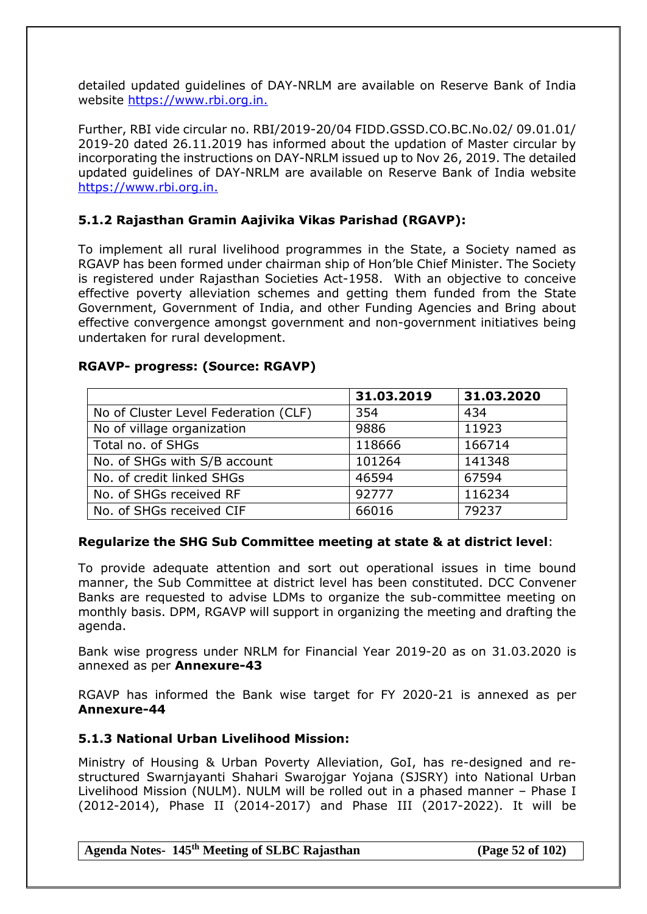detailed updated guidelines of DAY-NRLM are available on Reserve Bank of India website https://www.rbi.org.in.

Further, RBI vide circular no. RBI/2019-20/04 FIDD.GSSD.CO.BC.No.02/ 09.01.01/ 2019-20 dated 26.11.2019 has informed about the updation of Master circular by incorporating the instructions on DAY-NRLM issued up to Nov 26, 2019. The detailed updated guidelines of DAY-NRLM are available on Reserve Bank of India website https://www.rbi.org.in.

### 5.1.2 Rajasthan Gramin Aajivika Vikas Parishad (RGAVP):

To implement all rural livelihood programmes in the State, a Society named as RGAVP has been formed under chairman ship of Hon'ble Chief Minister. The Society is registered under Rajasthan Societies Act-1958. With an objective to conceive effective poverty alleviation schemes and getting them funded from the State Government, Government of India, and other Funding Agencies and Bring about effective convergence amongst government and non-government initiatives being undertaken for rural development.

**RGAVP- progress: (Source: RGAVP)**

| | 31.03.2019 | 31.03.2020 |
|---|---|---|
| No of Cluster Level Federation (CLF) | 354 | 434 |
| No of village organization | 9886 | 11923 |
| Total no. of SHGs | 118666 | 166714 |
| No. of SHGs with S/B account | 101264 | 141348 |
| No. of credit linked SHGs | 46594 | 67594 |
| No. of SHGs received RF | 92777 | 116234 |
| No. of SHGs received CIF | 66016 | 79237 |

**Regularize the SHG Sub Committee meeting at state & at district level**:

To provide adequate attention and sort out operational issues in time bound manner, the Sub Committee at district level has been constituted. DCC Convener Banks are requested to advise LDMs to organize the sub-committee meeting on monthly basis. DPM, RGAVP will support in organizing the meeting and drafting the agenda.

Bank wise progress under NRLM for Financial Year 2019-20 as on 31.03.2020 is annexed as per **Annexure-43**

RGAVP has informed the Bank wise target for FY 2020-21 is annexed as per **Annexure-44**

### 5.1.3 National Urban Livelihood Mission:

Ministry of Housing & Urban Poverty Alleviation, GoI, has re-designed and re-structured Swarnjayanti Shahari Swarojgar Yojana (SJSRY) into National Urban Livelihood Mission (NULM). NULM will be rolled out in a phased manner – Phase I (2012-2014), Phase II (2014-2017) and Phase III (2017-2022). It will be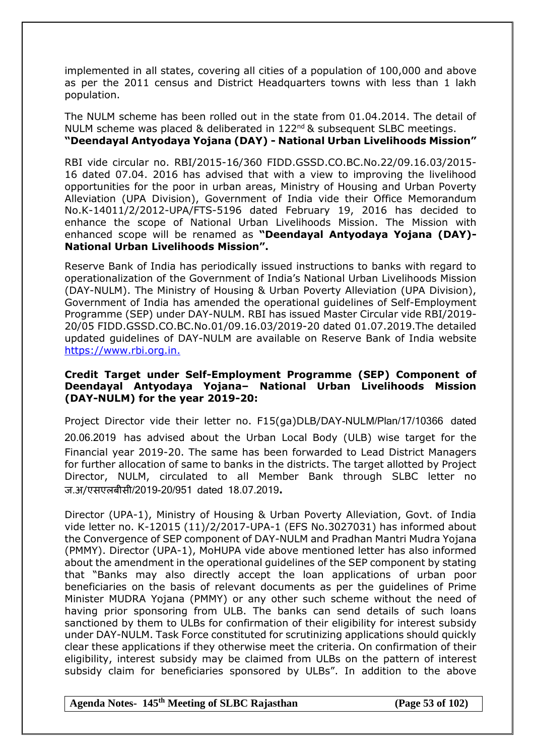implemented in all states, covering all cities of a population of 100,000 and above as per the 2011 census and District Headquarters towns with less than 1 lakh population.

The NULM scheme has been rolled out in the state from 01.04.2014. The detail of NULM scheme was placed & deliberated in 122nd & subsequent SLBC meetings.

**"Deendayal Antyodaya Yojana (DAY) - National Urban Livelihoods Mission"**

RBI vide circular no. RBI/2015-16/360 FIDD.GSSD.CO.BC.No.22/09.16.03/2015-16 dated 07.04. 2016 has advised that with a view to improving the livelihood opportunities for the poor in urban areas, Ministry of Housing and Urban Poverty Alleviation (UPA Division), Government of India vide their Office Memorandum No.K-14011/2/2012-UPA/FTS-5196 dated February 19, 2016 has decided to enhance the scope of National Urban Livelihoods Mission. The Mission with enhanced scope will be renamed as **"Deendayal Antyodaya Yojana (DAY)-National Urban Livelihoods Mission".**

Reserve Bank of India has periodically issued instructions to banks with regard to operationalization of the Government of India's National Urban Livelihoods Mission (DAY-NULM). The Ministry of Housing & Urban Poverty Alleviation (UPA Division), Government of India has amended the operational guidelines of Self-Employment Programme (SEP) under DAY-NULM. RBI has issued Master Circular vide RBI/2019-20/05 FIDD.GSSD.CO.BC.No.01/09.16.03/2019-20 dated 01.07.2019.The detailed updated guidelines of DAY-NULM are available on Reserve Bank of India website https://www.rbi.org.in.

**Credit Target under Self-Employment Programme (SEP) Component of Deendayal Antyodaya Yojana– National Urban Livelihoods Mission (DAY-NULM) for the year 2019-20:**

Project Director vide their letter no. F15(ga)DLB/DAY-NULM/Plan/17/10366 dated 20.06.2019 has advised about the Urban Local Body (ULB) wise target for the Financial year 2019-20. The same has been forwarded to Lead District Managers for further allocation of same to banks in the districts. The target allotted by Project Director, NULM, circulated to all Member Bank through SLBC letter no ज.अ/एसएलबीसी/2019-20/951 dated 18.07.2019**.**

Director (UPA-1), Ministry of Housing & Urban Poverty Alleviation, Govt. of India vide letter no. K-12015 (11)/2/2017-UPA-1 (EFS No.3027031) has informed about the Convergence of SEP component of DAY-NULM and Pradhan Mantri Mudra Yojana (PMMY). Director (UPA-1), MoHUPA vide above mentioned letter has also informed about the amendment in the operational guidelines of the SEP component by stating that "Banks may also directly accept the loan applications of urban poor beneficiaries on the basis of relevant documents as per the guidelines of Prime Minister MUDRA Yojana (PMMY) or any other such scheme without the need of having prior sponsoring from ULB. The banks can send details of such loans sanctioned by them to ULBs for confirmation of their eligibility for interest subsidy under DAY-NULM. Task Force constituted for scrutinizing applications should quickly clear these applications if they otherwise meet the criteria. On confirmation of their eligibility, interest subsidy may be claimed from ULBs on the pattern of interest subsidy claim for beneficiaries sponsored by ULBs". In addition to the above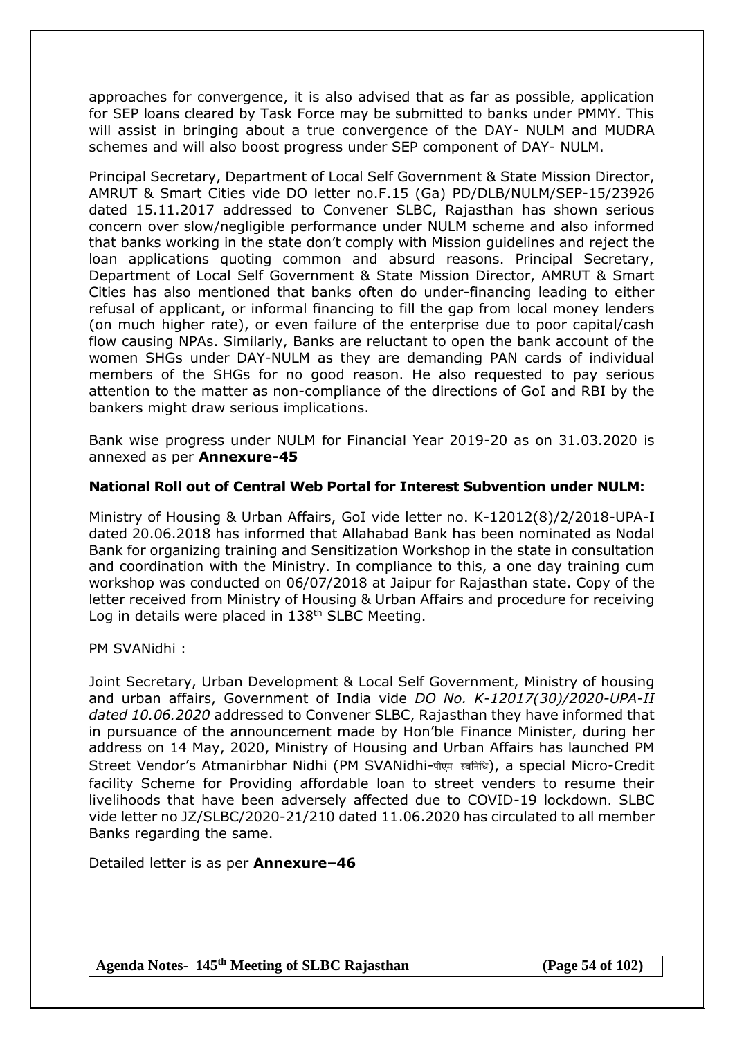approaches for convergence, it is also advised that as far as possible, application for SEP loans cleared by Task Force may be submitted to banks under PMMY. This will assist in bringing about a true convergence of the DAY- NULM and MUDRA schemes and will also boost progress under SEP component of DAY- NULM.

Principal Secretary, Department of Local Self Government & State Mission Director, AMRUT & Smart Cities vide DO letter no.F.15 (Ga) PD/DLB/NULM/SEP-15/23926 dated 15.11.2017 addressed to Convener SLBC, Rajasthan has shown serious concern over slow/negligible performance under NULM scheme and also informed that banks working in the state don't comply with Mission guidelines and reject the loan applications quoting common and absurd reasons. Principal Secretary, Department of Local Self Government & State Mission Director, AMRUT & Smart Cities has also mentioned that banks often do under-financing leading to either refusal of applicant, or informal financing to fill the gap from local money lenders (on much higher rate), or even failure of the enterprise due to poor capital/cash flow causing NPAs. Similarly, Banks are reluctant to open the bank account of the women SHGs under DAY-NULM as they are demanding PAN cards of individual members of the SHGs for no good reason. He also requested to pay serious attention to the matter as non-compliance of the directions of GoI and RBI by the bankers might draw serious implications.

Bank wise progress under NULM for Financial Year 2019-20 as on 31.03.2020 is annexed as per **Annexure-45**

**National Roll out of Central Web Portal for Interest Subvention under NULM:**

Ministry of Housing & Urban Affairs, GoI vide letter no. K-12012(8)/2/2018-UPA-I dated 20.06.2018 has informed that Allahabad Bank has been nominated as Nodal Bank for organizing training and Sensitization Workshop in the state in consultation and coordination with the Ministry. In compliance to this, a one day training cum workshop was conducted on 06/07/2018 at Jaipur for Rajasthan state. Copy of the letter received from Ministry of Housing & Urban Affairs and procedure for receiving Log in details were placed in 138th SLBC Meeting.

PM SVANidhi :

Joint Secretary, Urban Development & Local Self Government, Ministry of housing and urban affairs, Government of India vide *DO No. K-12017(30)/2020-UPA-II dated 10.06.2020* addressed to Convener SLBC, Rajasthan they have informed that in pursuance of the announcement made by Hon'ble Finance Minister, during her address on 14 May, 2020, Ministry of Housing and Urban Affairs has launched PM Street Vendor's Atmanirbhar Nidhi (PM SVANidhi-पीएम स्वनिधि), a special Micro-Credit facility Scheme for Providing affordable loan to street venders to resume their livelihoods that have been adversely affected due to COVID-19 lockdown. SLBC vide letter no JZ/SLBC/2020-21/210 dated 11.06.2020 has circulated to all member Banks regarding the same.

Detailed letter is as per **Annexure–46**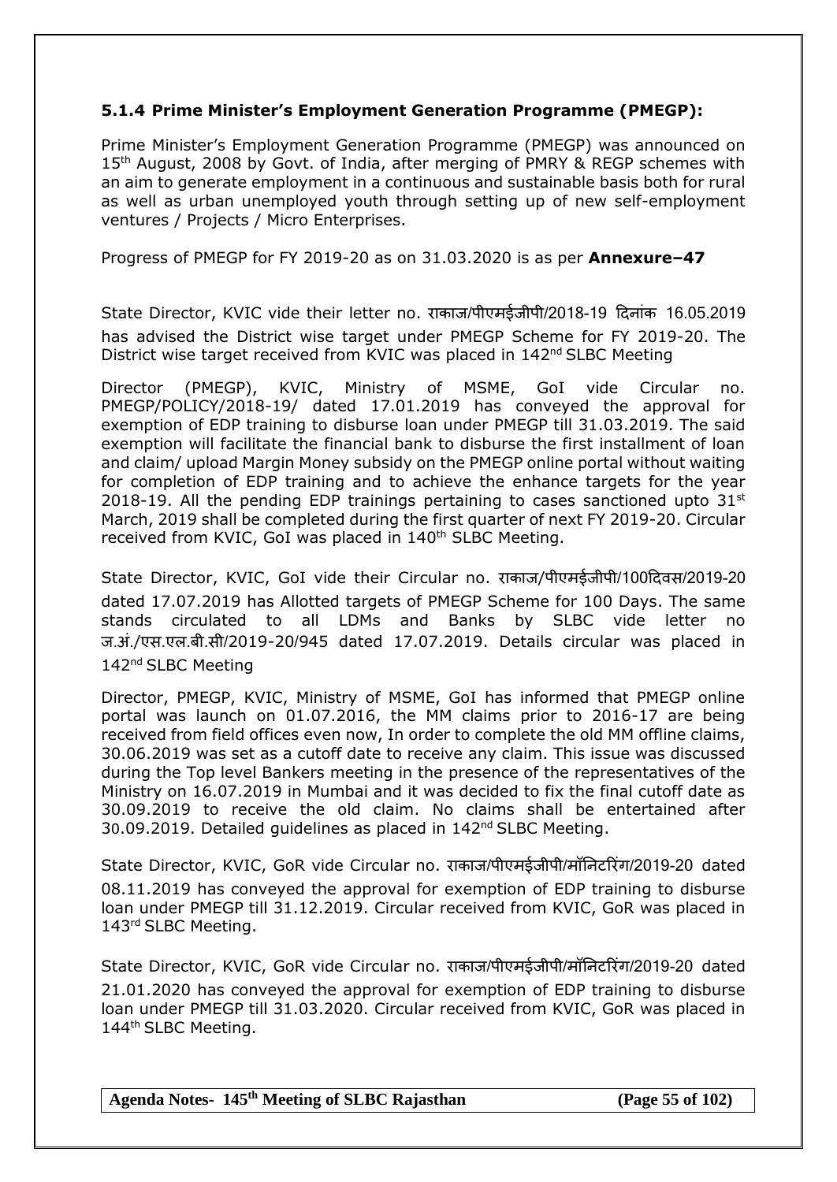### 5.1.4 Prime Minister's Employment Generation Programme (PMEGP):

Prime Minister's Employment Generation Programme (PMEGP) was announced on 15th August, 2008 by Govt. of India, after merging of PMRY & REGP schemes with an aim to generate employment in a continuous and sustainable basis both for rural as well as urban unemployed youth through setting up of new self-employment ventures / Projects / Micro Enterprises.

Progress of PMEGP for FY 2019-20 as on 31.03.2020 is as per **Annexure–47**

State Director, KVIC vide their letter no. राकाज/पीएमईजीपी/2018-19 दिनांक 16.05.2019 has advised the District wise target under PMEGP Scheme for FY 2019-20. The District wise target received from KVIC was placed in 142nd SLBC Meeting

Director (PMEGP), KVIC, Ministry of MSME, GoI vide Circular no. PMEGP/POLICY/2018-19/ dated 17.01.2019 has conveyed the approval for exemption of EDP training to disburse loan under PMEGP till 31.03.2019. The said exemption will facilitate the financial bank to disburse the first installment of loan and claim/ upload Margin Money subsidy on the PMEGP online portal without waiting for completion of EDP training and to achieve the enhance targets for the year 2018-19. All the pending EDP trainings pertaining to cases sanctioned upto 31st March, 2019 shall be completed during the first quarter of next FY 2019-20. Circular received from KVIC, GoI was placed in 140th SLBC Meeting.

State Director, KVIC, GoI vide their Circular no. राकाज/पीएमईजीपी/100दिवस/2019-20 dated 17.07.2019 has Allotted targets of PMEGP Scheme for 100 Days. The same stands circulated to all LDMs and Banks by SLBC vide letter no ज.अं./एस.एल.बी.सी/2019-20/945 dated 17.07.2019. Details circular was placed in 142nd SLBC Meeting

Director, PMEGP, KVIC, Ministry of MSME, GoI has informed that PMEGP online portal was launch on 01.07.2016, the MM claims prior to 2016-17 are being received from field offices even now, In order to complete the old MM offline claims, 30.06.2019 was set as a cutoff date to receive any claim. This issue was discussed during the Top level Bankers meeting in the presence of the representatives of the Ministry on 16.07.2019 in Mumbai and it was decided to fix the final cutoff date as 30.09.2019 to receive the old claim. No claims shall be entertained after 30.09.2019. Detailed guidelines as placed in 142nd SLBC Meeting.

State Director, KVIC, GoR vide Circular no. राकाज/पीएमईजीपी/मॉनिटरिंग/2019-20 dated 08.11.2019 has conveyed the approval for exemption of EDP training to disburse loan under PMEGP till 31.12.2019. Circular received from KVIC, GoR was placed in 143rd SLBC Meeting.

State Director, KVIC, GoR vide Circular no. राकाज/पीएमईजीपी/मॉनिटरिंग/2019-20 dated 21.01.2020 has conveyed the approval for exemption of EDP training to disburse loan under PMEGP till 31.03.2020. Circular received from KVIC, GoR was placed in 144th SLBC Meeting.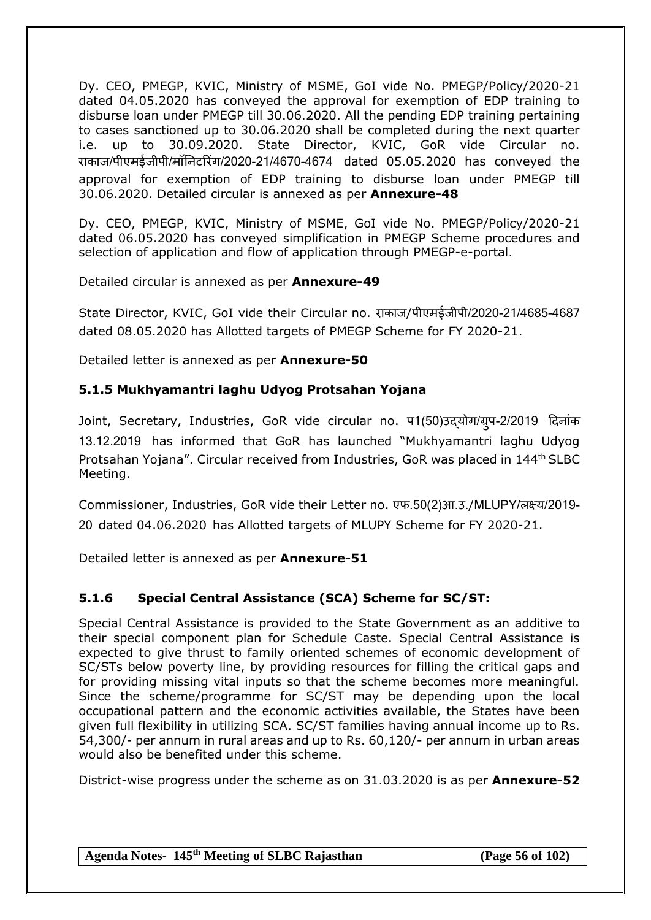Dy. CEO, PMEGP, KVIC, Ministry of MSME, GoI vide No. PMEGP/Policy/2020-21 dated 04.05.2020 has conveyed the approval for exemption of EDP training to disburse loan under PMEGP till 30.06.2020. All the pending EDP training pertaining to cases sanctioned up to 30.06.2020 shall be completed during the next quarter i.e. up to 30.09.2020. State Director, KVIC, GoR vide Circular no. राकाज/पीएमईजीपी/मॉनिटरिंग/2020-21/4670-4674 dated 05.05.2020 has conveyed the approval for exemption of EDP training to disburse loan under PMEGP till 30.06.2020. Detailed circular is annexed as per **Annexure-48**

Dy. CEO, PMEGP, KVIC, Ministry of MSME, GoI vide No. PMEGP/Policy/2020-21 dated 06.05.2020 has conveyed simplification in PMEGP Scheme procedures and selection of application and flow of application through PMEGP-e-portal.

Detailed circular is annexed as per **Annexure-49**

State Director, KVIC, GoI vide their Circular no. राकाज/पीएमईजीपी/2020-21/4685-4687 dated 08.05.2020 has Allotted targets of PMEGP Scheme for FY 2020-21.

Detailed letter is annexed as per **Annexure-50**

### 5.1.5 Mukhyamantri laghu Udyog Protsahan Yojana

Joint, Secretary, Industries, GoR vide circular no. प1(50)उद्योग/ग्रुप-2/2019 दिनांक 13.12.2019 has informed that GoR has launched "Mukhyamantri laghu Udyog Protsahan Yojana". Circular received from Industries, GoR was placed in 144th SLBC Meeting.

Commissioner, Industries, GoR vide their Letter no. एफ.50(2)आ.उ./MLUPY/लक्ष्य/2019-20 dated 04.06.2020 has Allotted targets of MLUPY Scheme for FY 2020-21.

Detailed letter is annexed as per **Annexure-51**

### 5.1.6 Special Central Assistance (SCA) Scheme for SC/ST:

Special Central Assistance is provided to the State Government as an additive to their special component plan for Schedule Caste. Special Central Assistance is expected to give thrust to family oriented schemes of economic development of SC/STs below poverty line, by providing resources for filling the critical gaps and for providing missing vital inputs so that the scheme becomes more meaningful. Since the scheme/programme for SC/ST may be depending upon the local occupational pattern and the economic activities available, the States have been given full flexibility in utilizing SCA. SC/ST families having annual income up to Rs. 54,300/- per annum in rural areas and up to Rs. 60,120/- per annum in urban areas would also be benefited under this scheme.

District-wise progress under the scheme as on 31.03.2020 is as per **Annexure-52**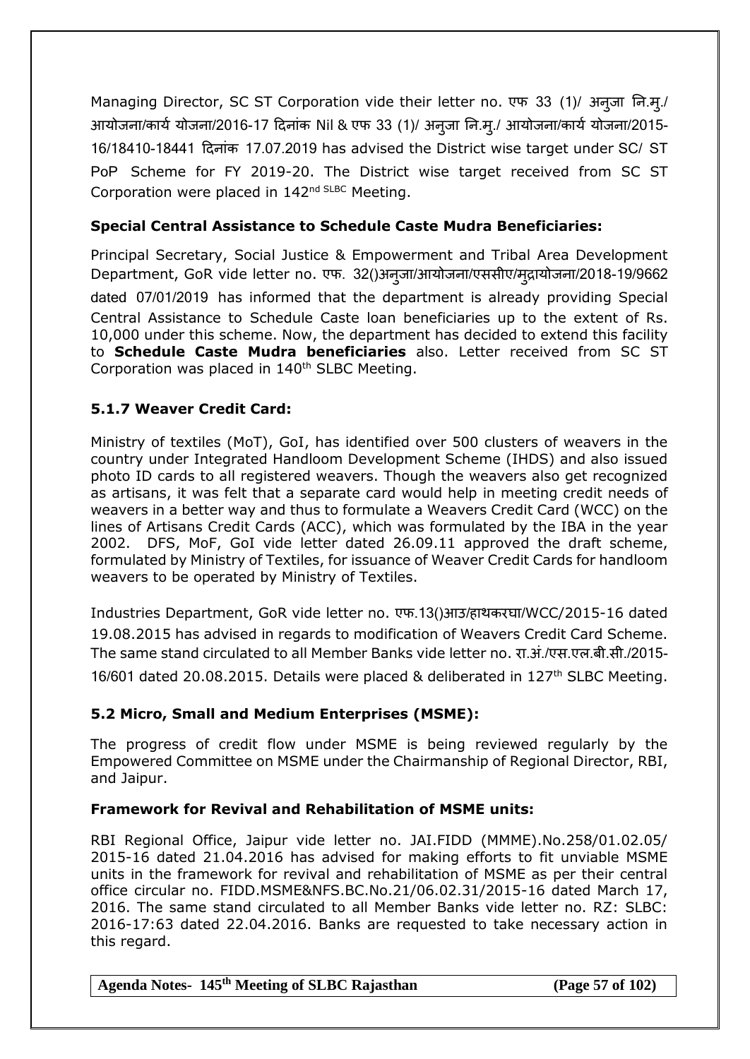Managing Director, SC ST Corporation vide their letter no. एफ 33 (1)/ अनुजा नि.मु./ आयोजना/कार्य योजना/2016-17 दिनांक Nil & एफ 33 (1)/ अनुजा नि.मु./ आयोजना/कार्य योजना/2015-16/18410-18441 दिनांक 17.07.2019 has advised the District wise target under SC/ ST PoP Scheme for FY 2019-20. The District wise target received from SC ST Corporation were placed in 142nd SLBC Meeting.

### Special Central Assistance to Schedule Caste Mudra Beneficiaries:

Principal Secretary, Social Justice & Empowerment and Tribal Area Development Department, GoR vide letter no. एफ. 32()अनुजा/आयोजना/एससीए/मुद्रायोजना/2018-19/9662 dated 07/01/2019 has informed that the department is already providing Special Central Assistance to Schedule Caste loan beneficiaries up to the extent of Rs. 10,000 under this scheme. Now, the department has decided to extend this facility to **Schedule Caste Mudra beneficiaries** also. Letter received from SC ST Corporation was placed in 140th SLBC Meeting.

### 5.1.7 Weaver Credit Card:

Ministry of textiles (MoT), GoI, has identified over 500 clusters of weavers in the country under Integrated Handloom Development Scheme (IHDS) and also issued photo ID cards to all registered weavers. Though the weavers also get recognized as artisans, it was felt that a separate card would help in meeting credit needs of weavers in a better way and thus to formulate a Weavers Credit Card (WCC) on the lines of Artisans Credit Cards (ACC), which was formulated by the IBA in the year 2002. DFS, MoF, GoI vide letter dated 26.09.11 approved the draft scheme, formulated by Ministry of Textiles, for issuance of Weaver Credit Cards for handloom weavers to be operated by Ministry of Textiles.

Industries Department, GoR vide letter no. एफ.13()आउ/हाथकरघा/WCC/2015-16 dated 19.08.2015 has advised in regards to modification of Weavers Credit Card Scheme. The same stand circulated to all Member Banks vide letter no. रा.अं./एस.एल.बी.सी./2015-16/601 dated 20.08.2015. Details were placed & deliberated in 127th SLBC Meeting.

### 5.2 Micro, Small and Medium Enterprises (MSME):

The progress of credit flow under MSME is being reviewed regularly by the Empowered Committee on MSME under the Chairmanship of Regional Director, RBI, and Jaipur.

### Framework for Revival and Rehabilitation of MSME units:

RBI Regional Office, Jaipur vide letter no. JAI.FIDD (MMME).No.258/01.02.05/ 2015-16 dated 21.04.2016 has advised for making efforts to fit unviable MSME units in the framework for revival and rehabilitation of MSME as per their central office circular no. FIDD.MSME&NFS.BC.No.21/06.02.31/2015-16 dated March 17, 2016. The same stand circulated to all Member Banks vide letter no. RZ: SLBC: 2016-17:63 dated 22.04.2016. Banks are requested to take necessary action in this regard.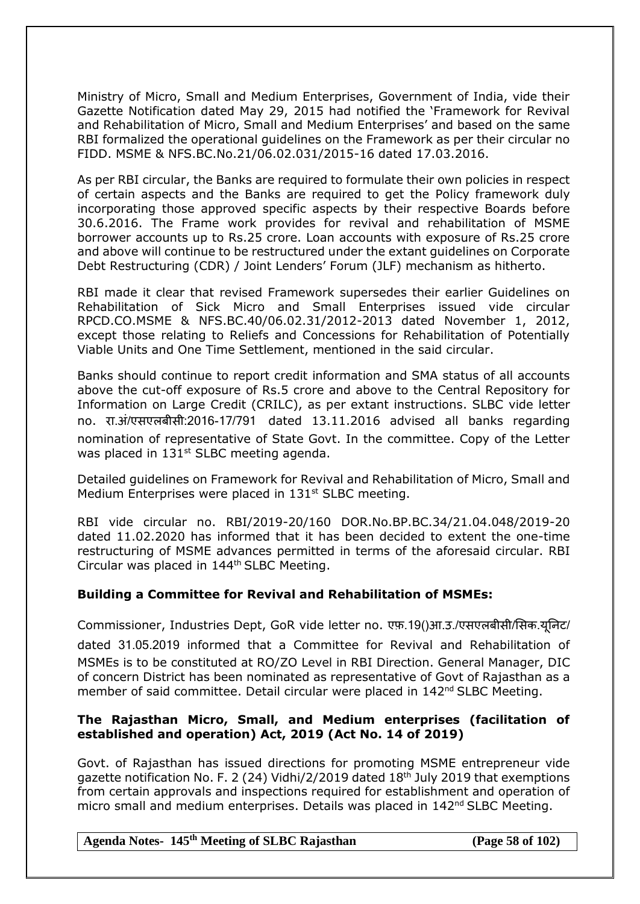Ministry of Micro, Small and Medium Enterprises, Government of India, vide their Gazette Notification dated May 29, 2015 had notified the 'Framework for Revival and Rehabilitation of Micro, Small and Medium Enterprises' and based on the same RBI formalized the operational guidelines on the Framework as per their circular no FIDD. MSME & NFS.BC.No.21/06.02.031/2015-16 dated 17.03.2016.

As per RBI circular, the Banks are required to formulate their own policies in respect of certain aspects and the Banks are required to get the Policy framework duly incorporating those approved specific aspects by their respective Boards before 30.6.2016. The Frame work provides for revival and rehabilitation of MSME borrower accounts up to Rs.25 crore. Loan accounts with exposure of Rs.25 crore and above will continue to be restructured under the extant guidelines on Corporate Debt Restructuring (CDR) / Joint Lenders' Forum (JLF) mechanism as hitherto.

RBI made it clear that revised Framework supersedes their earlier Guidelines on Rehabilitation of Sick Micro and Small Enterprises issued vide circular RPCD.CO.MSME & NFS.BC.40/06.02.31/2012-2013 dated November 1, 2012, except those relating to Reliefs and Concessions for Rehabilitation of Potentially Viable Units and One Time Settlement, mentioned in the said circular.

Banks should continue to report credit information and SMA status of all accounts above the cut-off exposure of Rs.5 crore and above to the Central Repository for Information on Large Credit (CRILC), as per extant instructions. SLBC vide letter no. रा.अं/एसएलबीसी:2016-17/791 dated 13.11.2016 advised all banks regarding nomination of representative of State Govt. In the committee. Copy of the Letter was placed in 131st SLBC meeting agenda.

Detailed guidelines on Framework for Revival and Rehabilitation of Micro, Small and Medium Enterprises were placed in 131st SLBC meeting.

RBI vide circular no. RBI/2019-20/160 DOR.No.BP.BC.34/21.04.048/2019-20 dated 11.02.2020 has informed that it has been decided to extent the one-time restructuring of MSME advances permitted in terms of the aforesaid circular. RBI Circular was placed in 144th SLBC Meeting.

**Building a Committee for Revival and Rehabilitation of MSMEs:**

Commissioner, Industries Dept, GoR vide letter no. एफ़.19()आ.उ./एसएलबीसी/सिक.यूनिट/ dated 31.05.2019 informed that a Committee for Revival and Rehabilitation of MSMEs is to be constituted at RO/ZO Level in RBI Direction. General Manager, DIC of concern District has been nominated as representative of Govt of Rajasthan as a member of said committee. Detail circular were placed in 142nd SLBC Meeting.

**The Rajasthan Micro, Small, and Medium enterprises (facilitation of established and operation) Act, 2019 (Act No. 14 of 2019)**

Govt. of Rajasthan has issued directions for promoting MSME entrepreneur vide gazette notification No. F. 2 (24) Vidhi/2/2019 dated 18th July 2019 that exemptions from certain approvals and inspections required for establishment and operation of micro small and medium enterprises. Details was placed in 142nd SLBC Meeting.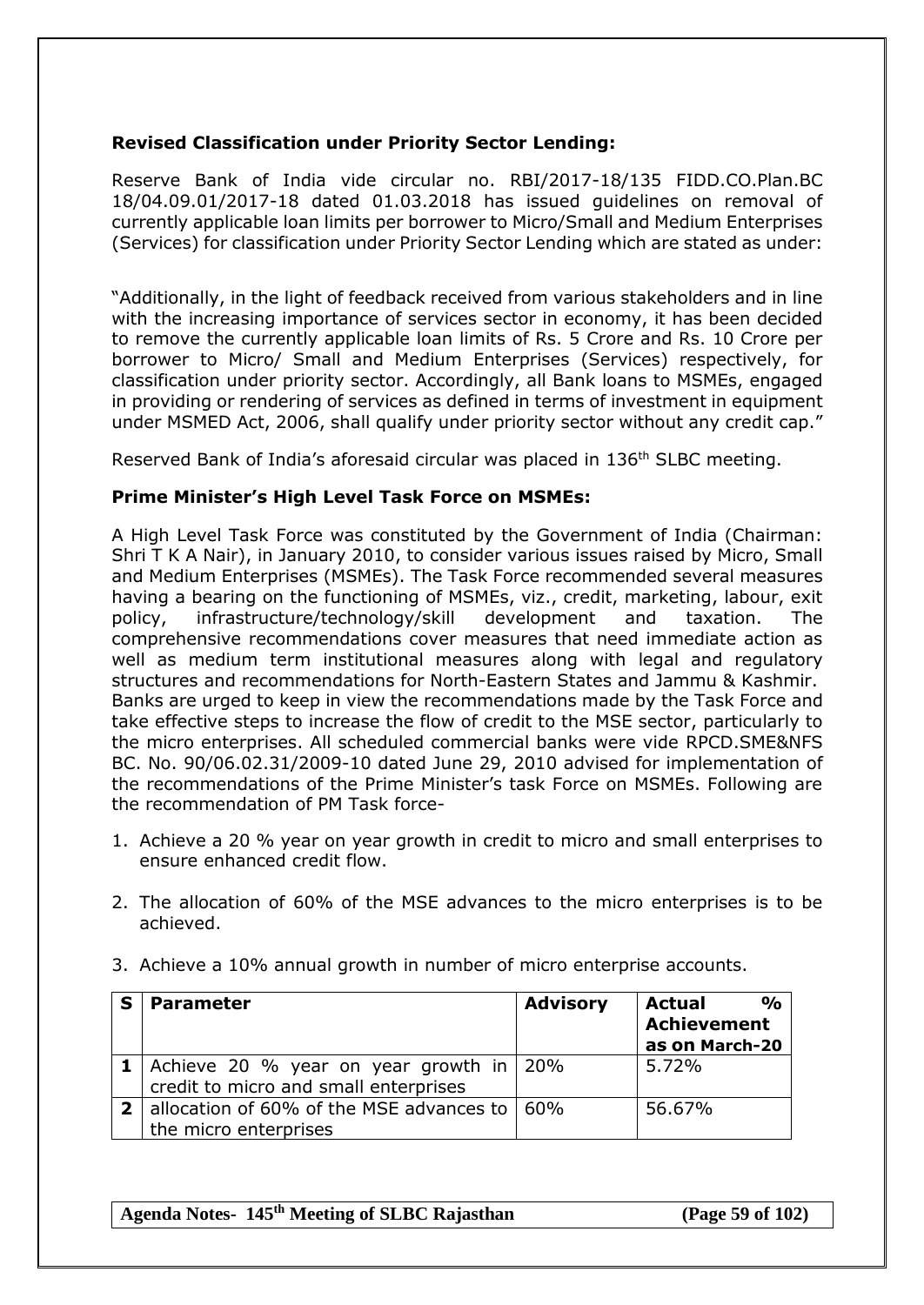**Revised Classification under Priority Sector Lending:**

Reserve Bank of India vide circular no. RBI/2017-18/135 FIDD.CO.Plan.BC 18/04.09.01/2017-18 dated 01.03.2018 has issued guidelines on removal of currently applicable loan limits per borrower to Micro/Small and Medium Enterprises (Services) for classification under Priority Sector Lending which are stated as under:

"Additionally, in the light of feedback received from various stakeholders and in line with the increasing importance of services sector in economy, it has been decided to remove the currently applicable loan limits of Rs. 5 Crore and Rs. 10 Crore per borrower to Micro/ Small and Medium Enterprises (Services) respectively, for classification under priority sector. Accordingly, all Bank loans to MSMEs, engaged in providing or rendering of services as defined in terms of investment in equipment under MSMED Act, 2006, shall qualify under priority sector without any credit cap."

Reserved Bank of India's aforesaid circular was placed in 136th SLBC meeting.

**Prime Minister's High Level Task Force on MSMEs:**

A High Level Task Force was constituted by the Government of India (Chairman: Shri T K A Nair), in January 2010, to consider various issues raised by Micro, Small and Medium Enterprises (MSMEs). The Task Force recommended several measures having a bearing on the functioning of MSMEs, viz., credit, marketing, labour, exit policy, infrastructure/technology/skill development and taxation. The comprehensive recommendations cover measures that need immediate action as well as medium term institutional measures along with legal and regulatory structures and recommendations for North-Eastern States and Jammu & Kashmir. Banks are urged to keep in view the recommendations made by the Task Force and take effective steps to increase the flow of credit to the MSE sector, particularly to the micro enterprises. All scheduled commercial banks were vide RPCD.SME&NFS BC. No. 90/06.02.31/2009-10 dated June 29, 2010 advised for implementation of the recommendations of the Prime Minister's task Force on MSMEs. Following are the recommendation of PM Task force-

1. Achieve a 20 % year on year growth in credit to micro and small enterprises to ensure enhanced credit flow.

2. The allocation of 60% of the MSE advances to the micro enterprises is to be achieved.

3. Achieve a 10% annual growth in number of micro enterprise accounts.

| S | Parameter | Advisory | Actual % Achievement as on March-20 |
|---|---|---|---|
| 1 | Achieve 20 % year on year growth in credit to micro and small enterprises | 20% | 5.72% |
| 2 | allocation of 60% of the MSE advances to the micro enterprises | 60% | 56.67% |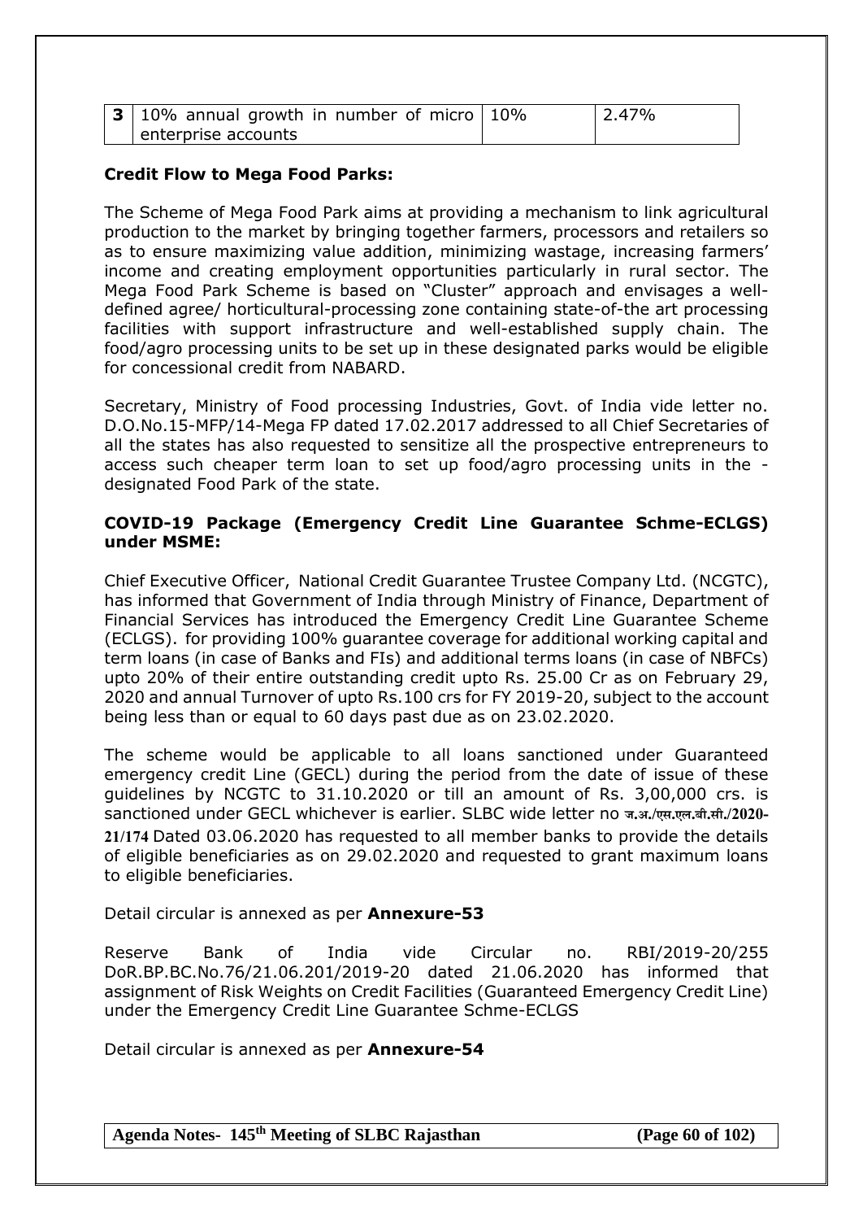| 3 | 10% annual growth in number of micro enterprise accounts | 10% | 2.47% |
|---|---|---|---|

**Credit Flow to Mega Food Parks:**

The Scheme of Mega Food Park aims at providing a mechanism to link agricultural production to the market by bringing together farmers, processors and retailers so as to ensure maximizing value addition, minimizing wastage, increasing farmers' income and creating employment opportunities particularly in rural sector. The Mega Food Park Scheme is based on "Cluster" approach and envisages a well-defined agree/ horticultural-processing zone containing state-of-the art processing facilities with support infrastructure and well-established supply chain. The food/agro processing units to be set up in these designated parks would be eligible for concessional credit from NABARD.

Secretary, Ministry of Food processing Industries, Govt. of India vide letter no. D.O.No.15-MFP/14-Mega FP dated 17.02.2017 addressed to all Chief Secretaries of all the states has also requested to sensitize all the prospective entrepreneurs to access such cheaper term loan to set up food/agro processing units in the - designated Food Park of the state.

**COVID-19 Package (Emergency Credit Line Guarantee Schme-ECLGS) under MSME:**

Chief Executive Officer, National Credit Guarantee Trustee Company Ltd. (NCGTC), has informed that Government of India through Ministry of Finance, Department of Financial Services has introduced the Emergency Credit Line Guarantee Scheme (ECLGS). for providing 100% guarantee coverage for additional working capital and term loans (in case of Banks and FIs) and additional terms loans (in case of NBFCs) upto 20% of their entire outstanding credit upto Rs. 25.00 Cr as on February 29, 2020 and annual Turnover of upto Rs.100 crs for FY 2019-20, subject to the account being less than or equal to 60 days past due as on 23.02.2020.

The scheme would be applicable to all loans sanctioned under Guaranteed emergency credit Line (GECL) during the period from the date of issue of these guidelines by NCGTC to 31.10.2020 or till an amount of Rs. 3,00,000 crs. is sanctioned under GECL whichever is earlier. SLBC wide letter no ज.अ./एस.एल.बी.सी./2020-21/174 Dated 03.06.2020 has requested to all member banks to provide the details of eligible beneficiaries as on 29.02.2020 and requested to grant maximum loans to eligible beneficiaries.

Detail circular is annexed as per **Annexure-53**

Reserve Bank of India vide Circular no. RBI/2019-20/255 DoR.BP.BC.No.76/21.06.201/2019-20 dated 21.06.2020 has informed that assignment of Risk Weights on Credit Facilities (Guaranteed Emergency Credit Line) under the Emergency Credit Line Guarantee Schme-ECLGS

Detail circular is annexed as per **Annexure-54**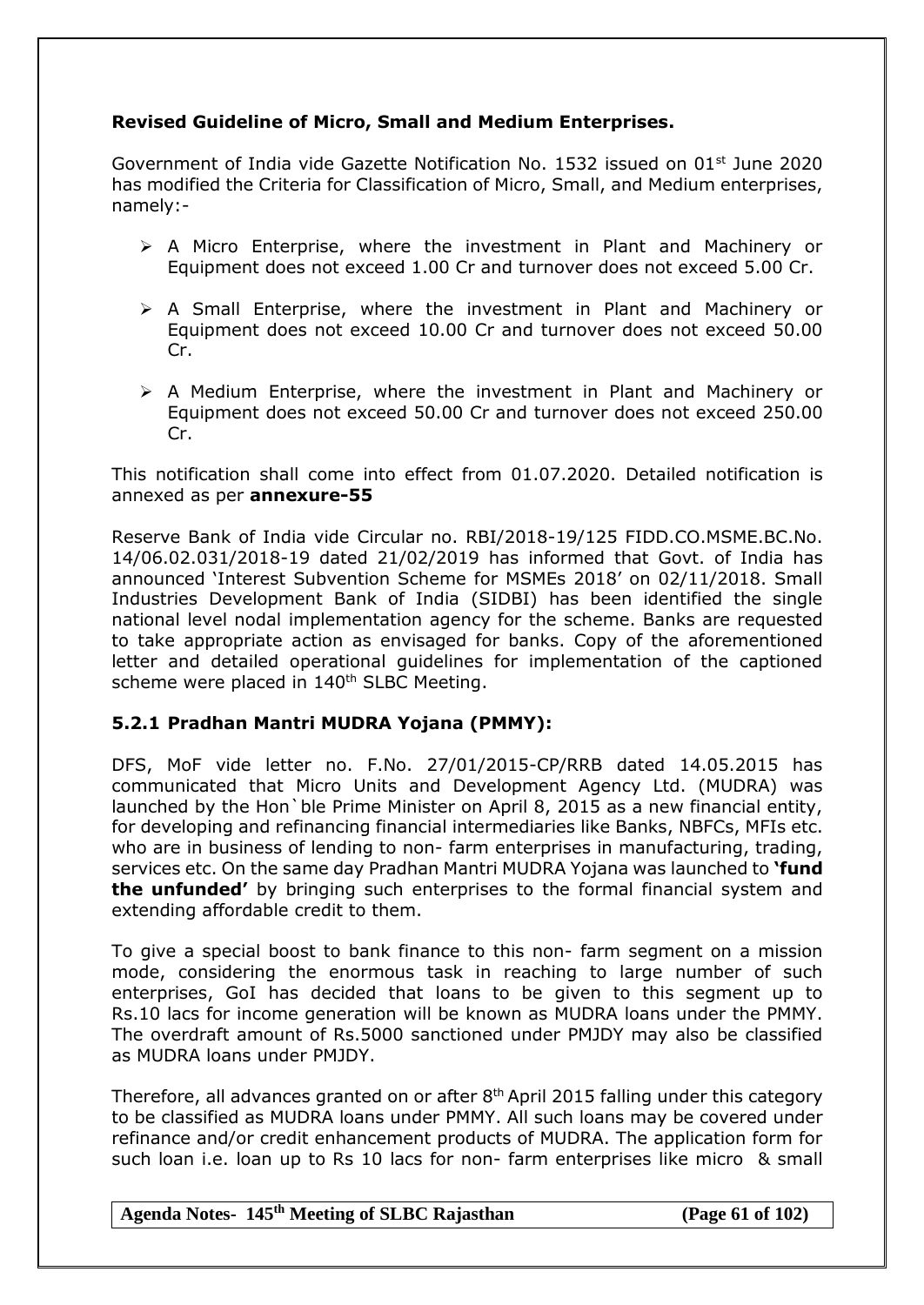**Revised Guideline of Micro, Small and Medium Enterprises.**

Government of India vide Gazette Notification No. 1532 issued on 01st June 2020 has modified the Criteria for Classification of Micro, Small, and Medium enterprises, namely:-

- A Micro Enterprise, where the investment in Plant and Machinery or Equipment does not exceed 1.00 Cr and turnover does not exceed 5.00 Cr.
- A Small Enterprise, where the investment in Plant and Machinery or Equipment does not exceed 10.00 Cr and turnover does not exceed 50.00 Cr.
- A Medium Enterprise, where the investment in Plant and Machinery or Equipment does not exceed 50.00 Cr and turnover does not exceed 250.00 Cr.

This notification shall come into effect from 01.07.2020. Detailed notification is annexed as per **annexure-55**

Reserve Bank of India vide Circular no. RBI/2018-19/125 FIDD.CO.MSME.BC.No. 14/06.02.031/2018-19 dated 21/02/2019 has informed that Govt. of India has announced 'Interest Subvention Scheme for MSMEs 2018' on 02/11/2018. Small Industries Development Bank of India (SIDBI) has been identified the single national level nodal implementation agency for the scheme. Banks are requested to take appropriate action as envisaged for banks. Copy of the aforementioned letter and detailed operational guidelines for implementation of the captioned scheme were placed in 140th SLBC Meeting.

### 5.2.1 Pradhan Mantri MUDRA Yojana (PMMY):

DFS, MoF vide letter no. F.No. 27/01/2015-CP/RRB dated 14.05.2015 has communicated that Micro Units and Development Agency Ltd. (MUDRA) was launched by the Hon`ble Prime Minister on April 8, 2015 as a new financial entity, for developing and refinancing financial intermediaries like Banks, NBFCs, MFIs etc. who are in business of lending to non- farm enterprises in manufacturing, trading, services etc. On the same day Pradhan Mantri MUDRA Yojana was launched to **'fund the unfunded'** by bringing such enterprises to the formal financial system and extending affordable credit to them.

To give a special boost to bank finance to this non- farm segment on a mission mode, considering the enormous task in reaching to large number of such enterprises, GoI has decided that loans to be given to this segment up to Rs.10 lacs for income generation will be known as MUDRA loans under the PMMY. The overdraft amount of Rs.5000 sanctioned under PMJDY may also be classified as MUDRA loans under PMJDY.

Therefore, all advances granted on or after 8th April 2015 falling under this category to be classified as MUDRA loans under PMMY. All such loans may be covered under refinance and/or credit enhancement products of MUDRA. The application form for such loan i.e. loan up to Rs 10 lacs for non- farm enterprises like micro & small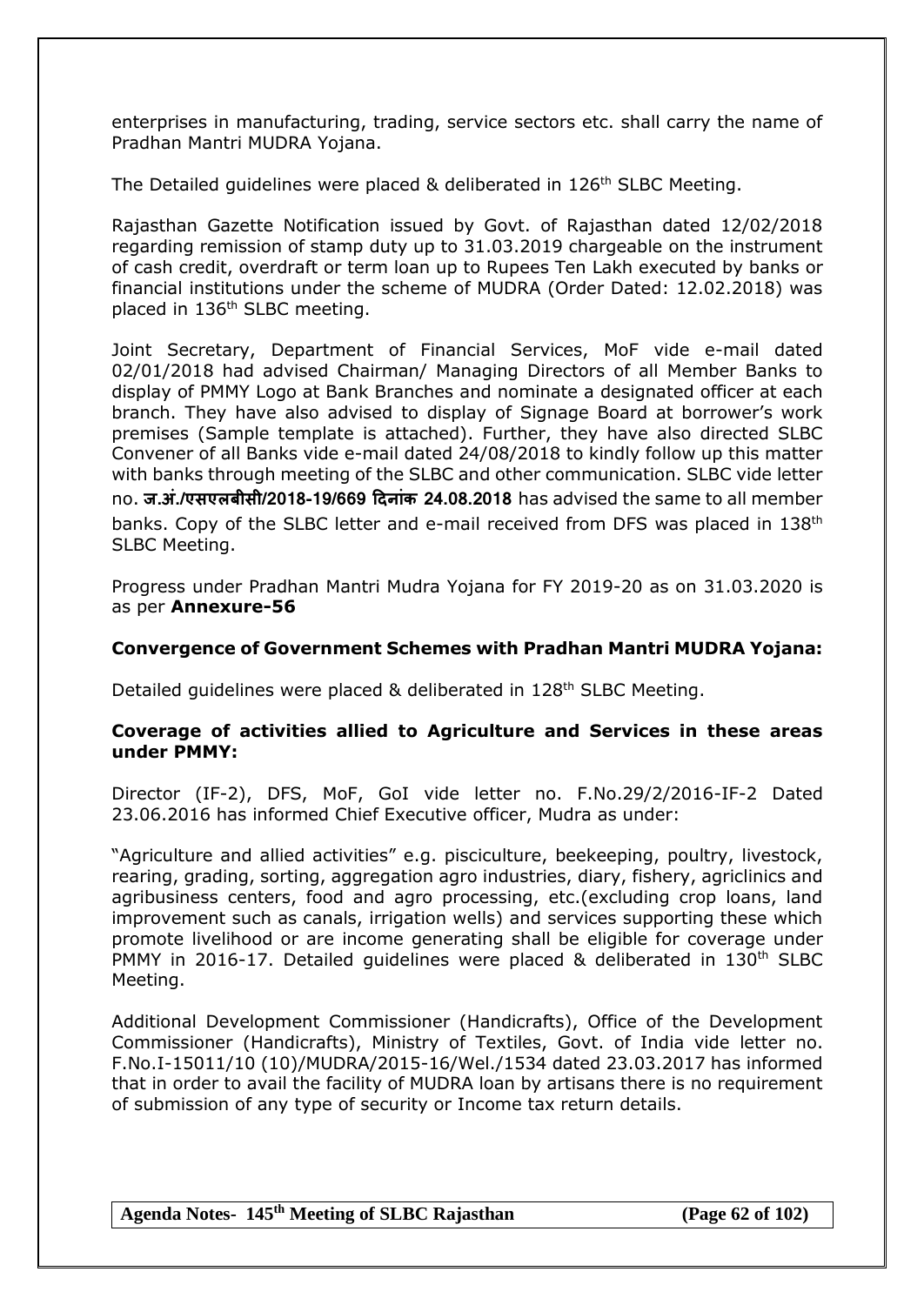enterprises in manufacturing, trading, service sectors etc. shall carry the name of Pradhan Mantri MUDRA Yojana.

The Detailed guidelines were placed & deliberated in 126th SLBC Meeting.

Rajasthan Gazette Notification issued by Govt. of Rajasthan dated 12/02/2018 regarding remission of stamp duty up to 31.03.2019 chargeable on the instrument of cash credit, overdraft or term loan up to Rupees Ten Lakh executed by banks or financial institutions under the scheme of MUDRA (Order Dated: 12.02.2018) was placed in 136th SLBC meeting.

Joint Secretary, Department of Financial Services, MoF vide e-mail dated 02/01/2018 had advised Chairman/ Managing Directors of all Member Banks to display of PMMY Logo at Bank Branches and nominate a designated officer at each branch. They have also advised to display of Signage Board at borrower's work premises (Sample template is attached). Further, they have also directed SLBC Convener of all Banks vide e-mail dated 24/08/2018 to kindly follow up this matter with banks through meeting of the SLBC and other communication. SLBC vide letter no. **ज.अं./एसएलबीसी/2018-19/669 दिनांक 24.08.2018** has advised the same to all member banks. Copy of the SLBC letter and e-mail received from DFS was placed in 138th SLBC Meeting.

Progress under Pradhan Mantri Mudra Yojana for FY 2019-20 as on 31.03.2020 is as per **Annexure-56**

**Convergence of Government Schemes with Pradhan Mantri MUDRA Yojana:**

Detailed guidelines were placed & deliberated in 128th SLBC Meeting.

**Coverage of activities allied to Agriculture and Services in these areas under PMMY:**

Director (IF-2), DFS, MoF, GoI vide letter no. F.No.29/2/2016-IF-2 Dated 23.06.2016 has informed Chief Executive officer, Mudra as under:

"Agriculture and allied activities" e.g. pisciculture, beekeeping, poultry, livestock, rearing, grading, sorting, aggregation agro industries, diary, fishery, agriclinics and agribusiness centers, food and agro processing, etc.(excluding crop loans, land improvement such as canals, irrigation wells) and services supporting these which promote livelihood or are income generating shall be eligible for coverage under PMMY in 2016-17. Detailed guidelines were placed & deliberated in 130th SLBC Meeting.

Additional Development Commissioner (Handicrafts), Office of the Development Commissioner (Handicrafts), Ministry of Textiles, Govt. of India vide letter no. F.No.I-15011/10 (10)/MUDRA/2015-16/Wel./1534 dated 23.03.2017 has informed that in order to avail the facility of MUDRA loan by artisans there is no requirement of submission of any type of security or Income tax return details.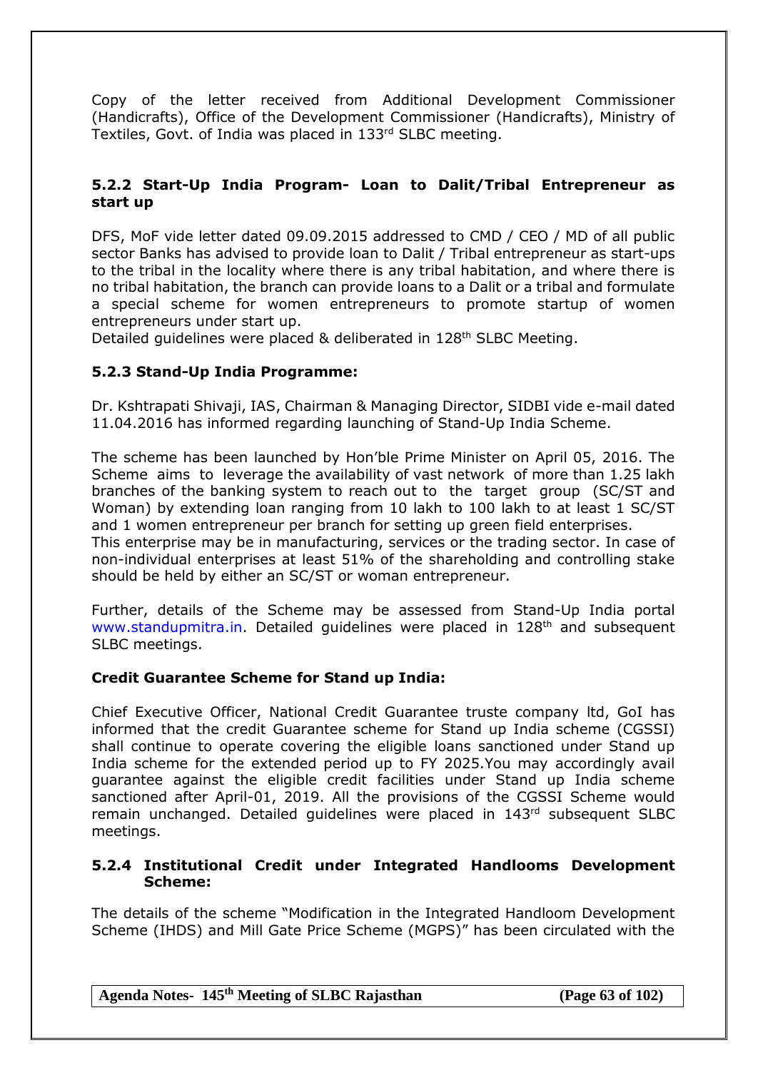Copy of the letter received from Additional Development Commissioner (Handicrafts), Office of the Development Commissioner (Handicrafts), Ministry of Textiles, Govt. of India was placed in 133rd SLBC meeting.

### 5.2.2 Start-Up India Program- Loan to Dalit/Tribal Entrepreneur as start up

DFS, MoF vide letter dated 09.09.2015 addressed to CMD / CEO / MD of all public sector Banks has advised to provide loan to Dalit / Tribal entrepreneur as start-ups to the tribal in the locality where there is any tribal habitation, and where there is no tribal habitation, the branch can provide loans to a Dalit or a tribal and formulate a special scheme for women entrepreneurs to promote startup of women entrepreneurs under start up.
Detailed guidelines were placed & deliberated in 128th SLBC Meeting.

### 5.2.3 Stand-Up India Programme:

Dr. Kshtrapati Shivaji, IAS, Chairman & Managing Director, SIDBI vide e-mail dated 11.04.2016 has informed regarding launching of Stand-Up India Scheme.

The scheme has been launched by Hon'ble Prime Minister on April 05, 2016. The Scheme aims to leverage the availability of vast network of more than 1.25 lakh branches of the banking system to reach out to the target group (SC/ST and Woman) by extending loan ranging from 10 lakh to 100 lakh to at least 1 SC/ST and 1 women entrepreneur per branch for setting up green field enterprises.
This enterprise may be in manufacturing, services or the trading sector. In case of non-individual enterprises at least 51% of the shareholding and controlling stake should be held by either an SC/ST or woman entrepreneur.

Further, details of the Scheme may be assessed from Stand-Up India portal www.standupmitra.in. Detailed guidelines were placed in 128th and subsequent SLBC meetings.

**Credit Guarantee Scheme for Stand up India:**

Chief Executive Officer, National Credit Guarantee truste company ltd, GoI has informed that the credit Guarantee scheme for Stand up India scheme (CGSSI) shall continue to operate covering the eligible loans sanctioned under Stand up India scheme for the extended period up to FY 2025.You may accordingly avail guarantee against the eligible credit facilities under Stand up India scheme sanctioned after April-01, 2019. All the provisions of the CGSSI Scheme would remain unchanged. Detailed guidelines were placed in 143rd subsequent SLBC meetings.

### 5.2.4 Institutional Credit under Integrated Handlooms Development Scheme:

The details of the scheme "Modification in the Integrated Handloom Development Scheme (IHDS) and Mill Gate Price Scheme (MGPS)" has been circulated with the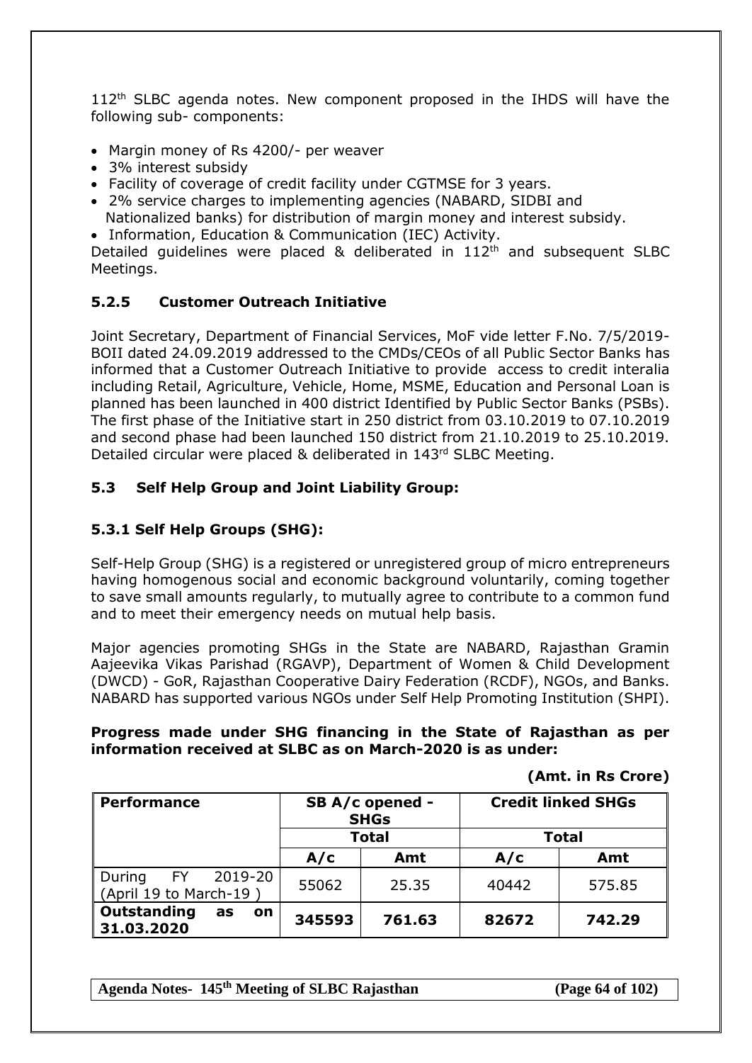112th SLBC agenda notes. New component proposed in the IHDS will have the following sub- components:

- Margin money of Rs 4200/- per weaver
- 3% interest subsidy
- Facility of coverage of credit facility under CGTMSE for 3 years.
- 2% service charges to implementing agencies (NABARD, SIDBI and Nationalized banks) for distribution of margin money and interest subsidy.
- Information, Education & Communication (IEC) Activity.

Detailed guidelines were placed & deliberated in 112th and subsequent SLBC Meetings.

### 5.2.5 Customer Outreach Initiative

Joint Secretary, Department of Financial Services, MoF vide letter F.No. 7/5/2019-BOII dated 24.09.2019 addressed to the CMDs/CEOs of all Public Sector Banks has informed that a Customer Outreach Initiative to provide access to credit interalia including Retail, Agriculture, Vehicle, Home, MSME, Education and Personal Loan is planned has been launched in 400 district Identified by Public Sector Banks (PSBs). The first phase of the Initiative start in 250 district from 03.10.2019 to 07.10.2019 and second phase had been launched 150 district from 21.10.2019 to 25.10.2019. Detailed circular were placed & deliberated in 143rd SLBC Meeting.

## 5.3 Self Help Group and Joint Liability Group:

### 5.3.1 Self Help Groups (SHG):

Self-Help Group (SHG) is a registered or unregistered group of micro entrepreneurs having homogenous social and economic background voluntarily, coming together to save small amounts regularly, to mutually agree to contribute to a common fund and to meet their emergency needs on mutual help basis.

Major agencies promoting SHGs in the State are NABARD, Rajasthan Gramin Aajeevika Vikas Parishad (RGAVP), Department of Women & Child Development (DWCD) - GoR, Rajasthan Cooperative Dairy Federation (RCDF), NGOs, and Banks. NABARD has supported various NGOs under Self Help Promoting Institution (SHPI).

**Progress made under SHG financing in the State of Rajasthan as per information received at SLBC as on March-2020 is as under:**

**(Amt. in Rs Crore)**

| Performance | SB A/c opened - SHGs | | Credit linked SHGs | |
|---|---|---|---|---|
| | Total | | Total | |
| | A/c | Amt | A/c | Amt |
| During FY 2019-20 (April 19 to March-19 ) | 55062 | 25.35 | 40442 | 575.85 |
| **Outstanding as on 31.03.2020** | **345593** | **761.63** | **82672** | **742.29** |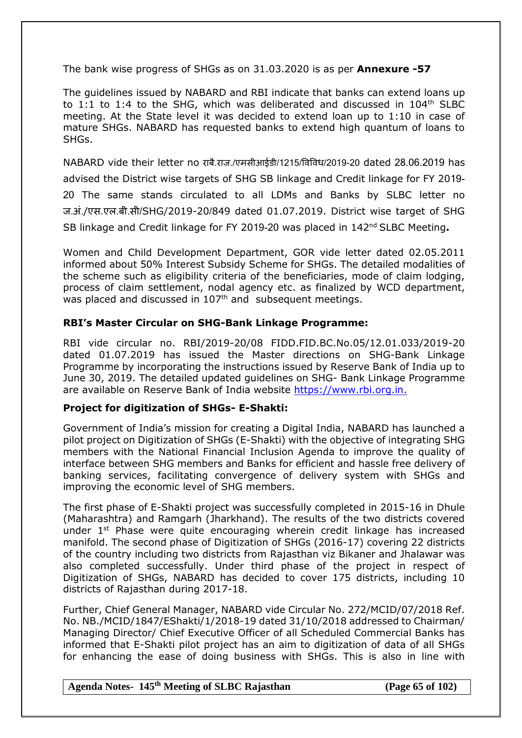The bank wise progress of SHGs as on 31.03.2020 is as per **Annexure -57**

The guidelines issued by NABARD and RBI indicate that banks can extend loans up to 1:1 to 1:4 to the SHG, which was deliberated and discussed in 104th SLBC meeting. At the State level it was decided to extend loan up to 1:10 in case of mature SHGs. NABARD has requested banks to extend high quantum of loans to SHGs.

NABARD vide their letter no राबै.राज./एमसीआईडी/1215/विविध/2019-20 dated 28.06.2019 has advised the District wise targets of SHG SB linkage and Credit linkage for FY 2019-20 The same stands circulated to all LDMs and Banks by SLBC letter no ज.अं./एस.एल.बी.सी/SHG/2019-20/849 dated 01.07.2019. District wise target of SHG SB linkage and Credit linkage for FY 2019-20 was placed in 142nd SLBC Meeting**.**

Women and Child Development Department, GOR vide letter dated 02.05.2011 informed about 50% Interest Subsidy Scheme for SHGs. The detailed modalities of the scheme such as eligibility criteria of the beneficiaries, mode of claim lodging, process of claim settlement, nodal agency etc. as finalized by WCD department, was placed and discussed in 107th and subsequent meetings.

**RBI's Master Circular on SHG-Bank Linkage Programme:**

RBI vide circular no. RBI/2019-20/08 FIDD.FID.BC.No.05/12.01.033/2019-20 dated 01.07.2019 has issued the Master directions on SHG-Bank Linkage Programme by incorporating the instructions issued by Reserve Bank of India up to June 30, 2019. The detailed updated guidelines on SHG- Bank Linkage Programme are available on Reserve Bank of India website https://www.rbi.org.in.

**Project for digitization of SHGs- E-Shakti:**

Government of India's mission for creating a Digital India, NABARD has launched a pilot project on Digitization of SHGs (E-Shakti) with the objective of integrating SHG members with the National Financial Inclusion Agenda to improve the quality of interface between SHG members and Banks for efficient and hassle free delivery of banking services, facilitating convergence of delivery system with SHGs and improving the economic level of SHG members.

The first phase of E-Shakti project was successfully completed in 2015-16 in Dhule (Maharashtra) and Ramgarh (Jharkhand). The results of the two districts covered under 1st Phase were quite encouraging wherein credit linkage has increased manifold. The second phase of Digitization of SHGs (2016-17) covering 22 districts of the country including two districts from Rajasthan viz Bikaner and Jhalawar was also completed successfully. Under third phase of the project in respect of Digitization of SHGs, NABARD has decided to cover 175 districts, including 10 districts of Rajasthan during 2017-18.

Further, Chief General Manager, NABARD vide Circular No. 272/MCID/07/2018 Ref. No. NB./MCID/1847/EShakti/1/2018-19 dated 31/10/2018 addressed to Chairman/ Managing Director/ Chief Executive Officer of all Scheduled Commercial Banks has informed that E-Shakti pilot project has an aim to digitization of data of all SHGs for enhancing the ease of doing business with SHGs. This is also in line with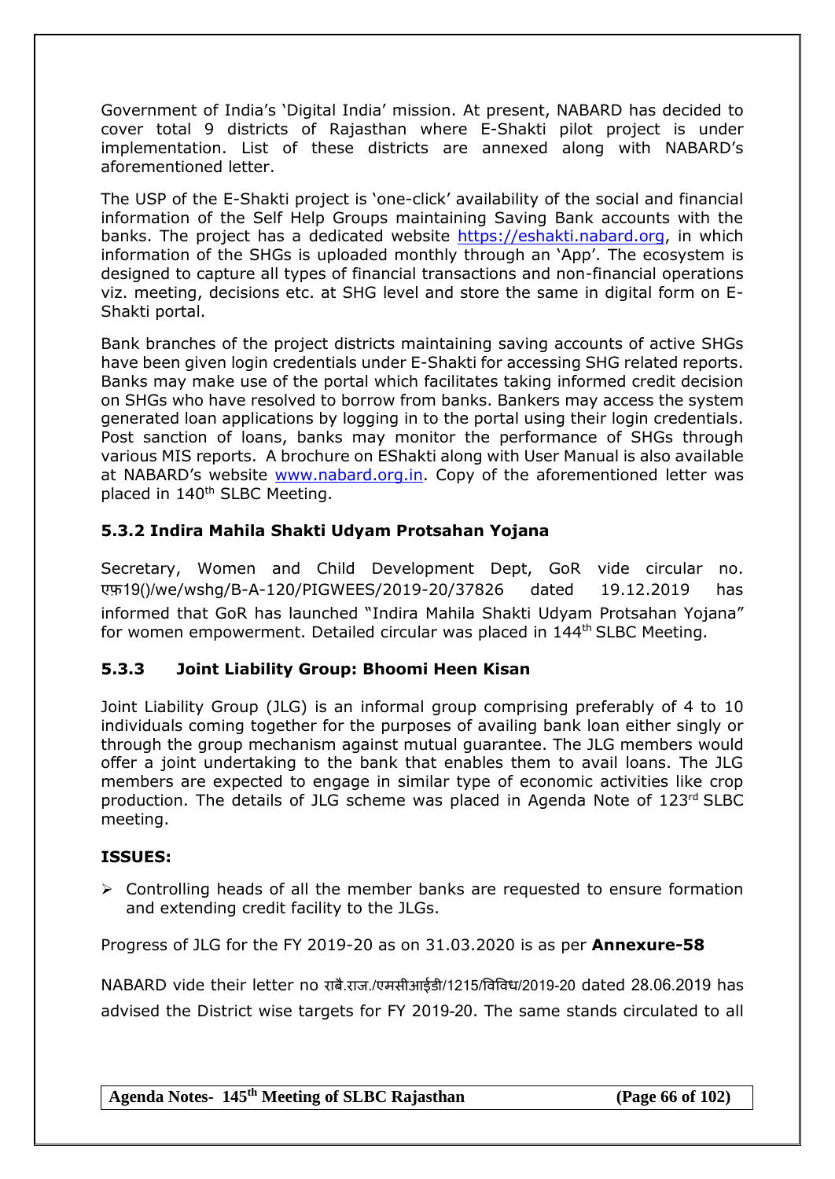Government of India's 'Digital India' mission. At present, NABARD has decided to cover total 9 districts of Rajasthan where E-Shakti pilot project is under implementation. List of these districts are annexed along with NABARD's aforementioned letter.

The USP of the E-Shakti project is 'one-click' availability of the social and financial information of the Self Help Groups maintaining Saving Bank accounts with the banks. The project has a dedicated website https://eshakti.nabard.org, in which information of the SHGs is uploaded monthly through an 'App'. The ecosystem is designed to capture all types of financial transactions and non-financial operations viz. meeting, decisions etc. at SHG level and store the same in digital form on E-Shakti portal.

Bank branches of the project districts maintaining saving accounts of active SHGs have been given login credentials under E-Shakti for accessing SHG related reports. Banks may make use of the portal which facilitates taking informed credit decision on SHGs who have resolved to borrow from banks. Bankers may access the system generated loan applications by logging in to the portal using their login credentials. Post sanction of loans, banks may monitor the performance of SHGs through various MIS reports. A brochure on EShakti along with User Manual is also available at NABARD's website www.nabard.org.in. Copy of the aforementioned letter was placed in 140th SLBC Meeting.

### 5.3.2 Indira Mahila Shakti Udyam Protsahan Yojana

Secretary, Women and Child Development Dept, GoR vide circular no. एफ़19()/we/wshg/B-A-120/PIGWEES/2019-20/37826 dated 19.12.2019 has informed that GoR has launched "Indira Mahila Shakti Udyam Protsahan Yojana" for women empowerment. Detailed circular was placed in 144th SLBC Meeting.

### 5.3.3 Joint Liability Group: Bhoomi Heen Kisan

Joint Liability Group (JLG) is an informal group comprising preferably of 4 to 10 individuals coming together for the purposes of availing bank loan either singly or through the group mechanism against mutual guarantee. The JLG members would offer a joint undertaking to the bank that enables them to avail loans. The JLG members are expected to engage in similar type of economic activities like crop production. The details of JLG scheme was placed in Agenda Note of 123rd SLBC meeting.

**ISSUES:**

- Controlling heads of all the member banks are requested to ensure formation and extending credit facility to the JLGs.

Progress of JLG for the FY 2019-20 as on 31.03.2020 is as per **Annexure-58**

NABARD vide their letter no राबै.राज./एमसीआईडी/1215/विविध/2019-20 dated 28.06.2019 has advised the District wise targets for FY 2019-20. The same stands circulated to all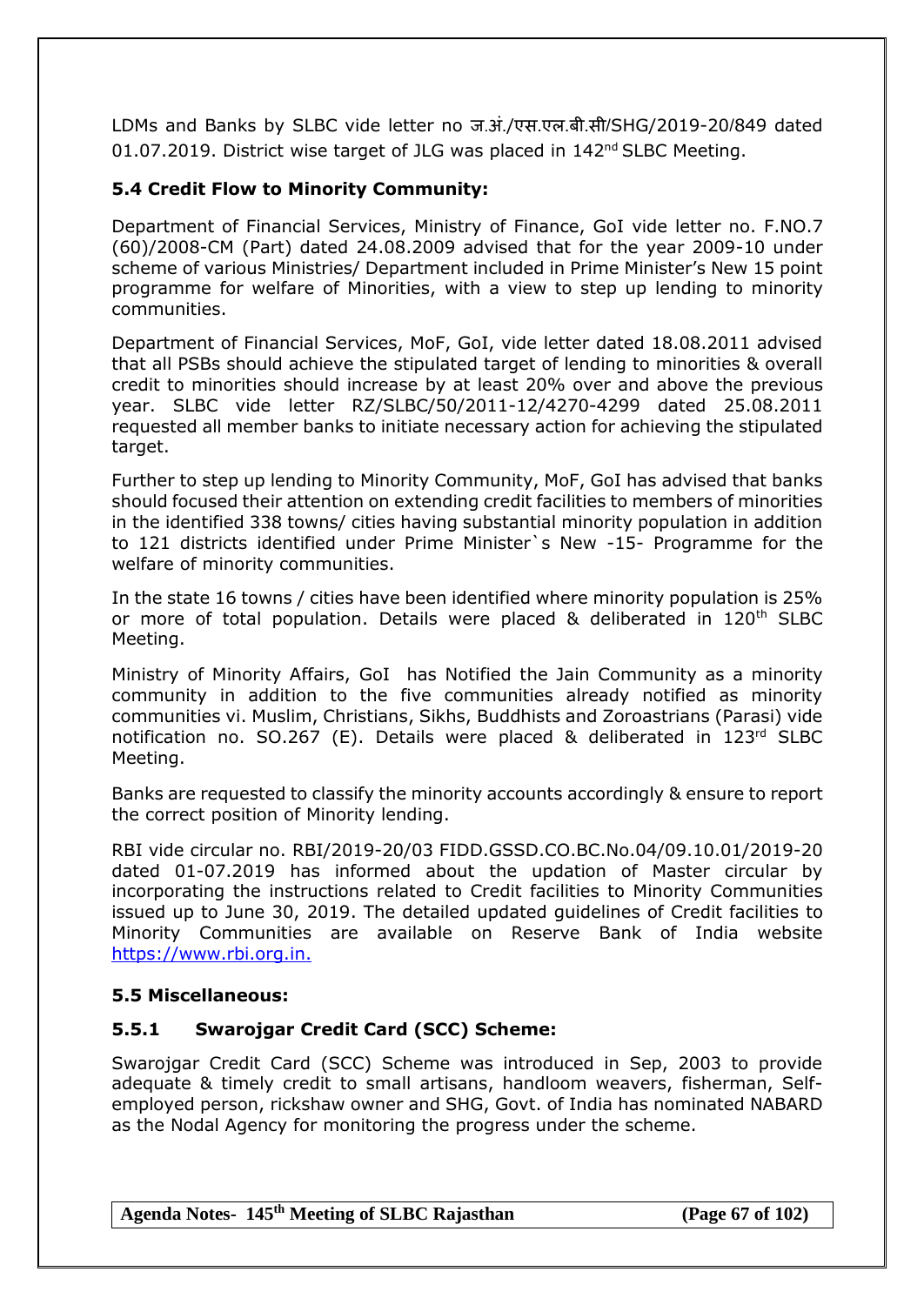LDMs and Banks by SLBC vide letter no ज.अं./एस.एल.बी.सी/SHG/2019-20/849 dated 01.07.2019. District wise target of JLG was placed in 142nd SLBC Meeting.

### 5.4 Credit Flow to Minority Community:

Department of Financial Services, Ministry of Finance, GoI vide letter no. F.NO.7 (60)/2008-CM (Part) dated 24.08.2009 advised that for the year 2009-10 under scheme of various Ministries/ Department included in Prime Minister's New 15 point programme for welfare of Minorities, with a view to step up lending to minority communities.

Department of Financial Services, MoF, GoI, vide letter dated 18.08.2011 advised that all PSBs should achieve the stipulated target of lending to minorities & overall credit to minorities should increase by at least 20% over and above the previous year. SLBC vide letter RZ/SLBC/50/2011-12/4270-4299 dated 25.08.2011 requested all member banks to initiate necessary action for achieving the stipulated target.

Further to step up lending to Minority Community, MoF, GoI has advised that banks should focused their attention on extending credit facilities to members of minorities in the identified 338 towns/ cities having substantial minority population in addition to 121 districts identified under Prime Minister`s New -15- Programme for the welfare of minority communities.

In the state 16 towns / cities have been identified where minority population is 25% or more of total population. Details were placed & deliberated in 120th SLBC Meeting.

Ministry of Minority Affairs, GoI has Notified the Jain Community as a minority community in addition to the five communities already notified as minority communities vi. Muslim, Christians, Sikhs, Buddhists and Zoroastrians (Parasi) vide notification no. SO.267 (E). Details were placed & deliberated in 123rd SLBC Meeting.

Banks are requested to classify the minority accounts accordingly & ensure to report the correct position of Minority lending.

RBI vide circular no. RBI/2019-20/03 FIDD.GSSD.CO.BC.No.04/09.10.01/2019-20 dated 01-07.2019 has informed about the updation of Master circular by incorporating the instructions related to Credit facilities to Minority Communities issued up to June 30, 2019. The detailed updated guidelines of Credit facilities to Minority Communities are available on Reserve Bank of India website https://www.rbi.org.in.

### 5.5 Miscellaneous:

#### 5.5.1 Swarojgar Credit Card (SCC) Scheme:

Swarojgar Credit Card (SCC) Scheme was introduced in Sep, 2003 to provide adequate & timely credit to small artisans, handloom weavers, fisherman, Self-employed person, rickshaw owner and SHG, Govt. of India has nominated NABARD as the Nodal Agency for monitoring the progress under the scheme.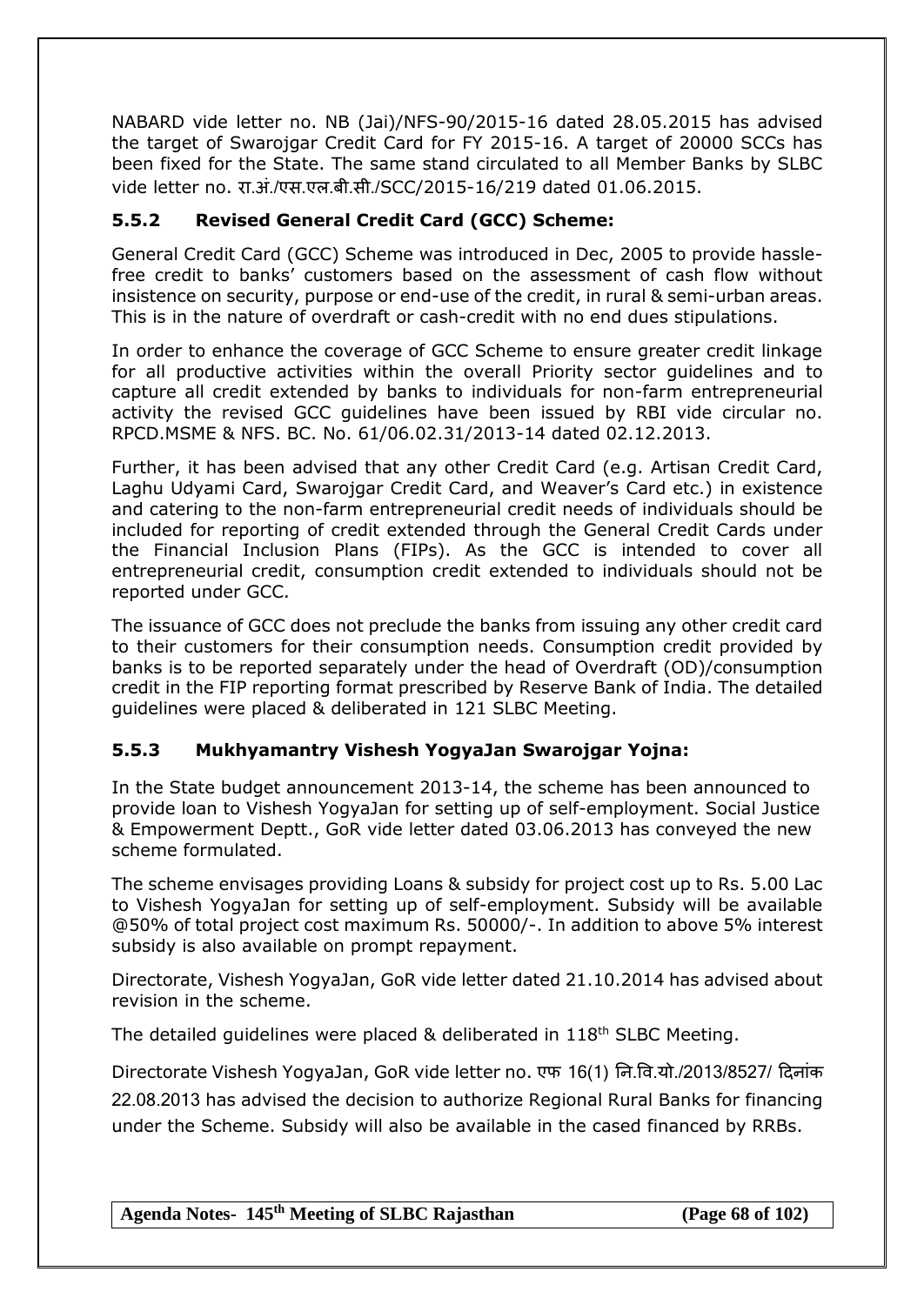NABARD vide letter no. NB (Jai)/NFS-90/2015-16 dated 28.05.2015 has advised the target of Swarojgar Credit Card for FY 2015-16. A target of 20000 SCCs has been fixed for the State. The same stand circulated to all Member Banks by SLBC vide letter no. रा.अं./एस.एल.बी.सी./SCC/2015-16/219 dated 01.06.2015.

### 5.5.2 Revised General Credit Card (GCC) Scheme:

General Credit Card (GCC) Scheme was introduced in Dec, 2005 to provide hassle-free credit to banks' customers based on the assessment of cash flow without insistence on security, purpose or end-use of the credit, in rural & semi-urban areas. This is in the nature of overdraft or cash-credit with no end dues stipulations.

In order to enhance the coverage of GCC Scheme to ensure greater credit linkage for all productive activities within the overall Priority sector guidelines and to capture all credit extended by banks to individuals for non-farm entrepreneurial activity the revised GCC guidelines have been issued by RBI vide circular no. RPCD.MSME & NFS. BC. No. 61/06.02.31/2013-14 dated 02.12.2013.

Further, it has been advised that any other Credit Card (e.g. Artisan Credit Card, Laghu Udyami Card, Swarojgar Credit Card, and Weaver's Card etc.) in existence and catering to the non-farm entrepreneurial credit needs of individuals should be included for reporting of credit extended through the General Credit Cards under the Financial Inclusion Plans (FIPs). As the GCC is intended to cover all entrepreneurial credit, consumption credit extended to individuals should not be reported under GCC.

The issuance of GCC does not preclude the banks from issuing any other credit card to their customers for their consumption needs. Consumption credit provided by banks is to be reported separately under the head of Overdraft (OD)/consumption credit in the FIP reporting format prescribed by Reserve Bank of India. The detailed guidelines were placed & deliberated in 121 SLBC Meeting.

### 5.5.3 Mukhyamantry Vishesh YogyaJan Swarojgar Yojna:

In the State budget announcement 2013-14, the scheme has been announced to provide loan to Vishesh YogyaJan for setting up of self-employment. Social Justice & Empowerment Deptt., GoR vide letter dated 03.06.2013 has conveyed the new scheme formulated.

The scheme envisages providing Loans & subsidy for project cost up to Rs. 5.00 Lac to Vishesh YogyaJan for setting up of self-employment. Subsidy will be available @50% of total project cost maximum Rs. 50000/-. In addition to above 5% interest subsidy is also available on prompt repayment.

Directorate, Vishesh YogyaJan, GoR vide letter dated 21.10.2014 has advised about revision in the scheme.

The detailed guidelines were placed & deliberated in 118th SLBC Meeting.

Directorate Vishesh YogyaJan, GoR vide letter no. एफ 16(1) नि.वि.यो./2013/8527/ दिनांक 22.08.2013 has advised the decision to authorize Regional Rural Banks for financing under the Scheme. Subsidy will also be available in the cased financed by RRBs.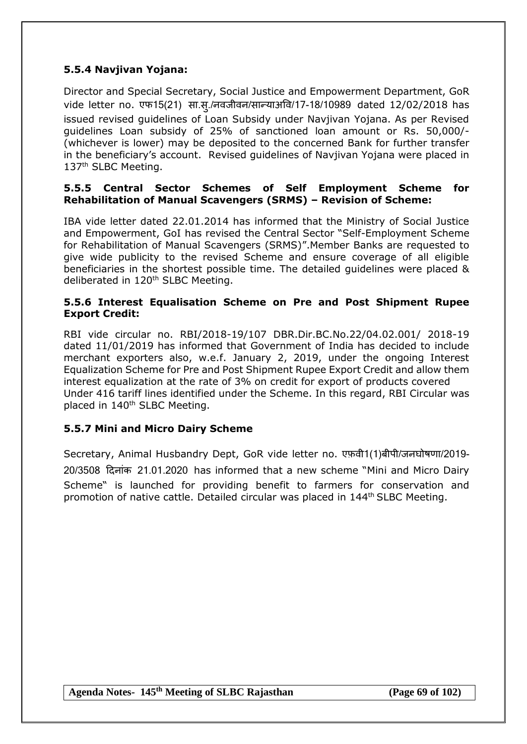### 5.5.4 Navjivan Yojana:

Director and Special Secretary, Social Justice and Empowerment Department, GoR vide letter no. एफ15(21) सा.सु./नवजीवन/सान्याअवि/17-18/10989 dated 12/02/2018 has issued revised guidelines of Loan Subsidy under Navjivan Yojana. As per Revised guidelines Loan subsidy of 25% of sanctioned loan amount or Rs. 50,000/- (whichever is lower) may be deposited to the concerned Bank for further transfer in the beneficiary's account. Revised guidelines of Navjivan Yojana were placed in 137th SLBC Meeting.

### 5.5.5 Central Sector Schemes of Self Employment Scheme for Rehabilitation of Manual Scavengers (SRMS) – Revision of Scheme:

IBA vide letter dated 22.01.2014 has informed that the Ministry of Social Justice and Empowerment, GoI has revised the Central Sector "Self-Employment Scheme for Rehabilitation of Manual Scavengers (SRMS)".Member Banks are requested to give wide publicity to the revised Scheme and ensure coverage of all eligible beneficiaries in the shortest possible time. The detailed guidelines were placed & deliberated in 120th SLBC Meeting.

### 5.5.6 Interest Equalisation Scheme on Pre and Post Shipment Rupee Export Credit:

RBI vide circular no. RBI/2018-19/107 DBR.Dir.BC.No.22/04.02.001/ 2018-19 dated 11/01/2019 has informed that Government of India has decided to include merchant exporters also, w.e.f. January 2, 2019, under the ongoing Interest Equalization Scheme for Pre and Post Shipment Rupee Export Credit and allow them interest equalization at the rate of 3% on credit for export of products covered Under 416 tariff lines identified under the Scheme. In this regard, RBI Circular was placed in 140th SLBC Meeting.

### 5.5.7 Mini and Micro Dairy Scheme

Secretary, Animal Husbandry Dept, GoR vide letter no. एफ़वी1(1)बीपी/जनघोषणा/2019-20/3508 दिनांक 21.01.2020 has informed that a new scheme "Mini and Micro Dairy Scheme" is launched for providing benefit to farmers for conservation and promotion of native cattle. Detailed circular was placed in 144th SLBC Meeting.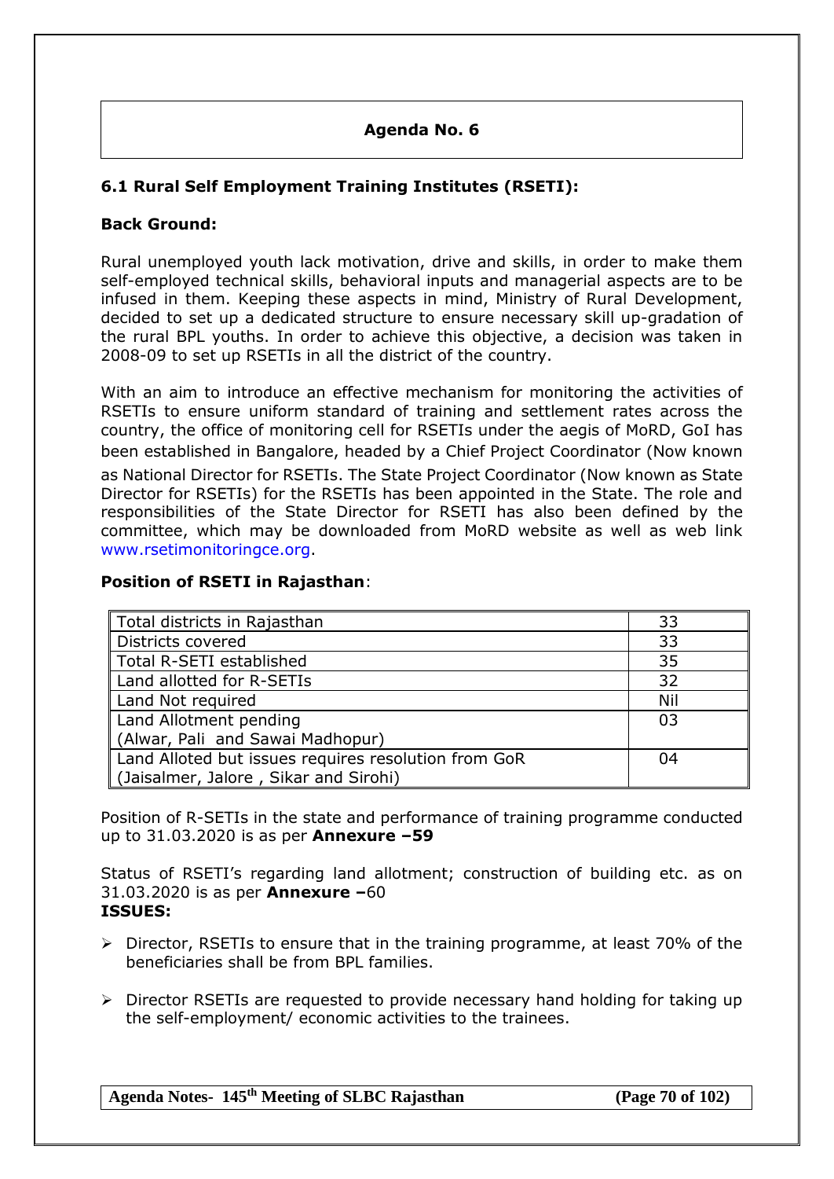## Agenda No. 6

### 6.1 Rural Self Employment Training Institutes (RSETI):

**Back Ground:**

Rural unemployed youth lack motivation, drive and skills, in order to make them self-employed technical skills, behavioral inputs and managerial aspects are to be infused in them. Keeping these aspects in mind, Ministry of Rural Development, decided to set up a dedicated structure to ensure necessary skill up-gradation of the rural BPL youths. In order to achieve this objective, a decision was taken in 2008-09 to set up RSETIs in all the district of the country.

With an aim to introduce an effective mechanism for monitoring the activities of RSETIs to ensure uniform standard of training and settlement rates across the country, the office of monitoring cell for RSETIs under the aegis of MoRD, GoI has been established in Bangalore, headed by a Chief Project Coordinator (Now known as National Director for RSETIs. The State Project Coordinator (Now known as State Director for RSETIs) for the RSETIs has been appointed in the State. The role and responsibilities of the State Director for RSETI has also been defined by the committee, which may be downloaded from MoRD website as well as web link www.rsetimonitoringce.org.

**Position of RSETI in Rajasthan**:

| | |
|---|---|
| Total districts in Rajasthan | 33 |
| Districts covered | 33 |
| Total R-SETI established | 35 |
| Land allotted for R-SETIs | 32 |
| Land Not required | Nil |
| Land Allotment pending (Alwar, Pali and Sawai Madhopur) | 03 |
| Land Alloted but issues requires resolution from GoR (Jaisalmer, Jalore , Sikar and Sirohi) | 04 |

Position of R-SETIs in the state and performance of training programme conducted up to 31.03.2020 is as per **Annexure –59**

Status of RSETI's regarding land allotment; construction of building etc. as on 31.03.2020 is as per **Annexure –**60

**ISSUES:**

- Director, RSETIs to ensure that in the training programme, at least 70% of the beneficiaries shall be from BPL families.
- Director RSETIs are requested to provide necessary hand holding for taking up the self-employment/ economic activities to the trainees.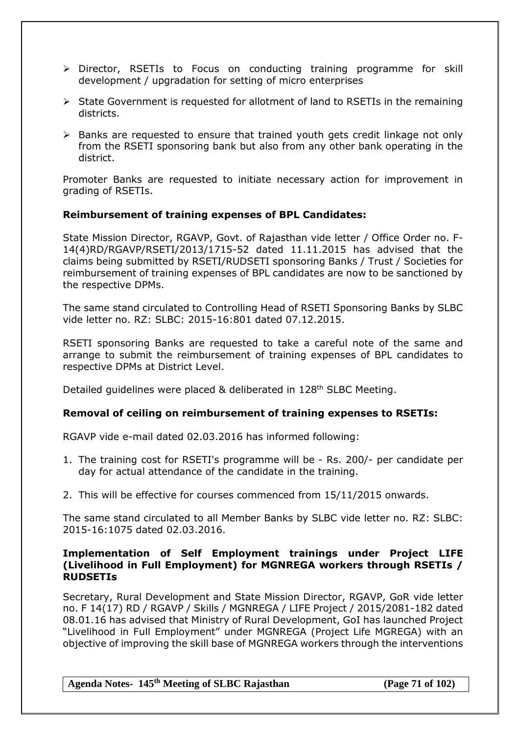- Director, RSETIs to Focus on conducting training programme for skill development / upgradation for setting of micro enterprises
- State Government is requested for allotment of land to RSETIs in the remaining districts.
- Banks are requested to ensure that trained youth gets credit linkage not only from the RSETI sponsoring bank but also from any other bank operating in the district.

Promoter Banks are requested to initiate necessary action for improvement in grading of RSETIs.

**Reimbursement of training expenses of BPL Candidates:**

State Mission Director, RGAVP, Govt. of Rajasthan vide letter / Office Order no. F-14(4)RD/RGAVP/RSETI/2013/1715-52 dated 11.11.2015 has advised that the claims being submitted by RSETI/RUDSETI sponsoring Banks / Trust / Societies for reimbursement of training expenses of BPL candidates are now to be sanctioned by the respective DPMs.

The same stand circulated to Controlling Head of RSETI Sponsoring Banks by SLBC vide letter no. RZ: SLBC: 2015-16:801 dated 07.12.2015.

RSETI sponsoring Banks are requested to take a careful note of the same and arrange to submit the reimbursement of training expenses of BPL candidates to respective DPMs at District Level.

Detailed guidelines were placed & deliberated in 128th SLBC Meeting.

**Removal of ceiling on reimbursement of training expenses to RSETIs:**

RGAVP vide e-mail dated 02.03.2016 has informed following:

1. The training cost for RSETI's programme will be - Rs. 200/- per candidate per day for actual attendance of the candidate in the training.
2. This will be effective for courses commenced from 15/11/2015 onwards.

The same stand circulated to all Member Banks by SLBC vide letter no. RZ: SLBC: 2015-16:1075 dated 02.03.2016.

**Implementation of Self Employment trainings under Project LIFE (Livelihood in Full Employment) for MGNREGA workers through RSETIs / RUDSETIs**

Secretary, Rural Development and State Mission Director, RGAVP, GoR vide letter no. F 14(17) RD / RGAVP / Skills / MGNREGA / LIFE Project / 2015/2081-182 dated 08.01.16 has advised that Ministry of Rural Development, GoI has launched Project "Livelihood in Full Employment" under MGNREGA (Project Life MGREGA) with an objective of improving the skill base of MGNREGA workers through the interventions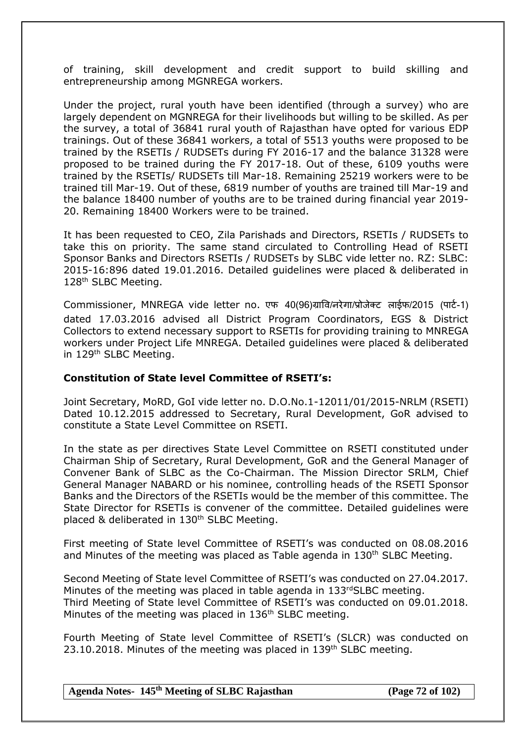of training, skill development and credit support to build skilling and entrepreneurship among MGNREGA workers.

Under the project, rural youth have been identified (through a survey) who are largely dependent on MGNREGA for their livelihoods but willing to be skilled. As per the survey, a total of 36841 rural youth of Rajasthan have opted for various EDP trainings. Out of these 36841 workers, a total of 5513 youths were proposed to be trained by the RSETIs / RUDSETs during FY 2016-17 and the balance 31328 were proposed to be trained during the FY 2017-18. Out of these, 6109 youths were trained by the RSETIs/ RUDSETs till Mar-18. Remaining 25219 workers were to be trained till Mar-19. Out of these, 6819 number of youths are trained till Mar-19 and the balance 18400 number of youths are to be trained during financial year 2019-20. Remaining 18400 Workers were to be trained.

It has been requested to CEO, Zila Parishads and Directors, RSETIs / RUDSETs to take this on priority. The same stand circulated to Controlling Head of RSETI Sponsor Banks and Directors RSETIs / RUDSETs by SLBC vide letter no. RZ: SLBC: 2015-16:896 dated 19.01.2016. Detailed guidelines were placed & deliberated in 128th SLBC Meeting.

Commissioner, MNREGA vide letter no. एफ 40(96)ग्रावि/नरेगा/प्रोजेक्ट लाईफ/2015 (पार्ट-1) dated 17.03.2016 advised all District Program Coordinators, EGS & District Collectors to extend necessary support to RSETIs for providing training to MNREGA workers under Project Life MNREGA. Detailed guidelines were placed & deliberated in 129th SLBC Meeting.

**Constitution of State level Committee of RSETI's:**

Joint Secretary, MoRD, GoI vide letter no. D.O.No.1-12011/01/2015-NRLM (RSETI) Dated 10.12.2015 addressed to Secretary, Rural Development, GoR advised to constitute a State Level Committee on RSETI.

In the state as per directives State Level Committee on RSETI constituted under Chairman Ship of Secretary, Rural Development, GoR and the General Manager of Convener Bank of SLBC as the Co-Chairman. The Mission Director SRLM, Chief General Manager NABARD or his nominee, controlling heads of the RSETI Sponsor Banks and the Directors of the RSETIs would be the member of this committee. The State Director for RSETIs is convener of the committee. Detailed guidelines were placed & deliberated in 130th SLBC Meeting.

First meeting of State level Committee of RSETI's was conducted on 08.08.2016 and Minutes of the meeting was placed as Table agenda in 130th SLBC Meeting.

Second Meeting of State level Committee of RSETI's was conducted on 27.04.2017. Minutes of the meeting was placed in table agenda in 133rdSLBC meeting.
Third Meeting of State level Committee of RSETI's was conducted on 09.01.2018. Minutes of the meeting was placed in 136th SLBC meeting.

Fourth Meeting of State level Committee of RSETI's (SLCR) was conducted on 23.10.2018. Minutes of the meeting was placed in 139th SLBC meeting.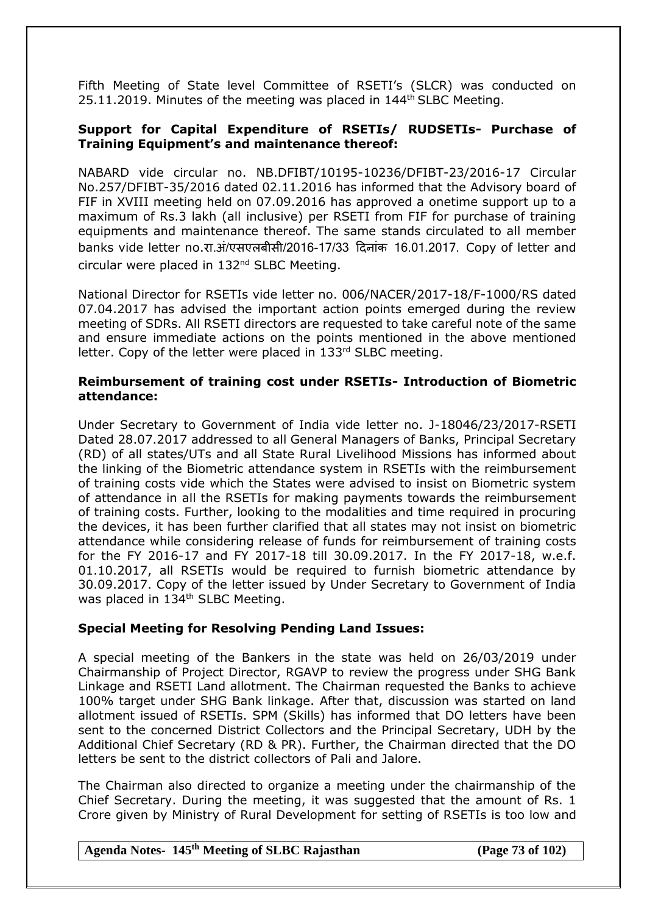Fifth Meeting of State level Committee of RSETI's (SLCR) was conducted on 25.11.2019. Minutes of the meeting was placed in 144th SLBC Meeting.

**Support for Capital Expenditure of RSETIs/ RUDSETIs- Purchase of Training Equipment's and maintenance thereof:**

NABARD vide circular no. NB.DFIBT/10195-10236/DFIBT-23/2016-17 Circular No.257/DFIBT-35/2016 dated 02.11.2016 has informed that the Advisory board of FIF in XVIII meeting held on 07.09.2016 has approved a onetime support up to a maximum of Rs.3 lakh (all inclusive) per RSETI from FIF for purchase of training equipments and maintenance thereof. The same stands circulated to all member banks vide letter no.रा.अं/एसएलबीसी/2016-17/33 दिनांक 16.01.2017. Copy of letter and circular were placed in 132nd SLBC Meeting.

National Director for RSETIs vide letter no. 006/NACER/2017-18/F-1000/RS dated 07.04.2017 has advised the important action points emerged during the review meeting of SDRs. All RSETI directors are requested to take careful note of the same and ensure immediate actions on the points mentioned in the above mentioned letter. Copy of the letter were placed in 133rd SLBC meeting.

**Reimbursement of training cost under RSETIs- Introduction of Biometric attendance:**

Under Secretary to Government of India vide letter no. J-18046/23/2017-RSETI Dated 28.07.2017 addressed to all General Managers of Banks, Principal Secretary (RD) of all states/UTs and all State Rural Livelihood Missions has informed about the linking of the Biometric attendance system in RSETIs with the reimbursement of training costs vide which the States were advised to insist on Biometric system of attendance in all the RSETIs for making payments towards the reimbursement of training costs. Further, looking to the modalities and time required in procuring the devices, it has been further clarified that all states may not insist on biometric attendance while considering release of funds for reimbursement of training costs for the FY 2016-17 and FY 2017-18 till 30.09.2017. In the FY 2017-18, w.e.f. 01.10.2017, all RSETIs would be required to furnish biometric attendance by 30.09.2017. Copy of the letter issued by Under Secretary to Government of India was placed in 134th SLBC Meeting.

**Special Meeting for Resolving Pending Land Issues:**

A special meeting of the Bankers in the state was held on 26/03/2019 under Chairmanship of Project Director, RGAVP to review the progress under SHG Bank Linkage and RSETI Land allotment. The Chairman requested the Banks to achieve 100% target under SHG Bank linkage. After that, discussion was started on land allotment issued of RSETIs. SPM (Skills) has informed that DO letters have been sent to the concerned District Collectors and the Principal Secretary, UDH by the Additional Chief Secretary (RD & PR). Further, the Chairman directed that the DO letters be sent to the district collectors of Pali and Jalore.

The Chairman also directed to organize a meeting under the chairmanship of the Chief Secretary. During the meeting, it was suggested that the amount of Rs. 1 Crore given by Ministry of Rural Development for setting of RSETIs is too low and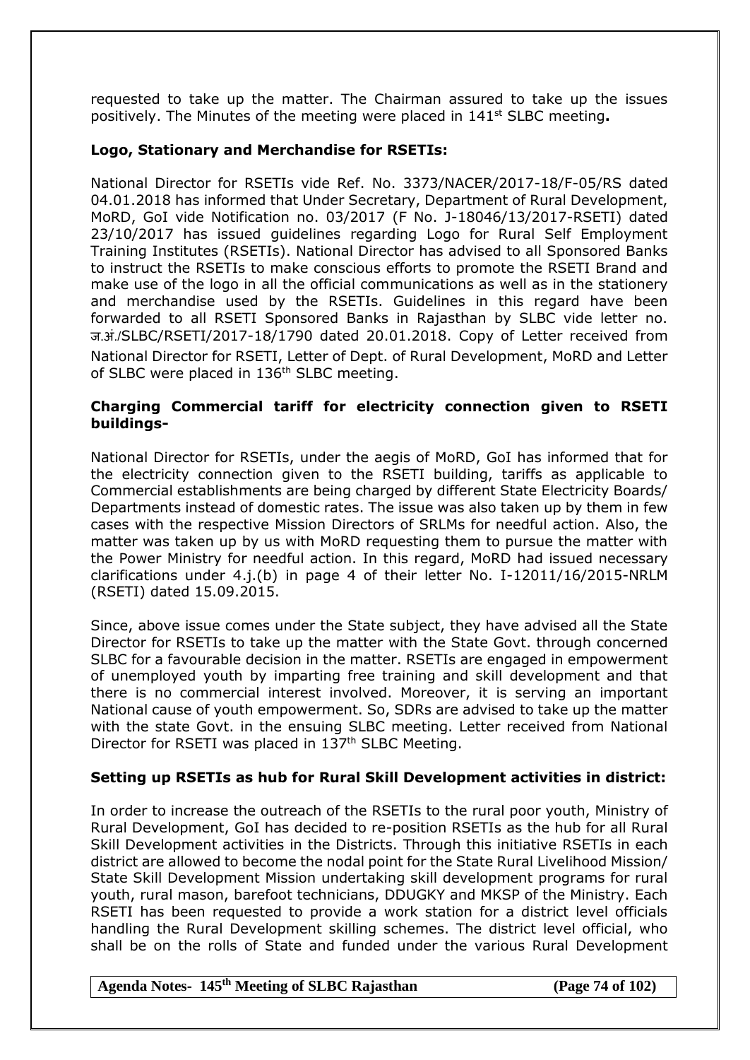requested to take up the matter. The Chairman assured to take up the issues positively. The Minutes of the meeting were placed in 141st SLBC meeting**.**

**Logo, Stationary and Merchandise for RSETIs:**

National Director for RSETIs vide Ref. No. 3373/NACER/2017-18/F-05/RS dated 04.01.2018 has informed that Under Secretary, Department of Rural Development, MoRD, GoI vide Notification no. 03/2017 (F No. J-18046/13/2017-RSETI) dated 23/10/2017 has issued guidelines regarding Logo for Rural Self Employment Training Institutes (RSETIs). National Director has advised to all Sponsored Banks to instruct the RSETIs to make conscious efforts to promote the RSETI Brand and make use of the logo in all the official communications as well as in the stationery and merchandise used by the RSETIs. Guidelines in this regard have been forwarded to all RSETI Sponsored Banks in Rajasthan by SLBC vide letter no. ज.अं./SLBC/RSETI/2017-18/1790 dated 20.01.2018. Copy of Letter received from National Director for RSETI, Letter of Dept. of Rural Development, MoRD and Letter of SLBC were placed in 136th SLBC meeting.

**Charging Commercial tariff for electricity connection given to RSETI buildings-**

National Director for RSETIs, under the aegis of MoRD, GoI has informed that for the electricity connection given to the RSETI building, tariffs as applicable to Commercial establishments are being charged by different State Electricity Boards/ Departments instead of domestic rates. The issue was also taken up by them in few cases with the respective Mission Directors of SRLMs for needful action. Also, the matter was taken up by us with MoRD requesting them to pursue the matter with the Power Ministry for needful action. In this regard, MoRD had issued necessary clarifications under 4.j.(b) in page 4 of their letter No. I-12011/16/2015-NRLM (RSETI) dated 15.09.2015.

Since, above issue comes under the State subject, they have advised all the State Director for RSETIs to take up the matter with the State Govt. through concerned SLBC for a favourable decision in the matter. RSETIs are engaged in empowerment of unemployed youth by imparting free training and skill development and that there is no commercial interest involved. Moreover, it is serving an important National cause of youth empowerment. So, SDRs are advised to take up the matter with the state Govt. in the ensuing SLBC meeting. Letter received from National Director for RSETI was placed in 137th SLBC Meeting.

**Setting up RSETIs as hub for Rural Skill Development activities in district:**

In order to increase the outreach of the RSETIs to the rural poor youth, Ministry of Rural Development, GoI has decided to re-position RSETIs as the hub for all Rural Skill Development activities in the Districts. Through this initiative RSETIs in each district are allowed youth to become the nodal point for the State Rural Livelihood Mission/ State Skill Development Mission undertaking skill development programs for rural youth, rural mason, barefoot technicians, DDUGKY and MKSP of the Ministry. Each RSETI has been requested to provide a work station for a district level officials handling the Rural Development skilling schemes. The district level official, who shall be on the rolls of State and funded under the various Rural Development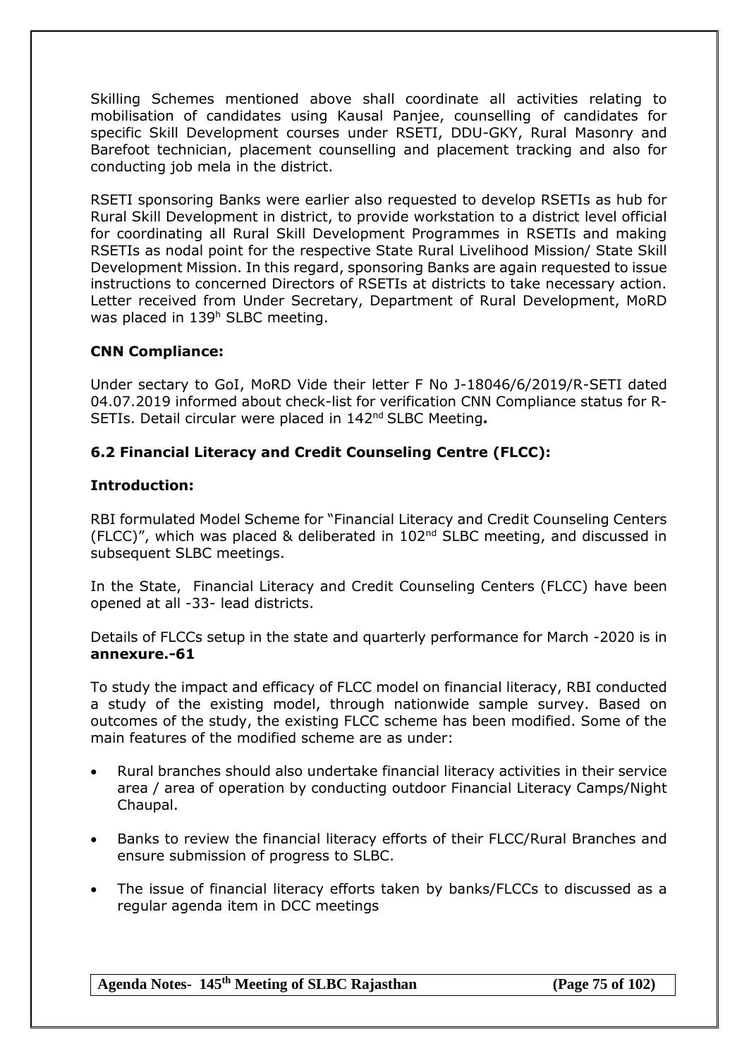Skilling Schemes mentioned above shall coordinate all activities relating to mobilisation of candidates using Kausal Panjee, counselling of candidates for specific Skill Development courses under RSETI, DDU-GKY, Rural Masonry and Barefoot technician, placement counselling and placement tracking and also for conducting job mela in the district.

RSETI sponsoring Banks were earlier also requested to develop RSETIs as hub for Rural Skill Development in district, to provide workstation to a district level official for coordinating all Rural Skill Development Programmes in RSETIs and making RSETIs as nodal point for the respective State Rural Livelihood Mission/ State Skill Development Mission. In this regard, sponsoring Banks are again requested to issue instructions to concerned Directors of RSETIs at districts to take necessary action. Letter received from Under Secretary, Department of Rural Development, MoRD was placed in 139h SLBC meeting.

**CNN Compliance:**

Under sectary to GoI, MoRD Vide their letter F No J-18046/6/2019/R-SETI dated 04.07.2019 informed about check-list for verification CNN Compliance status for R-SETIs. Detail circular were placed in 142nd SLBC Meeting**.**

### 6.2 Financial Literacy and Credit Counseling Centre (FLCC):

**Introduction:**

RBI formulated Model Scheme for "Financial Literacy and Credit Counseling Centers (FLCC)", which was placed & deliberated in 102nd SLBC meeting, and discussed in subsequent SLBC meetings.

In the State, Financial Literacy and Credit Counseling Centers (FLCC) have been opened at all -33- lead districts.

Details of FLCCs setup in the state and quarterly performance for March -2020 is in **annexure.-61**

To study the impact and efficacy of FLCC model on financial literacy, RBI conducted a study of the existing model, through nationwide sample survey. Based on outcomes of the study, the existing FLCC scheme has been modified. Some of the main features of the modified scheme are as under:

- Rural branches should also undertake financial literacy activities in their service area / area of operation by conducting outdoor Financial Literacy Camps/Night Chaupal.
- Banks to review the financial literacy efforts of their FLCC/Rural Branches and ensure submission of progress to SLBC.
- The issue of financial literacy efforts taken by banks/FLCCs to discussed as a regular agenda item in DCC meetings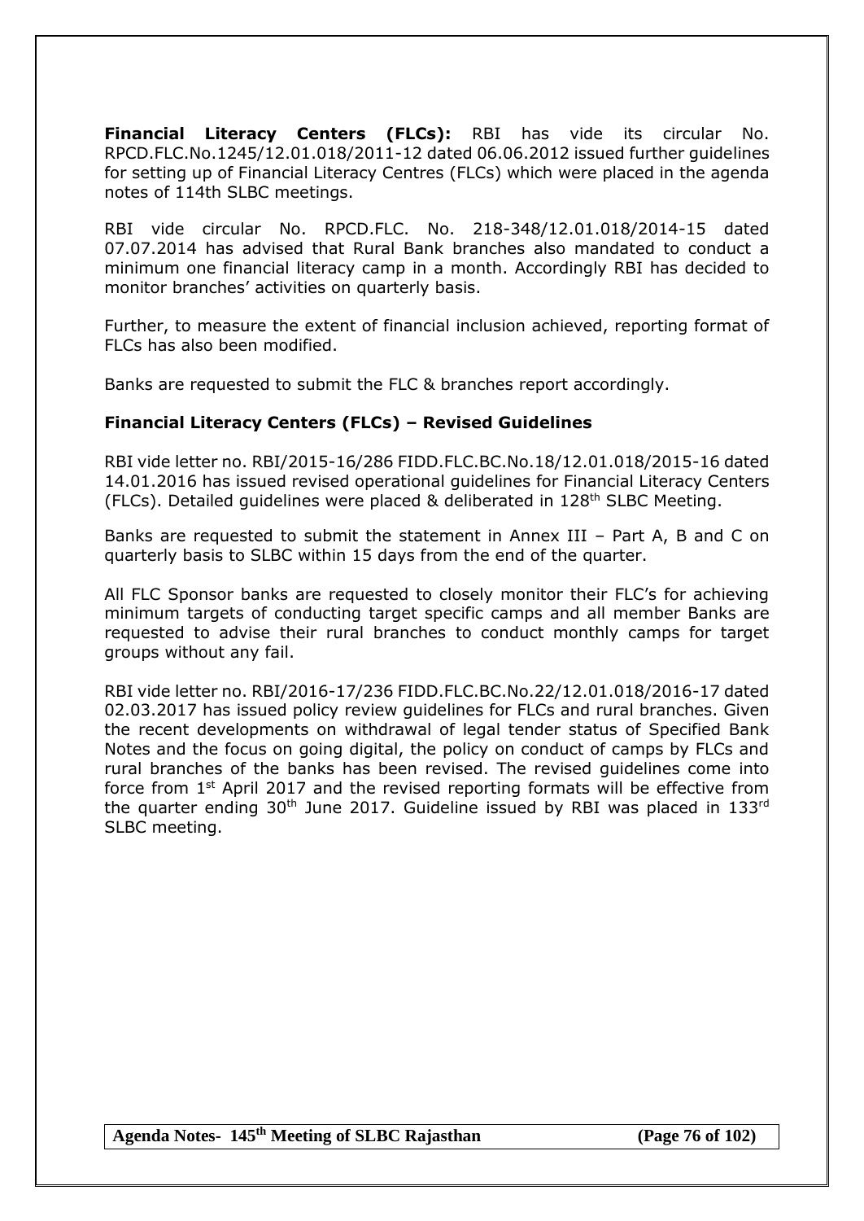**Financial Literacy Centers (FLCs):** RBI has vide its circular No. RPCD.FLC.No.1245/12.01.018/2011-12 dated 06.06.2012 issued further guidelines for setting up of Financial Literacy Centres (FLCs) which were placed in the agenda notes of 114th SLBC meetings.

RBI vide circular No. RPCD.FLC. No. 218-348/12.01.018/2014-15 dated 07.07.2014 has advised that Rural Bank branches also mandated to conduct a minimum one financial literacy camp in a month. Accordingly RBI has decided to monitor branches' activities on quarterly basis.

Further, to measure the extent of financial inclusion achieved, reporting format of FLCs has also been modified.

Banks are requested to submit the FLC & branches report accordingly.

### Financial Literacy Centers (FLCs) – Revised Guidelines

RBI vide letter no. RBI/2015-16/286 FIDD.FLC.BC.No.18/12.01.018/2015-16 dated 14.01.2016 has issued revised operational guidelines for Financial Literacy Centers (FLCs). Detailed guidelines were placed & deliberated in 128th SLBC Meeting.

Banks are requested to submit the statement in Annex III – Part A, B and C on quarterly basis to SLBC within 15 days from the end of the quarter.

All FLC Sponsor banks are requested to closely monitor their FLC's for achieving minimum targets of conducting target specific camps and all member Banks are requested to advise their rural branches to conduct monthly camps for target groups without any fail.

RBI vide letter no. RBI/2016-17/236 FIDD.FLC.BC.No.22/12.01.018/2016-17 dated 02.03.2017 has issued policy review guidelines for FLCs and rural branches. Given the recent developments on withdrawal of legal tender status of Specified Bank Notes and the focus on going digital, the policy on conduct of camps by FLCs and rural branches of the banks has been revised. The revised guidelines come into force from 1st April 2017 and the revised reporting formats will be effective from the quarter ending 30th June 2017. Guideline issued by RBI was placed in 133rd SLBC meeting.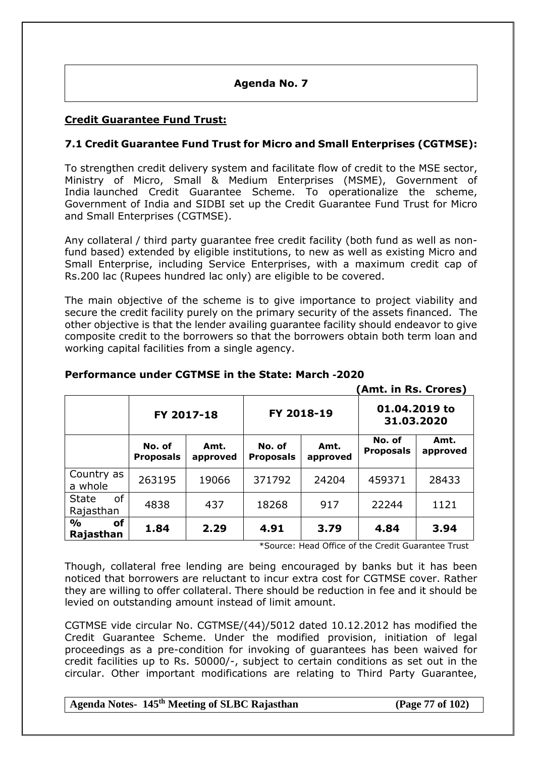## Agenda No. 7

**Credit Guarantee Fund Trust:**

### 7.1 Credit Guarantee Fund Trust for Micro and Small Enterprises (CGTMSE):

To strengthen credit delivery system and facilitate flow of credit to the MSE sector, Ministry of Micro, Small & Medium Enterprises (MSME), Government of India launched Credit Guarantee Scheme. To operationalize the scheme, Government of India and SIDBI set up the Credit Guarantee Fund Trust for Micro and Small Enterprises (CGTMSE).

Any collateral / third party guarantee free credit facility (both fund as well as non-fund based) extended by eligible institutions, to new as well as existing Micro and Small Enterprise, including Service Enterprises, with a maximum credit cap of Rs.200 lac (Rupees hundred lac only) are eligible to be covered.

The main objective of the scheme is to give importance to project viability and secure the credit facility purely on the primary security of the assets financed. The other objective is that the lender availing guarantee facility should endeavor to give composite credit to the borrowers so that the borrowers obtain both term loan and working capital facilities from a single agency.

**Performance under CGTMSE in the State: March -2020**

**(Amt. in Rs. Crores)**

| | FY 2017-18 | | FY 2018-19 | | 01.04.2019 to 31.03.2020 | |
|---|---|---|---|---|---|---|
| | **No. of Proposals** | **Amt. approved** | **No. of Proposals** | **Amt. approved** | **No. of Proposals** | **Amt. approved** |
| Country as a whole | 263195 | 19066 | 371792 | 24204 | 459371 | 28433 |
| State of Rajasthan | 4838 | 437 | 18268 | 917 | 22244 | 1121 |
| **% of Rajasthan** | **1.84** | **2.29** | **4.91** | **3.79** | **4.84** | **3.94** |

*Source: Head Office of the Credit Guarantee Trust

Though, collateral free lending are being encouraged by banks but it has been noticed that borrowers are reluctant to incur extra cost for CGTMSE cover. Rather they are willing to offer collateral. There should be reduction in fee and it should be levied on outstanding amount instead of limit amount.

CGTMSE vide circular No. CGTMSE/(44)/5012 dated 10.12.2012 has modified the Credit Guarantee Scheme. Under the modified provision, initiation of legal proceedings as a pre-condition for invoking of guarantees has been waived for credit facilities up to Rs. 50000/-, subject to certain conditions as set out in the circular. Other important modifications are relating to Third Party Guarantee,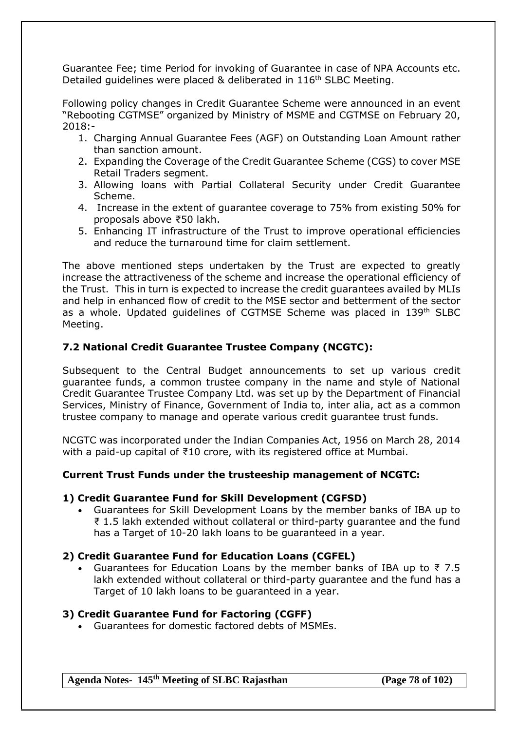Guarantee Fee; time Period for invoking of Guarantee in case of NPA Accounts etc. Detailed guidelines were placed & deliberated in 116th SLBC Meeting.

Following policy changes in Credit Guarantee Scheme were announced in an event "Rebooting CGTMSE" organized by Ministry of MSME and CGTMSE on February 20, 2018:-

1. Charging Annual Guarantee Fees (AGF) on Outstanding Loan Amount rather than sanction amount.
2. Expanding the Coverage of the Credit Guarantee Scheme (CGS) to cover MSE Retail Traders segment.
3. Allowing loans with Partial Collateral Security under Credit Guarantee Scheme.
4. Increase in the extent of guarantee coverage to 75% from existing 50% for proposals above ₹50 lakh.
5. Enhancing IT infrastructure of the Trust to improve operational efficiencies and reduce the turnaround time for claim settlement.

The above mentioned steps undertaken by the Trust are expected to greatly increase the attractiveness of the scheme and increase the operational efficiency of the Trust. This in turn is expected to increase the credit guarantees availed by MLIs and help in enhanced flow of credit to the MSE sector and betterment of the sector as a whole. Updated guidelines of CGTMSE Scheme was placed in 139th SLBC Meeting.

### 7.2 National Credit Guarantee Trustee Company (NCGTC):

Subsequent to the Central Budget announcements to set up various credit guarantee funds, a common trustee company in the name and style of National Credit Guarantee Trustee Company Ltd. was set up by the Department of Financial Services, Ministry of Finance, Government of India to, inter alia, act as a common trustee company to manage and operate various credit guarantee trust funds.

NCGTC was incorporated under the Indian Companies Act, 1956 on March 28, 2014 with a paid-up capital of ₹10 crore, with its registered office at Mumbai.

**Current Trust Funds under the trusteeship management of NCGTC:**

**1) Credit Guarantee Fund for Skill Development (CGFSD)**

- Guarantees for Skill Development Loans by the member banks of IBA up to ₹ 1.5 lakh extended without collateral or third-party guarantee and the fund has a Target of 10-20 lakh loans to be guaranteed in a year.

**2) Credit Guarantee Fund for Education Loans (CGFEL)**

- Guarantees for Education Loans by the member banks of IBA up to ₹ 7.5 lakh extended without collateral or third-party guarantee and the fund has a Target of 10 lakh loans to be guaranteed in a year.

**3) Credit Guarantee Fund for Factoring (CGFF)**

- Guarantees for domestic factored debts of MSMEs.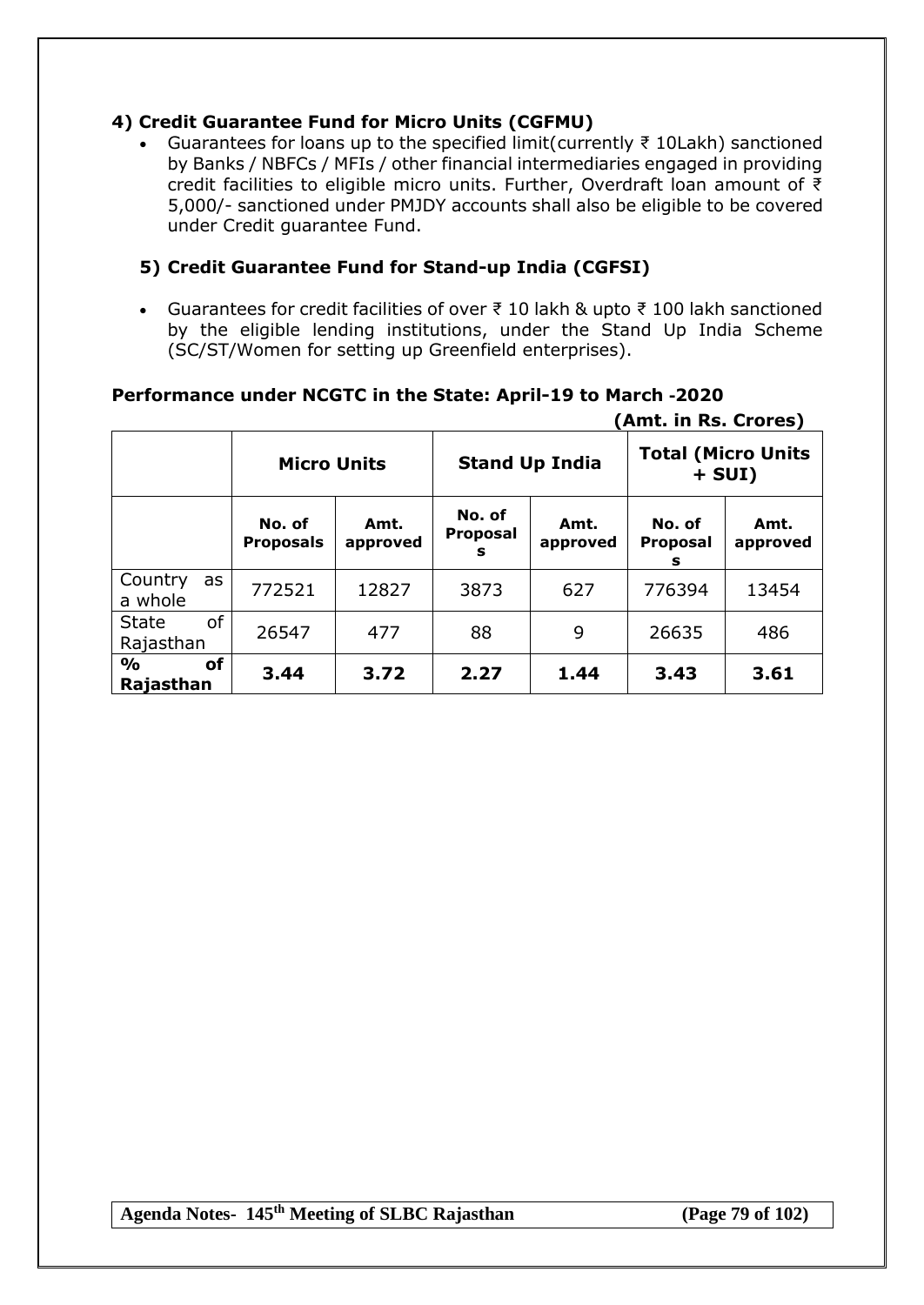### 4) Credit Guarantee Fund for Micro Units (CGFMU)

- Guarantees for loans up to the specified limit(currently ₹ 10Lakh) sanctioned by Banks / NBFCs / MFIs / other financial intermediaries engaged in providing credit facilities to eligible micro units. Further, Overdraft loan amount of ₹ 5,000/- sanctioned under PMJDY accounts shall also be eligible to be covered under Credit guarantee Fund.

### 5) Credit Guarantee Fund for Stand-up India (CGFSI)

- Guarantees for credit facilities of over ₹ 10 lakh & upto ₹ 100 lakh sanctioned by the eligible lending institutions, under the Stand Up India Scheme (SC/ST/Women for setting up Greenfield enterprises).

### Performance under NCGTC in the State: April-19 to March -2020

**(Amt. in Rs. Crores)**

| | Micro Units | | Stand Up India | | Total (Micro Units + SUI) | |
|---|---|---|---|---|---|---|
| | **No. of Proposals** | **Amt. approved** | **No. of Proposals** | **Amt. approved** | **No. of Proposals** | **Amt. approved** |
| Country as a whole | 772521 | 12827 | 3873 | 627 | 776394 | 13454 |
| State of Rajasthan | 26547 | 477 | 88 | 9 | 26635 | 486 |
| **% of Rajasthan** | **3.44** | **3.72** | **2.27** | **1.44** | **3.43** | **3.61** |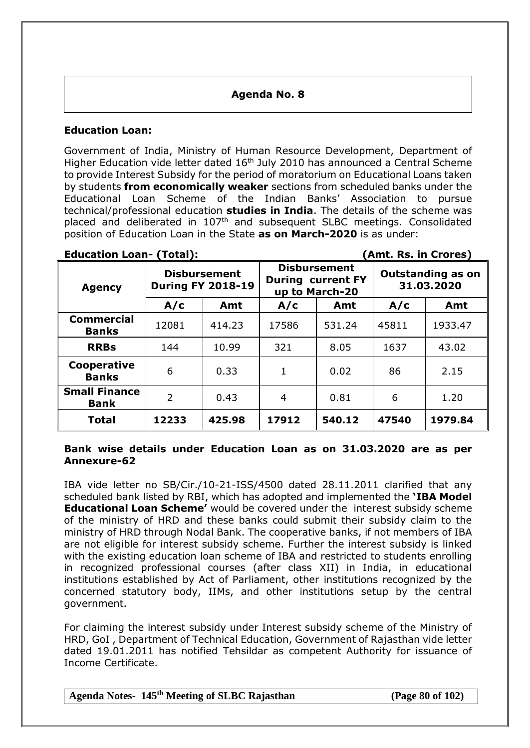## Agenda No. 8

### Education Loan:

Government of India, Ministry of Human Resource Development, Department of Higher Education vide letter dated 16th July 2010 has announced a Central Scheme to provide Interest Subsidy for the period of moratorium on Educational Loans taken by students **from economically weaker** sections from scheduled banks under the Educational Loan Scheme of the Indian Banks' Association to pursue technical/professional education **studies in India**. The details of the scheme was placed and deliberated in 107th and subsequent SLBC meetings. Consolidated position of Education Loan in the State **as on March-2020** is as under:

**Education Loan- (Total):** **(Amt. Rs. in Crores)**

| Agency | Disbursement During FY 2018-19 | | Disbursement During current FY up to March-20 | | Outstanding as on 31.03.2020 | |
|---|---|---|---|---|---|---|
| | A/c | Amt | A/c | Amt | A/c | Amt |
| **Commercial Banks** | 12081 | 414.23 | 17586 | 531.24 | 45811 | 1933.47 |
| **RRBs** | 144 | 10.99 | 321 | 8.05 | 1637 | 43.02 |
| **Cooperative Banks** | 6 | 0.33 | 1 | 0.02 | 86 | 2.15 |
| **Small Finance Bank** | 2 | 0.43 | 4 | 0.81 | 6 | 1.20 |
| **Total** | **12233** | **425.98** | **17912** | **540.12** | **47540** | **1979.84** |

**Bank wise details under Education Loan as on 31.03.2020 are as per Annexure-62**

IBA vide letter no SB/Cir./10-21-ISS/4500 dated 28.11.2011 clarified that any scheduled bank listed by RBI, which has adopted and implemented the **'IBA Model Educational Loan Scheme'** would be covered under the interest subsidy scheme of the ministry of HRD and these banks could submit their subsidy claim to the ministry of HRD through Nodal Bank. The cooperative banks, if not members of IBA are not eligible for interest subsidy scheme. Further the interest subsidy is linked with the existing education loan scheme of IBA and restricted to students enrolling in recognized professional courses (after class XII) in India, in educational institutions established by Act of Parliament, other institutions recognized by the concerned statutory body, IIMs, and other institutions setup by the central government.

For claiming the interest subsidy under Interest subsidy scheme of the Ministry of HRD, GoI , Department of Technical Education, Government of Rajasthan vide letter dated 19.01.2011 has notified Tehsildar as competent Authority for issuance of Income Certificate.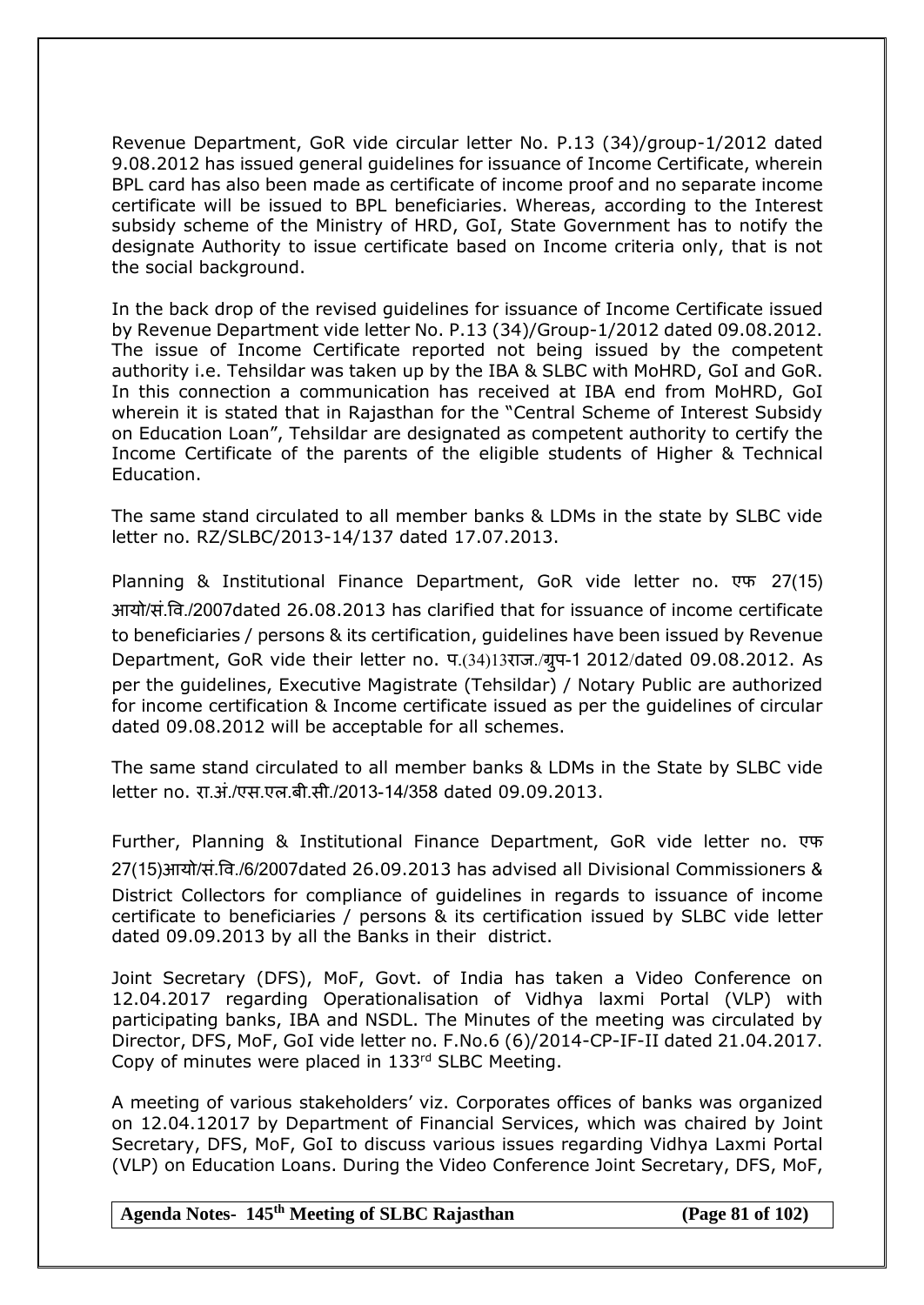Revenue Department, GoR vide circular letter No. P.13 (34)/group-1/2012 dated 9.08.2012 has issued general guidelines for issuance of Income Certificate, wherein BPL card has also been made as certificate of income proof and no separate income certificate will be issued to BPL beneficiaries. Whereas, according to the Interest subsidy scheme of the Ministry of HRD, GoI, State Government has to notify the designate Authority to issue certificate based on Income criteria only, that is not the social background.

In the back drop of the revised guidelines for issuance of Income Certificate issued by Revenue Department vide letter No. P.13 (34)/Group-1/2012 dated 09.08.2012. The issue of Income Certificate reported not being issued by the competent authority i.e. Tehsildar was taken up by the IBA & SLBC with MoHRD, GoI and GoR. In this connection a communication has received at IBA end from MoHRD, GoI wherein it is stated that in Rajasthan for the "Central Scheme of Interest Subsidy on Education Loan", Tehsildar are designated as competent authority to certify the Income Certificate of the parents of the eligible students of Higher & Technical Education.

The same stand circulated to all member banks & LDMs in the state by SLBC vide letter no. RZ/SLBC/2013-14/137 dated 17.07.2013.

Planning & Institutional Finance Department, GoR vide letter no. एफ 27(15) आयो/सं.वि./2007dated 26.08.2013 has clarified that for issuance of income certificate to beneficiaries / persons & its certification, guidelines have been issued by Revenue Department, GoR vide their letter no. प.(34)13राज./ग्रुप-1 2012/dated 09.08.2012. As per the guidelines, Executive Magistrate (Tehsildar) / Notary Public are authorized for income certification & Income certificate issued as per the guidelines of circular dated 09.08.2012 will be acceptable for all schemes.

The same stand circulated to all member banks & LDMs in the State by SLBC vide letter no. रा.अं./एस.एल.बी.सी./2013-14/358 dated 09.09.2013.

Further, Planning & Institutional Finance Department, GoR vide letter no. एफ 27(15)आयो/सं.वि./6/2007dated 26.09.2013 has advised all Divisional Commissioners & District Collectors for compliance of guidelines in regards to issuance of income certificate to beneficiaries / persons & its certification issued by SLBC vide letter dated 09.09.2013 by all the Banks in their district.

Joint Secretary (DFS), MoF, Govt. of India has taken a Video Conference on 12.04.2017 regarding Operationalisation of Vidhya laxmi Portal (VLP) with participating banks, IBA and NSDL. The Minutes of the meeting was circulated by Director, DFS, MoF, GoI vide letter no. F.No.6 (6)/2014-CP-IF-II dated 21.04.2017. Copy of minutes were placed in 133rd SLBC Meeting.

A meeting of various stakeholders' viz. Corporates offices of banks was organized on 12.04.12017 by Department of Financial Services, which was chaired by Joint Secretary, DFS, MoF, GoI to discuss various issues regarding Vidhya Laxmi Portal (VLP) on Education Loans. During the Video Conference Joint Secretary, DFS, MoF,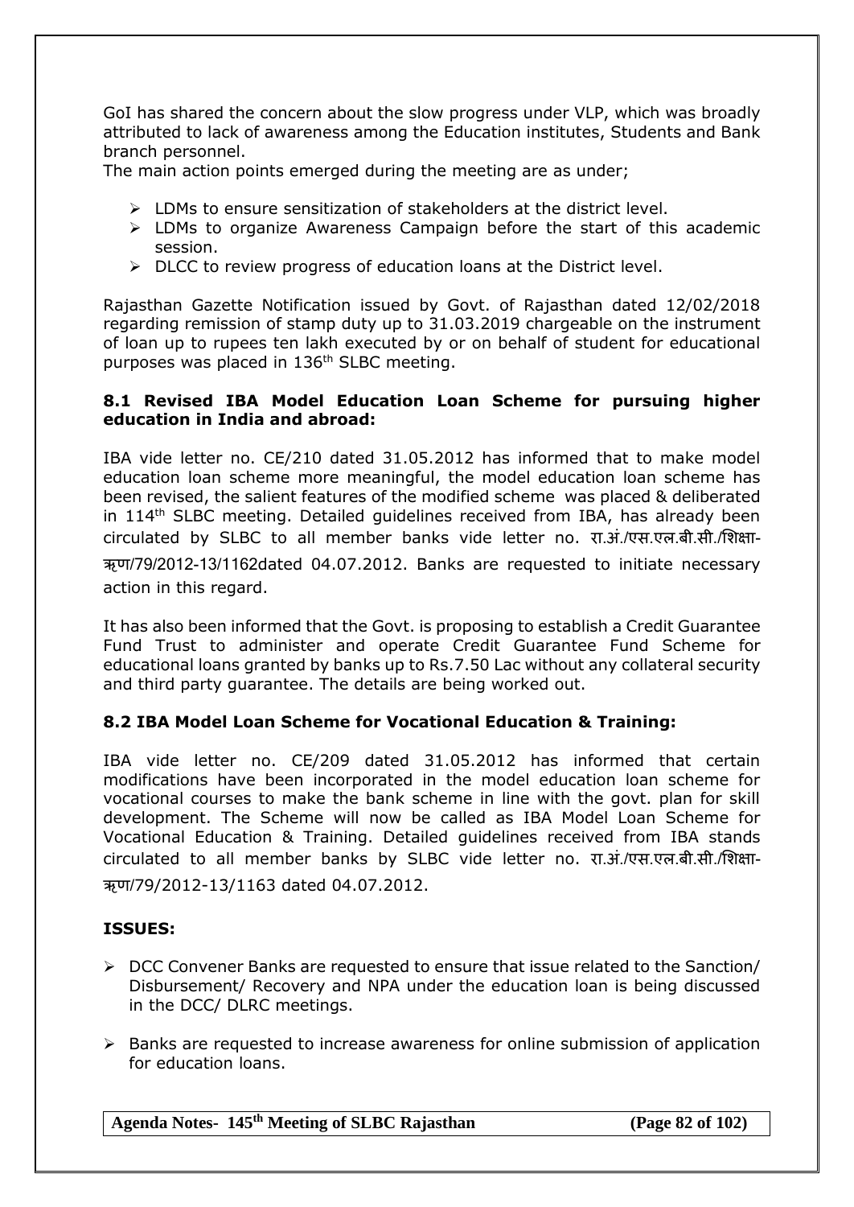GoI has shared the concern about the slow progress under VLP, which was broadly attributed to lack of awareness among the Education institutes, Students and Bank branch personnel.

The main action points emerged during the meeting are as under;

- LDMs to ensure sensitization of stakeholders at the district level.
- LDMs to organize Awareness Campaign before the start of this academic session.
- DLCC to review progress of education loans at the District level.

Rajasthan Gazette Notification issued by Govt. of Rajasthan dated 12/02/2018 regarding remission of stamp duty up to 31.03.2019 chargeable on the instrument of loan up to rupees ten lakh executed by or on behalf of student for educational purposes was placed in 136th SLBC meeting.

### 8.1 Revised IBA Model Education Loan Scheme for pursuing higher education in India and abroad:

IBA vide letter no. CE/210 dated 31.05.2012 has informed that to make model education loan scheme more meaningful, the model education loan scheme has been revised, the salient features of the modified scheme was placed & deliberated in 114th SLBC meeting. Detailed guidelines received from IBA, has already been circulated by SLBC to all member banks vide letter no. रा.अं./एस.एल.बी.सी./शिक्षा-ऋण/79/2012-13/1162dated 04.07.2012. Banks are requested to initiate necessary action in this regard.

It has also been informed that the Govt. is proposing to establish a Credit Guarantee Fund Trust to administer and operate Credit Guarantee Fund Scheme for educational loans granted by banks up to Rs.7.50 Lac without any collateral security and third party guarantee. The details are being worked out.

### 8.2 IBA Model Loan Scheme for Vocational Education & Training:

IBA vide letter no. CE/209 dated 31.05.2012 has informed that certain modifications have been incorporated in the model education loan scheme for vocational courses to make the bank scheme in line with the govt. plan for skill development. The Scheme will now be called as IBA Model Loan Scheme for Vocational Education & Training. Detailed guidelines received from IBA stands circulated to all member banks by SLBC vide letter no. रा.अं./एस.एल.बी.सी./शिक्षा-ऋण/79/2012-13/1163 dated 04.07.2012.

### ISSUES:

- DCC Convener Banks are requested to ensure that issue related to the Sanction/ Disbursement/ Recovery and NPA under the education loan is being discussed in the DCC/ DLRC meetings.
- Banks are requested to increase awareness for online submission of application for education loans.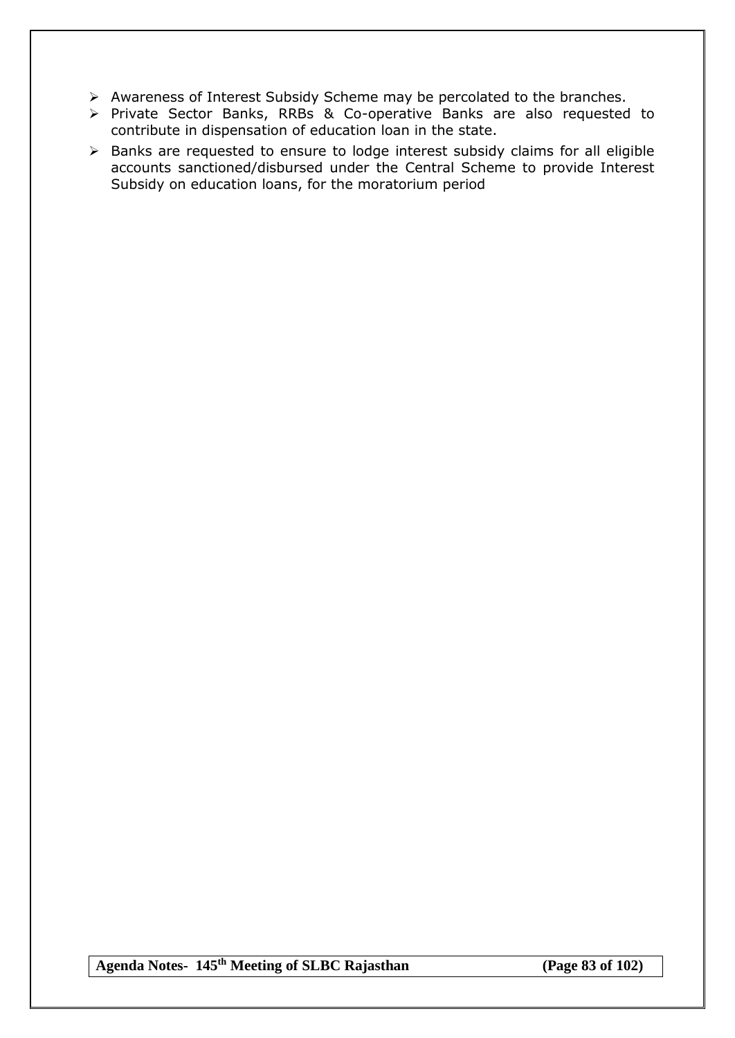- Awareness of Interest Subsidy Scheme may be percolated to the branches.
- Private Sector Banks, RRBs & Co-operative Banks are also requested to contribute in dispensation of education loan in the state.
- Banks are requested to ensure to lodge interest subsidy claims for all eligible accounts sanctioned/disbursed under the Central Scheme to provide Interest Subsidy on education loans, for the moratorium period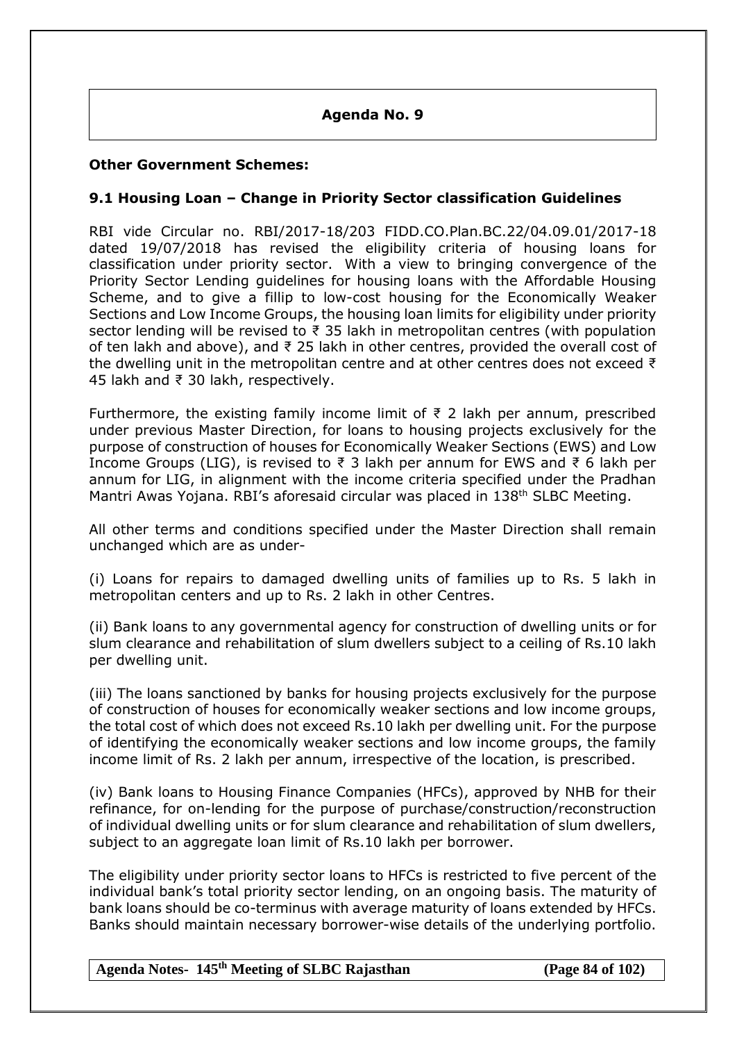# Agenda No. 9

**Other Government Schemes:**

### 9.1 Housing Loan – Change in Priority Sector classification Guidelines

RBI vide Circular no. RBI/2017-18/203 FIDD.CO.Plan.BC.22/04.09.01/2017-18 dated 19/07/2018 has revised the eligibility criteria of housing loans for classification under priority sector. With a view to bringing convergence of the Priority Sector Lending guidelines for housing loans with the Affordable Housing Scheme, and to give a fillip to low-cost housing for the Economically Weaker Sections and Low Income Groups, the housing loan limits for eligibility under priority sector lending will be revised to ₹ 35 lakh in metropolitan centres (with population of ten lakh and above), and ₹ 25 lakh in other centres, provided the overall cost of the dwelling unit in the metropolitan centre and at other centres does not exceed ₹ 45 lakh and ₹ 30 lakh, respectively.

Furthermore, the existing family income limit of ₹ 2 lakh per annum, prescribed under previous Master Direction, for loans to housing projects exclusively for the purpose of construction of houses for Economically Weaker Sections (EWS) and Low Income Groups (LIG), is revised to ₹ 3 lakh per annum for EWS and ₹ 6 lakh per annum for LIG, in alignment with the income criteria specified under the Pradhan Mantri Awas Yojana. RBI's aforesaid circular was placed in 138th SLBC Meeting.

All other terms and conditions specified under the Master Direction shall remain unchanged which are as under-

(i) Loans for repairs to damaged dwelling units of families up to Rs. 5 lakh in metropolitan centers and up to Rs. 2 lakh in other Centres.

(ii) Bank loans to any governmental agency for construction of dwelling units or for slum clearance and rehabilitation of slum dwellers subject to a ceiling of Rs.10 lakh per dwelling unit.

(iii) The loans sanctioned by banks for housing projects exclusively for the purpose of construction of houses for economically weaker sections and low income groups, the total cost of which does not exceed Rs.10 lakh per dwelling unit. For the purpose of identifying the economically weaker sections and low income groups, the family income limit of Rs. 2 lakh per annum, irrespective of the location, is prescribed.

(iv) Bank loans to Housing Finance Companies (HFCs), approved by NHB for their refinance, for on-lending for the purpose of purchase/construction/reconstruction of individual dwelling units or for slum clearance and rehabilitation of slum dwellers, subject to an aggregate loan limit of Rs.10 lakh per borrower.

The eligibility under priority sector loans to HFCs is restricted to five percent of the individual bank's total priority sector lending, on an ongoing basis. The maturity of bank loans should be co-terminus with average maturity of loans extended by HFCs. Banks should maintain necessary borrower-wise details of the underlying portfolio.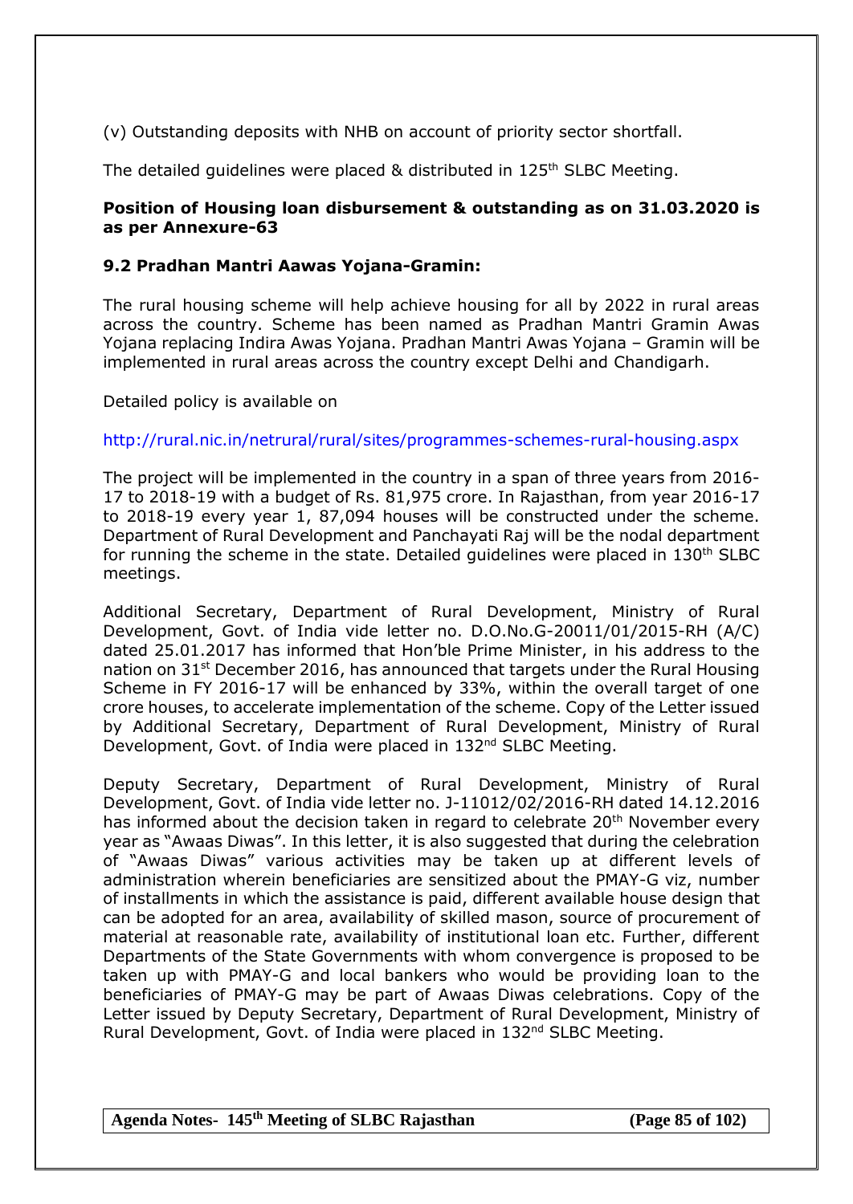(v) Outstanding deposits with NHB on account of priority sector shortfall.

The detailed guidelines were placed & distributed in 125th SLBC Meeting.

**Position of Housing loan disbursement & outstanding as on 31.03.2020 is as per Annexure-63**

### 9.2 Pradhan Mantri Aawas Yojana-Gramin:

The rural housing scheme will help achieve housing for all by 2022 in rural areas across the country. Scheme has been named as Pradhan Mantri Gramin Awas Yojana replacing Indira Awas Yojana. Pradhan Mantri Awas Yojana – Gramin will be implemented in rural areas across the country except Delhi and Chandigarh.

Detailed policy is available on

http://rural.nic.in/netrural/rural/sites/programmes-schemes-rural-housing.aspx

The project will be implemented in the country in a span of three years from 2016-17 to 2018-19 with a budget of Rs. 81,975 crore. In Rajasthan, from year 2016-17 to 2018-19 every year 1, 87,094 houses will be constructed under the scheme. Department of Rural Development and Panchayati Raj will be the nodal department for running the scheme in the state. Detailed guidelines were placed in 130th SLBC meetings.

Additional Secretary, Department of Rural Development, Ministry of Rural Development, Govt. of India vide letter no. D.O.No.G-20011/01/2015-RH (A/C) dated 25.01.2017 has informed that Hon'ble Prime Minister, in his address to the nation on 31st December 2016, has announced that targets under the Rural Housing Scheme in FY 2016-17 will be enhanced by 33%, within the overall target of one crore houses, to accelerate implementation of the scheme. Copy of the Letter issued by Additional Secretary, Department of Rural Development, Ministry of Rural Development, Govt. of India were placed in 132nd SLBC Meeting.

Deputy Secretary, Department of Rural Development, Ministry of Rural Development, Govt. of India vide letter no. J-11012/02/2016-RH dated 14.12.2016 has informed about the decision taken in regard to celebrate 20th November every year as "Awaas Diwas". In this letter, it is also suggested that during the celebration of "Awaas Diwas" various activities may be taken up at different levels of administration wherein beneficiaries are sensitized about the PMAY-G viz, number of installments in which the assistance is paid, different available house design that can be adopted for an area, availability of skilled mason, source of procurement of material at reasonable rate, availability of institutional loan etc. Further, different Departments of the State Governments with whom convergence is proposed to be taken up with PMAY-G and local bankers who would be providing loan to the beneficiaries of PMAY-G may be part of Awaas Diwas celebrations. Copy of the Letter issued by Deputy Secretary, Department of Rural Development, Ministry of Rural Development, Govt. of India were placed in 132nd SLBC Meeting.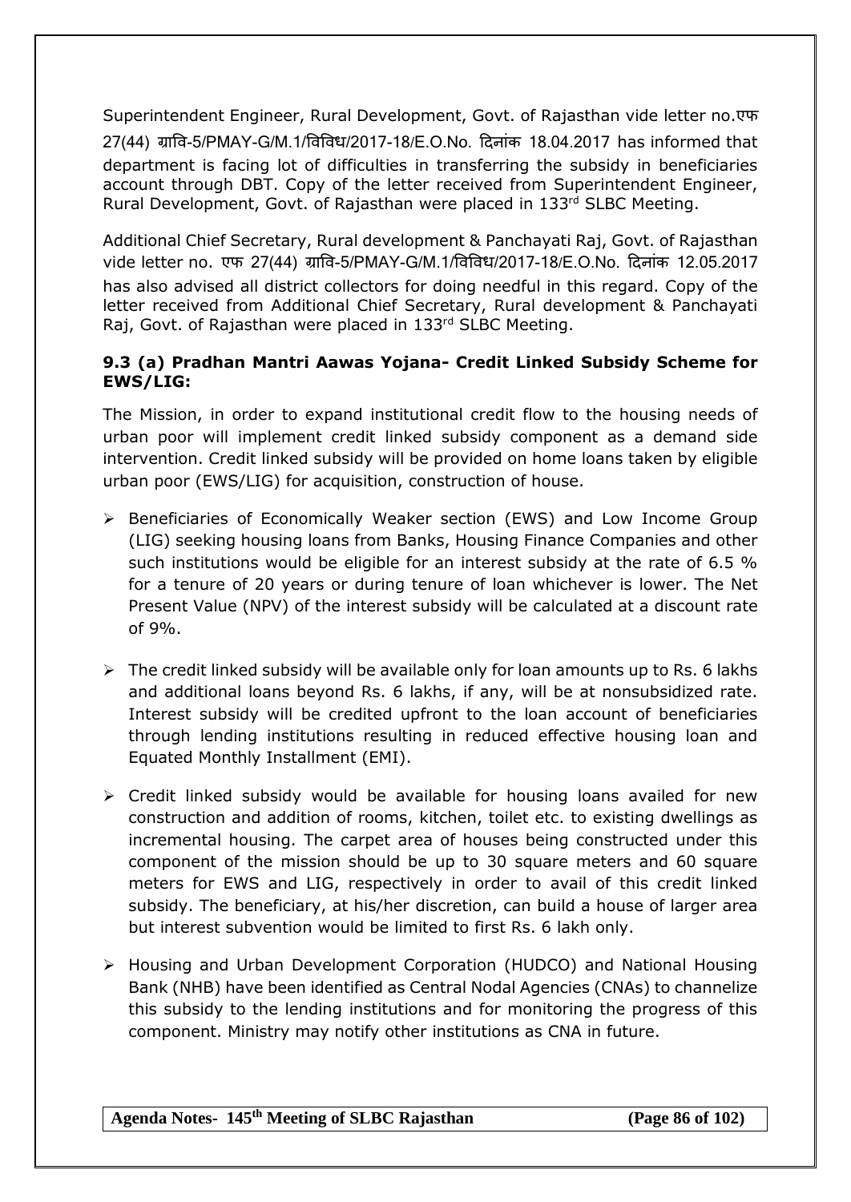Superintendent Engineer, Rural Development, Govt. of Rajasthan vide letter no.एफ 27(44) ग्रावि-5/PMAY-G/M.1/विविध/2017-18/E.O.No. दिनांक 18.04.2017 has informed that department is facing lot of difficulties in transferring the subsidy in beneficiaries account through DBT. Copy of the letter received from Superintendent Engineer, Rural Development, Govt. of Rajasthan were placed in 133rd SLBC Meeting.

Additional Chief Secretary, Rural development & Panchayati Raj, Govt. of Rajasthan vide letter no. एफ 27(44) ग्रावि-5/PMAY-G/M.1/विविध/2017-18/E.O.No. दिनांक 12.05.2017 has also advised all district collectors for doing needful in this regard. Copy of the letter received from Additional Chief Secretary, Rural development & Panchayati Raj, Govt. of Rajasthan were placed in 133rd SLBC Meeting.

### 9.3 (a) Pradhan Mantri Aawas Yojana- Credit Linked Subsidy Scheme for EWS/LIG:

The Mission, in order to expand institutional credit flow to the housing needs of urban poor will implement credit linked subsidy component as a demand side intervention. Credit linked subsidy will be provided on home loans taken by eligible urban poor (EWS/LIG) for acquisition, construction of house.

- Beneficiaries of Economically Weaker section (EWS) and Low Income Group (LIG) seeking housing loans from Banks, Housing Finance Companies and other such institutions would be eligible for an interest subsidy at the rate of 6.5 % for a tenure of 20 years or during tenure of loan whichever is lower. The Net Present Value (NPV) of the interest subsidy will be calculated at a discount rate of 9%.

- The credit linked subsidy will be available only for loan amounts up to Rs. 6 lakhs and additional loans beyond Rs. 6 lakhs, if any, will be at nonsubsidized rate. Interest subsidy will be credited upfront to the loan account of beneficiaries through lending institutions resulting in reduced effective housing loan and Equated Monthly Installment (EMI).

- Credit linked subsidy would be available for housing loans availed for new construction and addition of rooms, kitchen, toilet etc. to existing dwellings as incremental housing. The carpet area of houses being constructed under this component of the mission should be up to 30 square meters and 60 square meters for EWS and LIG, respectively in order to avail of this credit linked subsidy. The beneficiary, at his/her discretion, can build a house of larger area but interest subvention would be limited to first Rs. 6 lakh only.

- Housing and Urban Development Corporation (HUDCO) and National Housing Bank (NHB) have been identified as Central Nodal Agencies (CNAs) to channelize this subsidy to the lending institutions and for monitoring the progress of this component. Ministry may notify other institutions as CNA in future.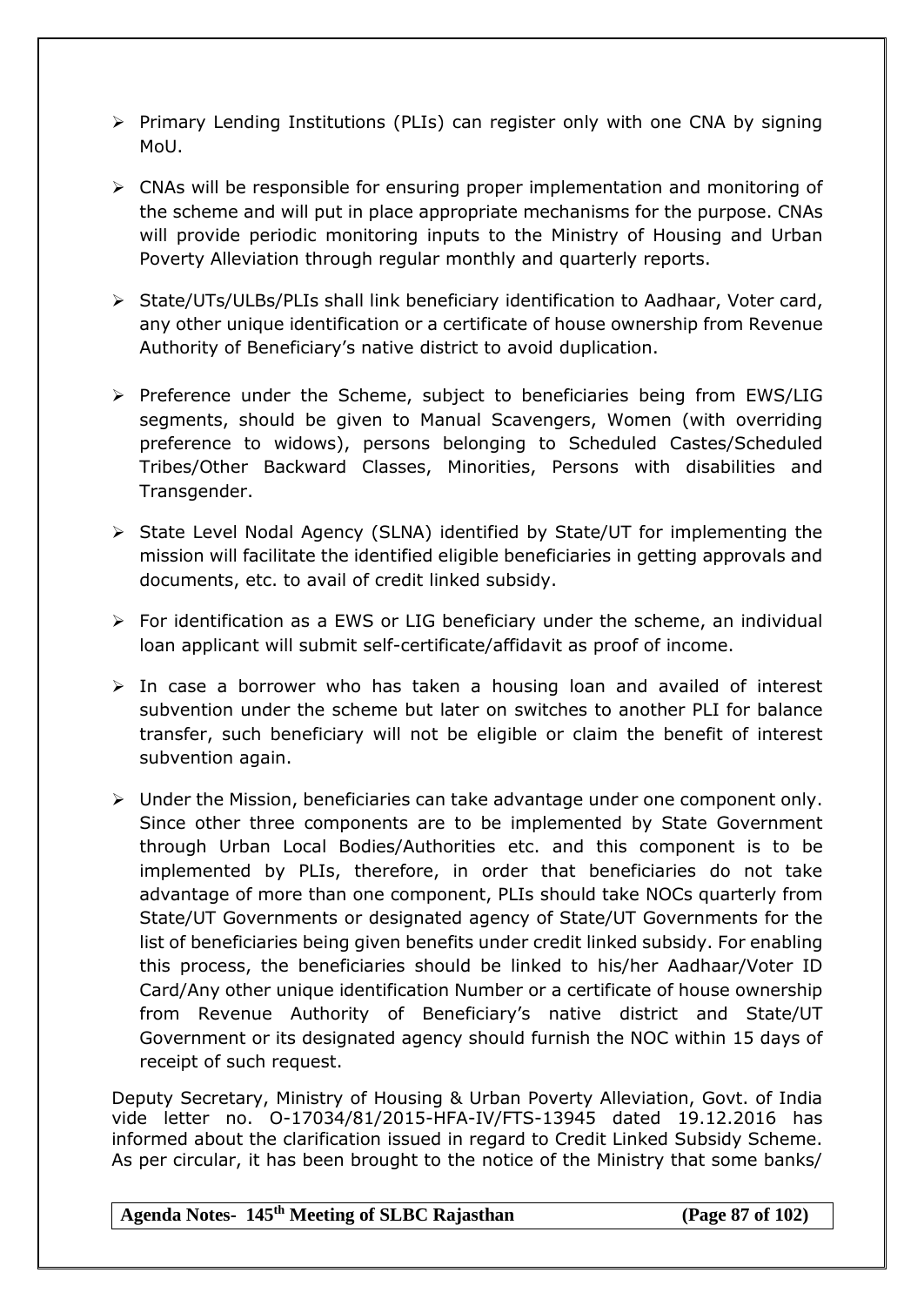- Primary Lending Institutions (PLIs) can register only with one CNA by signing MoU.
- CNAs will be responsible for ensuring proper implementation and monitoring of the scheme and will put in place appropriate mechanisms for the purpose. CNAs will provide periodic monitoring inputs to the Ministry of Housing and Urban Poverty Alleviation through regular monthly and quarterly reports.
- State/UTs/ULBs/PLIs shall link beneficiary identification to Aadhaar, Voter card, any other unique identification or a certificate of house ownership from Revenue Authority of Beneficiary's native district to avoid duplication.
- Preference under the Scheme, subject to beneficiaries being from EWS/LIG segments, should be given to Manual Scavengers, Women (with overriding preference to widows), persons belonging to Scheduled Castes/Scheduled Tribes/Other Backward Classes, Minorities, Persons with disabilities and Transgender.
- State Level Nodal Agency (SLNA) identified by State/UT for implementing the mission will facilitate the identified eligible beneficiaries in getting approvals and documents, etc. to avail of credit linked subsidy.
- For identification as a EWS or LIG beneficiary under the scheme, an individual loan applicant will submit self-certificate/affidavit as proof of income.
- In case a borrower who has taken a housing loan and availed of interest subvention under the scheme but later on switches to another PLI for balance transfer, such beneficiary will not be eligible or claim the benefit of interest subvention again.
- Under the Mission, beneficiaries can take advantage under one component only. Since other three components are to be implemented by State Government through Urban Local Bodies/Authorities etc. and this component is to be implemented by PLIs, therefore, in order that beneficiaries do not take advantage of more than one component, PLIs should take NOCs quarterly from State/UT Governments or designated agency of State/UT Governments for the list of beneficiaries being given benefits under credit linked subsidy. For enabling this process, the beneficiaries should be linked to his/her Aadhaar/Voter ID Card/Any other unique identification Number or a certificate of house ownership from Revenue Authority of Beneficiary's native district and State/UT Government or its designated agency should furnish the NOC within 15 days of receipt of such request.

Deputy Secretary, Ministry of Housing & Urban Poverty Alleviation, Govt. of India vide letter no. O-17034/81/2015-HFA-IV/FTS-13945 dated 19.12.2016 has informed about the clarification issued in regard to Credit Linked Subsidy Scheme. As per circular, it has been brought to the notice of the Ministry that some banks/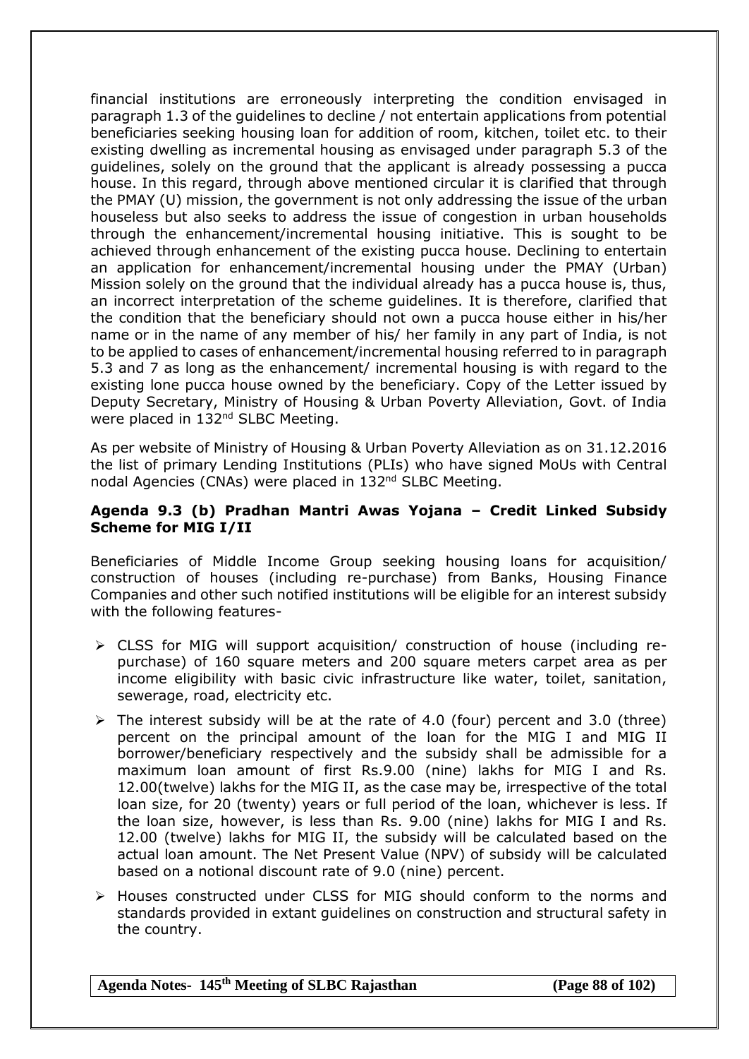financial institutions are erroneously interpreting the condition envisaged in paragraph 1.3 of the guidelines to decline / not entertain applications from potential beneficiaries seeking housing loan for addition of room, kitchen, toilet etc. to their existing dwelling as incremental housing as envisaged under paragraph 5.3 of the guidelines, solely on the ground that the applicant is already possessing a pucca house. In this regard, through above mentioned circular it is clarified that through the PMAY (U) mission, the government is not only addressing the issue of the urban houseless but also seeks to address the issue of congestion in urban households through the enhancement/incremental housing initiative. This is sought to be achieved through enhancement of the existing pucca house. Declining to entertain an application for enhancement/incremental housing under the PMAY (Urban) Mission solely on the ground that the individual already has a pucca house is, thus, an incorrect interpretation of the scheme guidelines. It is therefore, clarified that the condition that the beneficiary should not own a pucca house either in his/her name or in the name of any member of his/ her family in any part of India, is not to be applied to cases of enhancement/incremental housing referred to in paragraph 5.3 and 7 as long as the enhancement/ incremental housing is with regard to the existing lone pucca house owned by the beneficiary. Copy of the Letter issued by Deputy Secretary, Ministry of Housing & Urban Poverty Alleviation, Govt. of India were placed in 132nd SLBC Meeting.

As per website of Ministry of Housing & Urban Poverty Alleviation as on 31.12.2016 the list of primary Lending Institutions (PLIs) who have signed MoUs with Central nodal Agencies (CNAs) were placed in 132nd SLBC Meeting.

**Agenda 9.3 (b) Pradhan Mantri Awas Yojana – Credit Linked Subsidy Scheme for MIG I/II**

Beneficiaries of Middle Income Group seeking housing loans for acquisition/ construction of houses (including re-purchase) from Banks, Housing Finance Companies and other such notified institutions will be eligible for an interest subsidy with the following features-

- CLSS for MIG will support acquisition/ construction of house (including re-purchase) of 160 square meters and 200 square meters carpet area as per income eligibility with basic civic infrastructure like water, toilet, sanitation, sewerage, road, electricity etc.
- The interest subsidy will be at the rate of 4.0 (four) percent and 3.0 (three) percent on the principal amount of the loan for the MIG I and MIG II borrower/beneficiary respectively and the subsidy shall be admissible for a maximum loan amount of first Rs.9.00 (nine) lakhs for MIG I and Rs. 12.00(twelve) lakhs for the MIG II, as the case may be, irrespective of the total loan size, for 20 (twenty) years or full period of the loan, whichever is less. If the loan size, however, is less than Rs. 9.00 (nine) lakhs for MIG I and Rs. 12.00 (twelve) lakhs for MIG II, the subsidy will be calculated based on the actual loan amount. The Net Present Value (NPV) of subsidy will be calculated based on a notional discount rate of 9.0 (nine) percent.
- Houses constructed under CLSS for MIG should conform to the norms and standards provided in extant guidelines on construction and structural safety in the country.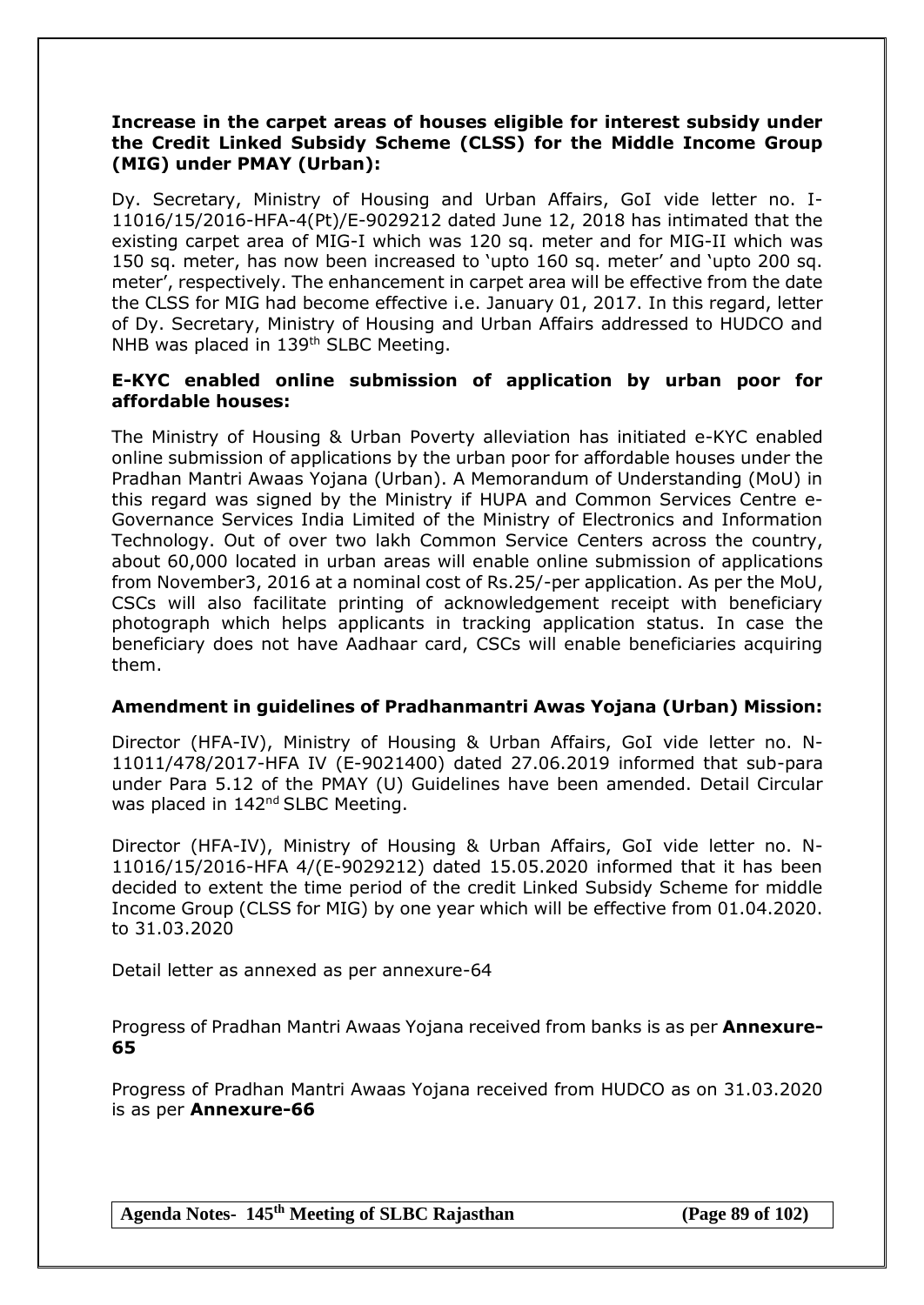**Increase in the carpet areas of houses eligible for interest subsidy under the Credit Linked Subsidy Scheme (CLSS) for the Middle Income Group (MIG) under PMAY (Urban):**

Dy. Secretary, Ministry of Housing and Urban Affairs, GoI vide letter no. I-11016/15/2016-HFA-4(Pt)/E-9029212 dated June 12, 2018 has intimated that the existing carpet area of MIG-I which was 120 sq. meter and for MIG-II which was 150 sq. meter, has now been increased to 'upto 160 sq. meter' and 'upto 200 sq. meter', respectively. The enhancement in carpet area will be effective from the date the CLSS for MIG had become effective i.e. January 01, 2017. In this regard, letter of Dy. Secretary, Ministry of Housing and Urban Affairs addressed to HUDCO and NHB was placed in 139th SLBC Meeting.

**E-KYC enabled online submission of application by urban poor for affordable houses:**

The Ministry of Housing & Urban Poverty alleviation has initiated e-KYC enabled online submission of applications by the urban poor for affordable houses under the Pradhan Mantri Awaas Yojana (Urban). A Memorandum of Understanding (MoU) in this regard was signed by the Ministry if HUPA and Common Services Centre e-Governance Services India Limited of the Ministry of Electronics and Information Technology. Out of over two lakh Common Service Centers across the country, about 60,000 located in urban areas will enable online submission of applications from November3, 2016 at a nominal cost of Rs.25/-per application. As per the MoU, CSCs will also facilitate printing of acknowledgement receipt with beneficiary photograph which helps applicants in tracking application status. In case the beneficiary does not have Aadhaar card, CSCs will enable beneficiaries acquiring them.

**Amendment in guidelines of Pradhanmantri Awas Yojana (Urban) Mission:**

Director (HFA-IV), Ministry of Housing & Urban Affairs, GoI vide letter no. N-11011/478/2017-HFA IV (E-9021400) dated 27.06.2019 informed that sub-para under Para 5.12 of the PMAY (U) Guidelines have been amended. Detail Circular was placed in 142nd SLBC Meeting.

Director (HFA-IV), Ministry of Housing & Urban Affairs, GoI vide letter no. N-11016/15/2016-HFA 4/(E-9029212) dated 15.05.2020 informed that it has been decided to extent the time period of the credit Linked Subsidy Scheme for middle Income Group (CLSS for MIG) by one year which will be effective from 01.04.2020. to 31.03.2020

Detail letter as annexed as per annexure-64

Progress of Pradhan Mantri Awaas Yojana received from banks is as per **Annexure-65**

Progress of Pradhan Mantri Awaas Yojana received from HUDCO as on 31.03.2020 is as per **Annexure-66**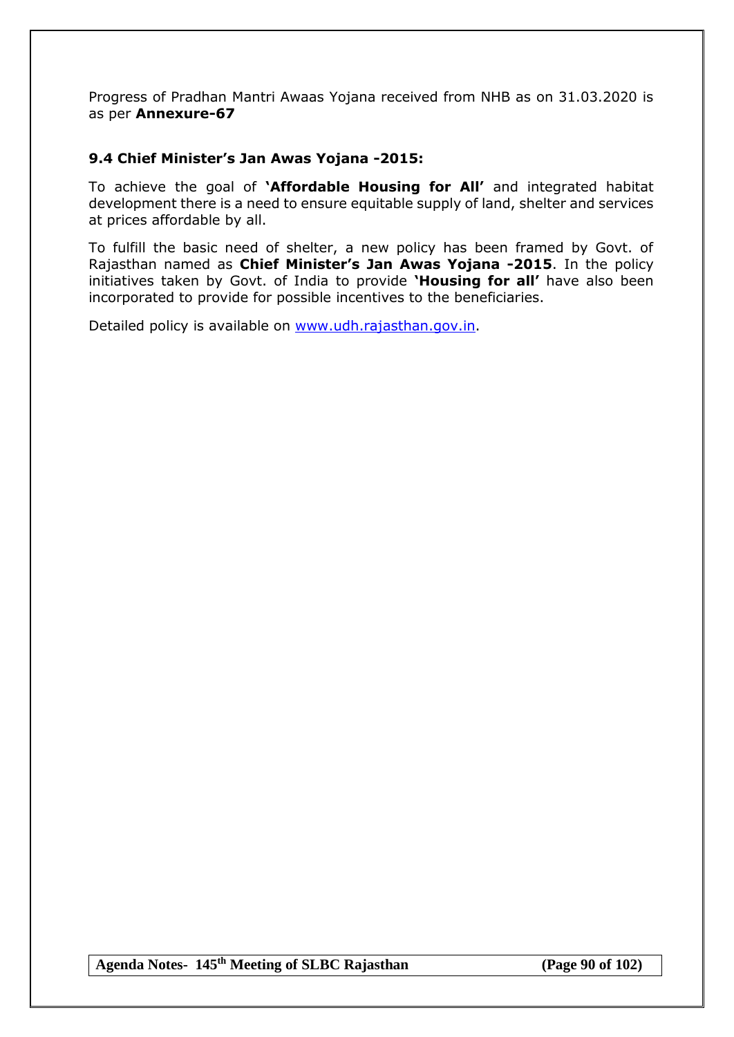Progress of Pradhan Mantri Awaas Yojana received from NHB as on 31.03.2020 is as per **Annexure-67**

### 9.4 Chief Minister's Jan Awas Yojana -2015:

To achieve the goal of **'Affordable Housing for All'** and integrated habitat development there is a need to ensure equitable supply of land, shelter and services at prices affordable by all.

To fulfill the basic need of shelter, a new policy has been framed by Govt. of Rajasthan named as **Chief Minister's Jan Awas Yojana -2015**. In the policy initiatives taken by Govt. of India to provide **'Housing for all'** have also been incorporated to provide for possible incentives to the beneficiaries.

Detailed policy is available on [www.udh.rajasthan.gov.in](http://www.udh.rajasthan.gov.in).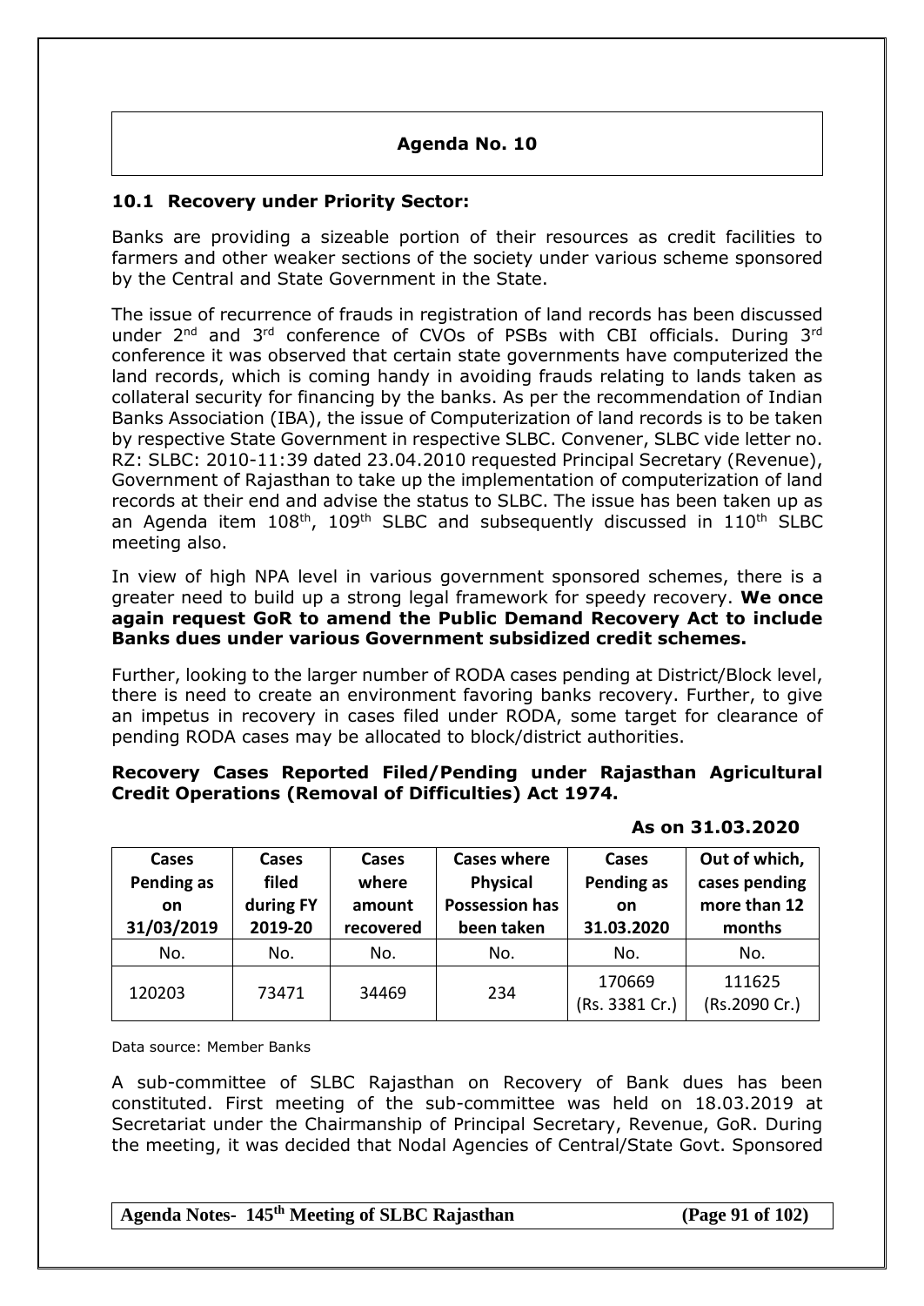## Agenda No. 10

### 10.1 Recovery under Priority Sector:

Banks are providing a sizeable portion of their resources as credit facilities to farmers and other weaker sections of the society under various scheme sponsored by the Central and State Government in the State.

The issue of recurrence of frauds in registration of land records has been discussed under 2nd and 3rd conference of CVOs of PSBs with CBI officials. During 3rd conference it was observed that certain state governments have computerized the land records, which is coming handy in avoiding frauds relating to lands taken as collateral security for financing by the banks. As per the recommendation of Indian Banks Association (IBA), the issue of Computerization of land records is to be taken by respective State Government in respective SLBC. Convener, SLBC vide letter no. RZ: SLBC: 2010-11:39 dated 23.04.2010 requested Principal Secretary (Revenue), Government of Rajasthan to take up the implementation of computerization of land records at their end and advise the status to SLBC. The issue has been taken up as an Agenda item 108th, 109th SLBC and subsequently discussed in 110th SLBC meeting also.

In view of high NPA level in various government sponsored schemes, there is a greater need to build up a strong legal framework for speedy recovery. **We once again request GoR to amend the Public Demand Recovery Act to include Banks dues under various Government subsidized credit schemes.**

Further, looking to the larger number of RODA cases pending at District/Block level, there is need to create an environment favoring banks recovery. Further, to give an impetus in recovery in cases filed under RODA, some target for clearance of pending RODA cases may be allocated to block/district authorities.

**Recovery Cases Reported Filed/Pending under Rajasthan Agricultural Credit Operations (Removal of Difficulties) Act 1974.**

**As on 31.03.2020**

| Cases Pending as on 31/03/2019 | Cases filed during FY 2019-20 | Cases where amount recovered | Cases where Physical Possession has been taken | Cases Pending as on 31.03.2020 | Out of which, cases pending more than 12 months |
|---|---|---|---|---|---|
| No. | No. | No. | No. | No. | No. |
| 120203 | 73471 | 34469 | 234 | 170669 (Rs. 3381 Cr.) | 111625 (Rs.2090 Cr.) |

Data source: Member Banks

A sub-committee of SLBC Rajasthan on Recovery of Bank dues has been constituted. First meeting of the sub-committee was held on 18.03.2019 at Secretariat under the Chairmanship of Principal Secretary, Revenue, GoR. During the meeting, it was decided that Nodal Agencies of Central/State Govt. Sponsored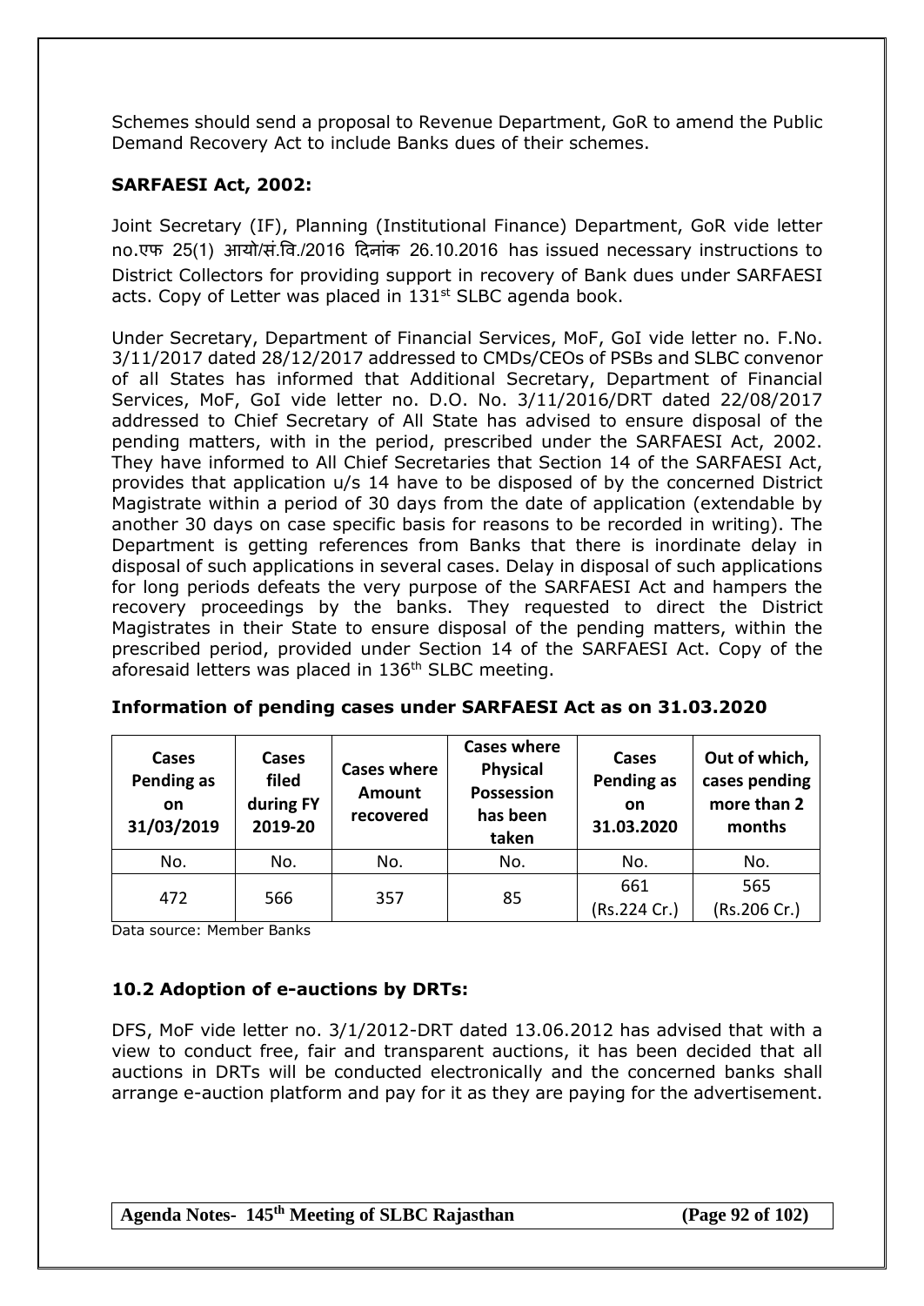Schemes should send a proposal to Revenue Department, GoR to amend the Public Demand Recovery Act to include Banks dues of their schemes.

### SARFAESI Act, 2002:

Joint Secretary (IF), Planning (Institutional Finance) Department, GoR vide letter no.एफ 25(1) आयो/सं.वि./2016 दिनांक 26.10.2016 has issued necessary instructions to District Collectors for providing support in recovery of Bank dues under SARFAESI acts. Copy of Letter was placed in 131st SLBC agenda book.

Under Secretary, Department of Financial Services, MoF, GoI vide letter no. F.No. 3/11/2017 dated 28/12/2017 addressed to CMDs/CEOs of PSBs and SLBC convenor of all States has informed that Additional Secretary, Department of Financial Services, MoF, GoI vide letter no. D.O. No. 3/11/2016/DRT dated 22/08/2017 addressed to Chief Secretary of All State has advised to ensure disposal of the pending matters, with in the period, prescribed under the SARFAESI Act, 2002. They have informed to All Chief Secretaries that Section 14 of the SARFAESI Act, provides that application u/s 14 have to be disposed of by the concerned District Magistrate within a period of 30 days from the date of application (extendable by another 30 days on case specific basis for reasons to be recorded in writing). The Department is getting references from Banks that there is inordinate delay in disposal of such applications in several cases. Delay in disposal of such applications for long periods defeats the very purpose of the SARFAESI Act and hampers the recovery proceedings by the banks. They requested to direct the District Magistrates in their State to ensure disposal of the pending matters, within the prescribed period, provided under Section 14 of the SARFAESI Act. Copy of the aforesaid letters was placed in 136th SLBC meeting.

### Information of pending cases under SARFAESI Act as on 31.03.2020

| Cases Pending as on 31/03/2019 | Cases filed during FY 2019-20 | Cases where Amount recovered | Cases where Physical Possession has been taken | Cases Pending as on 31.03.2020 | Out of which, cases pending more than 2 months |
|---|---|---|---|---|---|
| No. | No. | No. | No. | No. | No. |
| 472 | 566 | 357 | 85 | 661 (Rs.224 Cr.) | 565 (Rs.206 Cr.) |

Data source: Member Banks

### 10.2 Adoption of e-auctions by DRTs:

DFS, MoF vide letter no. 3/1/2012-DRT dated 13.06.2012 has advised that with a view to conduct free, fair and transparent auctions, it has been decided that all auctions in DRTs will be conducted electronically and the concerned banks shall arrange e-auction platform and pay for it as they are paying for the advertisement.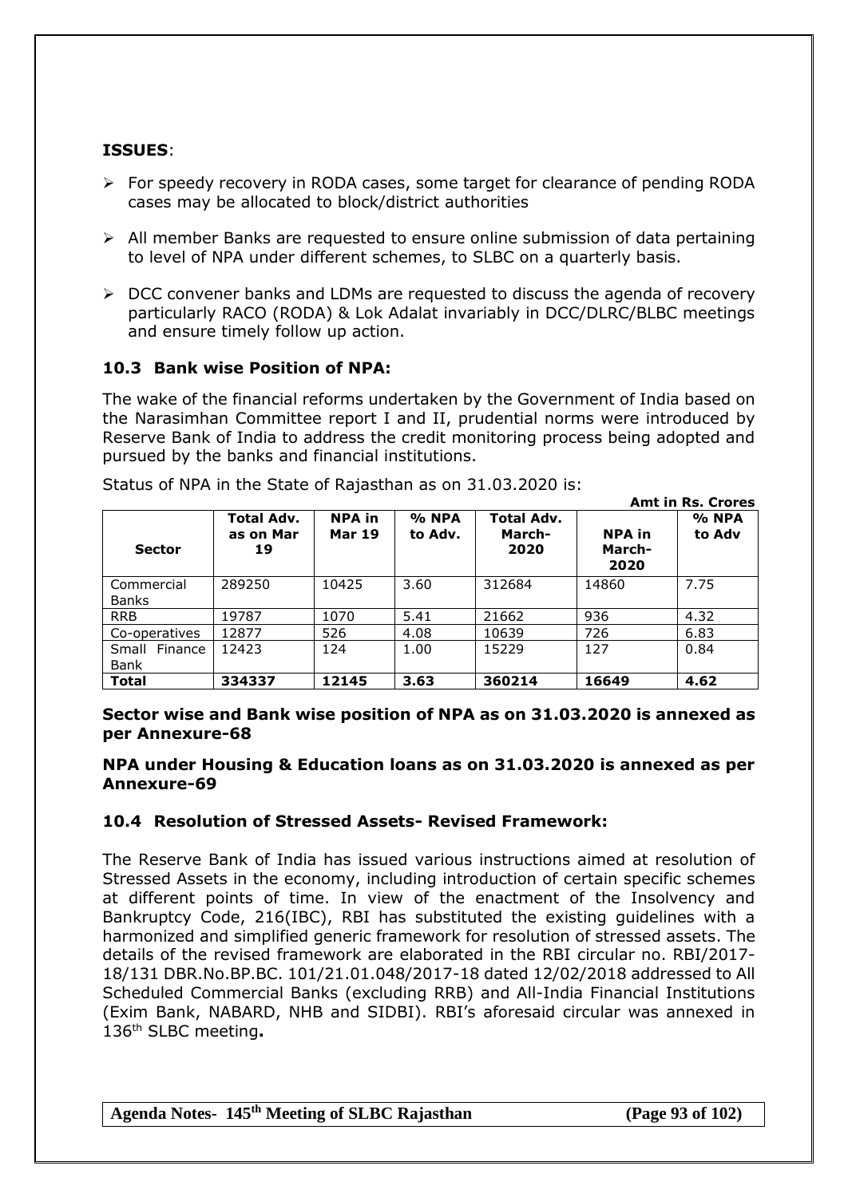**ISSUES**:

- For speedy recovery in RODA cases, some target for clearance of pending RODA cases may be allocated to block/district authorities
- All member Banks are requested to ensure online submission of data pertaining to level of NPA under different schemes, to SLBC on a quarterly basis.
- DCC convener banks and LDMs are requested to discuss the agenda of recovery particularly RACO (RODA) & Lok Adalat invariably in DCC/DLRC/BLBC meetings and ensure timely follow up action.

## 10.3 Bank wise Position of NPA:

The wake of the financial reforms undertaken by the Government of India based on the Narasimhan Committee report I and II, prudential norms were introduced by Reserve Bank of India to address the credit monitoring process being adopted and pursued by the banks and financial institutions.

Status of NPA in the State of Rajasthan as on 31.03.2020 is:

**Amt in Rs. Crores**

| Sector | Total Adv. as on Mar 19 | NPA in Mar 19 | % NPA to Adv. | Total Adv. March-2020 | NPA in March-2020 | % NPA to Adv |
|---|---|---|---|---|---|---|
| Commercial Banks | 289250 | 10425 | 3.60 | 312684 | 14860 | 7.75 |
| RRB | 19787 | 1070 | 5.41 | 21662 | 936 | 4.32 |
| Co-operatives | 12877 | 526 | 4.08 | 10639 | 726 | 6.83 |
| Small Finance Bank | 12423 | 124 | 1.00 | 15229 | 127 | 0.84 |
| **Total** | **334337** | **12145** | **3.63** | **360214** | **16649** | **4.62** |

**Sector wise and Bank wise position of NPA as on 31.03.2020 is annexed as per Annexure-68**

**NPA under Housing & Education loans as on 31.03.2020 is annexed as per Annexure-69**

## 10.4 Resolution of Stressed Assets- Revised Framework:

The Reserve Bank of India has issued various instructions aimed at resolution of Stressed Assets in the economy, including introduction of certain specific schemes at different points of time. In view of the enactment of the Insolvency and Bankruptcy Code, 216(IBC), RBI has substituted the existing guidelines with a harmonized and simplified generic framework for resolution of stressed assets. The details of the revised framework are elaborated in the RBI circular no. RBI/2017-18/131 DBR.No.BP.BC. 101/21.01.048/2017-18 dated 12/02/2018 addressed to All Scheduled Commercial Banks (excluding RRB) and All-India Financial Institutions (Exim Bank, NABARD, NHB and SIDBI). RBI's aforesaid circular was annexed in 136th SLBC meeting**.**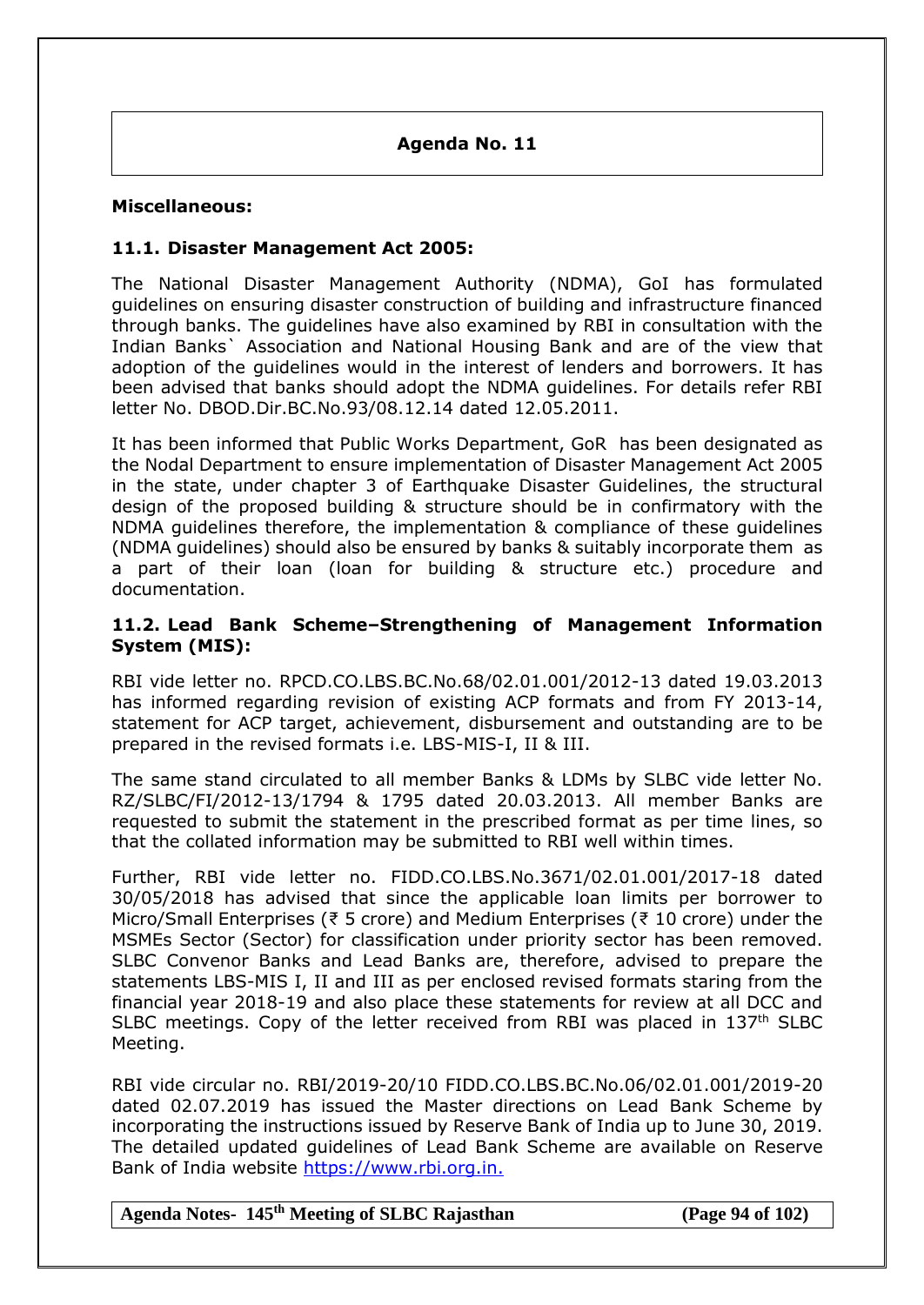## Agenda No. 11

**Miscellaneous:**

### 11.1. Disaster Management Act 2005:

The National Disaster Management Authority (NDMA), GoI has formulated guidelines on ensuring disaster construction of building and infrastructure financed through banks. The guidelines have also examined by RBI in consultation with the Indian Banks` Association and National Housing Bank and are of the view that adoption of the guidelines would in the interest of lenders and borrowers. It has been advised that banks should adopt the NDMA guidelines. For details refer RBI letter No. DBOD.Dir.BC.No.93/08.12.14 dated 12.05.2011.

It has been informed that Public Works Department, GoR has been designated as the Nodal Department to ensure implementation of Disaster Management Act 2005 in the state, under chapter 3 of Earthquake Disaster Guidelines, the structural design of the proposed building & structure should be in confirmatory with the NDMA guidelines therefore, the implementation & compliance of these guidelines (NDMA guidelines) should also be ensured by banks & suitably incorporate them as a part of their loan (loan for building & structure etc.) procedure and documentation.

### 11.2. Lead Bank Scheme–Strengthening of Management Information System (MIS):

RBI vide letter no. RPCD.CO.LBS.BC.No.68/02.01.001/2012-13 dated 19.03.2013 has informed regarding revision of existing ACP formats and from FY 2013-14, statement for ACP target, achievement, disbursement and outstanding are to be prepared in the revised formats i.e. LBS-MIS-I, II & III.

The same stand circulated to all member Banks & LDMs by SLBC vide letter No. RZ/SLBC/FI/2012-13/1794 & 1795 dated 20.03.2013. All member Banks are requested to submit the statement in the prescribed format as per time lines, so that the collated information may be submitted to RBI well within times.

Further, RBI vide letter no. FIDD.CO.LBS.No.3671/02.01.001/2017-18 dated 30/05/2018 has advised that since the applicable loan limits per borrower to Micro/Small Enterprises (₹ 5 crore) and Medium Enterprises (₹ 10 crore) under the MSMEs Sector (Sector) for classification under priority sector has been removed. SLBC Convenor Banks and Lead Banks are, therefore, advised to prepare the statements LBS-MIS I, II and III as per enclosed revised formats staring from the financial year 2018-19 and also place these statements for review at all DCC and SLBC meetings. Copy of the letter received from RBI was placed in 137th SLBC Meeting.

RBI vide circular no. RBI/2019-20/10 FIDD.CO.LBS.BC.No.06/02.01.001/2019-20 dated 02.07.2019 has issued the Master directions on Lead Bank Scheme by incorporating the instructions issued by Reserve Bank of India up to June 30, 2019. The detailed updated guidelines of Lead Bank Scheme are available on Reserve Bank of India website https://www.rbi.org.in.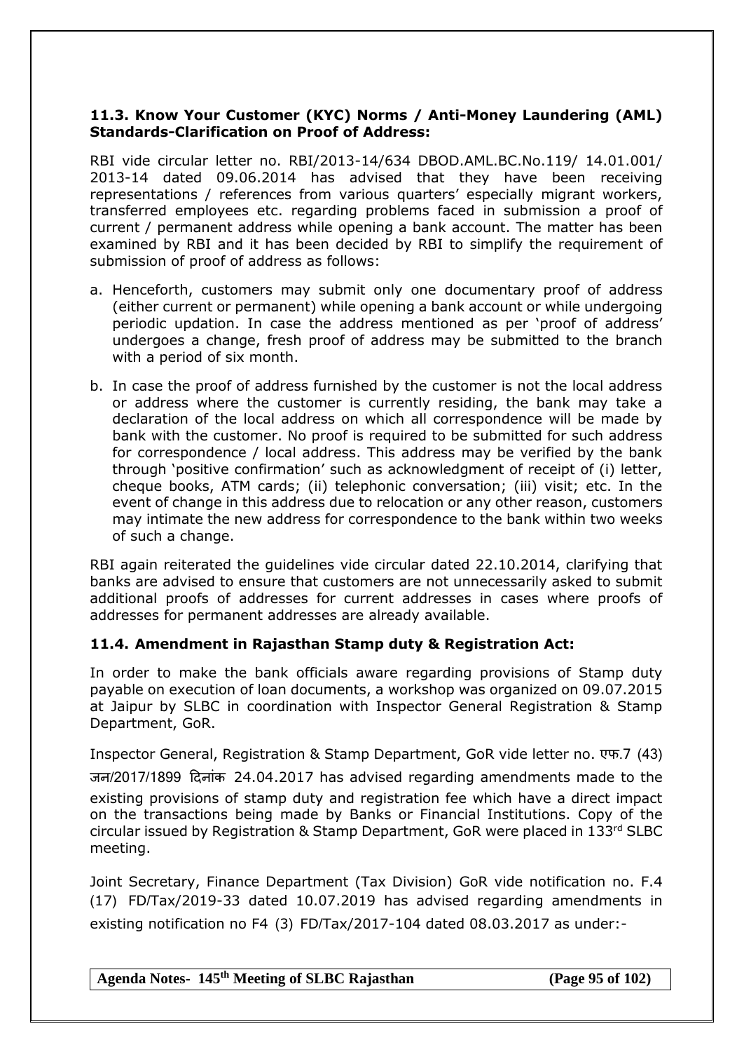### 11.3. Know Your Customer (KYC) Norms / Anti-Money Laundering (AML) Standards-Clarification on Proof of Address:

RBI vide circular letter no. RBI/2013-14/634 DBOD.AML.BC.No.119/ 14.01.001/ 2013-14 dated 09.06.2014 has advised that they have been receiving representations / references from various quarters' especially migrant workers, transferred employees etc. regarding problems faced in submission a proof of current / permanent address while opening a bank account. The matter has been examined by RBI and it has been decided by RBI to simplify the requirement of submission of proof of address as follows:

a. Henceforth, customers may submit only one documentary proof of address (either current or permanent) while opening a bank account or while undergoing periodic updation. In case the address mentioned as per 'proof of address' undergoes a change, fresh proof of address may be submitted to the branch with a period of six month.

b. In case the proof of address furnished by the customer is not the local address or address where the customer is currently residing, the bank may take a declaration of the local address on which all correspondence will be made by bank with the customer. No proof is required to be submitted for such address for correspondence / local address. This address may be verified by the bank through 'positive confirmation' such as acknowledgment of receipt of (i) letter, cheque books, ATM cards; (ii) telephonic conversation; (iii) visit; etc. In the event of change in this address due to relocation or any other reason, customers may intimate the new address for correspondence to the bank within two weeks of such a change.

RBI again reiterated the guidelines vide circular dated 22.10.2014, clarifying that banks are advised to ensure that customers are not unnecessarily asked to submit additional proofs of addresses for current addresses in cases where proofs of addresses for permanent addresses are already available.

### 11.4. Amendment in Rajasthan Stamp duty & Registration Act:

In order to make the bank officials aware regarding provisions of Stamp duty payable on execution of loan documents, a workshop was organized on 09.07.2015 at Jaipur by SLBC in coordination with Inspector General Registration & Stamp Department, GoR.

Inspector General, Registration & Stamp Department, GoR vide letter no. एफ.7 (43) जन/2017/1899 दिनांक 24.04.2017 has advised regarding amendments made to the existing provisions of stamp duty and registration fee which have a direct impact on the transactions being made by Banks or Financial Institutions. Copy of the circular issued by Registration & Stamp Department, GoR were placed in 133rd SLBC meeting.

Joint Secretary, Finance Department (Tax Division) GoR vide notification no. F.4 (17) FD/Tax/2019-33 dated 10.07.2019 has advised regarding amendments in existing notification no F4 (3) FD/Tax/2017-104 dated 08.03.2017 as under:-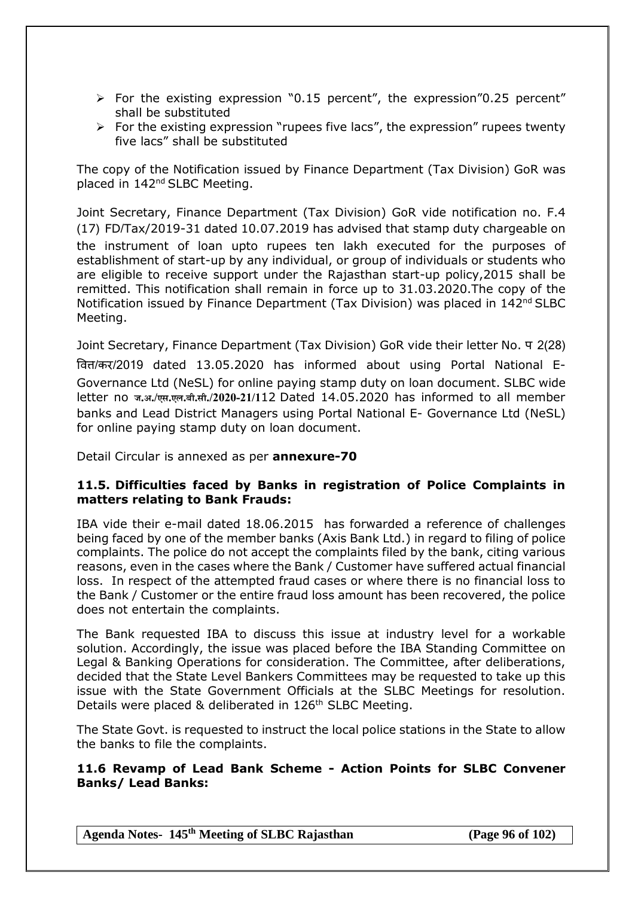- For the existing expression "0.15 percent", the expression"0.25 percent" shall be substituted
- For the existing expression "rupees five lacs", the expression" rupees twenty five lacs" shall be substituted

The copy of the Notification issued by Finance Department (Tax Division) GoR was placed in 142nd SLBC Meeting.

Joint Secretary, Finance Department (Tax Division) GoR vide notification no. F.4 (17) FD/Tax/2019-31 dated 10.07.2019 has advised that stamp duty chargeable on the instrument of loan upto rupees ten lakh executed for the purposes of establishment of start-up by any individual, or group of individuals or students who are eligible to receive support under the Rajasthan start-up policy,2015 shall be remitted. This notification shall remain in force up to 31.03.2020.The copy of the Notification issued by Finance Department (Tax Division) was placed in 142nd SLBC Meeting.

Joint Secretary, Finance Department (Tax Division) GoR vide their letter No. प 2(28) वित्त/कर/2019 dated 13.05.2020 has informed about using Portal National E-Governance Ltd (NeSL) for online paying stamp duty on loan document. SLBC wide letter no ज.अ./एस.एल.बी.सी./2020-21/112 Dated 14.05.2020 has informed to all member banks and Lead District Managers using Portal National E- Governance Ltd (NeSL) for online paying stamp duty on loan document.

Detail Circular is annexed as per **annexure-70**

### 11.5. Difficulties faced by Banks in registration of Police Complaints in matters relating to Bank Frauds:

IBA vide their e-mail dated 18.06.2015 has forwarded a reference of challenges being faced by one of the member banks (Axis Bank Ltd.) in regard to filing of police complaints. The police do not accept the complaints filed by the bank, citing various reasons, even in the cases where the Bank / Customer have suffered actual financial loss. In respect of the attempted fraud cases or where there is no financial loss to the Bank / Customer or the entire fraud loss amount has been recovered, the police does not entertain the complaints.

The Bank requested IBA to discuss this issue at industry level for a workable solution. Accordingly, the issue was placed before the IBA Standing Committee on Legal & Banking Operations for consideration. The Committee, after deliberations, decided that the State Level Bankers Committees may be requested to take up this issue with the State Government Officials at the SLBC Meetings for resolution. Details were placed & deliberated in 126th SLBC Meeting.

The State Govt. is requested to instruct the local police stations in the State to allow the banks to file the complaints.

### 11.6 Revamp of Lead Bank Scheme - Action Points for SLBC Convener Banks/ Lead Banks: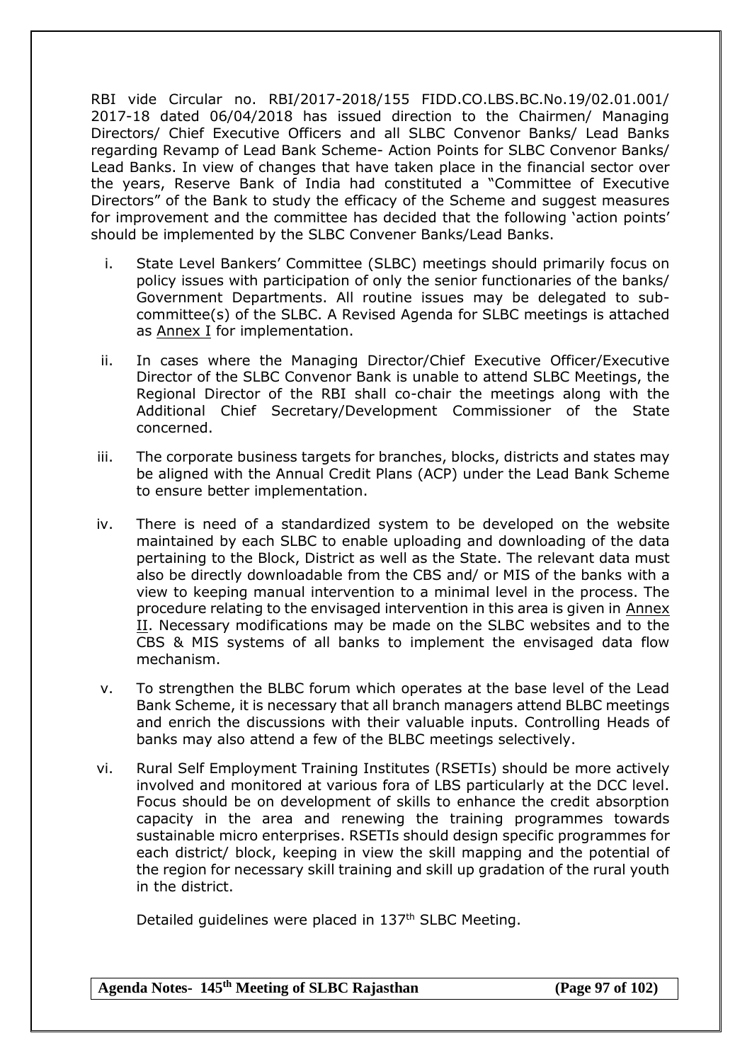RBI vide Circular no. RBI/2017-2018/155 FIDD.CO.LBS.BC.No.19/02.01.001/ 2017-18 dated 06/04/2018 has issued direction to the Chairmen/ Managing Directors/ Chief Executive Officers and all SLBC Convenor Banks/ Lead Banks regarding Revamp of Lead Bank Scheme- Action Points for SLBC Convenor Banks/ Lead Banks. In view of changes that have taken place in the financial sector over the years, Reserve Bank of India had constituted a "Committee of Executive Directors" of the Bank to study the efficacy of the Scheme and suggest measures for improvement and the committee has decided that the following 'action points' should be implemented by the SLBC Convener Banks/Lead Banks.

i. State Level Bankers' Committee (SLBC) meetings should primarily focus on policy issues with participation of only the senior functionaries of the banks/ Government Departments. All routine issues may be delegated to sub-committee(s) of the SLBC. A Revised Agenda for SLBC meetings is attached as Annex I for implementation.

ii. In cases where the Managing Director/Chief Executive Officer/Executive Director of the SLBC Convenor Bank is unable to attend SLBC Meetings, the Regional Director of the RBI shall co-chair the meetings along with the Additional Chief Secretary/Development Commissioner of the State concerned.

iii. The corporate business targets for branches, blocks, districts and states may be aligned with the Annual Credit Plans (ACP) under the Lead Bank Scheme to ensure better implementation.

iv. There is need of a standardized system to be developed on the website maintained by each SLBC to enable uploading and downloading of the data pertaining to the Block, District as well as the State. The relevant data must also be directly downloadable from the CBS and/ or MIS of the banks with a view to keeping manual intervention to a minimal level in the process. The procedure relating to the envisaged intervention in this area is given in Annex II. Necessary modifications may be made on the SLBC websites and to the CBS & MIS systems of all banks to implement the envisaged data flow mechanism.

v. To strengthen the BLBC forum which operates at the base level of the Lead Bank Scheme, it is necessary that all branch managers attend BLBC meetings and enrich the discussions with their valuable inputs. Controlling Heads of banks may also attend a few of the BLBC meetings selectively.

vi. Rural Self Employment Training Institutes (RSETIs) should be more actively involved and monitored at various fora of LBS particularly at the DCC level. Focus should be on development of skills to enhance the credit absorption capacity in the area and renewing the training programmes towards sustainable micro enterprises. RSETIs should design specific programmes for each district/ block, keeping in view the skill mapping and the potential of the region for necessary skill training and skill up gradation of the rural youth in the district.

Detailed guidelines were placed in 137th SLBC Meeting.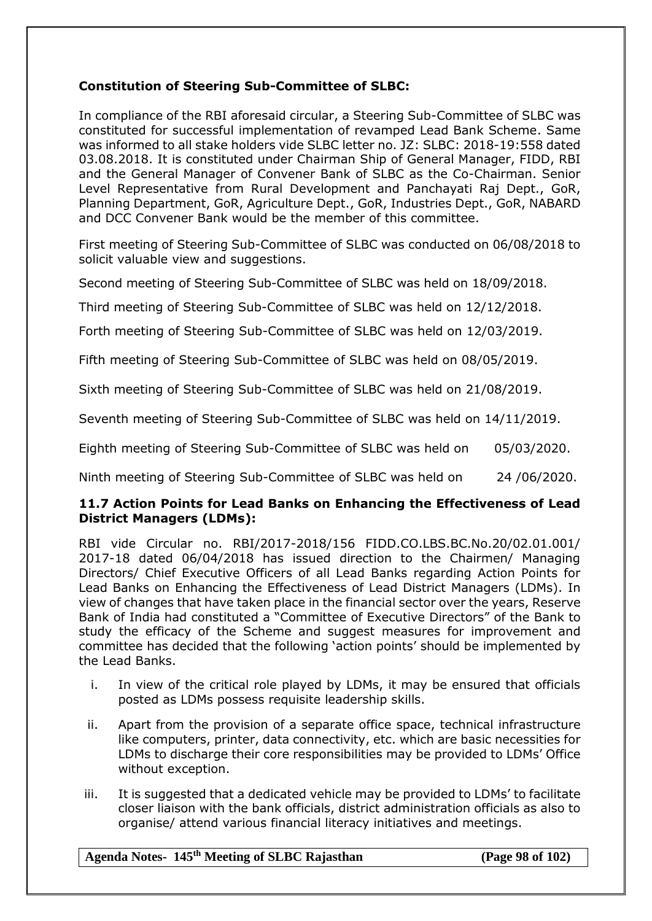**Constitution of Steering Sub-Committee of SLBC:**

In compliance of the RBI aforesaid circular, a Steering Sub-Committee of SLBC was constituted for successful implementation of revamped Lead Bank Scheme. Same was informed to all stake holders vide SLBC letter no. JZ: SLBC: 2018-19:558 dated 03.08.2018. It is constituted under Chairman Ship of General Manager, FIDD, RBI and the General Manager of Convener Bank of SLBC as the Co-Chairman. Senior Level Representative from Rural Development and Panchayati Raj Dept., GoR, Planning Department, GoR, Agriculture Dept., GoR, Industries Dept., GoR, NABARD and DCC Convener Bank would be the member of this committee.

First meeting of Steering Sub-Committee of SLBC was conducted on 06/08/2018 to solicit valuable view and suggestions.

Second meeting of Steering Sub-Committee of SLBC was held on 18/09/2018.

Third meeting of Steering Sub-Committee of SLBC was held on 12/12/2018.

Forth meeting of Steering Sub-Committee of SLBC was held on 12/03/2019.

Fifth meeting of Steering Sub-Committee of SLBC was held on 08/05/2019.

Sixth meeting of Steering Sub-Committee of SLBC was held on 21/08/2019.

Seventh meeting of Steering Sub-Committee of SLBC was held on 14/11/2019.

Eighth meeting of Steering Sub-Committee of SLBC was held on 05/03/2020.

Ninth meeting of Steering Sub-Committee of SLBC was held on 24 /06/2020.

**11.7 Action Points for Lead Banks on Enhancing the Effectiveness of Lead District Managers (LDMs):**

RBI vide Circular no. RBI/2017-2018/156 FIDD.CO.LBS.BC.No.20/02.01.001/ 2017-18 dated 06/04/2018 has issued direction to the Chairmen/ Managing Directors/ Chief Executive Officers of all Lead Banks regarding Action Points for Lead Banks on Enhancing the Effectiveness of Lead District Managers (LDMs). In view of changes that have taken place in the financial sector over the years, Reserve Bank of India had constituted a "Committee of Executive Directors" of the Bank to study the efficacy of the Scheme and suggest measures for improvement and committee has decided that the following 'action points' should be implemented by the Lead Banks.

i. In view of the critical role played by LDMs, it may be ensured that officials posted as LDMs possess requisite leadership skills.

ii. Apart from the provision of a separate office space, technical infrastructure like computers, printer, data connectivity, etc. which are basic necessities for LDMs to discharge their core responsibilities may be provided to LDMs' Office without exception.

iii. It is suggested that a dedicated vehicle may be provided to LDMs' to facilitate closer liaison with the bank officials, district administration officials as also to organise/ attend various financial literacy initiatives and meetings.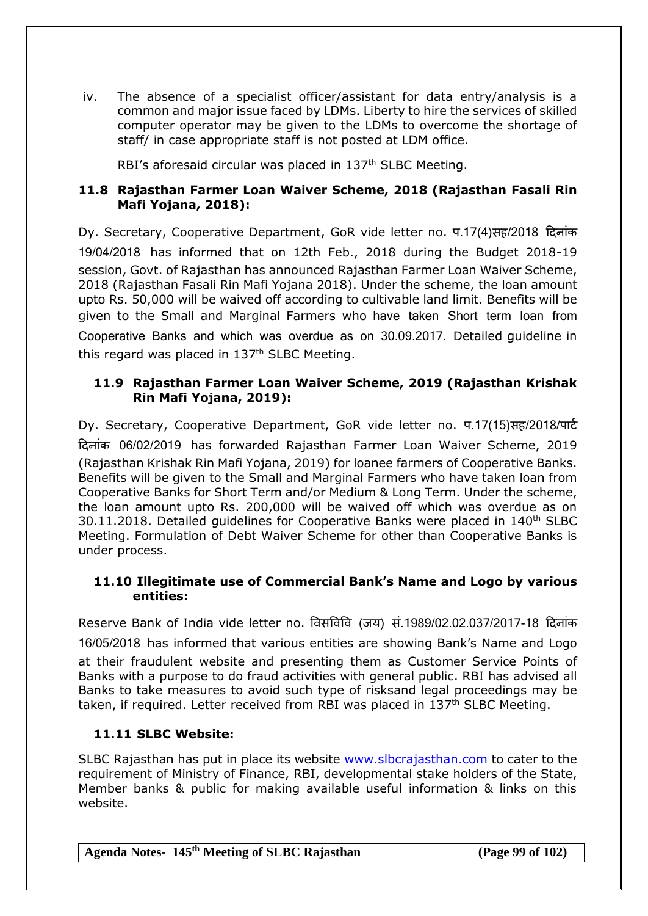iv. The absence of a specialist officer/assistant for data entry/analysis is a common and major issue faced by LDMs. Liberty to hire the services of skilled computer operator may be given to the LDMs to overcome the shortage of staff/ in case appropriate staff is not posted at LDM office.

RBI's aforesaid circular was placed in 137th SLBC Meeting.

### 11.8 Rajasthan Farmer Loan Waiver Scheme, 2018 (Rajasthan Fasali Rin Mafi Yojana, 2018):

Dy. Secretary, Cooperative Department, GoR vide letter no. प.17(4)सह/2018 दिनांक 19/04/2018 has informed that on 12th Feb., 2018 during the Budget 2018-19 session, Govt. of Rajasthan has announced Rajasthan Farmer Loan Waiver Scheme, 2018 (Rajasthan Fasali Rin Mafi Yojana 2018). Under the scheme, the loan amount upto Rs. 50,000 will be waived off according to cultivable land limit. Benefits will be given to the Small and Marginal Farmers who have taken Short term loan from Cooperative Banks and which was overdue as on 30.09.2017. Detailed guideline in this regard was placed in 137th SLBC Meeting.

### 11.9 Rajasthan Farmer Loan Waiver Scheme, 2019 (Rajasthan Krishak Rin Mafi Yojana, 2019):

Dy. Secretary, Cooperative Department, GoR vide letter no. प.17(15)सह/2018/पार्ट दिनांक 06/02/2019 has forwarded Rajasthan Farmer Loan Waiver Scheme, 2019 (Rajasthan Krishak Rin Mafi Yojana, 2019) for loanee farmers of Cooperative Banks. Benefits will be given to the Small and Marginal Farmers who have taken loan from Cooperative Banks for Short Term and/or Medium & Long Term. Under the scheme, the loan amount upto Rs. 200,000 will be waived off which was overdue as on 30.11.2018. Detailed guidelines for Cooperative Banks were placed in 140th SLBC Meeting. Formulation of Debt Waiver Scheme for other than Cooperative Banks is under process.

### 11.10 Illegitimate use of Commercial Bank's Name and Logo by various entities:

Reserve Bank of India vide letter no. विसविवि (जय) सं.1989/02.02.037/2017-18 दिनांक 16/05/2018 has informed that various entities are showing Bank's Name and Logo at their fraudulent website and presenting them as Customer Service Points of Banks with a purpose to do fraud activities with general public. RBI has advised all Banks to take measures to avoid such type of risksand legal proceedings may be taken, if required. Letter received from RBI was placed in 137th SLBC Meeting.

### 11.11 SLBC Website:

SLBC Rajasthan has put in place its website www.slbcrajasthan.com to cater to the requirement of Ministry of Finance, RBI, developmental stake holders of the State, Member banks & public for making available useful information & links on this website.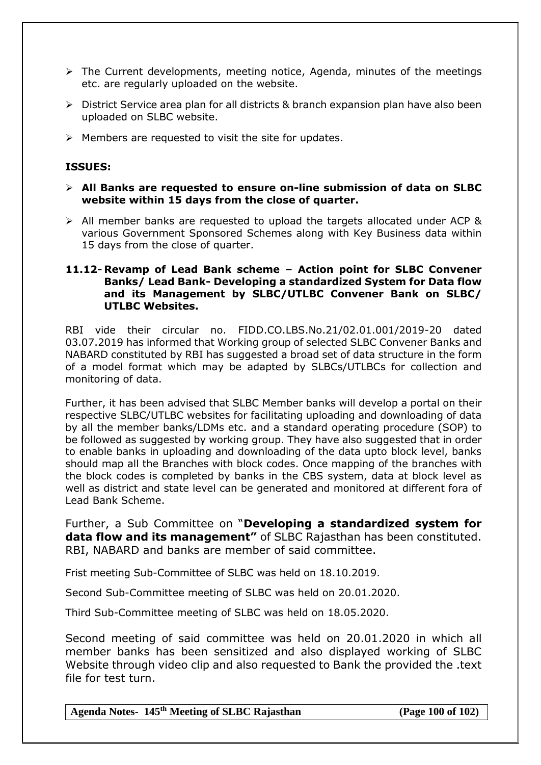- The Current developments, meeting notice, Agenda, minutes of the meetings etc. are regularly uploaded on the website.
- District Service area plan for all districts & branch expansion plan have also been uploaded on SLBC website.
- Members are requested to visit the site for updates.

**ISSUES:**

- **All Banks are requested to ensure on-line submission of data on SLBC website within 15 days from the close of quarter.**
- All member banks are requested to upload the targets allocated under ACP & various Government Sponsored Schemes along with Key Business data within 15 days from the close of quarter.

**11.12- Revamp of Lead Bank scheme – Action point for SLBC Convener Banks/ Lead Bank- Developing a standardized System for Data flow and its Management by SLBC/UTLBC Convener Bank on SLBC/ UTLBC Websites.**

RBI vide their circular no. FIDD.CO.LBS.No.21/02.01.001/2019-20 dated 03.07.2019 has informed that Working group of selected SLBC Convener Banks and NABARD constituted by RBI has suggested a broad set of data structure in the form of a model format which may be adapted by SLBCs/UTLBCs for collection and monitoring of data.

Further, it has been advised that SLBC Member banks will develop a portal on their respective SLBC/UTLBC websites for facilitating uploading and downloading of data by all the member banks/LDMs etc. and a standard operating procedure (SOP) to be followed as suggested by working group. They have also suggested that in order to enable banks in uploading and downloading of the data upto block level, banks should map all the Branches with block codes. Once mapping of the branches with the block codes is completed by banks in the CBS system, data at block level as well as district and state level can be generated and monitored at different fora of Lead Bank Scheme.

Further, a Sub Committee on "**Developing a standardized system for data flow and its management"** of SLBC Rajasthan has been constituted. RBI, NABARD and banks are member of said committee.

Frist meeting Sub-Committee of SLBC was held on 18.10.2019.

Second Sub-Committee meeting of SLBC was held on 20.01.2020.

Third Sub-Committee meeting of SLBC was held on 18.05.2020.

Second meeting of said committee was held on 20.01.2020 in which all member banks has been sensitized and also displayed working of SLBC Website through video clip and also requested to Bank the provided the .text file for test turn.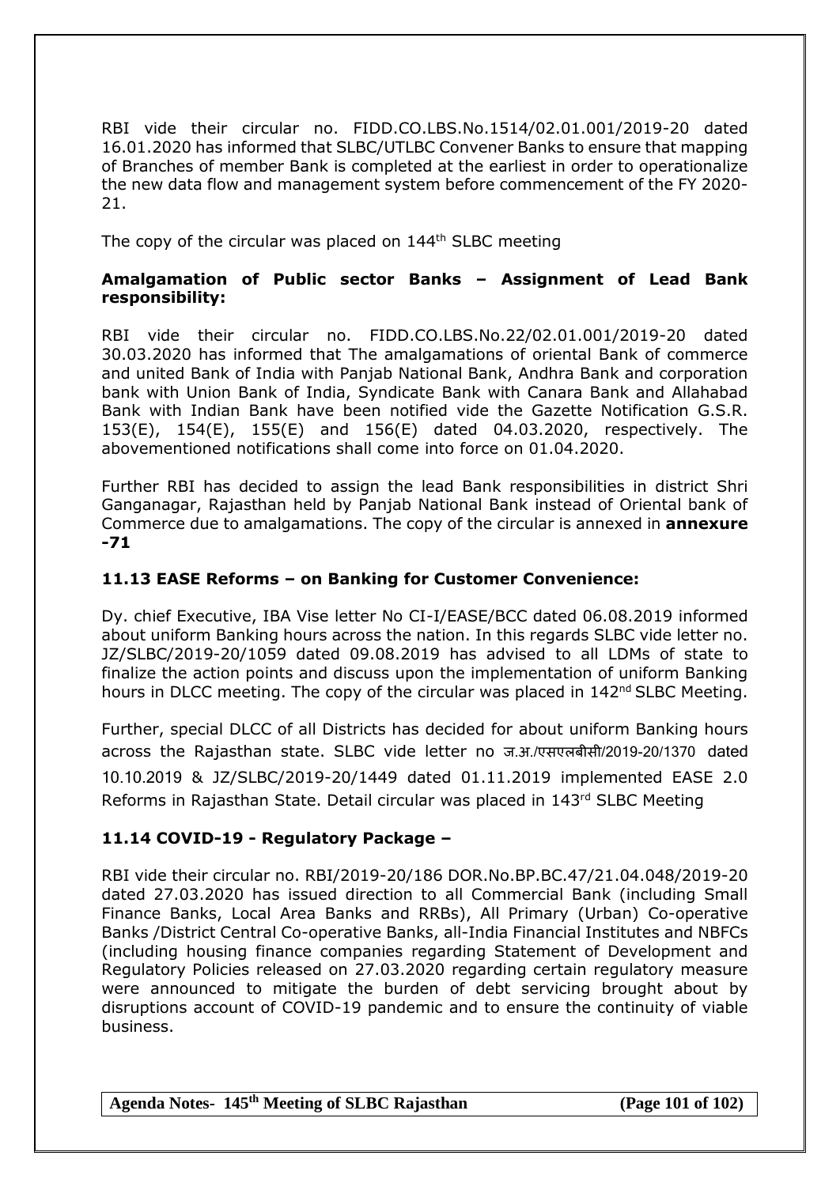RBI vide their circular no. FIDD.CO.LBS.No.1514/02.01.001/2019-20 dated 16.01.2020 has informed that SLBC/UTLBC Convener Banks to ensure that mapping of Branches of member Bank is completed at the earliest in order to operationalize the new data flow and management system before commencement of the FY 2020-21.

The copy of the circular was placed on 144th SLBC meeting

**Amalgamation of Public sector Banks – Assignment of Lead Bank responsibility:**

RBI vide their circular no. FIDD.CO.LBS.No.22/02.01.001/2019-20 dated 30.03.2020 has informed that The amalgamations of oriental Bank of commerce and united Bank of India with Panjab National Bank, Andhra Bank and corporation bank with Union Bank of India, Syndicate Bank with Canara Bank and Allahabad Bank with Indian Bank have been notified vide the Gazette Notification G.S.R. 153(E), 154(E), 155(E) and 156(E) dated 04.03.2020, respectively. The abovementioned notifications shall come into force on 01.04.2020.

Further RBI has decided to assign the lead Bank responsibilities in district Shri Ganganagar, Rajasthan held by Panjab National Bank instead of Oriental bank of Commerce due to amalgamations. The copy of the circular is annexed in **annexure -71**

### 11.13 EASE Reforms – on Banking for Customer Convenience:

Dy. chief Executive, IBA Vise letter No CI-I/EASE/BCC dated 06.08.2019 informed about uniform Banking hours across the nation. In this regards SLBC vide letter no. JZ/SLBC/2019-20/1059 dated 09.08.2019 has advised to all LDMs of state to finalize the action points and discuss upon the implementation of uniform Banking hours in DLCC meeting. The copy of the circular was placed in 142nd SLBC Meeting.

Further, special DLCC of all Districts has decided for about uniform Banking hours across the Rajasthan state. SLBC vide letter no ज.अ./एसएलबीसी/2019-20/1370 dated 10.10.2019 & JZ/SLBC/2019-20/1449 dated 01.11.2019 implemented EASE 2.0 Reforms in Rajasthan State. Detail circular was placed in 143rd SLBC Meeting

### 11.14 COVID-19 - Regulatory Package –

RBI vide their circular no. RBI/2019-20/186 DOR.No.BP.BC.47/21.04.048/2019-20 dated 27.03.2020 has issued direction to all Commercial Bank (including Small Finance Banks, Local Area Banks and RRBs), All Primary (Urban) Co-operative Banks /District Central Co-operative Banks, all-India Financial Institutes and NBFCs (including housing finance companies regarding Statement of Development and Regulatory Policies released on 27.03.2020 regarding certain regulatory measure were announced to mitigate the burden of debt servicing brought about by disruptions account of COVID-19 pandemic and to ensure the continuity of viable business.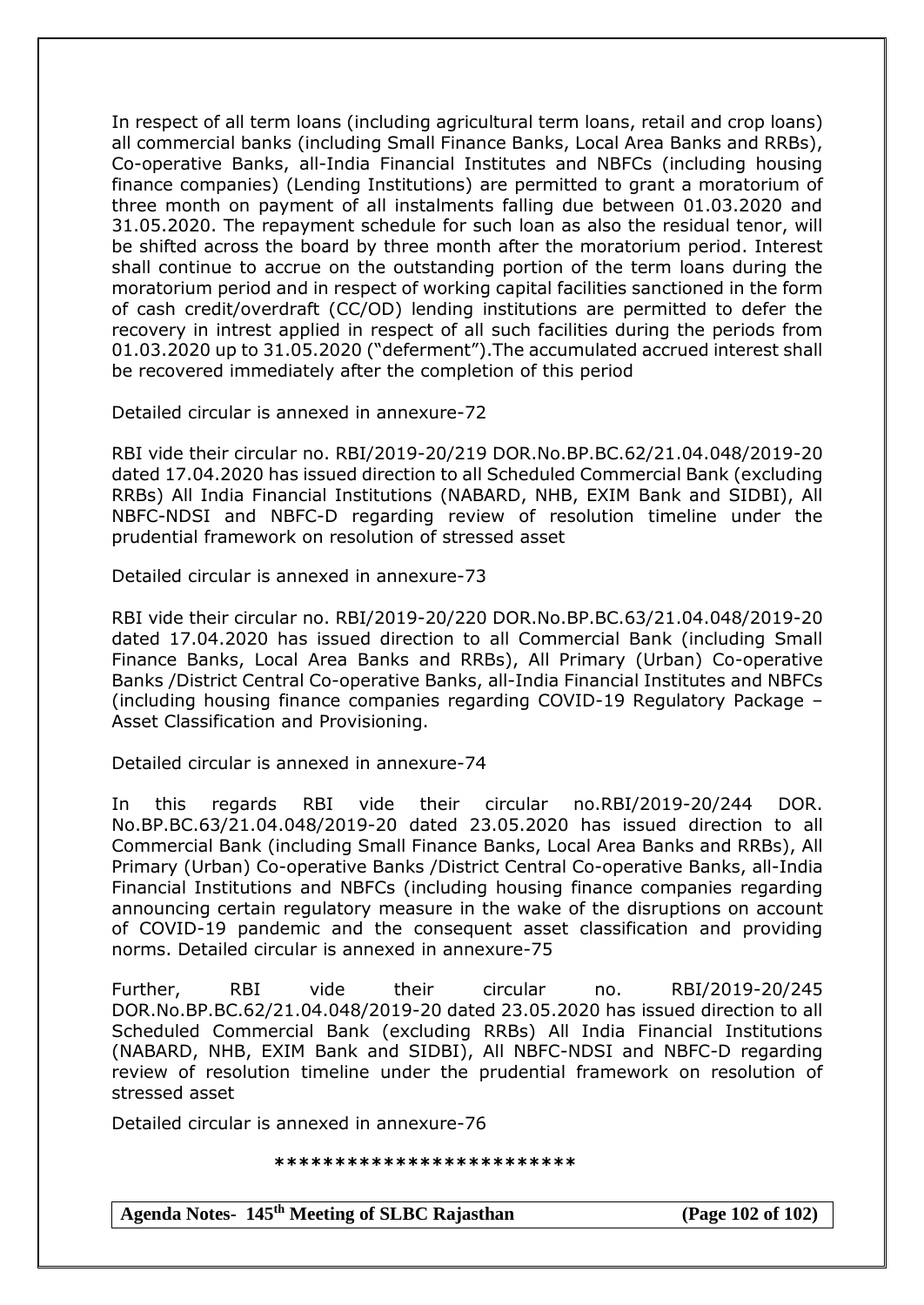In respect of all term loans (including agricultural term loans, retail and crop loans) all commercial banks (including Small Finance Banks, Local Area Banks and RRBs), Co-operative Banks, all-India Financial Institutes and NBFCs (including housing finance companies) (Lending Institutions) are permitted to grant a moratorium of three month on payment of all instalments falling due between 01.03.2020 and 31.05.2020. The repayment schedule for such loan as also the residual tenor, will be shifted across the board by three month after the moratorium period. Interest shall continue to accrue on the outstanding portion of the term loans during the moratorium period and in respect of working capital facilities sanctioned in the form of cash credit/overdraft (CC/OD) lending institutions are permitted to defer the recovery in intrest applied in respect of all such facilities during the periods from 01.03.2020 up to 31.05.2020 ("deferment").The accumulated accrued interest shall be recovered immediately after the completion of this period

Detailed circular is annexed in annexure-72

RBI vide their circular no. RBI/2019-20/219 DOR.No.BP.BC.62/21.04.048/2019-20 dated 17.04.2020 has issued direction to all Scheduled Commercial Bank (excluding RRBs) All India Financial Institutions (NABARD, NHB, EXIM Bank and SIDBI), All NBFC-NDSI and NBFC-D regarding review of resolution timeline under the prudential framework on resolution of stressed asset

Detailed circular is annexed in annexure-73

RBI vide their circular no. RBI/2019-20/220 DOR.No.BP.BC.63/21.04.048/2019-20 dated 17.04.2020 has issued direction to all Commercial Bank (including Small Finance Banks, Local Area Banks and RRBs), All Primary (Urban) Co-operative Banks /District Central Co-operative Banks, all-India Financial Institutes and NBFCs (including housing finance companies regarding COVID-19 Regulatory Package – Asset Classification and Provisioning.

Detailed circular is annexed in annexure-74

In this regards RBI vide their circular no.RBI/2019-20/244 DOR. No.BP.BC.63/21.04.048/2019-20 dated 23.05.2020 has issued direction to all Commercial Bank (including Small Finance Banks, Local Area Banks and RRBs), All Primary (Urban) Co-operative Banks /District Central Co-operative Banks, all-India Financial Institutions and NBFCs (including housing finance companies regarding announcing certain regulatory measure in the wake of the disruptions on account of COVID-19 pandemic and the consequent asset classification and providing norms. Detailed circular is annexed in annexure-75

Further, RBI vide their circular no. RBI/2019-20/245 DOR.No.BP.BC.62/21.04.048/2019-20 dated 23.05.2020 has issued direction to all Scheduled Commercial Bank (excluding RRBs) All India Financial Institutions (NABARD, NHB, EXIM Bank and SIDBI), All NBFC-NDSI and NBFC-D regarding review of resolution timeline under the prudential framework on resolution of stressed asset

Detailed circular is annexed in annexure-76

**************************